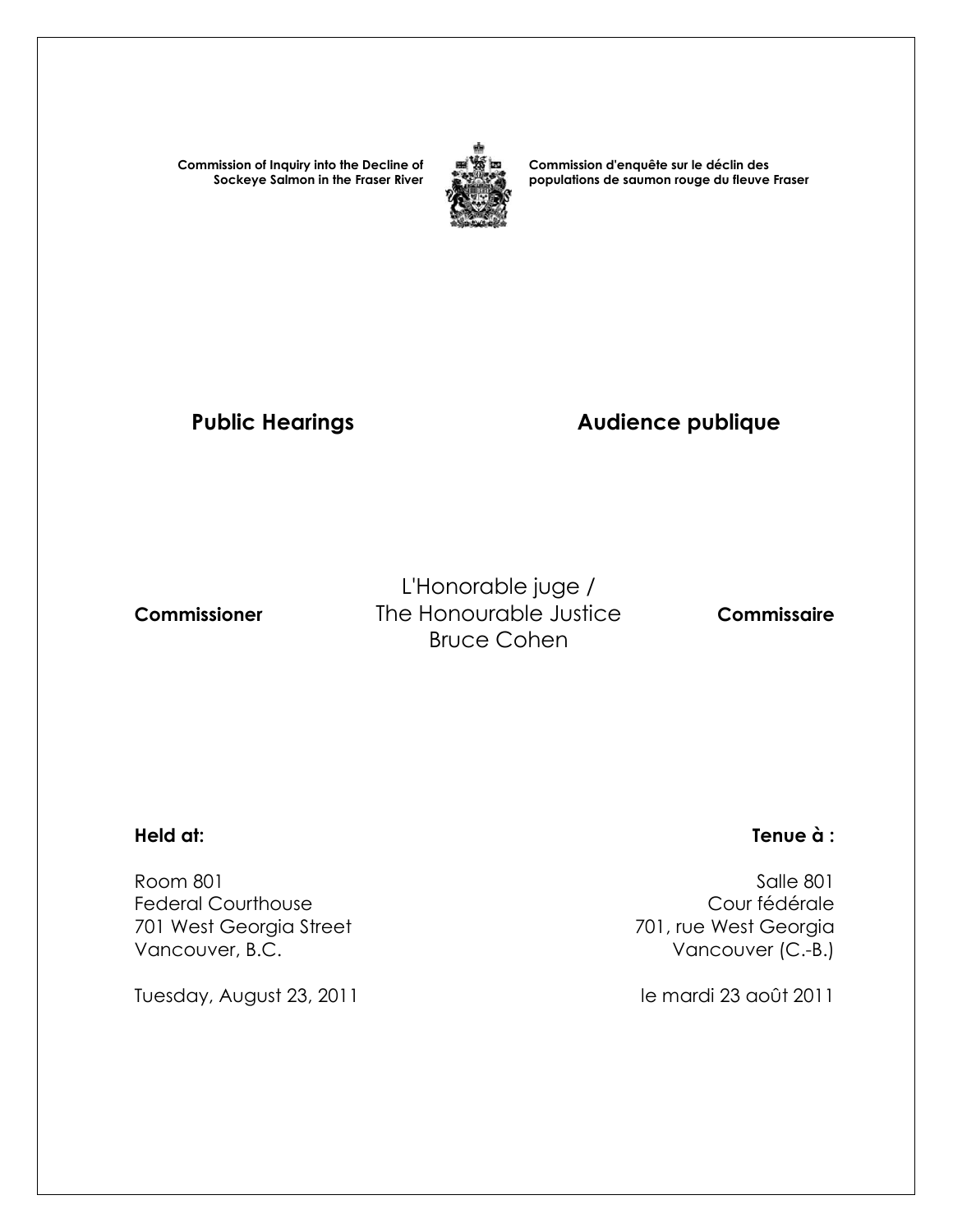**Commission of Inquiry into the Decline of Sockeye Salmon in the Fraser River**

**Commission d'enquête sur le déclin des populations de saumon rouge du fleuve Fraser**

## Public Hearings

## Audience publique

**Commissioner**

L'Honorable juge /
The Honourable Justice
Bruce Cohen

**Commissaire**

**Held at:**

Room 801
Federal Courthouse
701 West Georgia Street
Vancouver, B.C.

Tuesday, August 23, 2011

**Tenue à :**

Salle 801
Cour fédérale
701, rue West Georgia
Vancouver (C.-B.)

le mardi 23 août 2011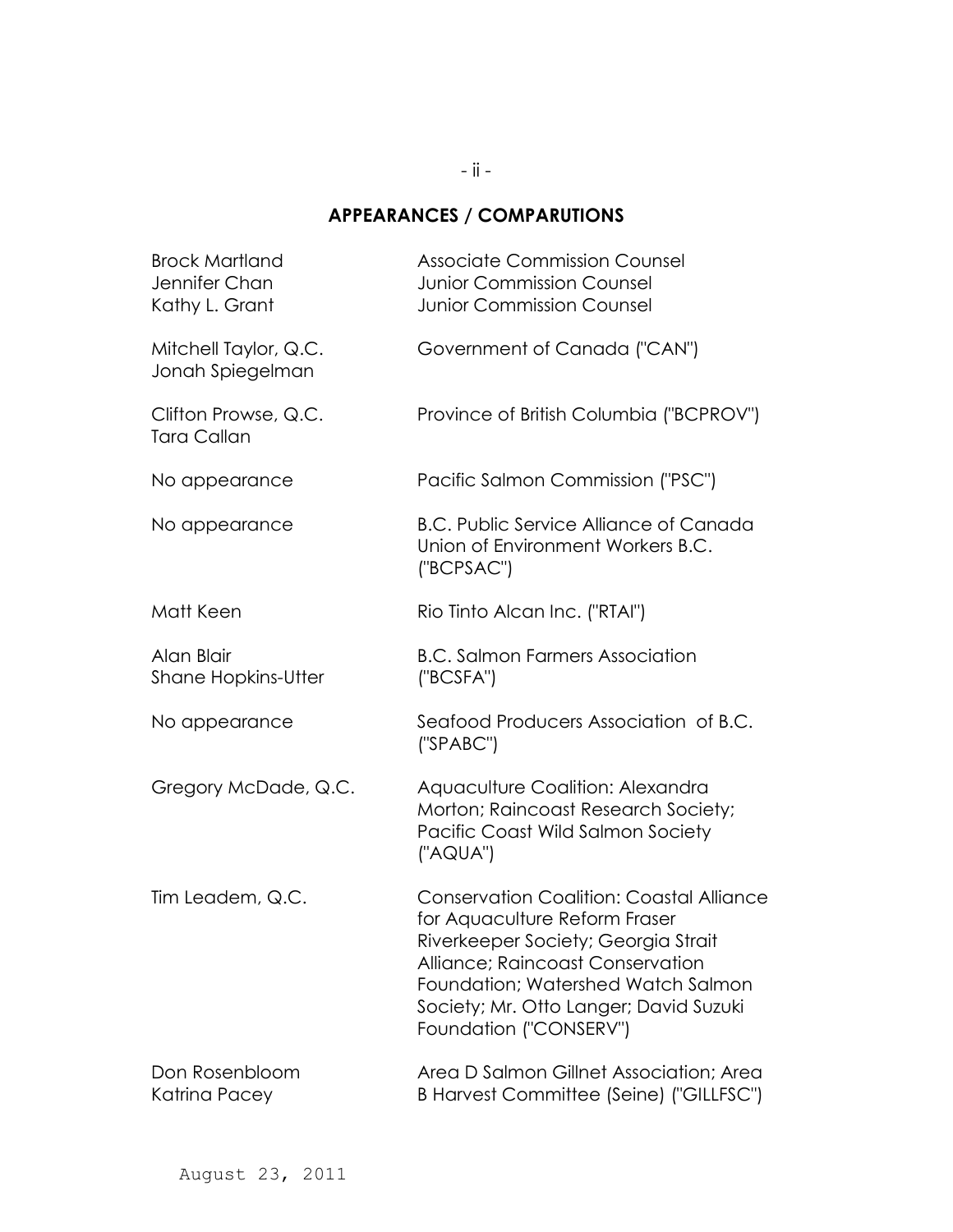## APPEARANCES / COMPARUTIONS

| | |
|---|---|
| Brock Martland<br>Jennifer Chan<br>Kathy L. Grant | Associate Commission Counsel<br>Junior Commission Counsel<br>Junior Commission Counsel |
| Mitchell Taylor, Q.C.<br>Jonah Spiegelman | Government of Canada ("CAN") |
| Clifton Prowse, Q.C.<br>Tara Callan | Province of British Columbia ("BCPROV") |
| No appearance | Pacific Salmon Commission ("PSC") |
| No appearance | B.C. Public Service Alliance of Canada Union of Environment Workers B.C. ("BCPSAC") |
| Matt Keen | Rio Tinto Alcan Inc. ("RTAI") |
| Alan Blair<br>Shane Hopkins-Utter | B.C. Salmon Farmers Association ("BCSFA") |
| No appearance | Seafood Producers Association of B.C. ("SPABC") |
| Gregory McDade, Q.C. | Aquaculture Coalition: Alexandra Morton; Raincoast Research Society; Pacific Coast Wild Salmon Society ("AQUA") |
| Tim Leadem, Q.C. | Conservation Coalition: Coastal Alliance for Aquaculture Reform Fraser Riverkeeper Society; Georgia Strait Alliance; Raincoast Conservation Foundation; Watershed Watch Salmon Society; Mr. Otto Langer; David Suzuki Foundation ("CONSERV") |
| Don Rosenbloom<br>Katrina Pacey | Area D Salmon Gillnet Association; Area B Harvest Committee (Seine) ("GILLFSC") |

August 23, 2011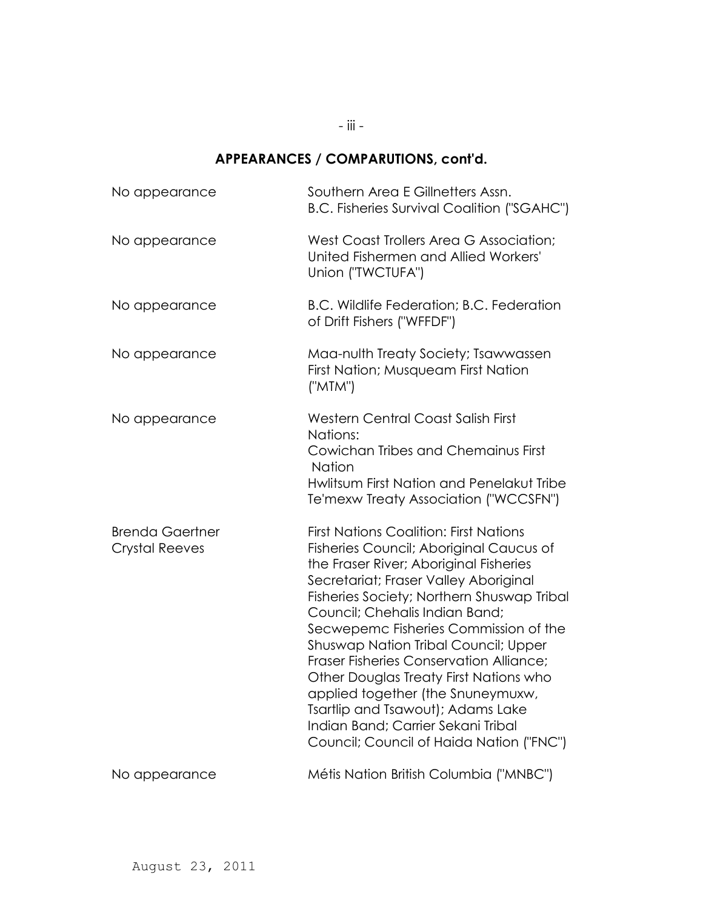## APPEARANCES / COMPARUTIONS, cont'd.

| | |
|---|---|
| No appearance | Southern Area E Gillnetters Assn. B.C. Fisheries Survival Coalition ("SGAHC") |
| No appearance | West Coast Trollers Area G Association; United Fishermen and Allied Workers' Union ("TWCTUFA") |
| No appearance | B.C. Wildlife Federation; B.C. Federation of Drift Fishers ("WFFDF") |
| No appearance | Maa-nulth Treaty Society; Tsawwassen First Nation; Musqueam First Nation ("MTM") |
| No appearance | Western Central Coast Salish First Nations: Cowichan Tribes and Chemainus First Nation Hwlitsum First Nation and Penelakut Tribe Te'mexw Treaty Association ("WCCSFN") |
| Brenda Gaertner Crystal Reeves | First Nations Coalition: First Nations Fisheries Council; Aboriginal Caucus of the Fraser River; Aboriginal Fisheries Secretariat; Fraser Valley Aboriginal Fisheries Society; Northern Shuswap Tribal Council; Chehalis Indian Band; Secwepemc Fisheries Commission of the Shuswap Nation Tribal Council; Upper Fraser Fisheries Conservation Alliance; Other Douglas Treaty First Nations who applied together (the Snuneymuxw, Tsartlip and Tsawout); Adams Lake Indian Band; Carrier Sekani Tribal Council; Council of Haida Nation ("FNC") |
| No appearance | Métis Nation British Columbia ("MNBC") |

August 23, 2011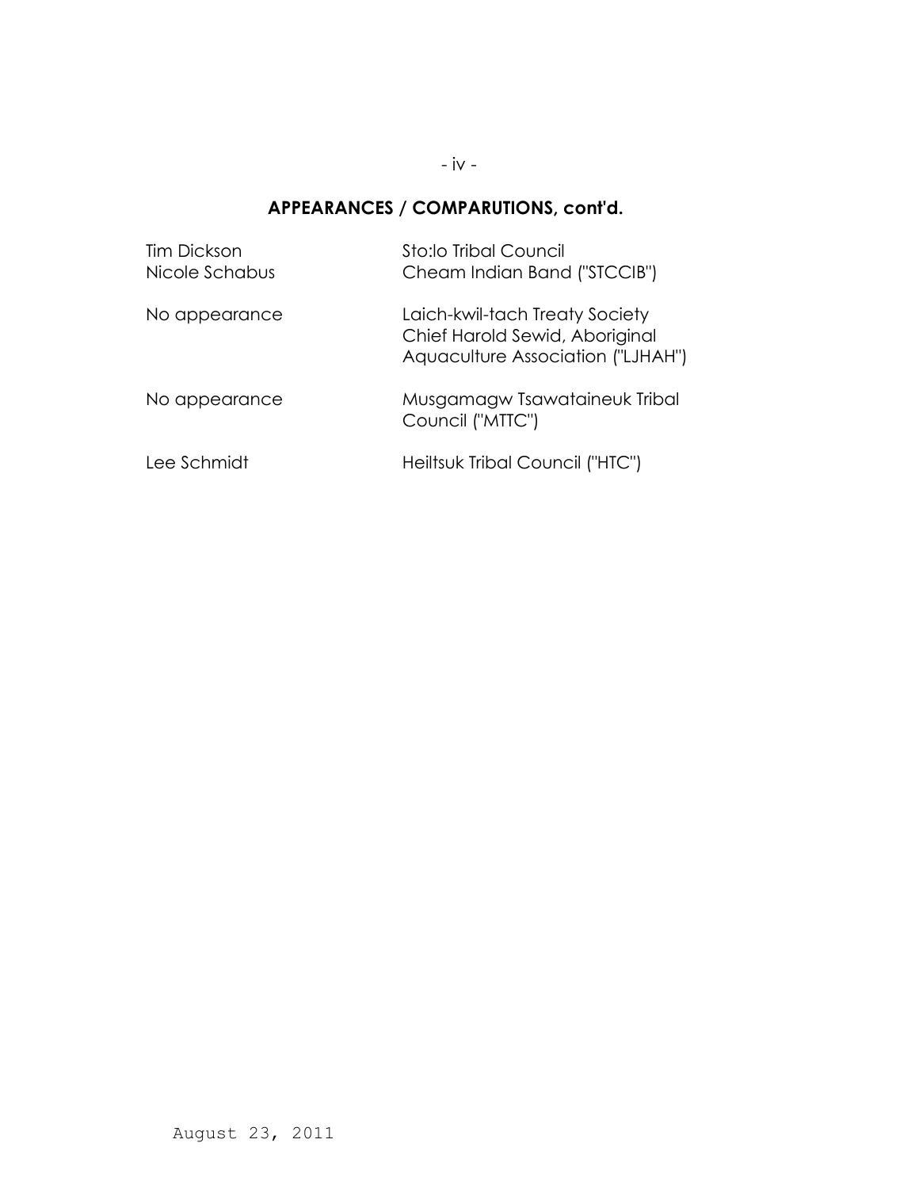## APPEARANCES / COMPARUTIONS, cont'd.

| | |
|---|---|
| Tim Dickson<br>Nicole Schabus | Sto:lo Tribal Council<br>Cheam Indian Band ("STCCIB") |
| No appearance | Laich-kwil-tach Treaty Society<br>Chief Harold Sewid, Aboriginal Aquaculture Association ("LJHAH") |
| No appearance | Musgamagw Tsawataineuk Tribal Council ("MTTC") |
| Lee Schmidt | Heiltsuk Tribal Council ("HTC") |

August 23, 2011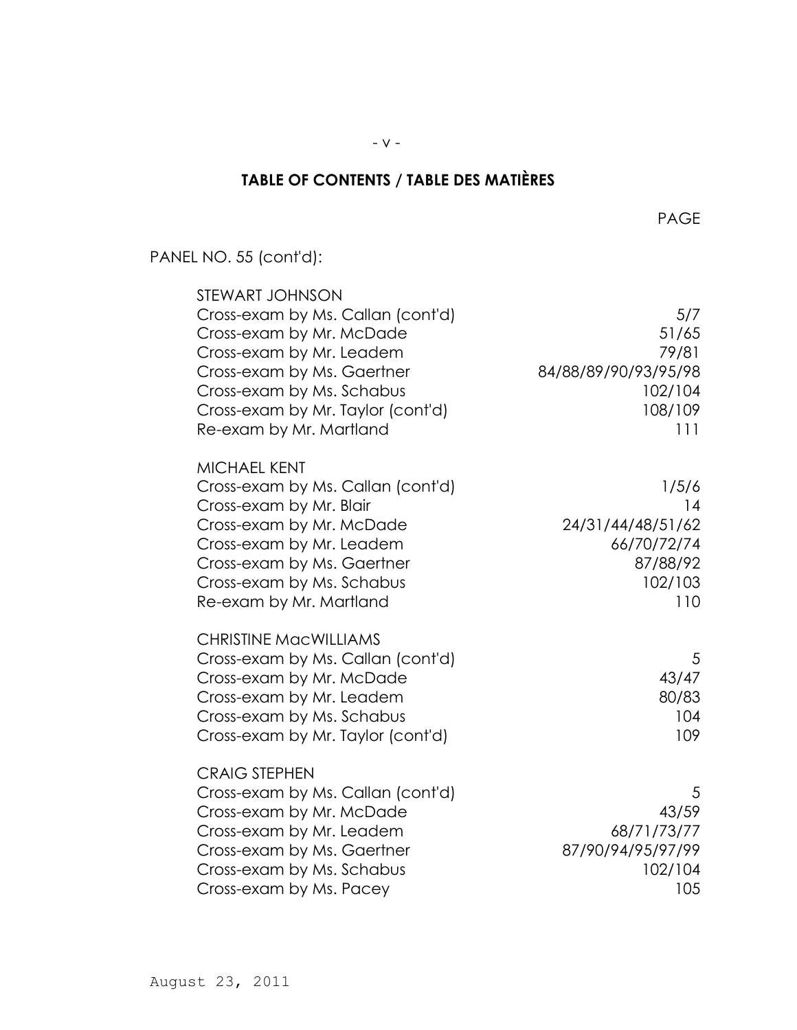# TABLE OF CONTENTS / TABLE DES MATIÈRES

| | PAGE |
|---|---|
| PANEL NO. 55 (cont'd): | |
| STEWART JOHNSON | |
| Cross-exam by Ms. Callan (cont'd) | 5/7 |
| Cross-exam by Mr. McDade | 51/65 |
| Cross-exam by Mr. Leadem | 79/81 |
| Cross-exam by Ms. Gaertner | 84/88/89/90/93/95/98 |
| Cross-exam by Ms. Schabus | 102/104 |
| Cross-exam by Mr. Taylor (cont'd) | 108/109 |
| Re-exam by Mr. Martland | 111 |
| MICHAEL KENT | |
| Cross-exam by Ms. Callan (cont'd) | 1/5/6 |
| Cross-exam by Mr. Blair | 14 |
| Cross-exam by Mr. McDade | 24/31/44/48/51/62 |
| Cross-exam by Mr. Leadem | 66/70/72/74 |
| Cross-exam by Ms. Gaertner | 87/88/92 |
| Cross-exam by Ms. Schabus | 102/103 |
| Re-exam by Mr. Martland | 110 |
| CHRISTINE MacWILLIAMS | |
| Cross-exam by Ms. Callan (cont'd) | 5 |
| Cross-exam by Mr. McDade | 43/47 |
| Cross-exam by Mr. Leadem | 80/83 |
| Cross-exam by Ms. Schabus | 104 |
| Cross-exam by Mr. Taylor (cont'd) | 109 |
| CRAIG STEPHEN | |
| Cross-exam by Ms. Callan (cont'd) | 5 |
| Cross-exam by Mr. McDade | 43/59 |
| Cross-exam by Mr. Leadem | 68/71/73/77 |
| Cross-exam by Ms. Gaertner | 87/90/94/95/97/99 |
| Cross-exam by Ms. Schabus | 102/104 |
| Cross-exam by Ms. Pacey | 105 |

August 23, 2011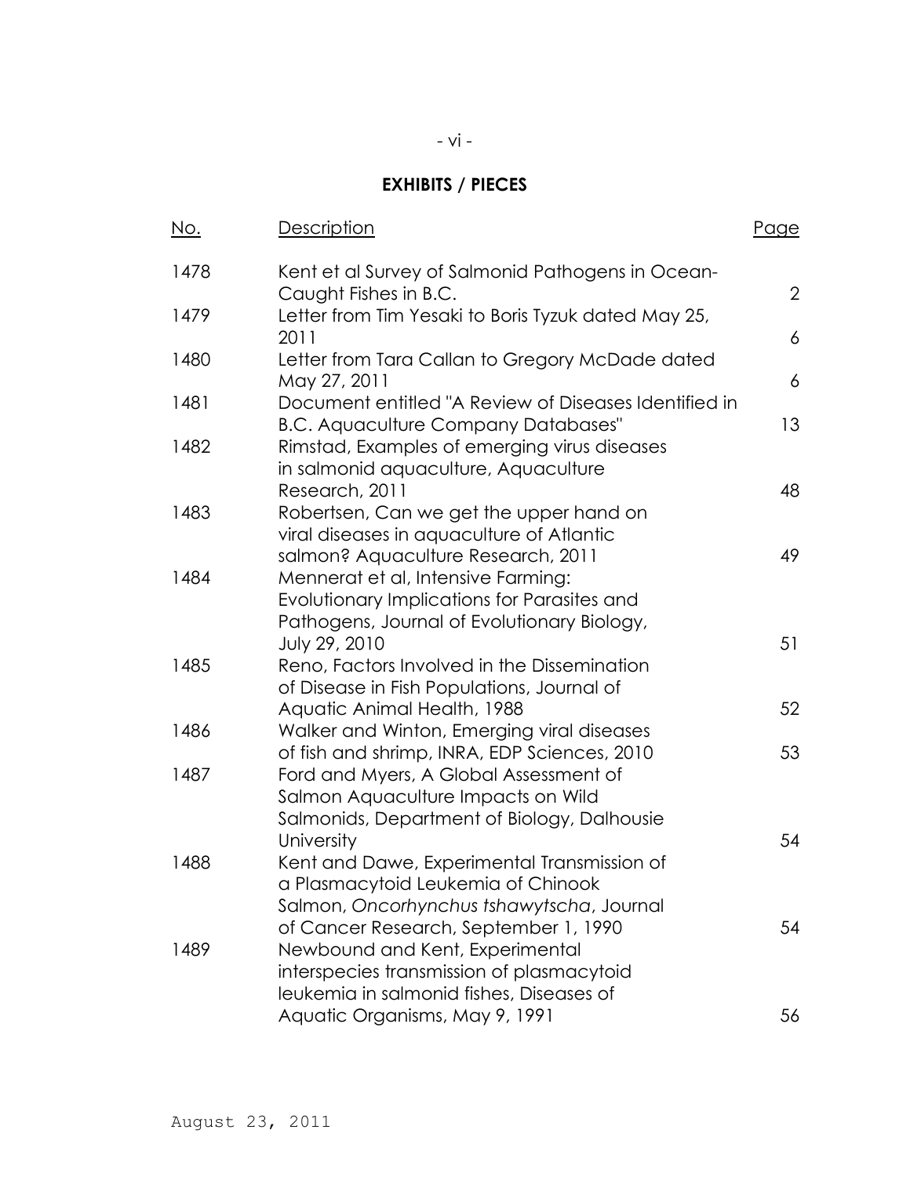## EXHIBITS / PIECES

| No. | Description | Page |
| --- | --- | --- |
| 1478 | Kent et al Survey of Salmonid Pathogens in Ocean-Caught Fishes in B.C. | 2 |
| 1479 | Letter from Tim Yesaki to Boris Tyzuk dated May 25, 2011 | 6 |
| 1480 | Letter from Tara Callan to Gregory McDade dated May 27, 2011 | 6 |
| 1481 | Document entitled "A Review of Diseases Identified in B.C. Aquaculture Company Databases" | 13 |
| 1482 | Rimstad, Examples of emerging virus diseases in salmonid aquaculture, Aquaculture Research, 2011 | 48 |
| 1483 | Robertsen, Can we get the upper hand on viral diseases in aquaculture of Atlantic salmon? Aquaculture Research, 2011 | 49 |
| 1484 | Mennerat et al, Intensive Farming: Evolutionary Implications for Parasites and Pathogens, Journal of Evolutionary Biology, July 29, 2010 | 51 |
| 1485 | Reno, Factors Involved in the Dissemination of Disease in Fish Populations, Journal of Aquatic Animal Health, 1988 | 52 |
| 1486 | Walker and Winton, Emerging viral diseases of fish and shrimp, INRA, EDP Sciences, 2010 | 53 |
| 1487 | Ford and Myers, A Global Assessment of Salmon Aquaculture Impacts on Wild Salmonids, Department of Biology, Dalhousie University | 54 |
| 1488 | Kent and Dawe, Experimental Transmission of a Plasmacytoid Leukemia of Chinook Salmon, *Oncorhynchus tshawytscha*, Journal of Cancer Research, September 1, 1990 | 54 |
| 1489 | Newbound and Kent, Experimental interspecies transmission of plasmacytoid leukemia in salmonid fishes, Diseases of Aquatic Organisms, May 9, 1991 | 56 |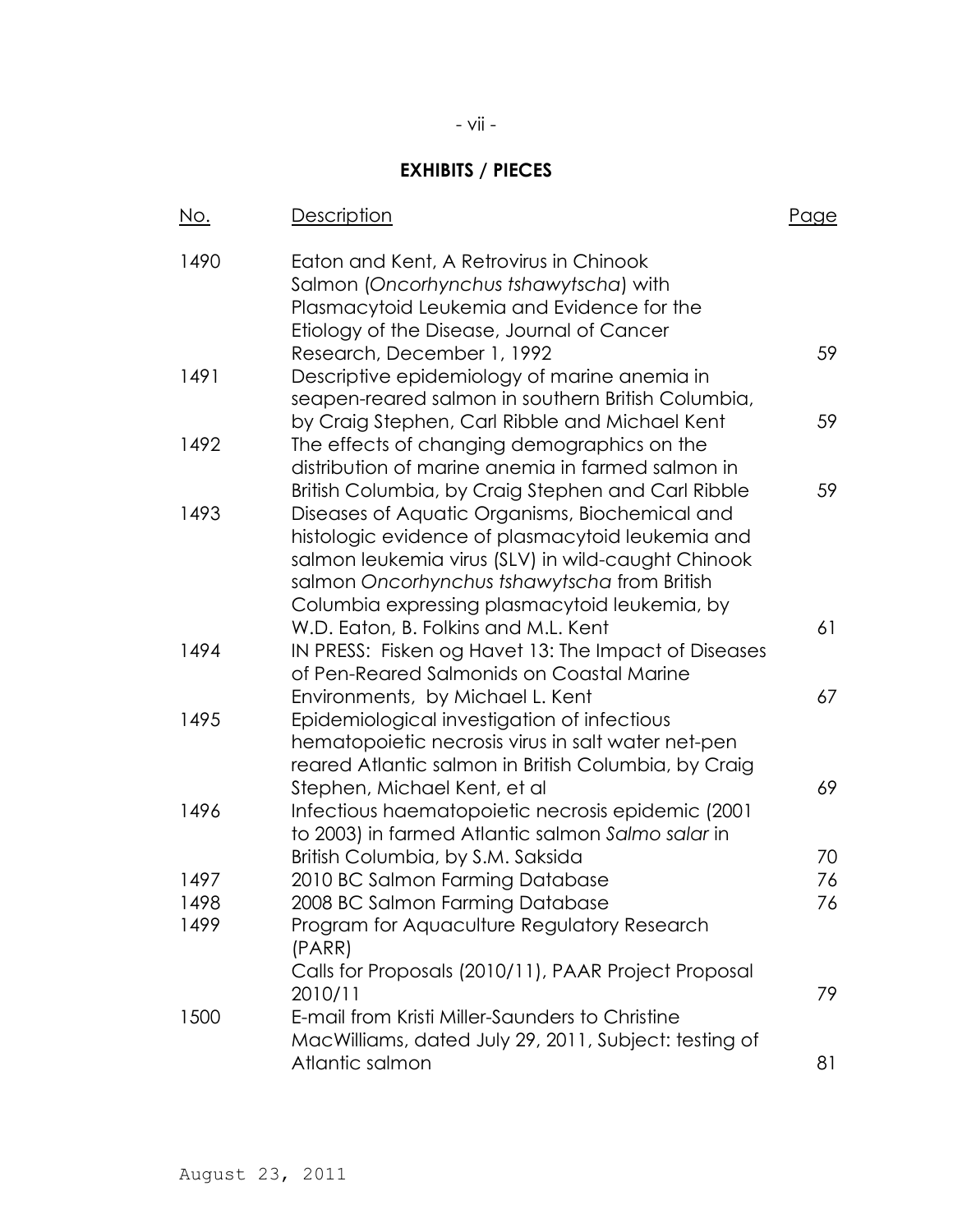## EXHIBITS / PIECES

| No. | Description | Page |
|---|---|---|
| 1490 | Eaton and Kent, A Retrovirus in Chinook Salmon (*Oncorhynchus tshawytscha*) with Plasmacytoid Leukemia and Evidence for the Etiology of the Disease, Journal of Cancer Research, December 1, 1992 | 59 |
| 1491 | Descriptive epidemiology of marine anemia in seapen-reared salmon in southern British Columbia, by Craig Stephen, Carl Ribble and Michael Kent | 59 |
| 1492 | The effects of changing demographics on the distribution of marine anemia in farmed salmon in British Columbia, by Craig Stephen and Carl Ribble | 59 |
| 1493 | Diseases of Aquatic Organisms, Biochemical and histologic evidence of plasmacytoid leukemia and salmon leukemia virus (SLV) in wild-caught Chinook salmon *Oncorhynchus tshawytscha* from British Columbia expressing plasmacytoid leukemia, by W.D. Eaton, B. Folkins and M.L. Kent | 61 |
| 1494 | IN PRESS: Fisken og Havet 13: The Impact of Diseases of Pen-Reared Salmonids on Coastal Marine Environments, by Michael L. Kent | 67 |
| 1495 | Epidemiological investigation of infectious hematopoietic necrosis virus in salt water net-pen reared Atlantic salmon in British Columbia, by Craig Stephen, Michael Kent, et al | 69 |
| 1496 | Infectious haematopoietic necrosis epidemic (2001 to 2003) in farmed Atlantic salmon *Salmo salar* in British Columbia, by S.M. Saksida | 70 |
| 1497 | 2010 BC Salmon Farming Database | 76 |
| 1498 | 2008 BC Salmon Farming Database | 76 |
| 1499 | Program for Aquaculture Regulatory Research (PARR) Calls for Proposals (2010/11), PAAR Project Proposal 2010/11 | 79 |
| 1500 | E-mail from Kristi Miller-Saunders to Christine MacWilliams, dated July 29, 2011, Subject: testing of Atlantic salmon | 81 |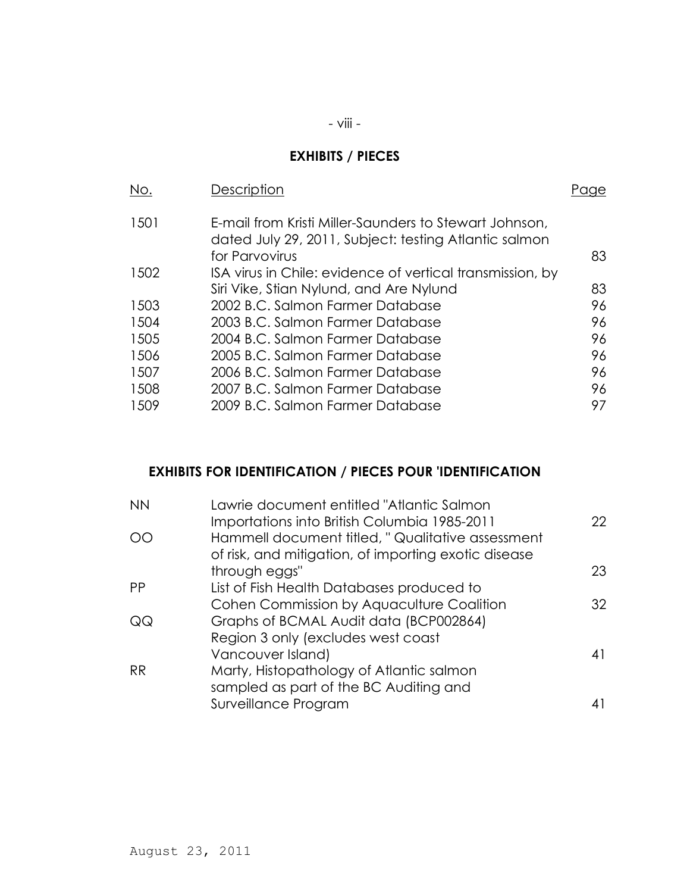## EXHIBITS / PIECES

| No. | Description | Page |
|---|---|---|
| 1501 | E-mail from Kristi Miller-Saunders to Stewart Johnson, dated July 29, 2011, Subject: testing Atlantic salmon for Parvovirus | 83 |
| 1502 | ISA virus in Chile: evidence of vertical transmission, by Siri Vike, Stian Nylund, and Are Nylund | 83 |
| 1503 | 2002 B.C. Salmon Farmer Database | 96 |
| 1504 | 2003 B.C. Salmon Farmer Database | 96 |
| 1505 | 2004 B.C. Salmon Farmer Database | 96 |
| 1506 | 2005 B.C. Salmon Farmer Database | 96 |
| 1507 | 2006 B.C. Salmon Farmer Database | 96 |
| 1508 | 2007 B.C. Salmon Farmer Database | 96 |
| 1509 | 2009 B.C. Salmon Farmer Database | 97 |

## EXHIBITS FOR IDENTIFICATION / PIECES POUR 'IDENTIFICATION

| | | |
|---|---|---|
| NN | Lawrie document entitled "Atlantic Salmon Importations into British Columbia 1985-2011 | 22 |
| OO | Hammell document titled, " Qualitative assessment of risk, and mitigation, of importing exotic disease through eggs" | 23 |
| PP | List of Fish Health Databases produced to Cohen Commission by Aquaculture Coalition | 32 |
| QQ | Graphs of BCMAL Audit data (BCP002864) Region 3 only (excludes west coast Vancouver Island) | 41 |
| RR | Marty, Histopathology of Atlantic salmon sampled as part of the BC Auditing and Surveillance Program | 41 |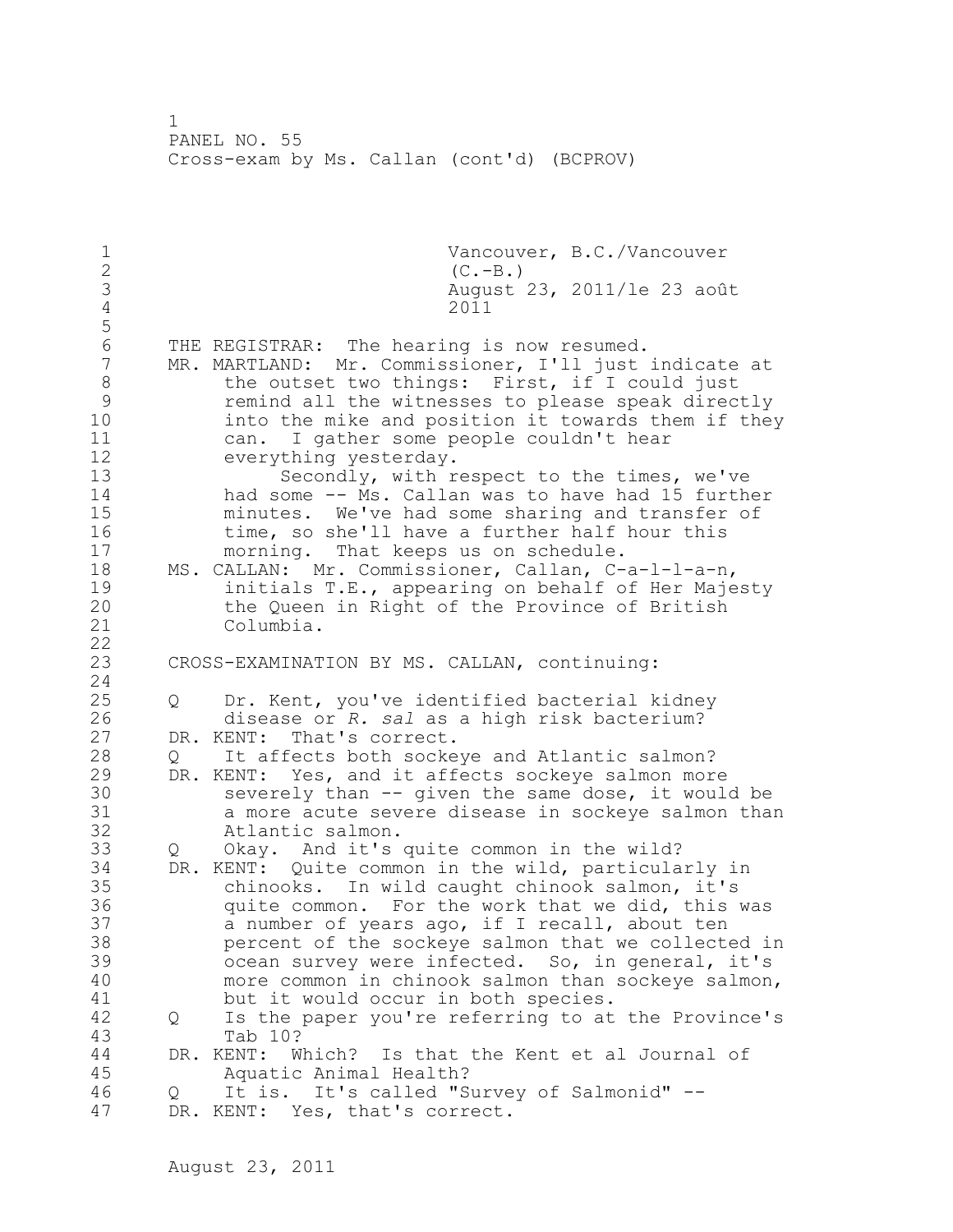Vancouver, B.C./Vancouver (C.-B.)
August 23, 2011/le 23 août 2011

THE REGISTRAR: The hearing is now resumed.

MR. MARTLAND: Mr. Commissioner, I'll just indicate at the outset two things: First, if I could just remind all the witnesses to please speak directly into the mike and position it towards them if they can. I gather some people couldn't hear everything yesterday.

Secondly, with respect to the times, we've had some -- Ms. Callan was to have had 15 further minutes. We've had some sharing and transfer of time, so she'll have a further half hour this morning. That keeps us on schedule.

MS. CALLAN: Mr. Commissioner, Callan, C-a-l-l-a-n, initials T.E., appearing on behalf of Her Majesty the Queen in Right of the Province of British Columbia.

CROSS-EXAMINATION BY MS. CALLAN, continuing:

Q Dr. Kent, you've identified bacterial kidney disease or *R. sal* as a high risk bacterium?

DR. KENT: That's correct.

Q It affects both sockeye and Atlantic salmon?

DR. KENT: Yes, and it affects sockeye salmon more severely than -- given the same dose, it would be a more acute severe disease in sockeye salmon than Atlantic salmon.

Q Okay. And it's quite common in the wild?

DR. KENT: Quite common in the wild, particularly in chinooks. In wild caught chinook salmon, it's quite common. For the work that we did, this was a number of years ago, if I recall, about ten percent of the sockeye salmon that we collected in ocean survey were infected. So, in general, it's more common in chinook salmon than sockeye salmon, but it would occur in both species.

Q Is the paper you're referring to at the Province's Tab 10?

DR. KENT: Which? Is that the Kent et al Journal of Aquatic Animal Health?

Q It is. It's called "Survey of Salmonid" --

DR. KENT: Yes, that's correct.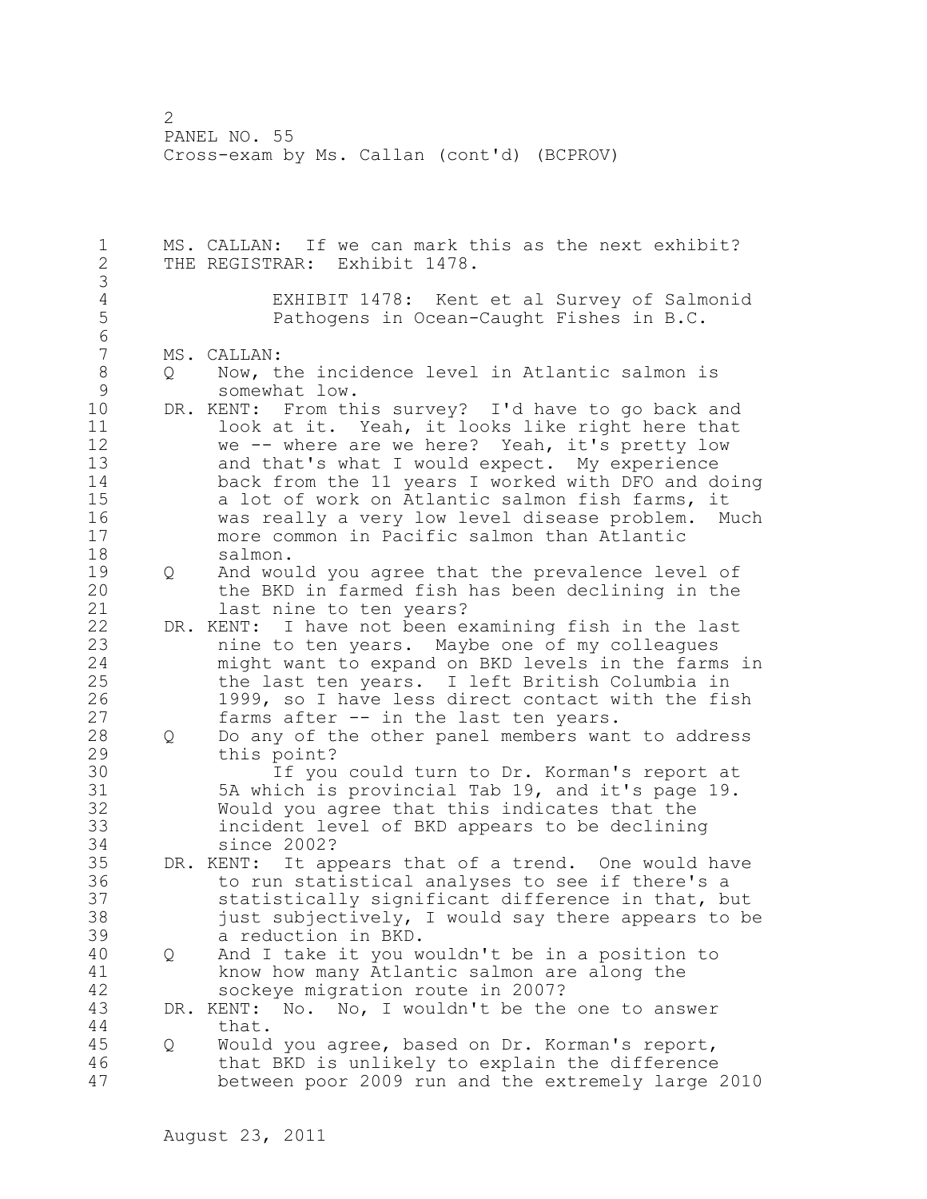PANEL NO. 55
Cross-exam by Ms. Callan (cont'd) (BCPROV)

MS. CALLAN: If we can mark this as the next exhibit?

THE REGISTRAR: Exhibit 1478.

EXHIBIT 1478: Kent et al Survey of Salmonid Pathogens in Ocean-Caught Fishes in B.C.

MS. CALLAN:

Q Now, the incidence level in Atlantic salmon is somewhat low.

DR. KENT: From this survey? I'd have to go back and look at it. Yeah, it looks like right here that we -- where are we here? Yeah, it's pretty low and that's what I would expect. My experience back from the 11 years I worked with DFO and doing a lot of work on Atlantic salmon fish farms, it was really a very low level disease problem. Much more common in Pacific salmon than Atlantic salmon.

Q And would you agree that the prevalence level of the BKD in farmed fish has been declining in the last nine to ten years?

DR. KENT: I have not been examining fish in the last nine to ten years. Maybe one of my colleagues might want to expand on BKD levels in the farms in the last ten years. I left British Columbia in 1999, so I have less direct contact with the fish farms after -- in the last ten years.

Q Do any of the other panel members want to address this point?

If you could turn to Dr. Korman's report at 5A which is provincial Tab 19, and it's page 19. Would you agree that this indicates that the incident level of BKD appears to be declining since 2002?

DR. KENT: It appears that of a trend. One would have to run statistical analyses to see if there's a statistically significant difference in that, but just subjectively, I would say there appears to be a reduction in BKD.

Q And I take it you wouldn't be in a position to know how many Atlantic salmon are along the sockeye migration route in 2007?

DR. KENT: No. No, I wouldn't be the one to answer that.

Q Would you agree, based on Dr. Korman's report, that BKD is unlikely to explain the difference between poor 2009 run and the extremely large 2010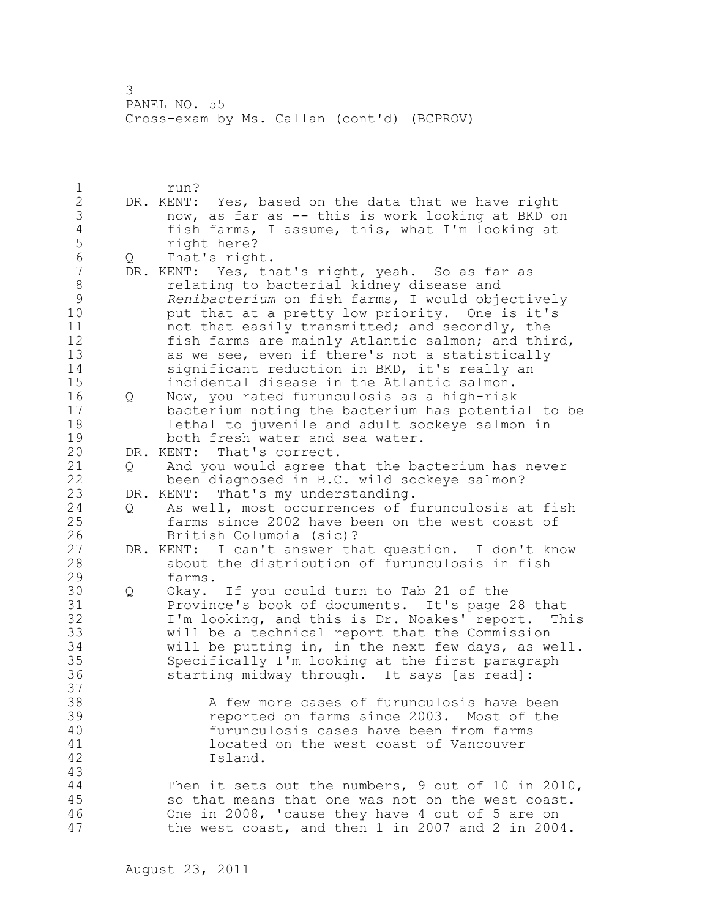run?

DR. KENT: Yes, based on the data that we have right now, as far as -- this is work looking at BKD on fish farms, I assume, this, what I'm looking at right here?

Q That's right.

DR. KENT: Yes, that's right, yeah. So as far as relating to bacterial kidney disease and *Renibacterium* on fish farms, I would objectively put that at a pretty low priority. One is it's not that easily transmitted; and secondly, the fish farms are mainly Atlantic salmon; and third, as we see, even if there's not a statistically significant reduction in BKD, it's really an incidental disease in the Atlantic salmon.

Q Now, you rated furunculosis as a high-risk bacterium noting the bacterium has potential to be lethal to juvenile and adult sockeye salmon in both fresh water and sea water.

DR. KENT: That's correct.

Q And you would agree that the bacterium has never been diagnosed in B.C. wild sockeye salmon?

DR. KENT: That's my understanding.

Q As well, most occurrences of furunculosis at fish farms since 2002 have been on the west coast of British Columbia (sic)?

DR. KENT: I can't answer that question. I don't know about the distribution of furunculosis in fish farms.

Q Okay. If you could turn to Tab 21 of the Province's book of documents. It's page 28 that I'm looking, and this is Dr. Noakes' report. This will be a technical report that the Commission will be putting in, in the next few days, as well. Specifically I'm looking at the first paragraph starting midway through. It says [as read]:

> A few more cases of furunculosis have been reported on farms since 2003. Most of the furunculosis cases have been from farms located on the west coast of Vancouver Island.

Then it sets out the numbers, 9 out of 10 in 2010, so that means that one was not on the west coast. One in 2008, 'cause they have 4 out of 5 are on the west coast, and then 1 in 2007 and 2 in 2004.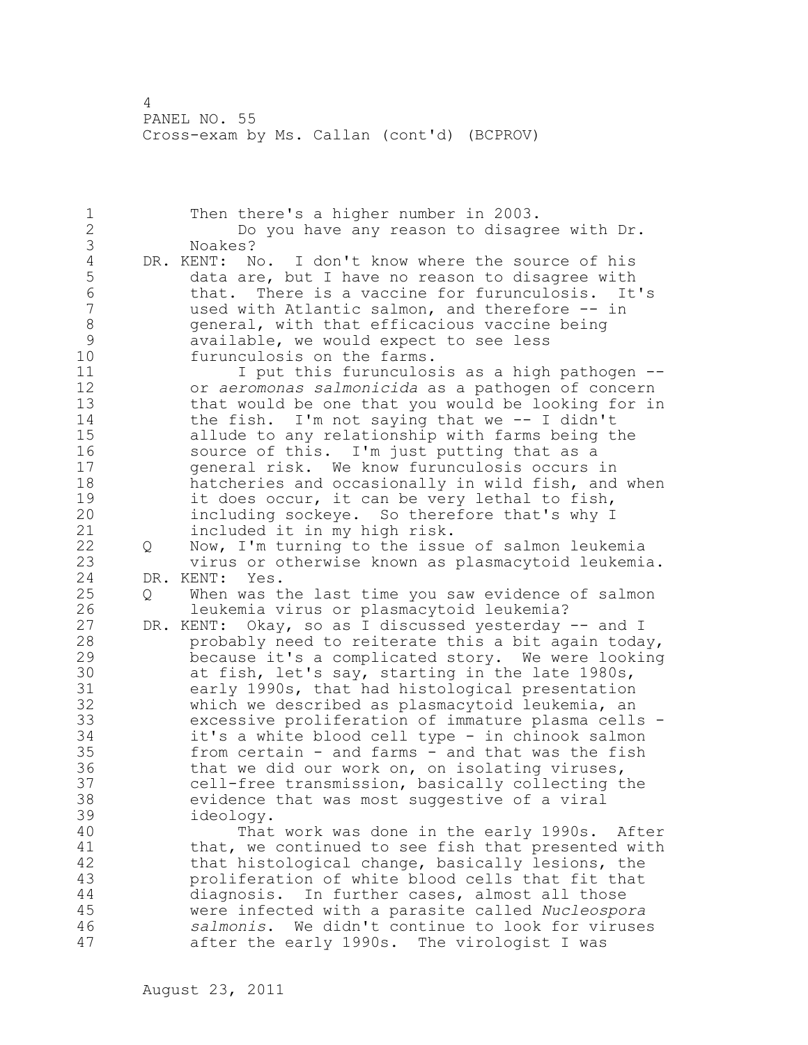Then there's a higher number in 2003.

Do you have any reason to disagree with Dr. Noakes?

DR. KENT: No. I don't know where the source of his data are, but I have no reason to disagree with that. There is a vaccine for furunculosis. It's used with Atlantic salmon, and therefore -- in general, with that efficacious vaccine being available, we would expect to see less furunculosis on the farms.

I put this furunculosis as a high pathogen -- or *aeromonas salmonicida* as a pathogen of concern that would be one that you would be looking for in the fish. I'm not saying that we -- I didn't allude to any relationship with farms being the source of this. I'm just putting that as a general risk. We know furunculosis occurs in hatcheries and occasionally in wild fish, and when it does occur, it can be very lethal to fish, including sockeye. So therefore that's why I included it in my high risk.

Q Now, I'm turning to the issue of salmon leukemia virus or otherwise known as plasmacytoid leukemia.

DR. KENT: Yes.

Q When was the last time you saw evidence of salmon leukemia virus or plasmacytoid leukemia?

DR. KENT: Okay, so as I discussed yesterday -- and I probably need to reiterate this a bit again today, because it's a complicated story. We were looking at fish, let's say, starting in the late 1980s, early 1990s, that had histological presentation which we described as plasmacytoid leukemia, an excessive proliferation of immature plasma cells - it's a white blood cell type - in chinook salmon from certain - and farms - and that was the fish that we did our work on, on isolating viruses, cell-free transmission, basically collecting the evidence that was most suggestive of a viral ideology.

That work was done in the early 1990s. After that, we continued to see fish that presented with that histological change, basically lesions, the proliferation of white blood cells that fit that diagnosis. In further cases, almost all those were infected with a parasite called *Nucleospora salmonis*. We didn't continue to look for viruses after the early 1990s. The virologist I was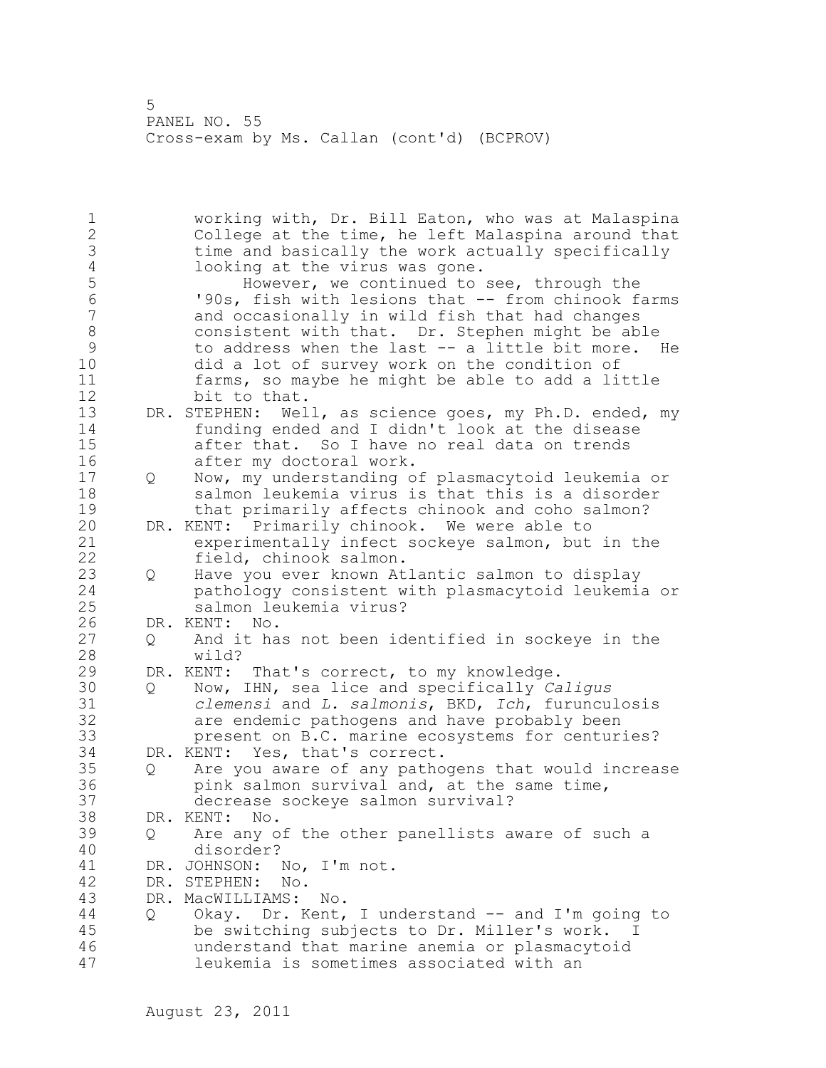working with, Dr. Bill Eaton, who was at Malaspina College at the time, he left Malaspina around that time and basically the work actually specifically looking at the virus was gone.

However, we continued to see, through the '90s, fish with lesions that -- from chinook farms and occasionally in wild fish that had changes consistent with that. Dr. Stephen might be able to address when the last -- a little bit more. He did a lot of survey work on the condition of farms, so maybe he might be able to add a little bit to that.

DR. STEPHEN: Well, as science goes, my Ph.D. ended, my funding ended and I didn't look at the disease after that. So I have no real data on trends after my doctoral work.

Q Now, my understanding of plasmacytoid leukemia or salmon leukemia virus is that this is a disorder that primarily affects chinook and coho salmon?

DR. KENT: Primarily chinook. We were able to experimentally infect sockeye salmon, but in the field, chinook salmon.

Q Have you ever known Atlantic salmon to display pathology consistent with plasmacytoid leukemia or salmon leukemia virus?

DR. KENT: No.

Q And it has not been identified in sockeye in the wild?

DR. KENT: That's correct, to my knowledge.

Q Now, IHN, sea lice and specifically *Caligus clemensi* and *L. salmonis*, BKD, *Ich*, furunculosis are endemic pathogens and have probably been present on B.C. marine ecosystems for centuries?

DR. KENT: Yes, that's correct.

Q Are you aware of any pathogens that would increase pink salmon survival and, at the same time, decrease sockeye salmon survival?

DR. KENT: No.

Q Are any of the other panellists aware of such a disorder?

DR. JOHNSON: No, I'm not.

DR. STEPHEN: No.

DR. MacWILLIAMS: No.

Q Okay. Dr. Kent, I understand -- and I'm going to be switching subjects to Dr. Miller's work. I understand that marine anemia or plasmacytoid leukemia is sometimes associated with an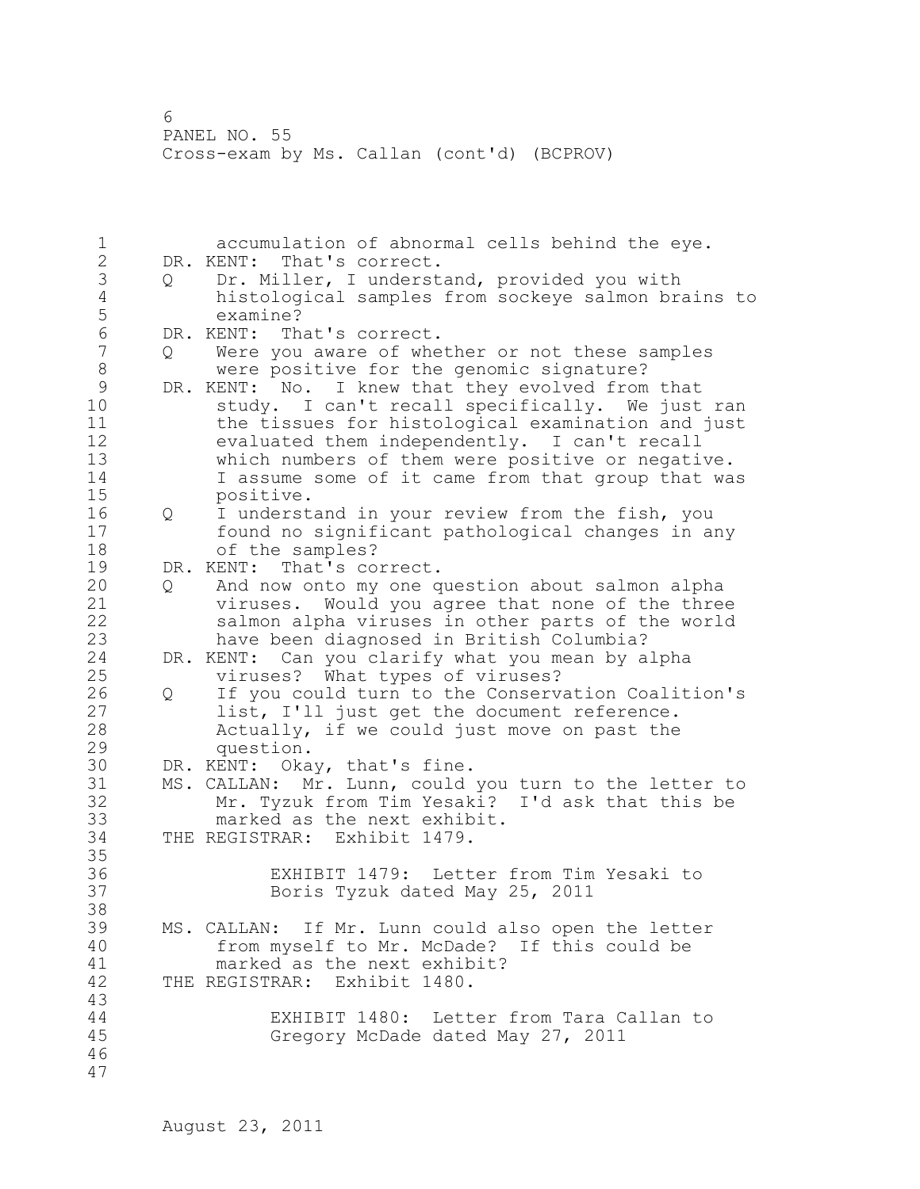accumulation of abnormal cells behind the eye.

DR. KENT: That's correct.

Q Dr. Miller, I understand, provided you with histological samples from sockeye salmon brains to examine?

DR. KENT: That's correct.

Q Were you aware of whether or not these samples were positive for the genomic signature?

DR. KENT: No. I knew that they evolved from that study. I can't recall specifically. We just ran the tissues for histological examination and just evaluated them independently. I can't recall which numbers of them were positive or negative. I assume some of it came from that group that was positive.

Q I understand in your review from the fish, you found no significant pathological changes in any of the samples?

DR. KENT: That's correct.

Q And now onto my one question about salmon alpha viruses. Would you agree that none of the three salmon alpha viruses in other parts of the world have been diagnosed in British Columbia?

DR. KENT: Can you clarify what you mean by alpha viruses? What types of viruses?

Q If you could turn to the Conservation Coalition's list, I'll just get the document reference. Actually, if we could just move on past the question.

DR. KENT: Okay, that's fine.

MS. CALLAN: Mr. Lunn, could you turn to the letter to Mr. Tyzuk from Tim Yesaki? I'd ask that this be marked as the next exhibit.

THE REGISTRAR: Exhibit 1479.

EXHIBIT 1479: Letter from Tim Yesaki to Boris Tyzuk dated May 25, 2011

MS. CALLAN: If Mr. Lunn could also open the letter from myself to Mr. McDade? If this could be marked as the next exhibit?

THE REGISTRAR: Exhibit 1480.

EXHIBIT 1480: Letter from Tara Callan to Gregory McDade dated May 27, 2011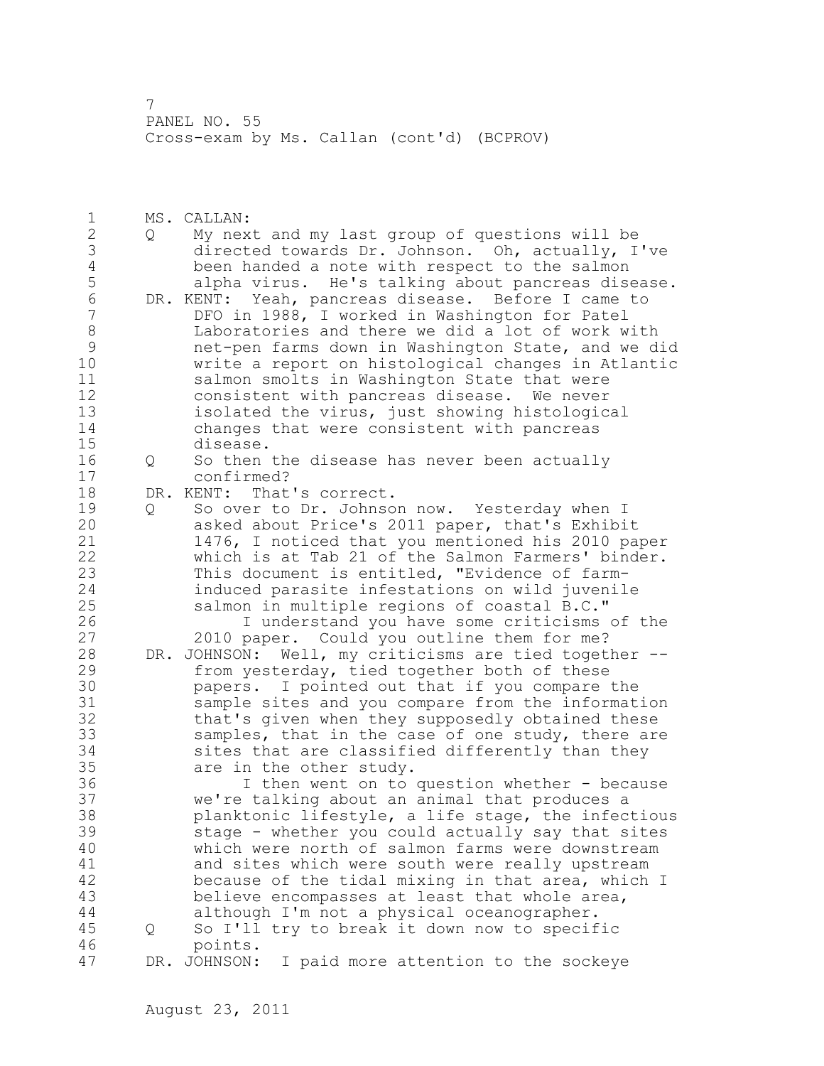MS. CALLAN:

Q My next and my last group of questions will be directed towards Dr. Johnson. Oh, actually, I've been handed a note with respect to the salmon alpha virus. He's talking about pancreas disease.

DR. KENT: Yeah, pancreas disease. Before I came to DFO in 1988, I worked in Washington for Patel Laboratories and there we did a lot of work with net-pen farms down in Washington State, and we did write a report on histological changes in Atlantic salmon smolts in Washington State that were consistent with pancreas disease. We never isolated the virus, just showing histological changes that were consistent with pancreas disease.

Q So then the disease has never been actually confirmed?

DR. KENT: That's correct.

Q So over to Dr. Johnson now. Yesterday when I asked about Price's 2011 paper, that's Exhibit 1476, I noticed that you mentioned his 2010 paper which is at Tab 21 of the Salmon Farmers' binder. This document is entitled, "Evidence of farm-induced parasite infestations on wild juvenile salmon in multiple regions of coastal B.C."

I understand you have some criticisms of the 2010 paper. Could you outline them for me?

DR. JOHNSON: Well, my criticisms are tied together -- from yesterday, tied together both of these papers. I pointed out that if you compare the sample sites and you compare from the information that's given when they supposedly obtained these samples, that in the case of one study, there are sites that are classified differently than they are in the other study.

I then went on to question whether - because we're talking about an animal that produces a planktonic lifestyle, a life stage, the infectious stage - whether you could actually say that sites which were north of salmon farms were downstream and sites which were south were really upstream because of the tidal mixing in that area, which I believe encompasses at least that whole area, although I'm not a physical oceanographer.

Q So I'll try to break it down now to specific points.

DR. JOHNSON: I paid more attention to the sockeye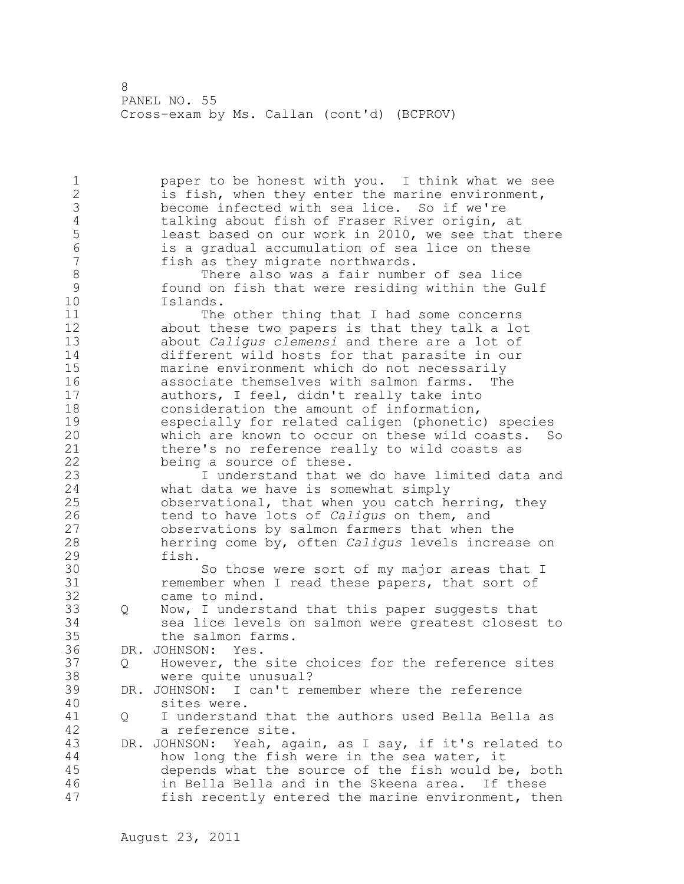paper to be honest with you. I think what we see is fish, when they enter the marine environment, become infected with sea lice. So if we're talking about fish of Fraser River origin, at least based on our work in 2010, we see that there is a gradual accumulation of sea lice on these fish as they migrate northwards.

There also was a fair number of sea lice found on fish that were residing within the Gulf Islands.

The other thing that I had some concerns about these two papers is that they talk a lot about *Caligus clemensi* and there are a lot of different wild hosts for that parasite in our marine environment which do not necessarily associate themselves with salmon farms. The authors, I feel, didn't really take into consideration the amount of information, especially for related caligen (phonetic) species which are known to occur on these wild coasts. So there's no reference really to wild coasts as being a source of these.

I understand that we do have limited data and what data we have is somewhat simply observational, that when you catch herring, they tend to have lots of *Caligus* on them, and observations by salmon farmers that when the herring come by, often *Caligus* levels increase on fish.

So those were sort of my major areas that I remember when I read these papers, that sort of came to mind.

Q Now, I understand that this paper suggests that sea lice levels on salmon were greatest closest to the salmon farms.

DR. JOHNSON: Yes.

Q However, the site choices for the reference sites were quite unusual?

DR. JOHNSON: I can't remember where the reference sites were.

Q I understand that the authors used Bella Bella as a reference site.

DR. JOHNSON: Yeah, again, as I say, if it's related to how long the fish were in the sea water, it depends what the source of the fish would be, both in Bella Bella and in the Skeena area. If these fish recently entered the marine environment, then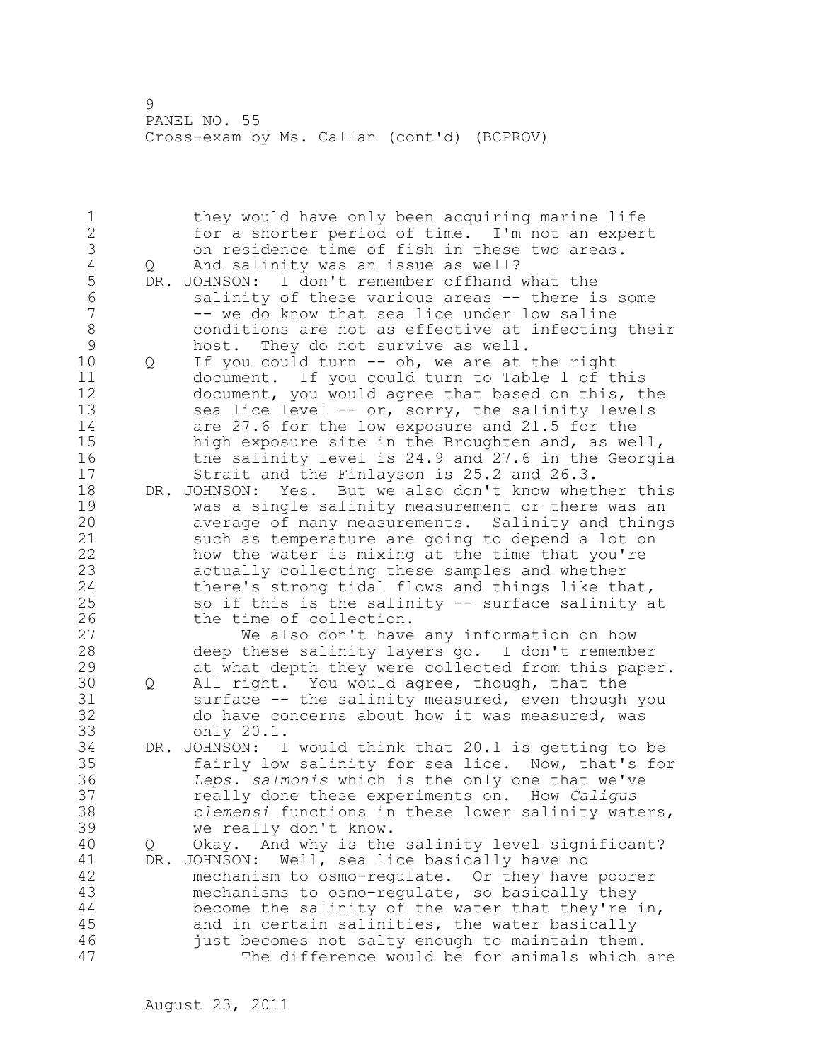PANEL NO. 55
Cross-exam by Ms. Callan (cont'd) (BCPROV)

they would have only been acquiring marine life for a shorter period of time. I'm not an expert on residence time of fish in these two areas.

Q And salinity was an issue as well?

DR. JOHNSON: I don't remember offhand what the salinity of these various areas -- there is some -- we do know that sea lice under low saline conditions are not as effective at infecting their host. They do not survive as well.

Q If you could turn -- oh, we are at the right document. If you could turn to Table 1 of this document, you would agree that based on this, the sea lice level -- or, sorry, the salinity levels are 27.6 for the low exposure and 21.5 for the high exposure site in the Broughten and, as well, the salinity level is 24.9 and 27.6 in the Georgia Strait and the Finlayson is 25.2 and 26.3.

DR. JOHNSON: Yes. But we also don't know whether this was a single salinity measurement or there was an average of many measurements. Salinity and things such as temperature are going to depend a lot on how the water is mixing at the time that you're actually collecting these samples and whether there's strong tidal flows and things like that, so if this is the salinity -- surface salinity at the time of collection.

We also don't have any information on how deep these salinity layers go. I don't remember at what depth they were collected from this paper.

Q All right. You would agree, though, that the surface -- the salinity measured, even though you do have concerns about how it was measured, was only 20.1.

DR. JOHNSON: I would think that 20.1 is getting to be fairly low salinity for sea lice. Now, that's for *Leps. salmonis* which is the only one that we've really done these experiments on. How *Caligus clemensi* functions in these lower salinity waters, we really don't know.

Q Okay. And why is the salinity level significant?

DR. JOHNSON: Well, sea lice basically have no mechanism to osmo-regulate. Or they have poorer mechanisms to osmo-regulate, so basically they become the salinity of the water that they're in, and in certain salinities, the water basically just becomes not salty enough to maintain them.

The difference would be for animals which are

August 23, 2011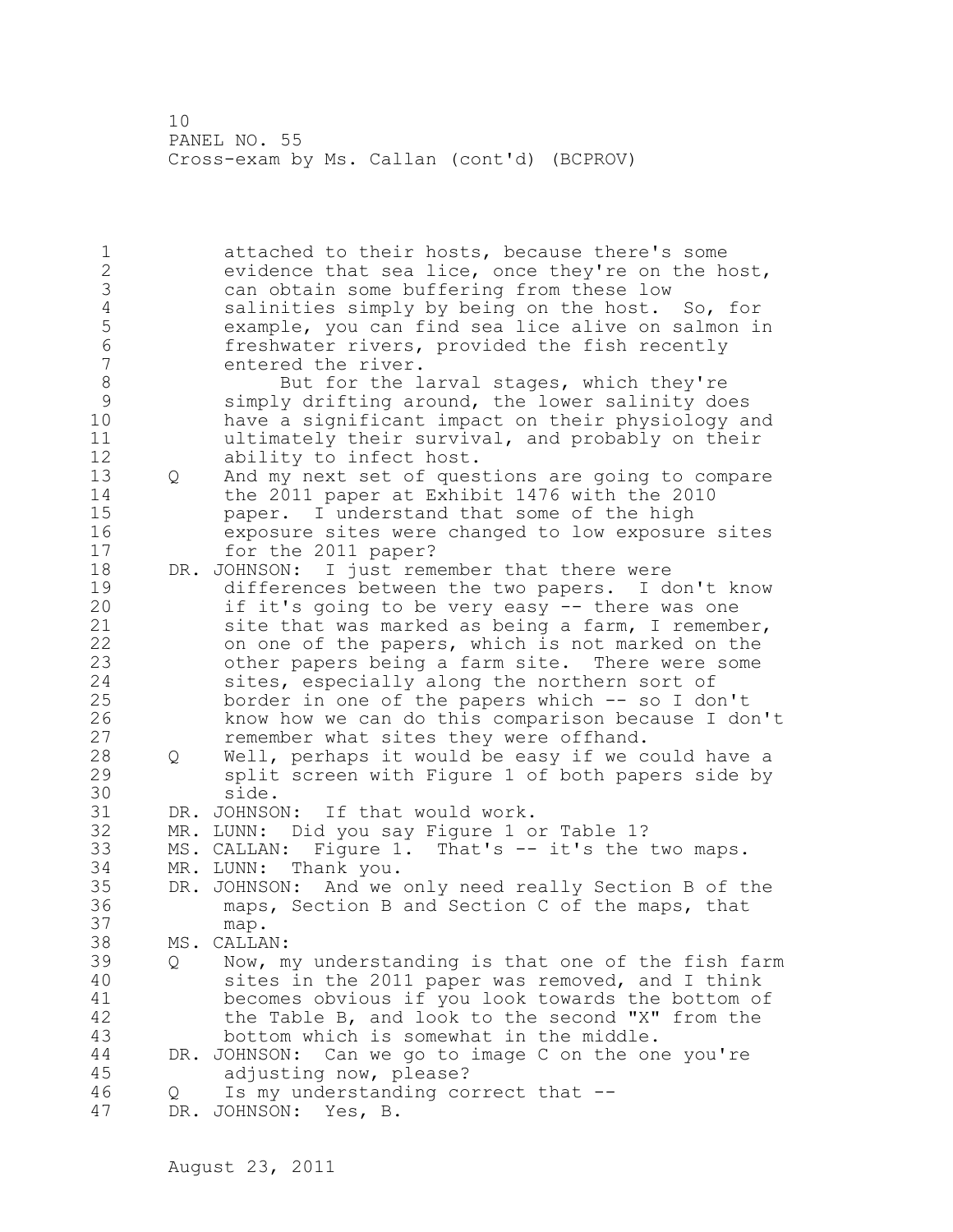attached to their hosts, because there's some evidence that sea lice, once they're on the host, can obtain some buffering from these low salinities simply by being on the host. So, for example, you can find sea lice alive on salmon in freshwater rivers, provided the fish recently entered the river.

But for the larval stages, which they're simply drifting around, the lower salinity does have a significant impact on their physiology and ultimately their survival, and probably on their ability to infect host.

Q And my next set of questions are going to compare the 2011 paper at Exhibit 1476 with the 2010 paper. I understand that some of the high exposure sites were changed to low exposure sites for the 2011 paper?

DR. JOHNSON: I just remember that there were differences between the two papers. I don't know if it's going to be very easy -- there was one site that was marked as being a farm, I remember, on one of the papers, which is not marked on the other papers being a farm site. There were some sites, especially along the northern sort of border in one of the papers which -- so I don't know how we can do this comparison because I don't remember what sites they were offhand.

Q Well, perhaps it would be easy if we could have a split screen with Figure 1 of both papers side by side.

DR. JOHNSON: If that would work.

MR. LUNN: Did you say Figure 1 or Table 1?

MS. CALLAN: Figure 1. That's -- it's the two maps.

MR. LUNN: Thank you.

DR. JOHNSON: And we only need really Section B of the maps, Section B and Section C of the maps, that map.

MS. CALLAN:

Q Now, my understanding is that one of the fish farm sites in the 2011 paper was removed, and I think becomes obvious if you look towards the bottom of the Table B, and look to the second "X" from the bottom which is somewhat in the middle.

DR. JOHNSON: Can we go to image C on the one you're adjusting now, please?

Q Is my understanding correct that --

DR. JOHNSON: Yes, B.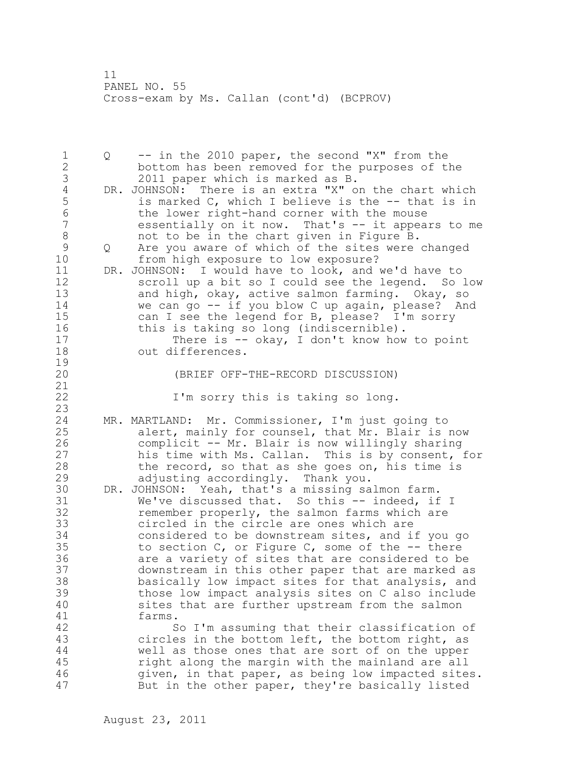Q -- in the 2010 paper, the second "X" from the bottom has been removed for the purposes of the 2011 paper which is marked as B.

DR. JOHNSON: There is an extra "X" on the chart which is marked C, which I believe is the -- that is in the lower right-hand corner with the mouse essentially on it now. That's -- it appears to me not to be in the chart given in Figure B.

Q Are you aware of which of the sites were changed from high exposure to low exposure?

DR. JOHNSON: I would have to look, and we'd have to scroll up a bit so I could see the legend. So low and high, okay, active salmon farming. Okay, so we can go -- if you blow C up again, please? And can I see the legend for B, please? I'm sorry this is taking so long (indiscernible).

There is -- okay, I don't know how to point out differences.

(BRIEF OFF-THE-RECORD DISCUSSION)

I'm sorry this is taking so long.

MR. MARTLAND: Mr. Commissioner, I'm just going to alert, mainly for counsel, that Mr. Blair is now complicit -- Mr. Blair is now willingly sharing his time with Ms. Callan. This is by consent, for the record, so that as she goes on, his time is adjusting accordingly. Thank you.

DR. JOHNSON: Yeah, that's a missing salmon farm. We've discussed that. So this -- indeed, if I remember properly, the salmon farms which are circled in the circle are ones which are considered to be downstream sites, and if you go to section C, or Figure C, some of the -- there are a variety of sites that are considered to be downstream in this other paper that are marked as basically low impact sites for that analysis, and those low impact analysis sites on C also include sites that are further upstream from the salmon farms.

So I'm assuming that their classification of circles in the bottom left, the bottom right, as well as those ones that are sort of on the upper right along the margin with the mainland are all given, in that paper, as being low impacted sites. But in the other paper, they're basically listed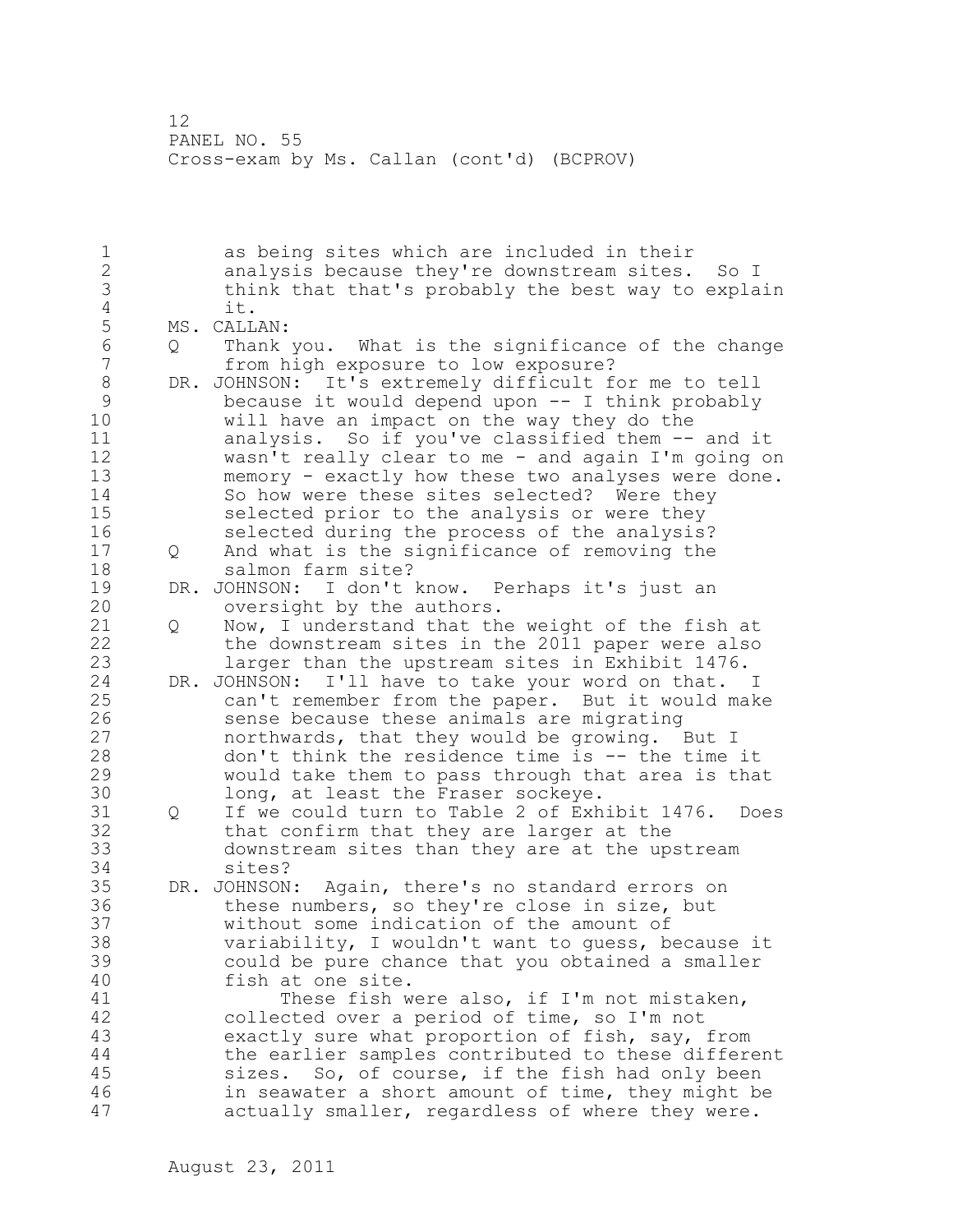as being sites which are included in their analysis because they're downstream sites. So I think that that's probably the best way to explain it.

MS. CALLAN:

Q Thank you. What is the significance of the change from high exposure to low exposure?

DR. JOHNSON: It's extremely difficult for me to tell because it would depend upon -- I think probably will have an impact on the way they do the analysis. So if you've classified them -- and it wasn't really clear to me - and again I'm going on memory - exactly how these two analyses were done. So how were these sites selected? Were they selected prior to the analysis or were they selected during the process of the analysis?

Q And what is the significance of removing the salmon farm site?

DR. JOHNSON: I don't know. Perhaps it's just an oversight by the authors.

Q Now, I understand that the weight of the fish at the downstream sites in the 2011 paper were also larger than the upstream sites in Exhibit 1476.

DR. JOHNSON: I'll have to take your word on that. I can't remember from the paper. But it would make sense because these animals are migrating northwards, that they would be growing. But I don't think the residence time is -- the time it would take them to pass through that area is that long, at least the Fraser sockeye.

Q If we could turn to Table 2 of Exhibit 1476. Does that confirm that they are larger at the downstream sites than they are at the upstream sites?

DR. JOHNSON: Again, there's no standard errors on these numbers, so they're close in size, but without some indication of the amount of variability, I wouldn't want to guess, because it could be pure chance that you obtained a smaller fish at one site.

These fish were also, if I'm not mistaken, collected over a period of time, so I'm not exactly sure what proportion of fish, say, from the earlier samples contributed to these different sizes. So, of course, if the fish had only been in seawater a short amount of time, they might be actually smaller, regardless of where they were.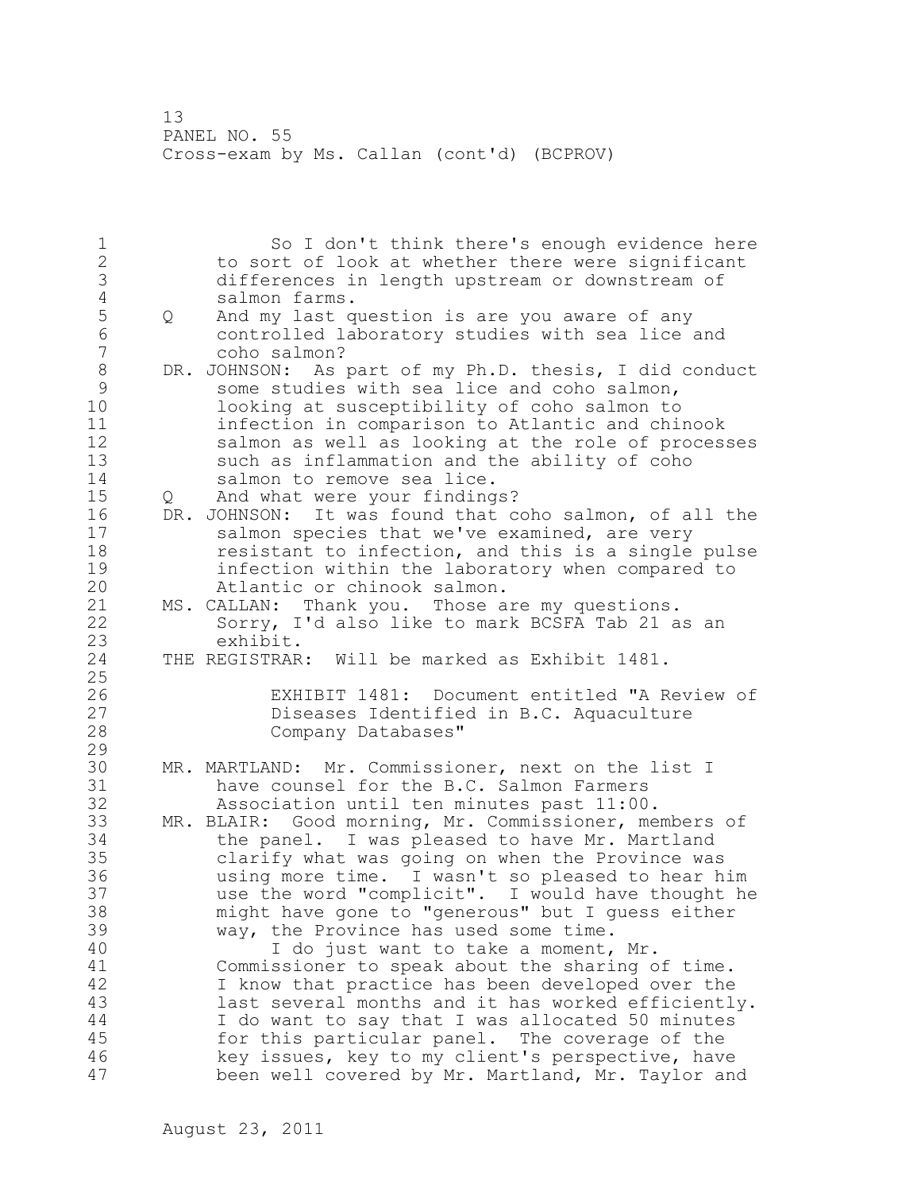So I don't think there's enough evidence here to sort of look at whether there were significant differences in length upstream or downstream of salmon farms.

Q And my last question is are you aware of any controlled laboratory studies with sea lice and coho salmon?

DR. JOHNSON: As part of my Ph.D. thesis, I did conduct some studies with sea lice and coho salmon, looking at susceptibility of coho salmon to infection in comparison to Atlantic and chinook salmon as well as looking at the role of processes such as inflammation and the ability of coho salmon to remove sea lice.

Q And what were your findings?

DR. JOHNSON: It was found that coho salmon, of all the salmon species that we've examined, are very resistant to infection, and this is a single pulse infection within the laboratory when compared to Atlantic or chinook salmon.

MS. CALLAN: Thank you. Those are my questions. Sorry, I'd also like to mark BCSFA Tab 21 as an exhibit.

THE REGISTRAR: Will be marked as Exhibit 1481.

EXHIBIT 1481: Document entitled "A Review of Diseases Identified in B.C. Aquaculture Company Databases"

MR. MARTLAND: Mr. Commissioner, next on the list I have counsel for the B.C. Salmon Farmers Association until ten minutes past 11:00.

MR. BLAIR: Good morning, Mr. Commissioner, members of the panel. I was pleased to have Mr. Martland clarify what was going on when the Province was using more time. I wasn't so pleased to hear him use the word "complicit". I would have thought he might have gone to "generous" but I guess either way, the Province has used some time.

I do just want to take a moment, Mr. Commissioner to speak about the sharing of time. I know that practice has been developed over the last several months and it has worked efficiently. I do want to say that I was allocated 50 minutes for this particular panel. The coverage of the key issues, key to my client's perspective, have been well covered by Mr. Martland, Mr. Taylor and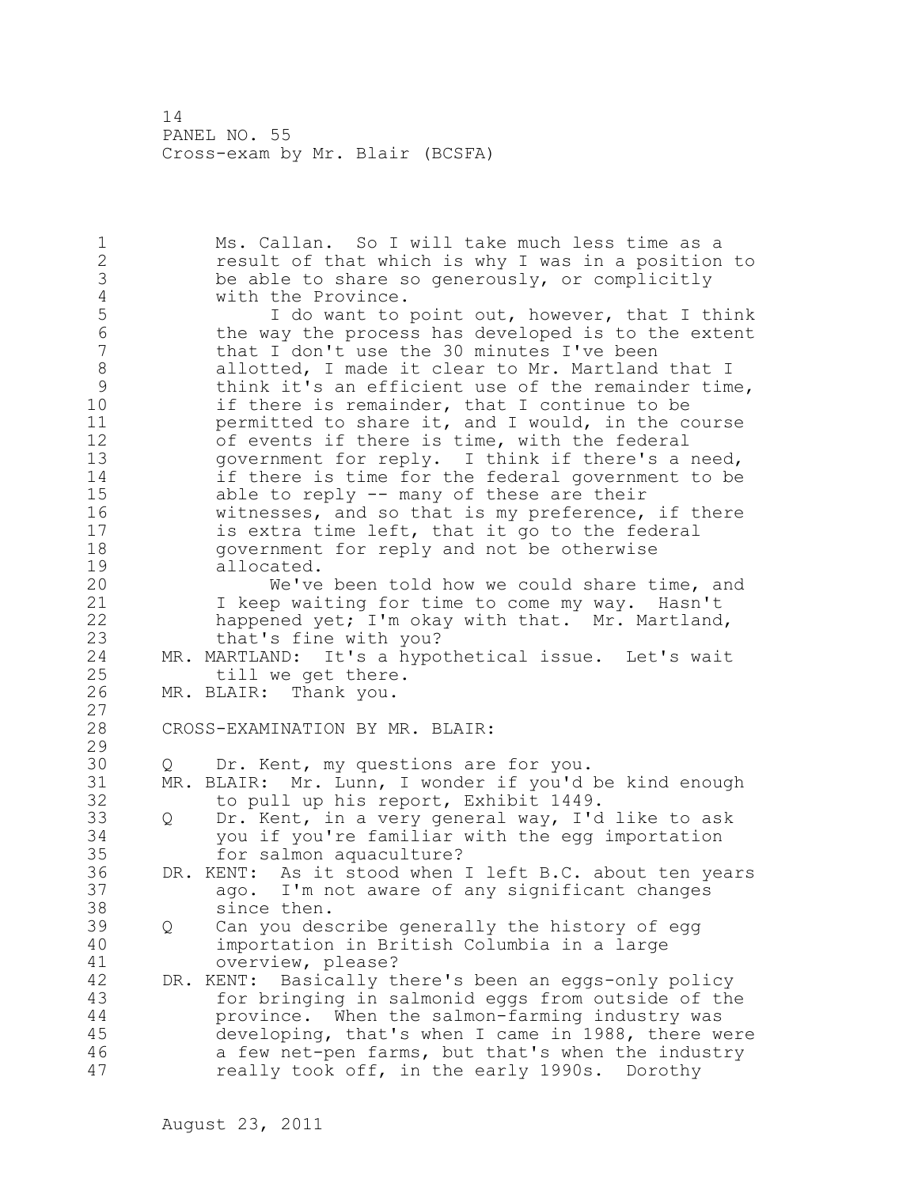Ms. Callan. So I will take much less time as a result of that which is why I was in a position to be able to share so generously, or complicitly with the Province.

I do want to point out, however, that I think the way the process has developed is to the extent that I don't use the 30 minutes I've been allotted, I made it clear to Mr. Martland that I think it's an efficient use of the remainder time, if there is remainder, that I continue to be permitted to share it, and I would, in the course of events if there is time, with the federal government for reply. I think if there's a need, if there is time for the federal government to be able to reply -- many of these are their witnesses, and so that is my preference, if there is extra time left, that it go to the federal government for reply and not be otherwise allocated.

We've been told how we could share time, and I keep waiting for time to come my way. Hasn't happened yet; I'm okay with that. Mr. Martland, that's fine with you?

MR. MARTLAND: It's a hypothetical issue. Let's wait till we get there.

MR. BLAIR: Thank you.

CROSS-EXAMINATION BY MR. BLAIR:

Q Dr. Kent, my questions are for you.

MR. BLAIR: Mr. Lunn, I wonder if you'd be kind enough to pull up his report, Exhibit 1449.

Q Dr. Kent, in a very general way, I'd like to ask you if you're familiar with the egg importation for salmon aquaculture?

DR. KENT: As it stood when I left B.C. about ten years ago. I'm not aware of any significant changes since then.

Q Can you describe generally the history of egg importation in British Columbia in a large overview, please?

DR. KENT: Basically there's been an eggs-only policy for bringing in salmonid eggs from outside of the province. When the salmon-farming industry was developing, that's when I came in 1988, there were a few net-pen farms, but that's when the industry really took off, in the early 1990s. Dorothy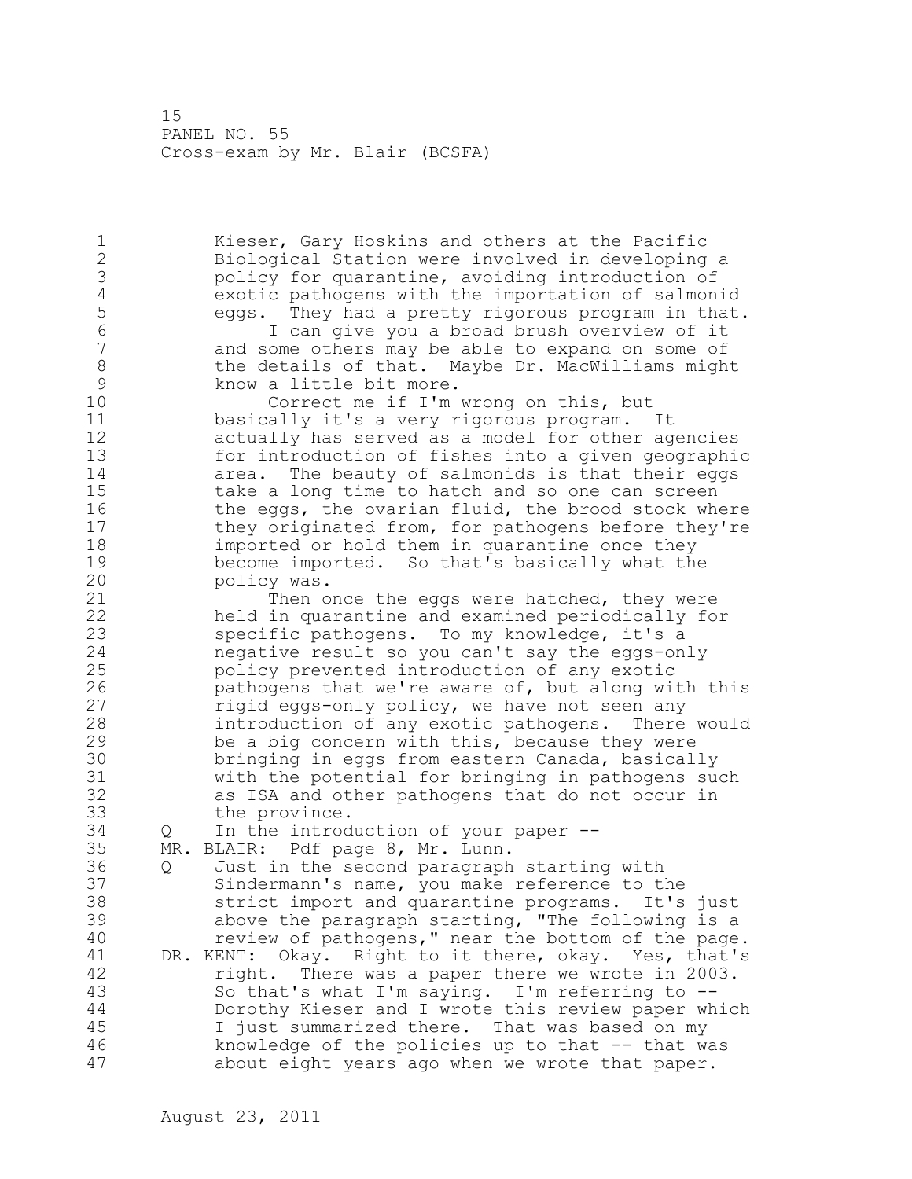Kieser, Gary Hoskins and others at the Pacific Biological Station were involved in developing a policy for quarantine, avoiding introduction of exotic pathogens with the importation of salmonid eggs. They had a pretty rigorous program in that.

I can give you a broad brush overview of it and some others may be able to expand on some of the details of that. Maybe Dr. MacWilliams might know a little bit more.

Correct me if I'm wrong on this, but basically it's a very rigorous program. It actually has served as a model for other agencies for introduction of fishes into a given geographic area. The beauty of salmonids is that their eggs take a long time to hatch and so one can screen the eggs, the ovarian fluid, the brood stock where they originated from, for pathogens before they're imported or hold them in quarantine once they become imported. So that's basically what the policy was.

Then once the eggs were hatched, they were held in quarantine and examined periodically for specific pathogens. To my knowledge, it's a negative result so you can't say the eggs-only policy prevented introduction of any exotic pathogens that we're aware of, but along with this rigid eggs-only policy, we have not seen any introduction of any exotic pathogens. There would be a big concern with this, because they were bringing in eggs from eastern Canada, basically with the potential for bringing in pathogens such as ISA and other pathogens that do not occur in the province.

Q In the introduction of your paper --

MR. BLAIR: Pdf page 8, Mr. Lunn.

Q Just in the second paragraph starting with Sindermann's name, you make reference to the strict import and quarantine programs. It's just above the paragraph starting, "The following is a review of pathogens," near the bottom of the page.

DR. KENT: Okay. Right to it there, okay. Yes, that's right. There was a paper there we wrote in 2003. So that's what I'm saying. I'm referring to -- Dorothy Kieser and I wrote this review paper which I just summarized there. That was based on my knowledge of the policies up to that -- that was about eight years ago when we wrote that paper.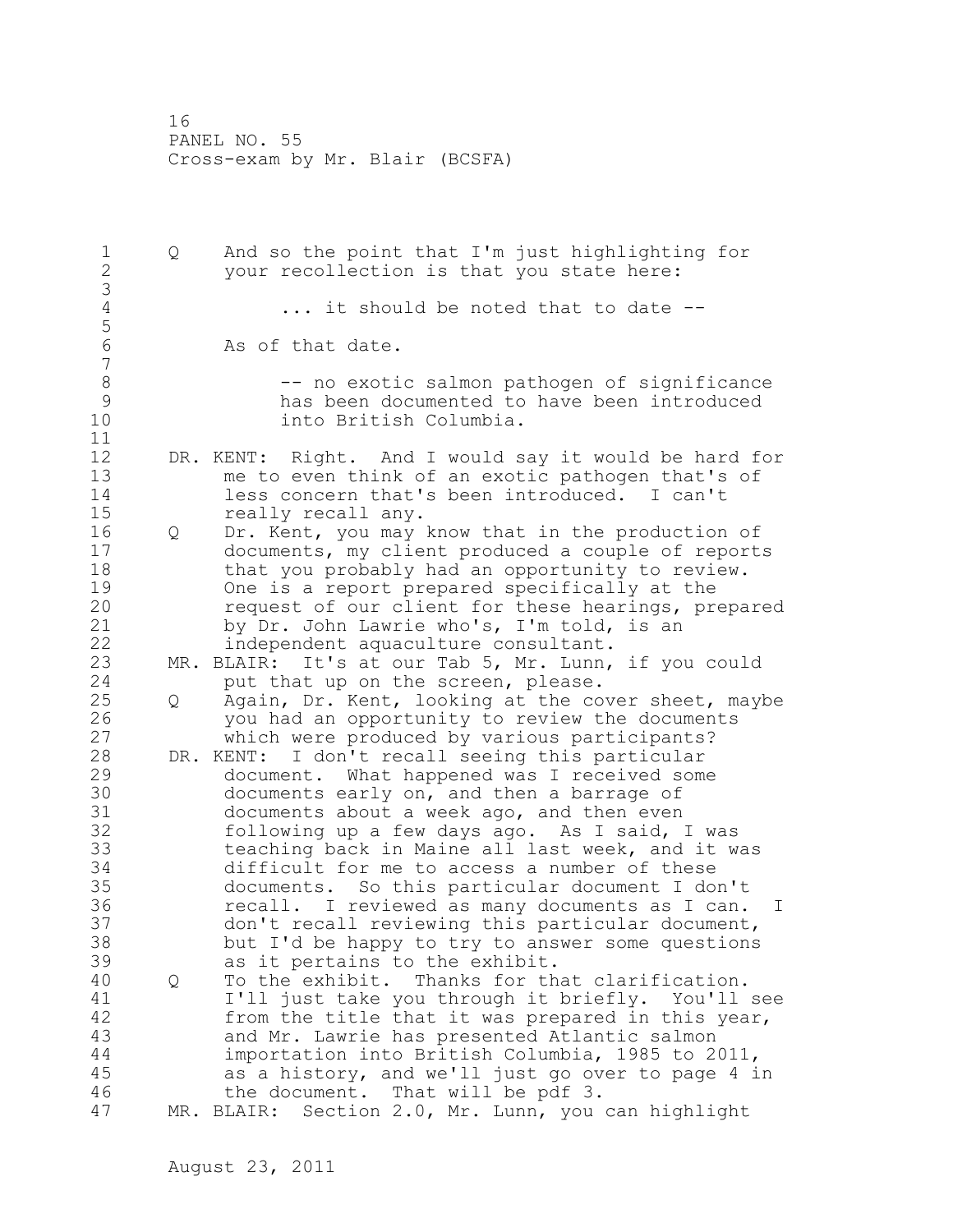Q And so the point that I'm just highlighting for your recollection is that you state here:

> ... it should be noted that to date --

As of that date.

> -- no exotic salmon pathogen of significance has been documented to have been introduced into British Columbia.

DR. KENT: Right. And I would say it would be hard for me to even think of an exotic pathogen that's of less concern that's been introduced. I can't really recall any.

Q Dr. Kent, you may know that in the production of documents, my client produced a couple of reports that you probably had an opportunity to review. One is a report prepared specifically at the request of our client for these hearings, prepared by Dr. John Lawrie who's, I'm told, is an independent aquaculture consultant.

MR. BLAIR: It's at our Tab 5, Mr. Lunn, if you could put that up on the screen, please.

Q Again, Dr. Kent, looking at the cover sheet, maybe you had an opportunity to review the documents which were produced by various participants?

DR. KENT: I don't recall seeing this particular document. What happened was I received some documents early on, and then a barrage of documents about a week ago, and then even following up a few days ago. As I said, I was teaching back in Maine all last week, and it was difficult for me to access a number of these documents. So this particular document I don't recall. I reviewed as many documents as I can. I don't recall reviewing this particular document, but I'd be happy to try to answer some questions as it pertains to the exhibit.

Q To the exhibit. Thanks for that clarification. I'll just take you through it briefly. You'll see from the title that it was prepared in this year, and Mr. Lawrie has presented Atlantic salmon importation into British Columbia, 1985 to 2011, as a history, and we'll just go over to page 4 in the document. That will be pdf 3.

MR. BLAIR: Section 2.0, Mr. Lunn, you can highlight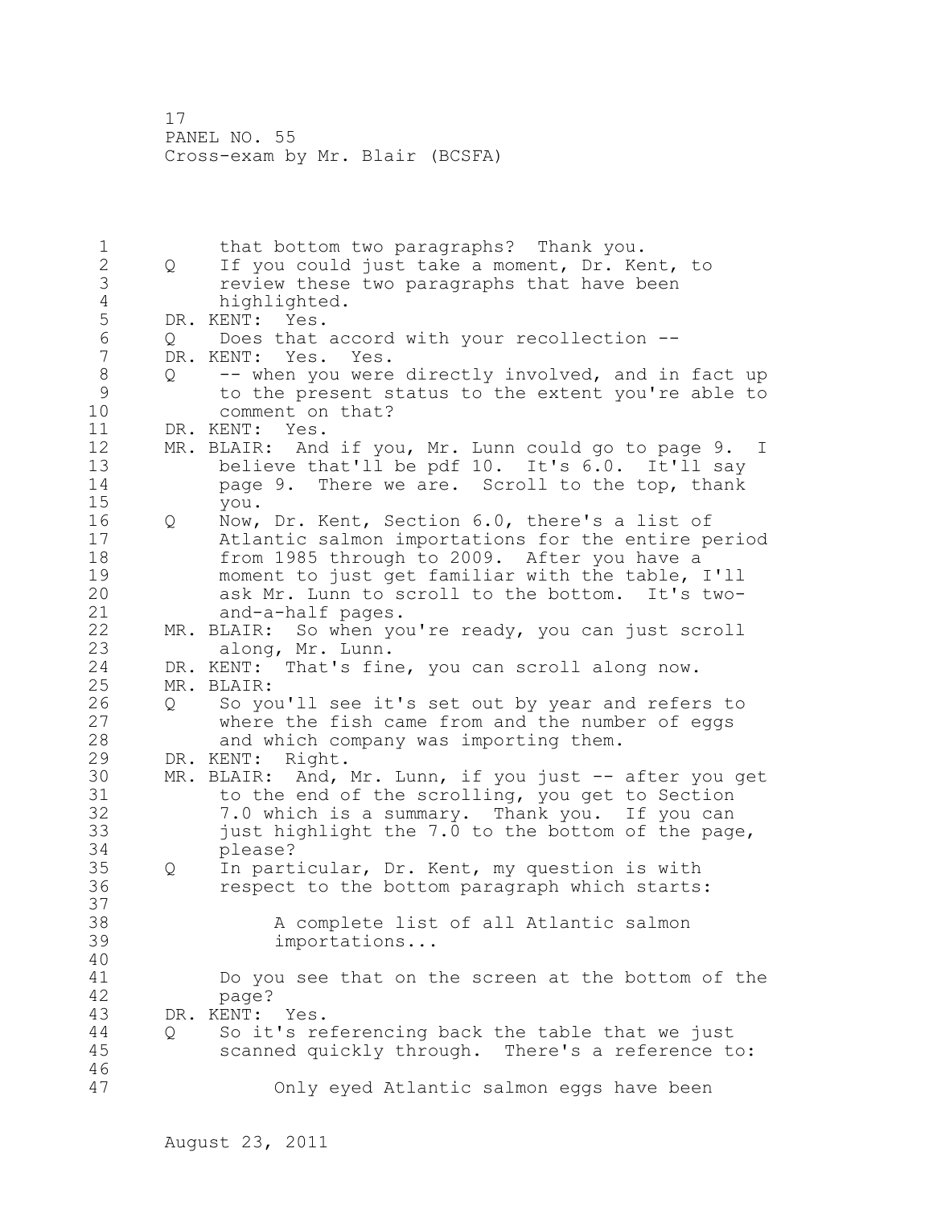that bottom two paragraphs? Thank you.

Q If you could just take a moment, Dr. Kent, to review these two paragraphs that have been highlighted.

DR. KENT: Yes.

Q Does that accord with your recollection --

DR. KENT: Yes. Yes.

Q -- when you were directly involved, and in fact up to the present status to the extent you're able to comment on that?

DR. KENT: Yes.

MR. BLAIR: And if you, Mr. Lunn could go to page 9. I believe that'll be pdf 10. It's 6.0. It'll say page 9. There we are. Scroll to the top, thank you.

Q Now, Dr. Kent, Section 6.0, there's a list of Atlantic salmon importations for the entire period from 1985 through to 2009. After you have a moment to just get familiar with the table, I'll ask Mr. Lunn to scroll to the bottom. It's two-and-a-half pages.

MR. BLAIR: So when you're ready, you can just scroll along, Mr. Lunn.

DR. KENT: That's fine, you can scroll along now.

MR. BLAIR:

Q So you'll see it's set out by year and refers to where the fish came from and the number of eggs and which company was importing them.

DR. KENT: Right.

MR. BLAIR: And, Mr. Lunn, if you just -- after you get to the end of the scrolling, you get to Section 7.0 which is a summary. Thank you. If you can just highlight the 7.0 to the bottom of the page, please?

Q In particular, Dr. Kent, my question is with respect to the bottom paragraph which starts:

> A complete list of all Atlantic salmon importations...

Do you see that on the screen at the bottom of the page?

DR. KENT: Yes.

Q So it's referencing back the table that we just scanned quickly through. There's a reference to:

> Only eyed Atlantic salmon eggs have been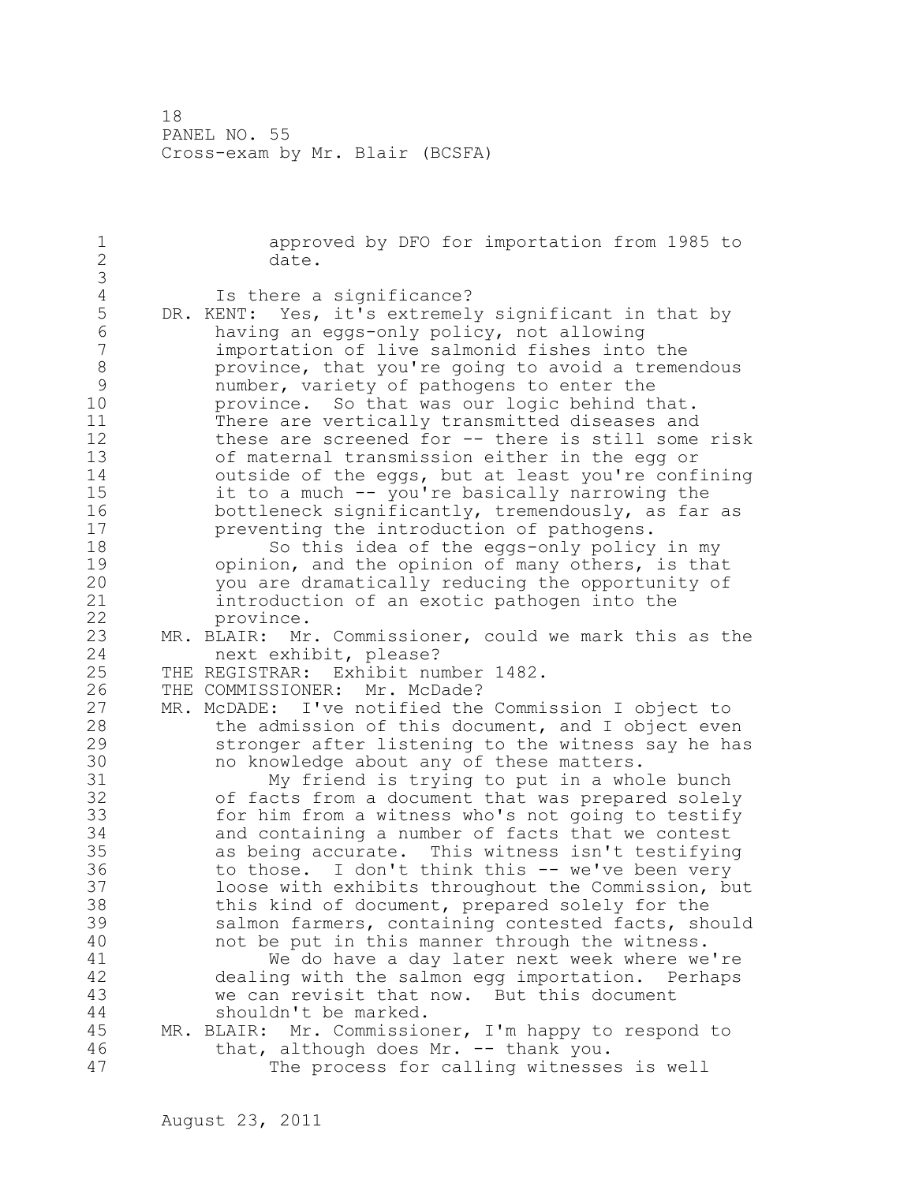approved by DFO for importation from 1985 to date.

Is there a significance?

DR. KENT: Yes, it's extremely significant in that by having an eggs-only policy, not allowing importation of live salmonid fishes into the province, that you're going to avoid a tremendous number, variety of pathogens to enter the province. So that was our logic behind that. There are vertically transmitted diseases and these are screened for -- there is still some risk of maternal transmission either in the egg or outside of the eggs, but at least you're confining it to a much -- you're basically narrowing the bottleneck significantly, tremendously, as far as preventing the introduction of pathogens.

So this idea of the eggs-only policy in my opinion, and the opinion of many others, is that you are dramatically reducing the opportunity of introduction of an exotic pathogen into the province.

MR. BLAIR: Mr. Commissioner, could we mark this as the next exhibit, please?

THE REGISTRAR: Exhibit number 1482.

THE COMMISSIONER: Mr. McDade?

MR. McDADE: I've notified the Commission I object to the admission of this document, and I object even stronger after listening to the witness say he has no knowledge about any of these matters.

My friend is trying to put in a whole bunch of facts from a document that was prepared solely for him from a witness who's not going to testify and containing a number of facts that we contest as being accurate. This witness isn't testifying to those. I don't think this -- we've been very loose with exhibits throughout the Commission, but this kind of document, prepared solely for the salmon farmers, containing contested facts, should not be put in this manner through the witness.

We do have a day later next week where we're dealing with the salmon egg importation. Perhaps we can revisit that now. But this document shouldn't be marked.

MR. BLAIR: Mr. Commissioner, I'm happy to respond to that, although does Mr. -- thank you.

The process for calling witnesses is well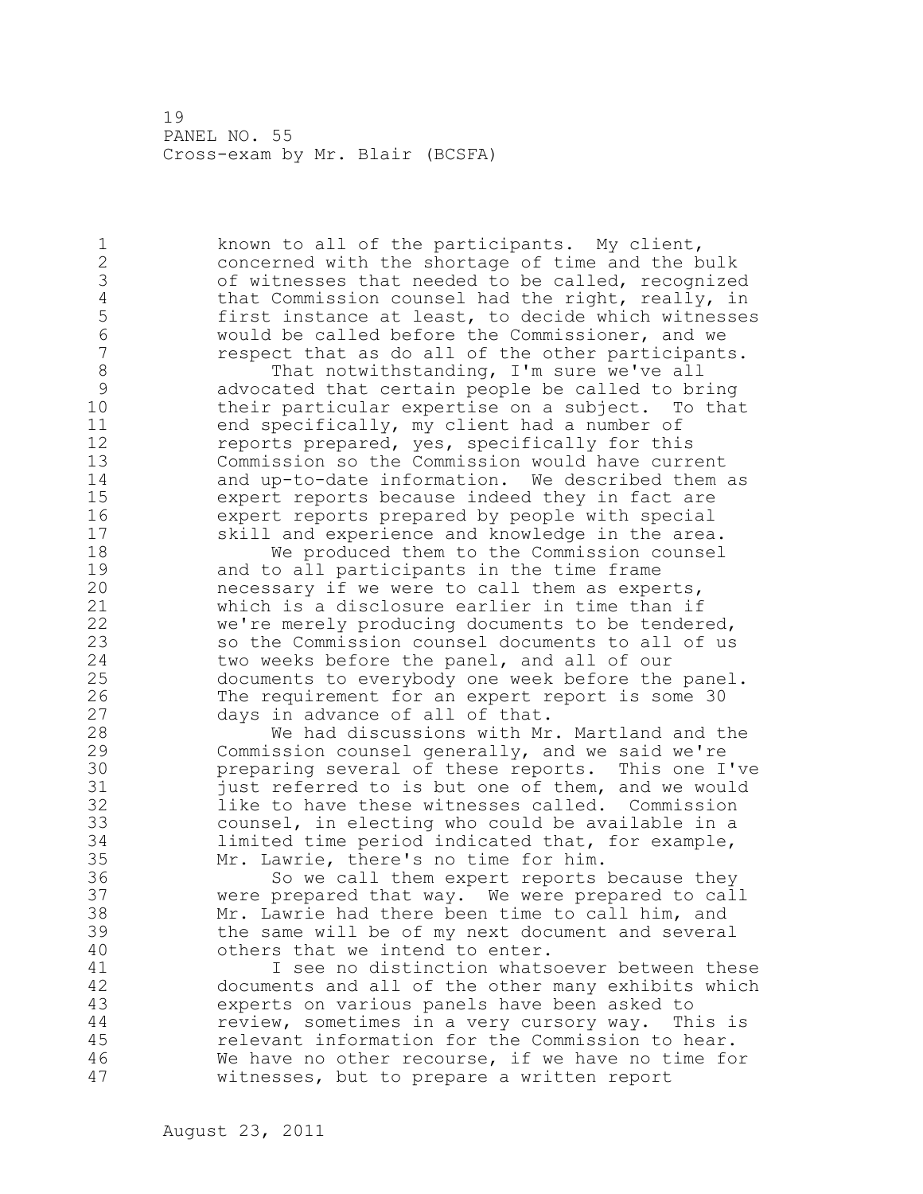known to all of the participants. My client, concerned with the shortage of time and the bulk of witnesses that needed to be called, recognized that Commission counsel had the right, really, in first instance at least, to decide which witnesses would be called before the Commissioner, and we respect that as do all of the other participants.

That notwithstanding, I'm sure we've all advocated that certain people be called to bring their particular expertise on a subject. To that end specifically, my client had a number of reports prepared, yes, specifically for this Commission so the Commission would have current and up-to-date information. We described them as expert reports because indeed they in fact are expert reports prepared by people with special skill and experience and knowledge in the area.

We produced them to the Commission counsel and to all participants in the time frame necessary if we were to call them as experts, which is a disclosure earlier in time than if we're merely producing documents to be tendered, so the Commission counsel documents to all of us two weeks before the panel, and all of our documents to everybody one week before the panel. The requirement for an expert report is some 30 days in advance of all of that.

We had discussions with Mr. Martland and the Commission counsel generally, and we said we're preparing several of these reports. This one I've just referred to is but one of them, and we would like to have these witnesses called. Commission counsel, in electing who could be available in a limited time period indicated that, for example, Mr. Lawrie, there's no time for him.

So we call them expert reports because they were prepared that way. We were prepared to call Mr. Lawrie had there been time to call him, and the same will be of my next document and several others that we intend to enter.

I see no distinction whatsoever between these documents and all of the other many exhibits which experts on various panels have been asked to review, sometimes in a very cursory way. This is relevant information for the Commission to hear. We have no other recourse, if we have no time for witnesses, but to prepare a written report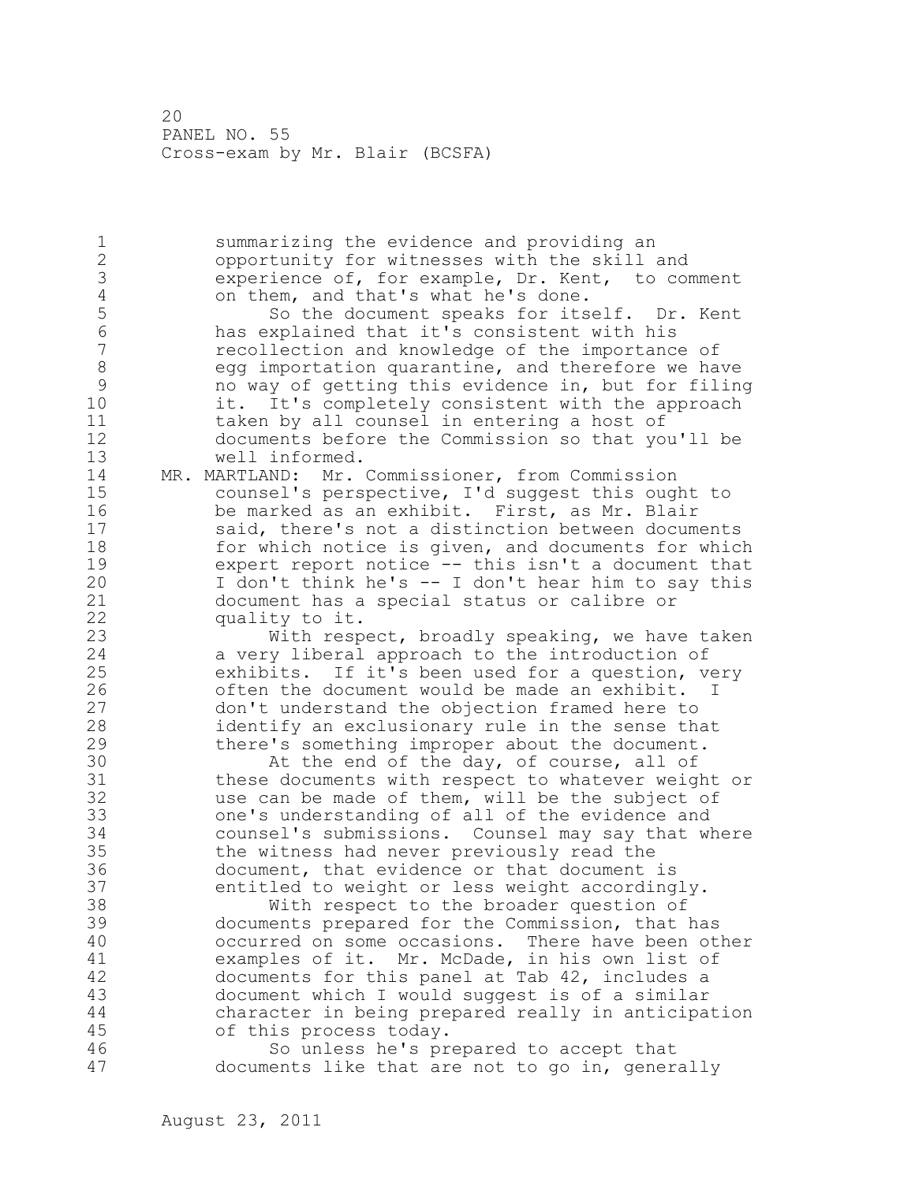summarizing the evidence and providing an opportunity for witnesses with the skill and experience of, for example, Dr. Kent, to comment on them, and that's what he's done.

So the document speaks for itself. Dr. Kent has explained that it's consistent with his recollection and knowledge of the importance of egg importation quarantine, and therefore we have no way of getting this evidence in, but for filing it. It's completely consistent with the approach taken by all counsel in entering a host of documents before the Commission so that you'll be well informed.

MR. MARTLAND: Mr. Commissioner, from Commission counsel's perspective, I'd suggest this ought to be marked as an exhibit. First, as Mr. Blair said, there's not a distinction between documents for which notice is given, and documents for which expert report notice -- this isn't a document that I don't think he's -- I don't hear him to say this document has a special status or calibre or quality to it.

With respect, broadly speaking, we have taken a very liberal approach to the introduction of exhibits. If it's been used for a question, very often the document would be made an exhibit. I don't understand the objection framed here to identify an exclusionary rule in the sense that there's something improper about the document.

At the end of the day, of course, all of these documents with respect to whatever weight or use can be made of them, will be the subject of one's understanding of all of the evidence and counsel's submissions. Counsel may say that where the witness had never previously read the document, that evidence or that document is entitled to weight or less weight accordingly.

With respect to the broader question of documents prepared for the Commission, that has occurred on some occasions. There have been other examples of it. Mr. McDade, in his own list of documents for this panel at Tab 42, includes a document which I would suggest is of a similar character in being prepared really in anticipation of this process today.

So unless he's prepared to accept that documents like that are not to go in, generally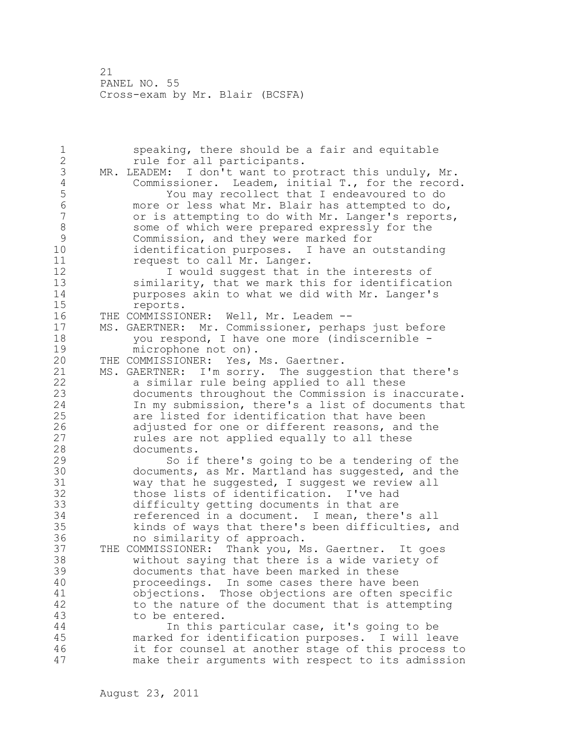speaking, there should be a fair and equitable rule for all participants.

MR. LEADEM: I don't want to protract this unduly, Mr. Commissioner. Leadem, initial T., for the record.

You may recollect that I endeavoured to do more or less what Mr. Blair has attempted to do, or is attempting to do with Mr. Langer's reports, some of which were prepared expressly for the Commission, and they were marked for identification purposes. I have an outstanding request to call Mr. Langer.

I would suggest that in the interests of similarity, that we mark this for identification purposes akin to what we did with Mr. Langer's reports.

THE COMMISSIONER: Well, Mr. Leadem --

MS. GAERTNER: Mr. Commissioner, perhaps just before you respond, I have one more (indiscernible - microphone not on).

THE COMMISSIONER: Yes, Ms. Gaertner.

MS. GAERTNER: I'm sorry. The suggestion that there's a similar rule being applied to all these documents throughout the Commission is inaccurate. In my submission, there's a list of documents that are listed for identification that have been adjusted for one or different reasons, and the rules are not applied equally to all these documents.

So if there's going to be a tendering of the documents, as Mr. Martland has suggested, and the way that he suggested, I suggest we review all those lists of identification. I've had difficulty getting documents in that are referenced in a document. I mean, there's all kinds of ways that there's been difficulties, and no similarity of approach.

THE COMMISSIONER: Thank you, Ms. Gaertner. It goes without saying that there is a wide variety of documents that have been marked in these proceedings. In some cases there have been objections. Those objections are often specific to the nature of the document that is attempting to be entered.

In this particular case, it's going to be marked for identification purposes. I will leave it for counsel at another stage of this process to make their arguments with respect to its admission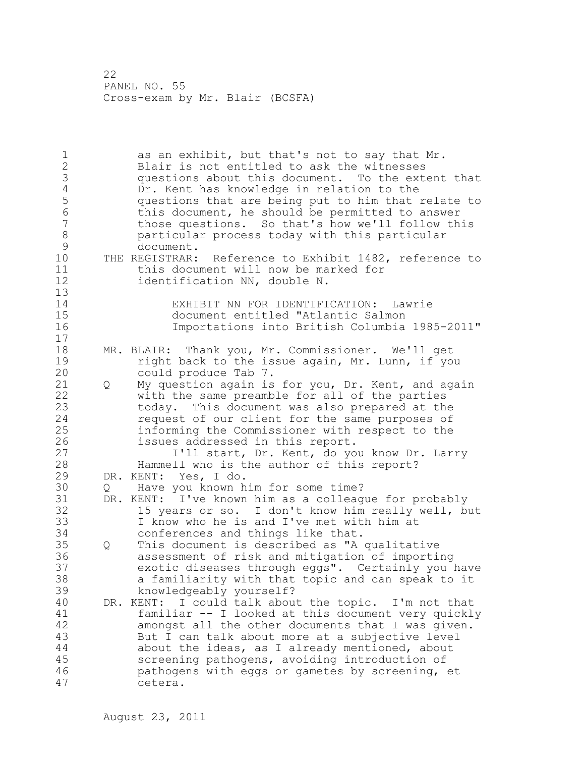as an exhibit, but that's not to say that Mr. Blair is not entitled to ask the witnesses questions about this document. To the extent that Dr. Kent has knowledge in relation to the questions that are being put to him that relate to this document, he should be permitted to answer those questions. So that's how we'll follow this particular process today with this particular document.

THE REGISTRAR: Reference to Exhibit 1482, reference to this document will now be marked for identification NN, double N.

> EXHIBIT NN FOR IDENTIFICATION: Lawrie document entitled "Atlantic Salmon Importations into British Columbia 1985-2011"

MR. BLAIR: Thank you, Mr. Commissioner. We'll get right back to the issue again, Mr. Lunn, if you could produce Tab 7.

Q My question again is for you, Dr. Kent, and again with the same preamble for all of the parties today. This document was also prepared at the request of our client for the same purposes of informing the Commissioner with respect to the issues addressed in this report.

I'll start, Dr. Kent, do you know Dr. Larry Hammell who is the author of this report?

DR. KENT: Yes, I do.

Q Have you known him for some time?

DR. KENT: I've known him as a colleague for probably 15 years or so. I don't know him really well, but I know who he is and I've met with him at conferences and things like that.

Q This document is described as "A qualitative assessment of risk and mitigation of importing exotic diseases through eggs". Certainly you have a familiarity with that topic and can speak to it knowledgeably yourself?

DR. KENT: I could talk about the topic. I'm not that familiar -- I looked at this document very quickly amongst all the other documents that I was given. But I can talk about more at a subjective level about the ideas, as I already mentioned, about screening pathogens, avoiding introduction of pathogens with eggs or gametes by screening, et cetera.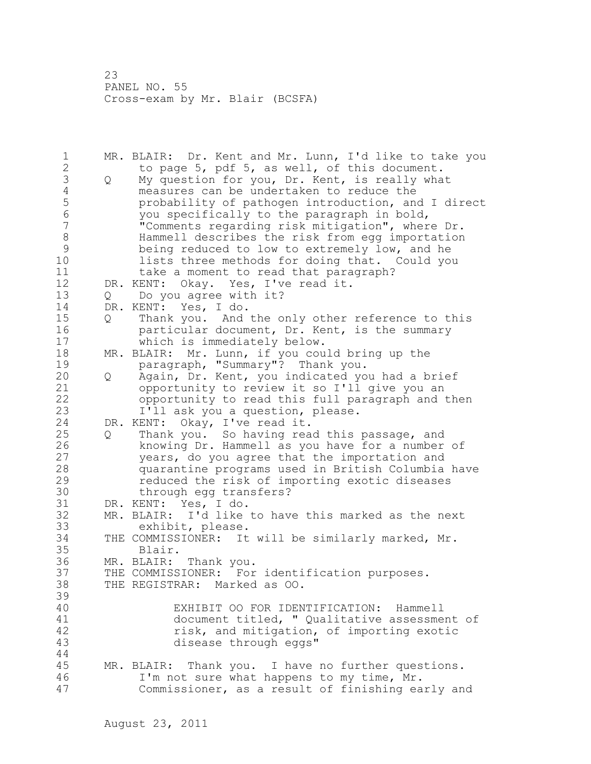MR. BLAIR: Dr. Kent and Mr. Lunn, I'd like to take you to page 5, pdf 5, as well, of this document.

Q My question for you, Dr. Kent, is really what measures can be undertaken to reduce the probability of pathogen introduction, and I direct you specifically to the paragraph in bold, "Comments regarding risk mitigation", where Dr. Hammell describes the risk from egg importation being reduced to low to extremely low, and he lists three methods for doing that. Could you take a moment to read that paragraph?

DR. KENT: Okay. Yes, I've read it.

Q Do you agree with it?

DR. KENT: Yes, I do.

Q Thank you. And the only other reference to this particular document, Dr. Kent, is the summary which is immediately below.

MR. BLAIR: Mr. Lunn, if you could bring up the paragraph, "Summary"? Thank you.

Q Again, Dr. Kent, you indicated you had a brief opportunity to review it so I'll give you an opportunity to read this full paragraph and then I'll ask you a question, please.

DR. KENT: Okay, I've read it.

Q Thank you. So having read this passage, and knowing Dr. Hammell as you have for a number of years, do you agree that the importation and quarantine programs used in British Columbia have reduced the risk of importing exotic diseases through egg transfers?

DR. KENT: Yes, I do.

MR. BLAIR: I'd like to have this marked as the next exhibit, please.

THE COMMISSIONER: It will be similarly marked, Mr. Blair.

MR. BLAIR: Thank you.

THE COMMISSIONER: For identification purposes.

THE REGISTRAR: Marked as OO.

EXHIBIT OO FOR IDENTIFICATION: Hammell document titled, " Qualitative assessment of risk, and mitigation, of importing exotic disease through eggs"

MR. BLAIR: Thank you. I have no further questions. I'm not sure what happens to my time, Mr. Commissioner, as a result of finishing early and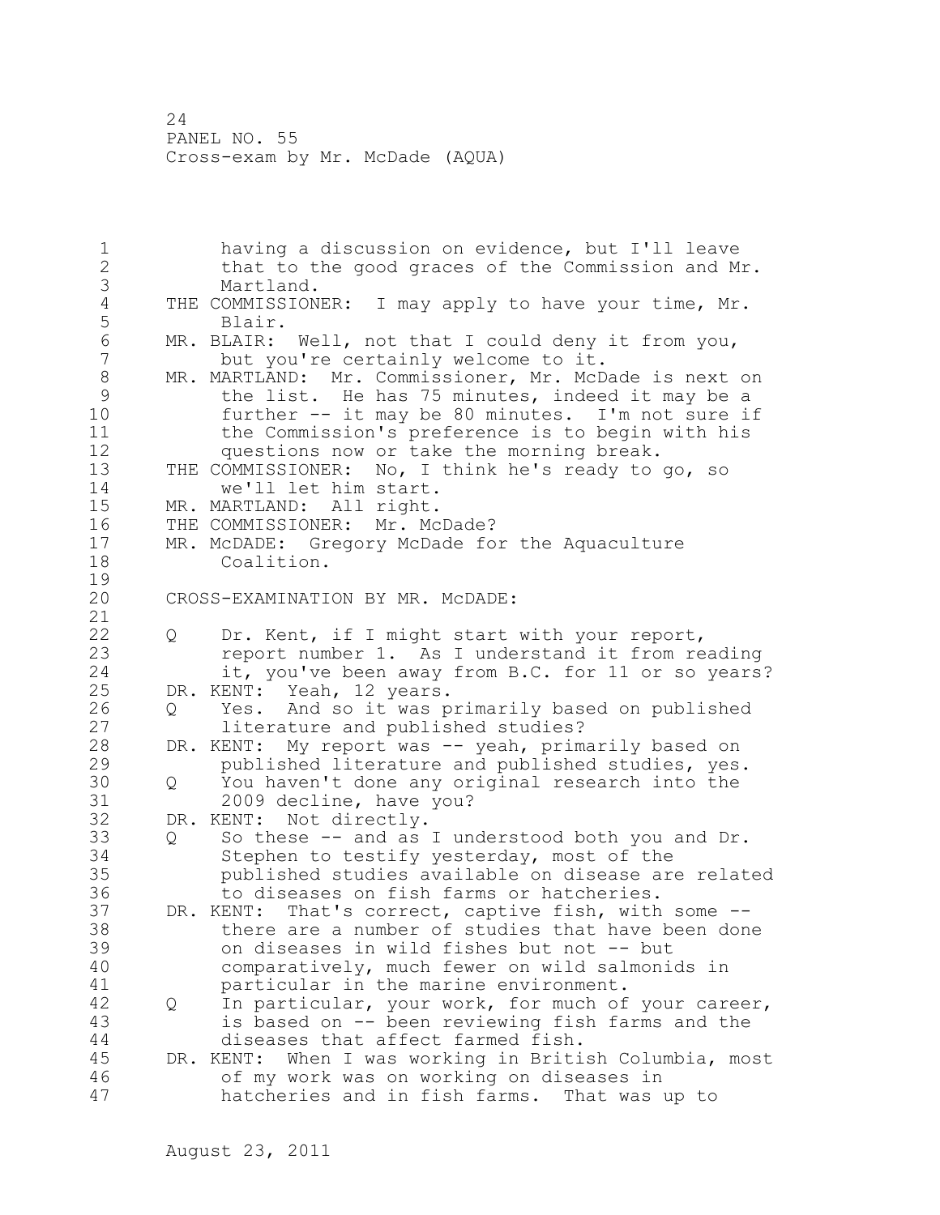having a discussion on evidence, but I'll leave that to the good graces of the Commission and Mr. Martland.

THE COMMISSIONER: I may apply to have your time, Mr. Blair.

MR. BLAIR: Well, not that I could deny it from you, but you're certainly welcome to it.

MR. MARTLAND: Mr. Commissioner, Mr. McDade is next on the list. He has 75 minutes, indeed it may be a further -- it may be 80 minutes. I'm not sure if the Commission's preference is to begin with his questions now or take the morning break.

THE COMMISSIONER: No, I think he's ready to go, so we'll let him start.

MR. MARTLAND: All right.

THE COMMISSIONER: Mr. McDade?

MR. McDADE: Gregory McDade for the Aquaculture Coalition.

CROSS-EXAMINATION BY MR. McDADE:

Q Dr. Kent, if I might start with your report, report number 1. As I understand it from reading it, you've been away from B.C. for 11 or so years?

DR. KENT: Yeah, 12 years.

Q Yes. And so it was primarily based on published literature and published studies?

DR. KENT: My report was -- yeah, primarily based on published literature and published studies, yes.

Q You haven't done any original research into the 2009 decline, have you?

DR. KENT: Not directly.

Q So these -- and as I understood both you and Dr. Stephen to testify yesterday, most of the published studies available on disease are related to diseases on fish farms or hatcheries.

DR. KENT: That's correct, captive fish, with some -- there are a number of studies that have been done on diseases in wild fishes but not -- but comparatively, much fewer on wild salmonids in particular in the marine environment.

Q In particular, your work, for much of your career, is based on -- been reviewing fish farms and the diseases that affect farmed fish.

DR. KENT: When I was working in British Columbia, most of my work was on working on diseases in hatcheries and in fish farms. That was up to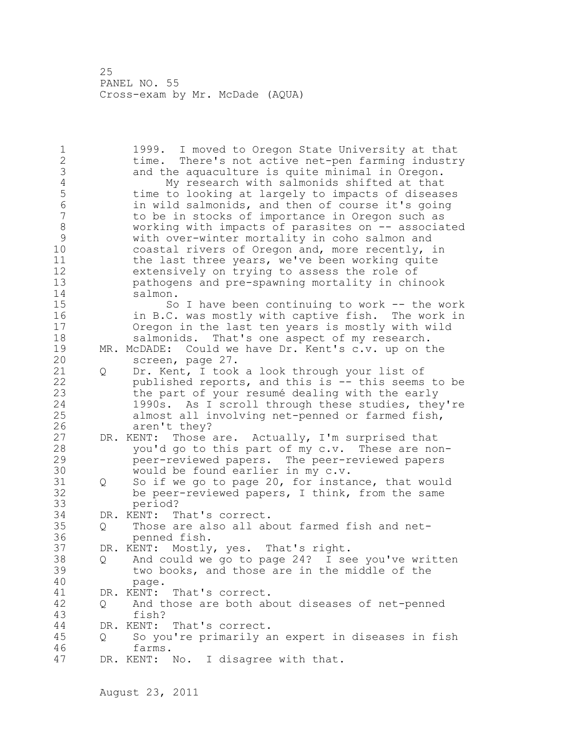1999. I moved to Oregon State University at that time. There's not active net-pen farming industry and the aquaculture is quite minimal in Oregon.

My research with salmonids shifted at that time to looking at largely to impacts of diseases in wild salmonids, and then of course it's going to be in stocks of importance in Oregon such as working with impacts of parasites on -- associated with over-winter mortality in coho salmon and coastal rivers of Oregon and, more recently, in the last three years, we've been working quite extensively on trying to assess the role of pathogens and pre-spawning mortality in chinook salmon.

So I have been continuing to work -- the work in B.C. was mostly with captive fish. The work in Oregon in the last ten years is mostly with wild salmonids. That's one aspect of my research.

MR. McDADE: Could we have Dr. Kent's c.v. up on the screen, page 27.

Q Dr. Kent, I took a look through your list of published reports, and this is -- this seems to be the part of your resumé dealing with the early 1990s. As I scroll through these studies, they're almost all involving net-penned or farmed fish, aren't they?

DR. KENT: Those are. Actually, I'm surprised that you'd go to this part of my c.v. These are non-peer-reviewed papers. The peer-reviewed papers would be found earlier in my c.v.

Q So if we go to page 20, for instance, that would be peer-reviewed papers, I think, from the same period?

DR. KENT: That's correct.

Q Those are also all about farmed fish and net-penned fish.

DR. KENT: Mostly, yes. That's right.

Q And could we go to page 24? I see you've written two books, and those are in the middle of the page.

DR. KENT: That's correct.

Q And those are both about diseases of net-penned fish?

DR. KENT: That's correct.

Q So you're primarily an expert in diseases in fish farms.

DR. KENT: No. I disagree with that.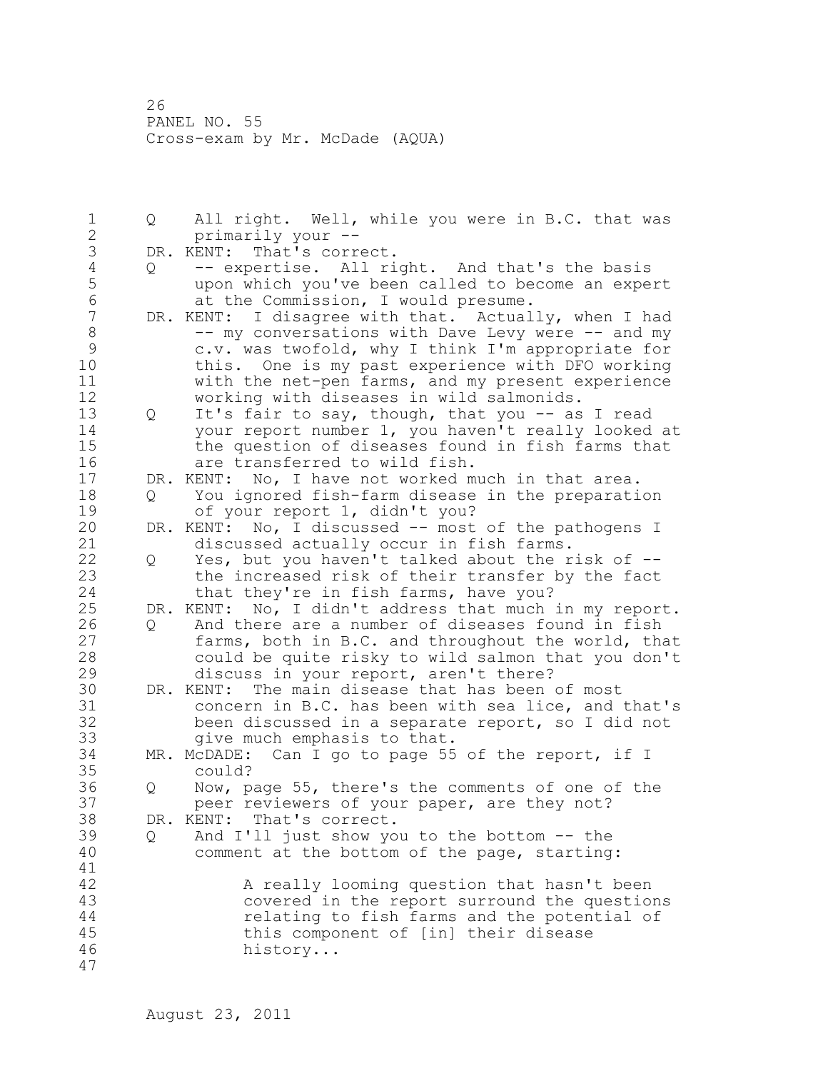Q All right. Well, while you were in B.C. that was primarily your --

DR. KENT: That's correct.

Q -- expertise. All right. And that's the basis upon which you've been called to become an expert at the Commission, I would presume.

DR. KENT: I disagree with that. Actually, when I had -- my conversations with Dave Levy were -- and my c.v. was twofold, why I think I'm appropriate for this. One is my past experience with DFO working with the net-pen farms, and my present experience working with diseases in wild salmonids.

Q It's fair to say, though, that you -- as I read your report number 1, you haven't really looked at the question of diseases found in fish farms that are transferred to wild fish.

DR. KENT: No, I have not worked much in that area.

Q You ignored fish-farm disease in the preparation of your report 1, didn't you?

DR. KENT: No, I discussed -- most of the pathogens I discussed actually occur in fish farms.

Q Yes, but you haven't talked about the risk of -- the increased risk of their transfer by the fact that they're in fish farms, have you?

DR. KENT: No, I didn't address that much in my report.

Q And there are a number of diseases found in fish farms, both in B.C. and throughout the world, that could be quite risky to wild salmon that you don't discuss in your report, aren't there?

DR. KENT: The main disease that has been of most concern in B.C. has been with sea lice, and that's been discussed in a separate report, so I did not give much emphasis to that.

MR. McDADE: Can I go to page 55 of the report, if I could?

Q Now, page 55, there's the comments of one of the peer reviewers of your paper, are they not?

DR. KENT: That's correct.

Q And I'll just show you to the bottom -- the comment at the bottom of the page, starting:

> A really looming question that hasn't been covered in the report surround the questions relating to fish farms and the potential of this component of [in] their disease history...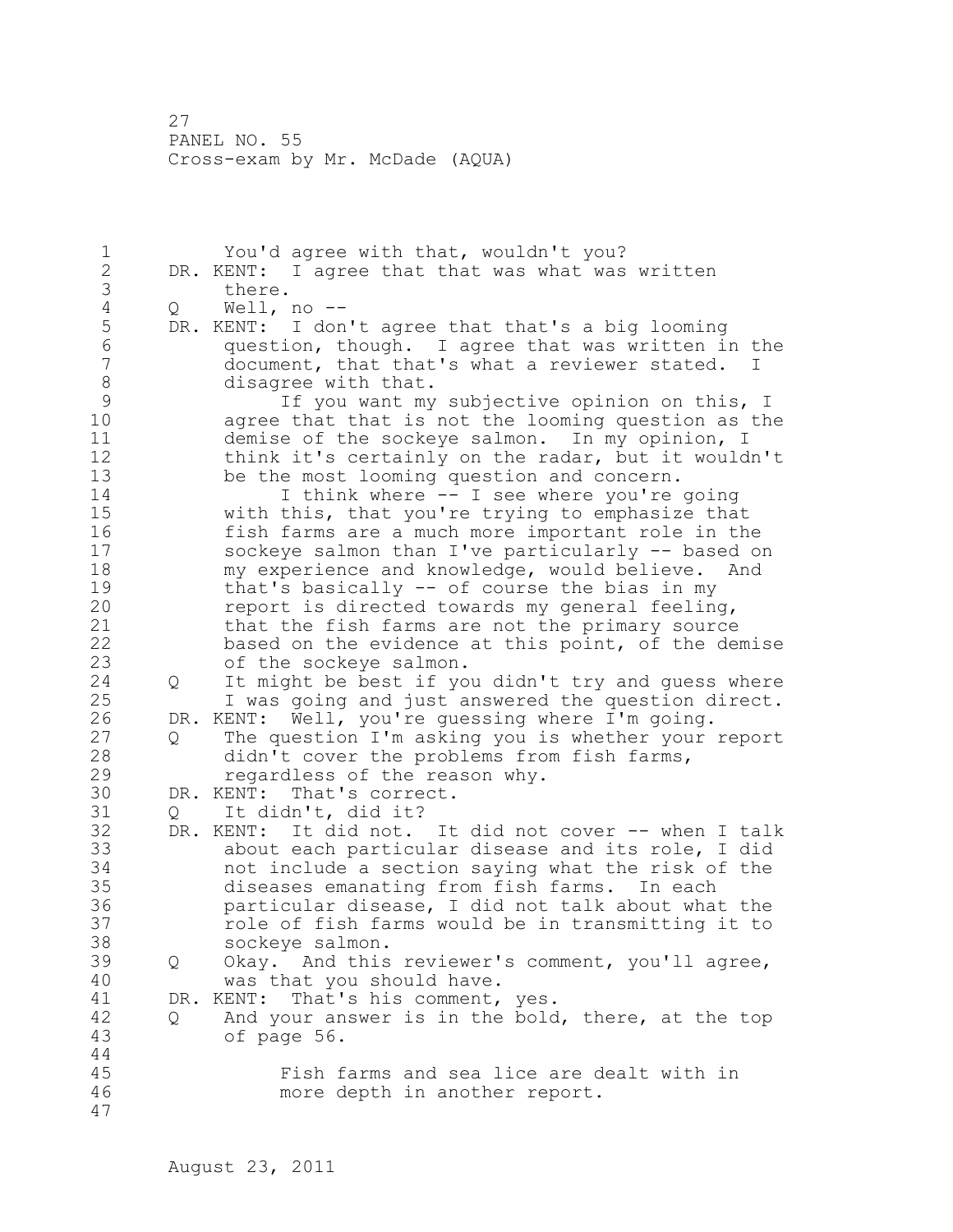You'd agree with that, wouldn't you?

DR. KENT: I agree that that was what was written there.

Q Well, no --

DR. KENT: I don't agree that that's a big looming question, though. I agree that was written in the document, that that's what a reviewer stated. I disagree with that.

If you want my subjective opinion on this, I agree that that is not the looming question as the demise of the sockeye salmon. In my opinion, I think it's certainly on the radar, but it wouldn't be the most looming question and concern.

I think where -- I see where you're going with this, that you're trying to emphasize that fish farms are a much more important role in the sockeye salmon than I've particularly -- based on my experience and knowledge, would believe. And that's basically -- of course the bias in my report is directed towards my general feeling, that the fish farms are not the primary source based on the evidence at this point, of the demise of the sockeye salmon.

Q It might be best if you didn't try and guess where I was going and just answered the question direct.

DR. KENT: Well, you're guessing where I'm going.

Q The question I'm asking you is whether your report didn't cover the problems from fish farms, regardless of the reason why.

DR. KENT: That's correct.

Q It didn't, did it?

DR. KENT: It did not. It did not cover -- when I talk about each particular disease and its role, I did not include a section saying what the risk of the diseases emanating from fish farms. In each particular disease, I did not talk about what the role of fish farms would be in transmitting it to sockeye salmon.

Q Okay. And this reviewer's comment, you'll agree, was that you should have.

DR. KENT: That's his comment, yes.

Q And your answer is in the bold, there, at the top of page 56.

> Fish farms and sea lice are dealt with in more depth in another report.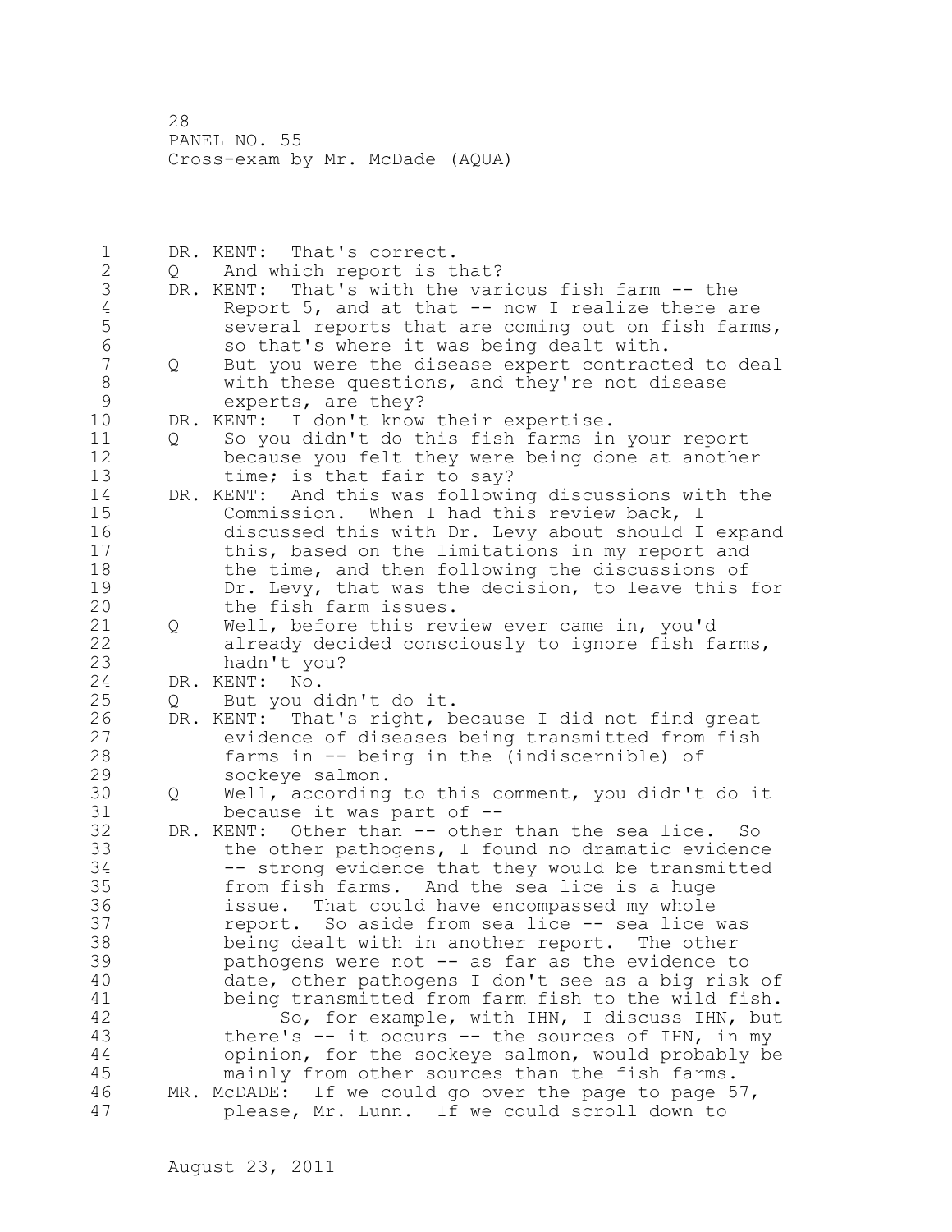DR. KENT: That's correct.

Q And which report is that?

DR. KENT: That's with the various fish farm -- the Report 5, and at that -- now I realize there are several reports that are coming out on fish farms, so that's where it was being dealt with.

Q But you were the disease expert contracted to deal with these questions, and they're not disease experts, are they?

DR. KENT: I don't know their expertise.

Q So you didn't do this fish farms in your report because you felt they were being done at another time; is that fair to say?

DR. KENT: And this was following discussions with the Commission. When I had this review back, I discussed this with Dr. Levy about should I expand this, based on the limitations in my report and the time, and then following the discussions of Dr. Levy, that was the decision, to leave this for the fish farm issues.

Q Well, before this review ever came in, you'd already decided consciously to ignore fish farms, hadn't you?

DR. KENT: No.

Q But you didn't do it.

DR. KENT: That's right, because I did not find great evidence of diseases being transmitted from fish farms in -- being in the (indiscernible) of sockeye salmon.

Q Well, according to this comment, you didn't do it because it was part of --

DR. KENT: Other than -- other than the sea lice. So the other pathogens, I found no dramatic evidence -- strong evidence that they would be transmitted from fish farms. And the sea lice is a huge issue. That could have encompassed my whole report. So aside from sea lice -- sea lice was being dealt with in another report. The other pathogens were not -- as far as the evidence to date, other pathogens I don't see as a big risk of being transmitted from farm fish to the wild fish.

So, for example, with IHN, I discuss IHN, but there's -- it occurs -- the sources of IHN, in my opinion, for the sockeye salmon, would probably be mainly from other sources than the fish farms.

MR. McDADE: If we could go over the page to page 57, please, Mr. Lunn. If we could scroll down to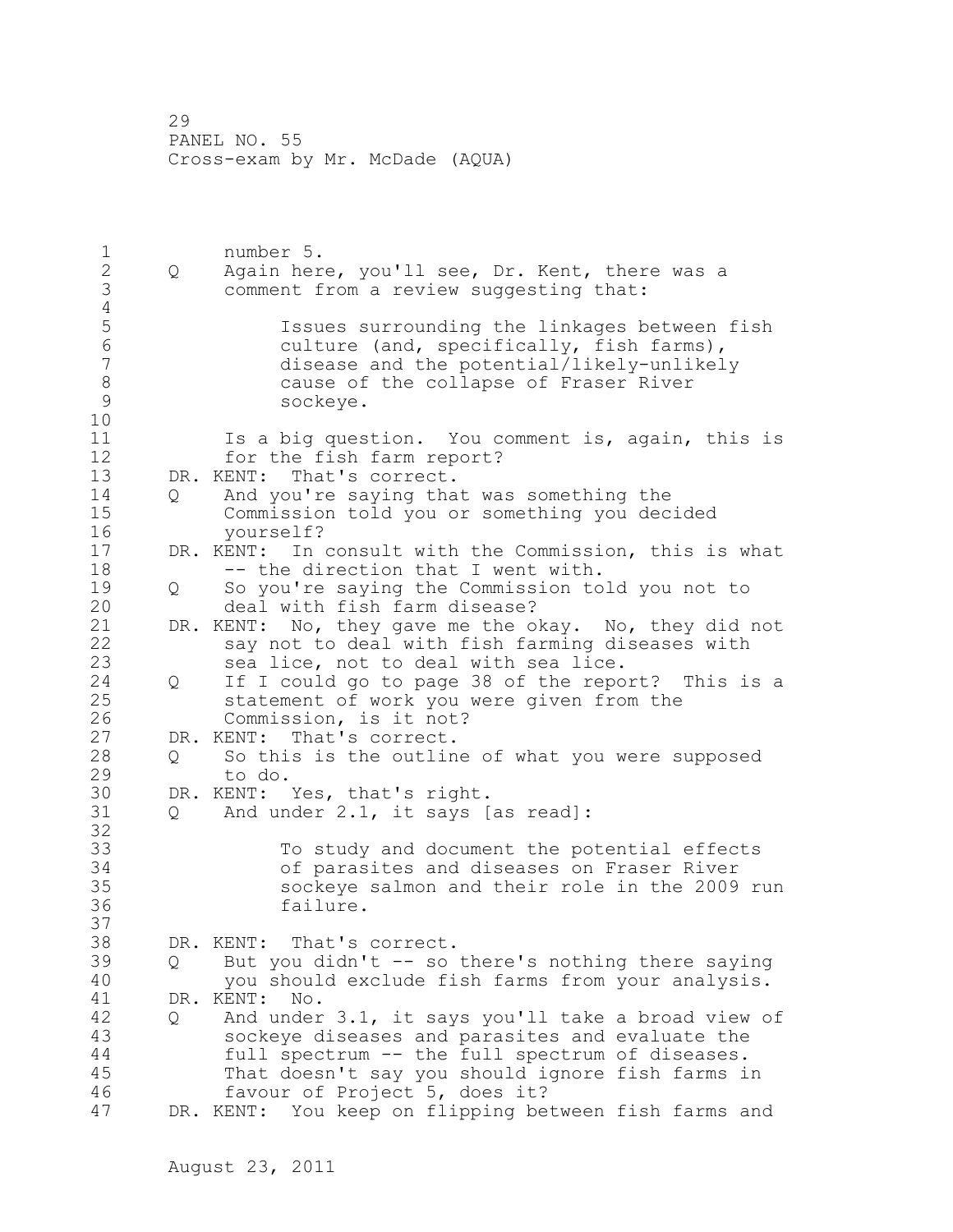number 5.

Q Again here, you'll see, Dr. Kent, there was a comment from a review suggesting that:

> Issues surrounding the linkages between fish culture (and, specifically, fish farms), disease and the potential/likely-unlikely cause of the collapse of Fraser River sockeye.

Is a big question. You comment is, again, this is for the fish farm report?

DR. KENT: That's correct.

Q And you're saying that was something the Commission told you or something you decided yourself?

DR. KENT: In consult with the Commission, this is what -- the direction that I went with.

Q So you're saying the Commission told you not to deal with fish farm disease?

DR. KENT: No, they gave me the okay. No, they did not say not to deal with fish farming diseases with sea lice, not to deal with sea lice.

Q If I could go to page 38 of the report? This is a statement of work you were given from the Commission, is it not?

DR. KENT: That's correct.

Q So this is the outline of what you were supposed to do.

DR. KENT: Yes, that's right.

Q And under 2.1, it says [as read]:

> To study and document the potential effects of parasites and diseases on Fraser River sockeye salmon and their role in the 2009 run failure.

DR. KENT: That's correct.

Q But you didn't -- so there's nothing there saying you should exclude fish farms from your analysis.

DR. KENT: No.

Q And under 3.1, it says you'll take a broad view of sockeye diseases and parasites and evaluate the full spectrum -- the full spectrum of diseases. That doesn't say you should ignore fish farms in favour of Project 5, does it?

DR. KENT: You keep on flipping between fish farms and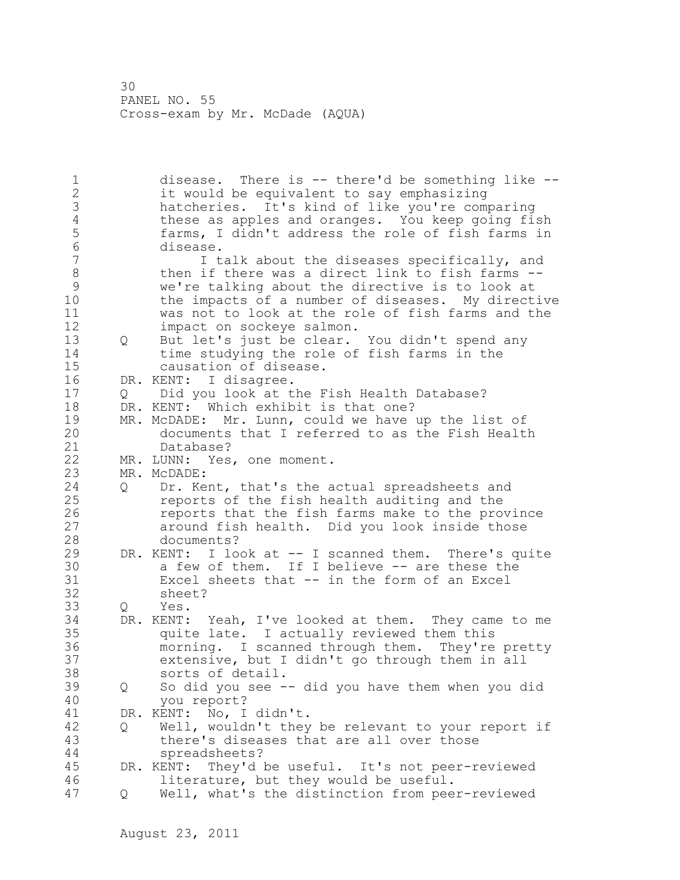disease. There is -- there'd be something like -- it would be equivalent to say emphasizing hatcheries. It's kind of like you're comparing these as apples and oranges. You keep going fish farms, I didn't address the role of fish farms in disease.

I talk about the diseases specifically, and then if there was a direct link to fish farms -- we're talking about the directive is to look at the impacts of a number of diseases. My directive was not to look at the role of fish farms and the impact on sockeye salmon.

Q But let's just be clear. You didn't spend any time studying the role of fish farms in the causation of disease.

DR. KENT: I disagree.

Q Did you look at the Fish Health Database?

DR. KENT: Which exhibit is that one?

MR. McDADE: Mr. Lunn, could we have up the list of documents that I referred to as the Fish Health Database?

MR. LUNN: Yes, one moment.

MR. McDADE:

Q Dr. Kent, that's the actual spreadsheets and reports of the fish health auditing and the reports that the fish farms make to the province around fish health. Did you look inside those documents?

DR. KENT: I look at -- I scanned them. There's quite a few of them. If I believe -- are these the Excel sheets that -- in the form of an Excel sheet?

Q Yes.

DR. KENT: Yeah, I've looked at them. They came to me quite late. I actually reviewed them this morning. I scanned through them. They're pretty extensive, but I didn't go through them in all sorts of detail.

Q So did you see -- did you have them when you did you report?

DR. KENT: No, I didn't.

Q Well, wouldn't they be relevant to your report if there's diseases that are all over those spreadsheets?

DR. KENT: They'd be useful. It's not peer-reviewed literature, but they would be useful.

Q Well, what's the distinction from peer-reviewed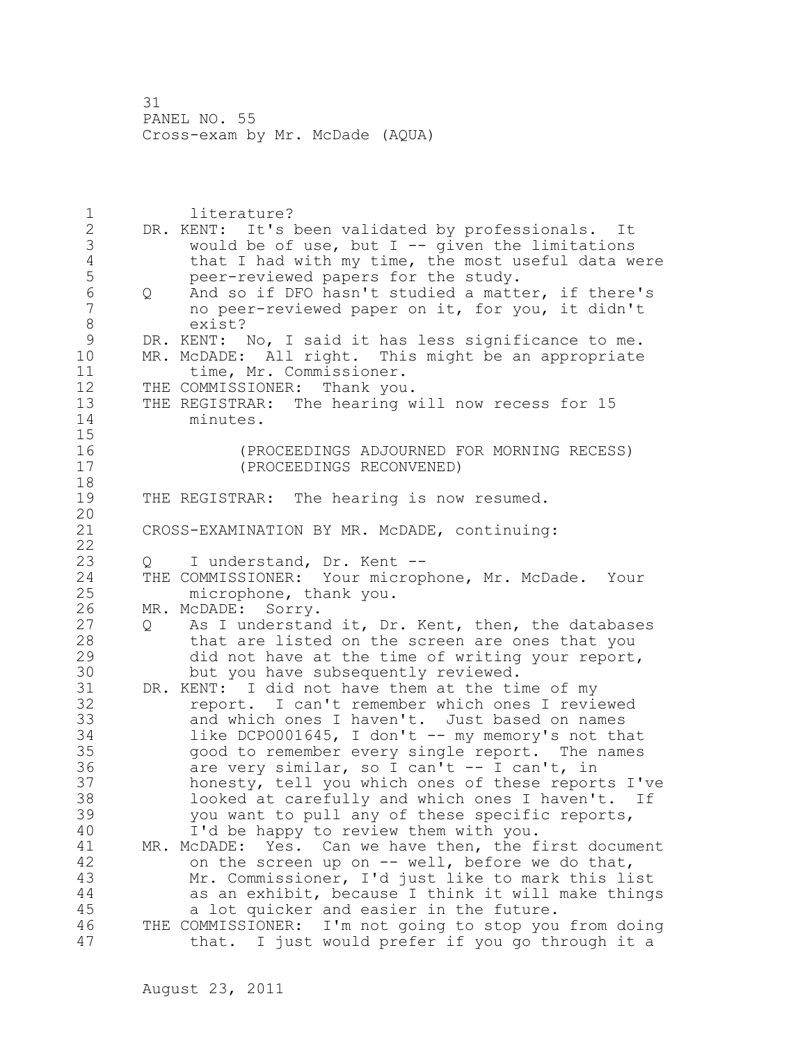literature?

DR. KENT: It's been validated by professionals. It would be of use, but I -- given the limitations that I had with my time, the most useful data were peer-reviewed papers for the study.

Q And so if DFO hasn't studied a matter, if there's no peer-reviewed paper on it, for you, it didn't exist?

DR. KENT: No, I said it has less significance to me.

MR. McDADE: All right. This might be an appropriate time, Mr. Commissioner.

THE COMMISSIONER: Thank you.

THE REGISTRAR: The hearing will now recess for 15 minutes.

(PROCEEDINGS ADJOURNED FOR MORNING RECESS)
(PROCEEDINGS RECONVENED)

THE REGISTRAR: The hearing is now resumed.

CROSS-EXAMINATION BY MR. McDADE, continuing:

Q I understand, Dr. Kent --

THE COMMISSIONER: Your microphone, Mr. McDade. Your microphone, thank you.

MR. McDADE: Sorry.

Q As I understand it, Dr. Kent, then, the databases that are listed on the screen are ones that you did not have at the time of writing your report, but you have subsequently reviewed.

DR. KENT: I did not have them at the time of my report. I can't remember which ones I reviewed and which ones I haven't. Just based on names like DCPO001645, I don't -- my memory's not that good to remember every single report. The names are very similar, so I can't -- I can't, in honesty, tell you which ones of these reports I've looked at carefully and which ones I haven't. If you want to pull any of these specific reports, I'd be happy to review them with you.

MR. McDADE: Yes. Can we have then, the first document on the screen up on -- well, before we do that, Mr. Commissioner, I'd just like to mark this list as an exhibit, because I think it will make things a lot quicker and easier in the future.

THE COMMISSIONER: I'm not going to stop you from doing that. I just would prefer if you go through it a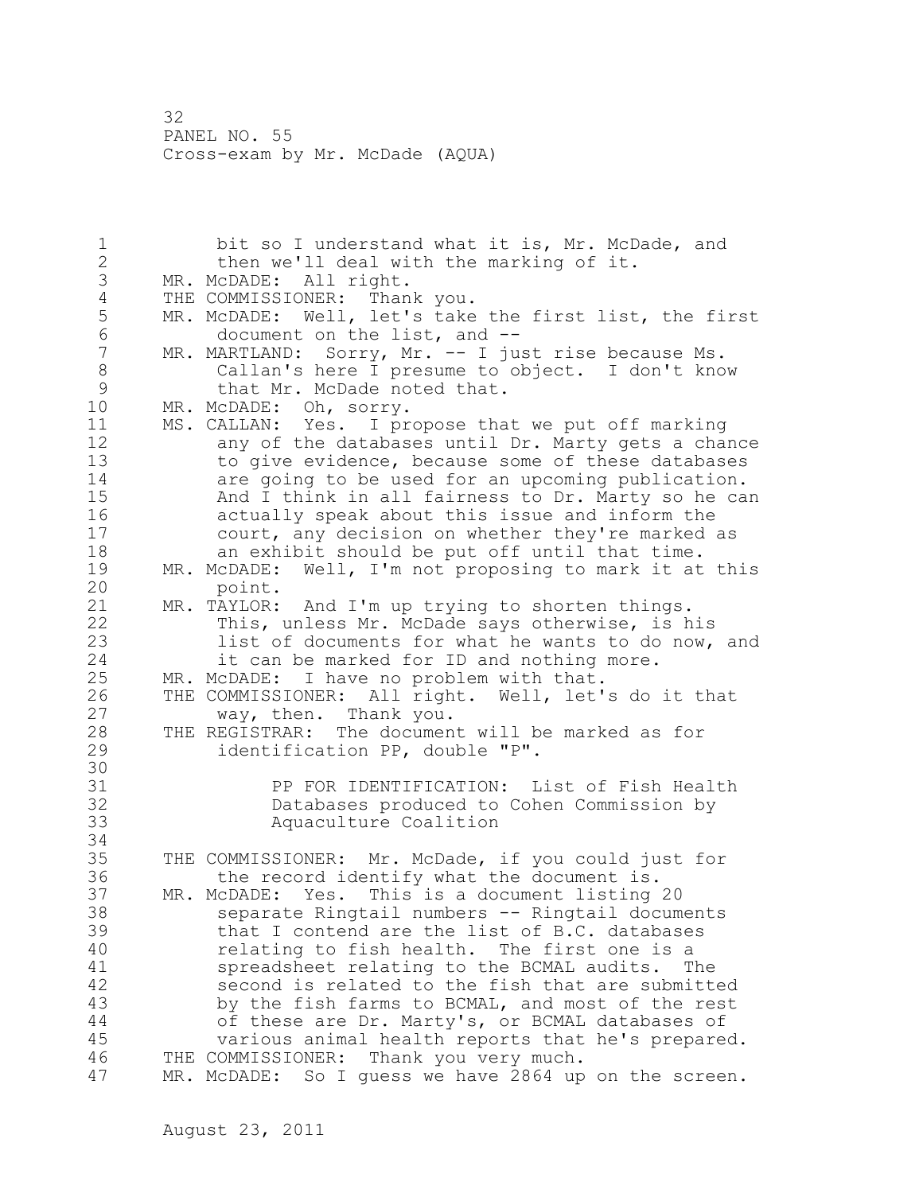bit so I understand what it is, Mr. McDade, and then we'll deal with the marking of it.

MR. McDADE: All right.

THE COMMISSIONER: Thank you.

MR. McDADE: Well, let's take the first list, the first document on the list, and --

MR. MARTLAND: Sorry, Mr. -- I just rise because Ms. Callan's here I presume to object. I don't know that Mr. McDade noted that.

MR. McDADE: Oh, sorry.

MS. CALLAN: Yes. I propose that we put off marking any of the databases until Dr. Marty gets a chance to give evidence, because some of these databases are going to be used for an upcoming publication. And I think in all fairness to Dr. Marty so he can actually speak about this issue and inform the court, any decision on whether they're marked as an exhibit should be put off until that time.

MR. McDADE: Well, I'm not proposing to mark it at this point.

MR. TAYLOR: And I'm up trying to shorten things. This, unless Mr. McDade says otherwise, is his list of documents for what he wants to do now, and it can be marked for ID and nothing more.

MR. McDADE: I have no problem with that.

THE COMMISSIONER: All right. Well, let's do it that way, then. Thank you.

THE REGISTRAR: The document will be marked as for identification PP, double "P".

> PP FOR IDENTIFICATION: List of Fish Health Databases produced to Cohen Commission by Aquaculture Coalition

THE COMMISSIONER: Mr. McDade, if you could just for the record identify what the document is.

MR. McDADE: Yes. This is a document listing 20 separate Ringtail numbers -- Ringtail documents that I contend are the list of B.C. databases relating to fish health. The first one is a spreadsheet relating to the BCMAL audits. The second is related to the fish that are submitted by the fish farms to BCMAL, and most of the rest of these are Dr. Marty's, or BCMAL databases of various animal health reports that he's prepared.

THE COMMISSIONER: Thank you very much.

MR. McDADE: So I guess we have 2864 up on the screen.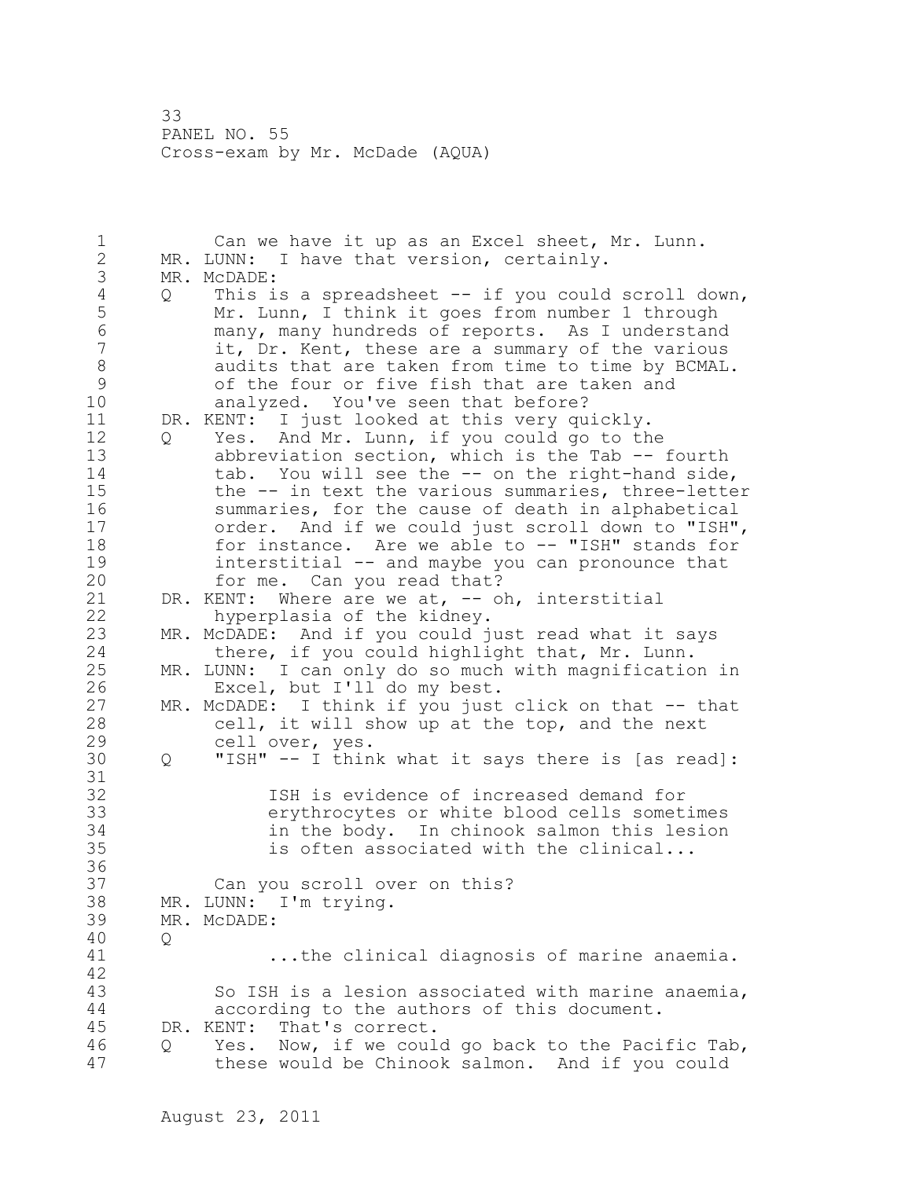Can we have it up as an Excel sheet, Mr. Lunn.

MR. LUNN: I have that version, certainly.

MR. McDADE:

Q This is a spreadsheet -- if you could scroll down, Mr. Lunn, I think it goes from number 1 through many, many hundreds of reports. As I understand it, Dr. Kent, these are a summary of the various audits that are taken from time to time by BCMAL. of the four or five fish that are taken and analyzed. You've seen that before?

DR. KENT: I just looked at this very quickly.

Q Yes. And Mr. Lunn, if you could go to the abbreviation section, which is the Tab -- fourth tab. You will see the -- on the right-hand side, the -- in text the various summaries, three-letter summaries, for the cause of death in alphabetical order. And if we could just scroll down to "ISH", for instance. Are we able to -- "ISH" stands for interstitial -- and maybe you can pronounce that for me. Can you read that?

DR. KENT: Where are we at, -- oh, interstitial hyperplasia of the kidney.

MR. McDADE: And if you could just read what it says there, if you could highlight that, Mr. Lunn.

MR. LUNN: I can only do so much with magnification in Excel, but I'll do my best.

MR. McDADE: I think if you just click on that -- that cell, it will show up at the top, and the next cell over, yes.

Q "ISH" -- I think what it says there is [as read]:

> ISH is evidence of increased demand for erythrocytes or white blood cells sometimes in the body. In chinook salmon this lesion is often associated with the clinical...

Can you scroll over on this?

MR. LUNN: I'm trying.

MR. McDADE:

Q

> ...the clinical diagnosis of marine anaemia.

So ISH is a lesion associated with marine anaemia, according to the authors of this document.

DR. KENT: That's correct.

Q Yes. Now, if we could go back to the Pacific Tab, these would be Chinook salmon. And if you could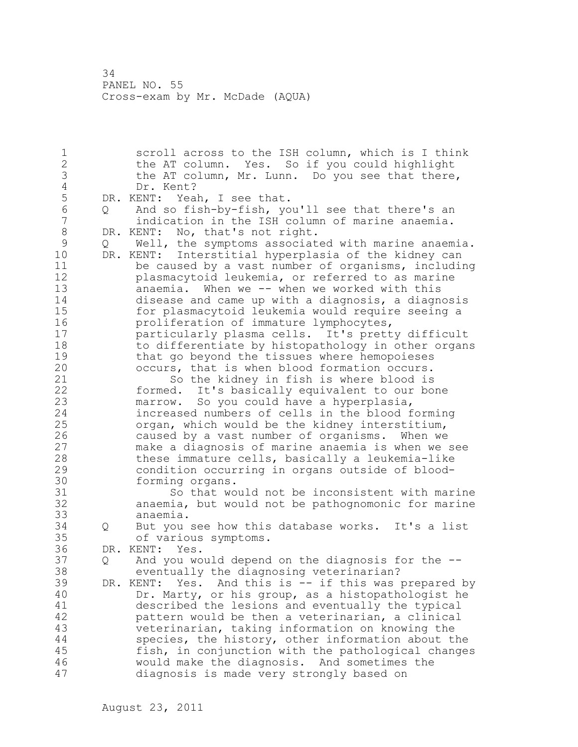scroll across to the ISH column, which is I think the AT column. Yes. So if you could highlight the AT column, Mr. Lunn. Do you see that there, Dr. Kent?

DR. KENT: Yeah, I see that.

Q And so fish-by-fish, you'll see that there's an indication in the ISH column of marine anaemia.

DR. KENT: No, that's not right.

Q Well, the symptoms associated with marine anaemia.

DR. KENT: Interstitial hyperplasia of the kidney can be caused by a vast number of organisms, including plasmacytoid leukemia, or referred to as marine anaemia. When we -- when we worked with this disease and came up with a diagnosis, a diagnosis for plasmacytoid leukemia would require seeing a proliferation of immature lymphocytes, particularly plasma cells. It's pretty difficult to differentiate by histopathology in other organs that go beyond the tissues where hemopoieses occurs, that is when blood formation occurs.

So the kidney in fish is where blood is formed. It's basically equivalent to our bone marrow. So you could have a hyperplasia, increased numbers of cells in the blood forming organ, which would be the kidney interstitium, caused by a vast number of organisms. When we make a diagnosis of marine anaemia is when we see these immature cells, basically a leukemia-like condition occurring in organs outside of blood-forming organs.

So that would not be inconsistent with marine anaemia, but would not be pathognomonic for marine anaemia.

Q But you see how this database works. It's a list of various symptoms.

DR. KENT: Yes.

Q And you would depend on the diagnosis for the -- eventually the diagnosing veterinarian?

DR. KENT: Yes. And this is -- if this was prepared by Dr. Marty, or his group, as a histopathologist he described the lesions and eventually the typical pattern would be then a veterinarian, a clinical veterinarian, taking information on knowing the species, the history, other information about the fish, in conjunction with the pathological changes would make the diagnosis. And sometimes the diagnosis is made very strongly based on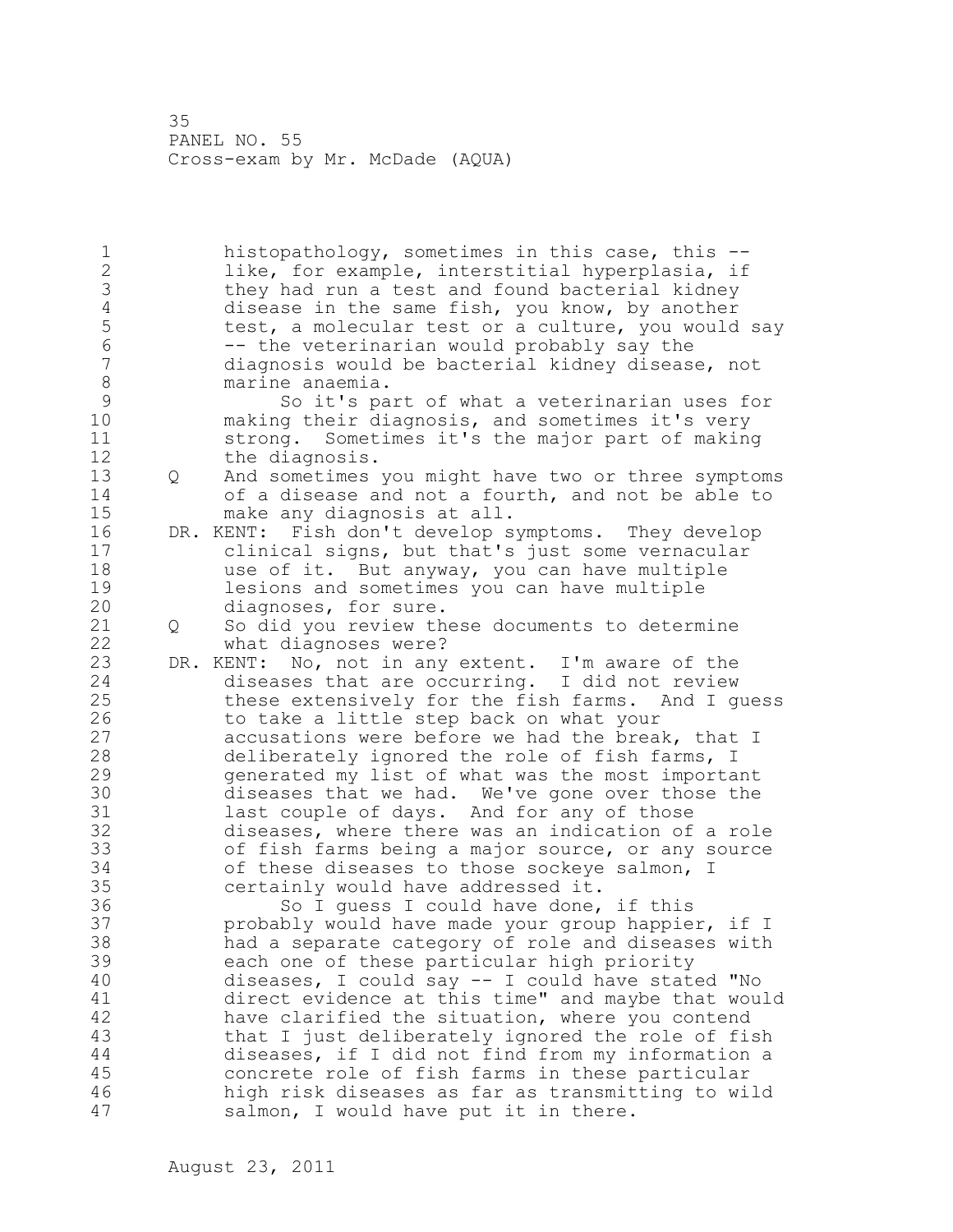histopathology, sometimes in this case, this -- like, for example, interstitial hyperplasia, if they had run a test and found bacterial kidney disease in the same fish, you know, by another test, a molecular test or a culture, you would say -- the veterinarian would probably say the diagnosis would be bacterial kidney disease, not marine anaemia.

So it's part of what a veterinarian uses for making their diagnosis, and sometimes it's very strong. Sometimes it's the major part of making the diagnosis.

Q And sometimes you might have two or three symptoms of a disease and not a fourth, and not be able to make any diagnosis at all.

DR. KENT: Fish don't develop symptoms. They develop clinical signs, but that's just some vernacular use of it. But anyway, you can have multiple lesions and sometimes you can have multiple diagnoses, for sure.

Q So did you review these documents to determine what diagnoses were?

DR. KENT: No, not in any extent. I'm aware of the diseases that are occurring. I did not review these extensively for the fish farms. And I guess to take a little step back on what your accusations were before we had the break, that I deliberately ignored the role of fish farms, I generated my list of what was the most important diseases that we had. We've gone over those the last couple of days. And for any of those diseases, where there was an indication of a role of fish farms being a major source, or any source of these diseases to those sockeye salmon, I certainly would have addressed it.

So I guess I could have done, if this probably would have made your group happier, if I had a separate category of role and diseases with each one of these particular high priority diseases, I could say -- I could have stated "No direct evidence at this time" and maybe that would have clarified the situation, where you contend that I just deliberately ignored the role of fish diseases, if I did not find from my information a concrete role of fish farms in these particular high risk diseases as far as transmitting to wild salmon, I would have put it in there.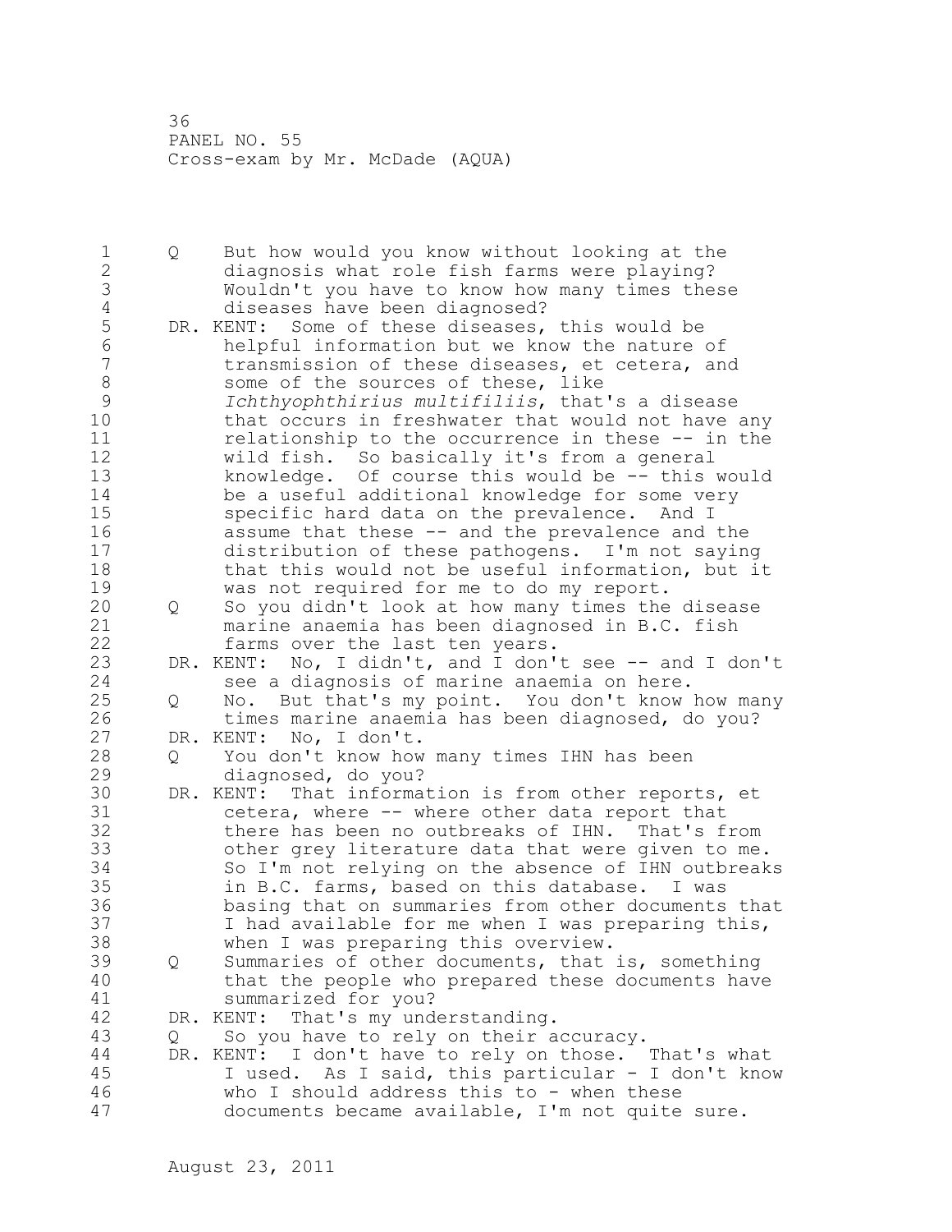Q But how would you know without looking at the diagnosis what role fish farms were playing? Wouldn't you have to know how many times these diseases have been diagnosed?

DR. KENT: Some of these diseases, this would be helpful information but we know the nature of transmission of these diseases, et cetera, and some of the sources of these, like *Ichthyophthirius multifiliis*, that's a disease that occurs in freshwater that would not have any relationship to the occurrence in these -- in the wild fish. So basically it's from a general knowledge. Of course this would be -- this would be a useful additional knowledge for some very specific hard data on the prevalence. And I assume that these -- and the prevalence and the distribution of these pathogens. I'm not saying that this would not be useful information, but it was not required for me to do my report.

Q So you didn't look at how many times the disease marine anaemia has been diagnosed in B.C. fish farms over the last ten years.

DR. KENT: No, I didn't, and I don't see -- and I don't see a diagnosis of marine anaemia on here.

Q No. But that's my point. You don't know how many times marine anaemia has been diagnosed, do you?

DR. KENT: No, I don't.

Q You don't know how many times IHN has been diagnosed, do you?

DR. KENT: That information is from other reports, et cetera, where -- where other data report that there has been no outbreaks of IHN. That's from other grey literature data that were given to me. So I'm not relying on the absence of IHN outbreaks in B.C. farms, based on this database. I was basing that on summaries from other documents that I had available for me when I was preparing this, when I was preparing this overview.

Q Summaries of other documents, that is, something that the people who prepared these documents have summarized for you?

DR. KENT: That's my understanding.

Q So you have to rely on their accuracy.

DR. KENT: I don't have to rely on those. That's what I used. As I said, this particular - I don't know who I should address this to - when these documents became available, I'm not quite sure.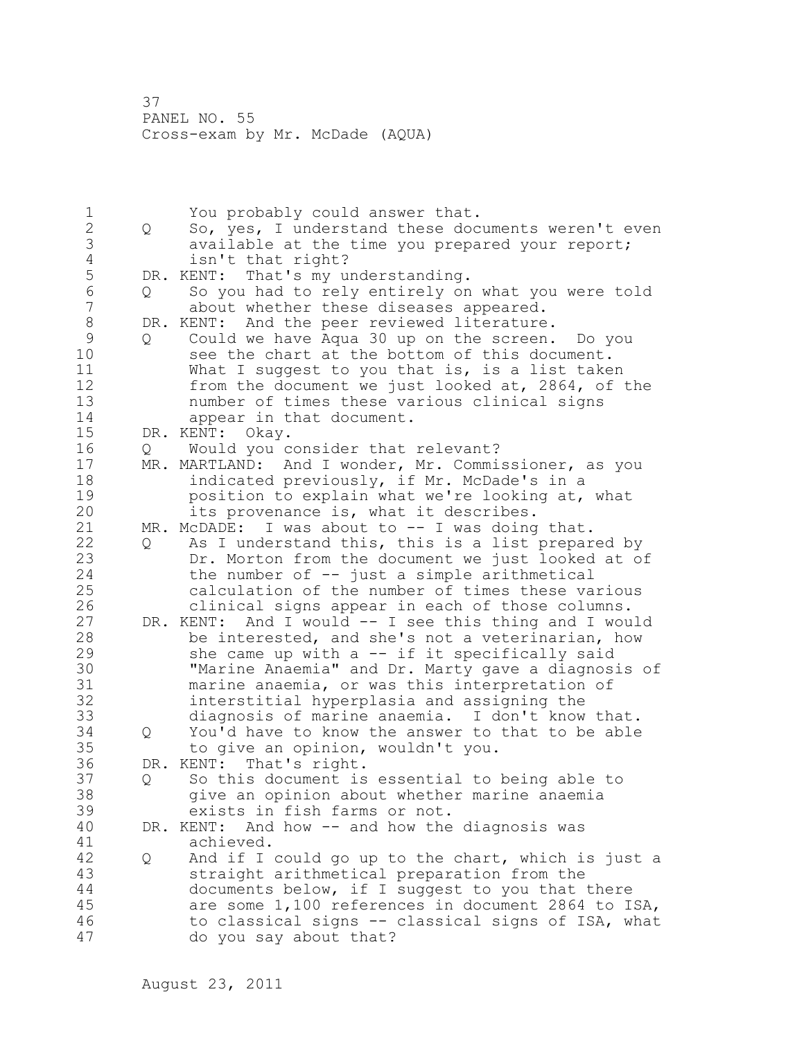You probably could answer that.

Q So, yes, I understand these documents weren't even available at the time you prepared your report; isn't that right?

DR. KENT: That's my understanding.

Q So you had to rely entirely on what you were told about whether these diseases appeared.

DR. KENT: And the peer reviewed literature.

Q Could we have Aqua 30 up on the screen. Do you see the chart at the bottom of this document. What I suggest to you that is, is a list taken from the document we just looked at, 2864, of the number of times these various clinical signs appear in that document.

DR. KENT: Okay.

Q Would you consider that relevant?

MR. MARTLAND: And I wonder, Mr. Commissioner, as you indicated previously, if Mr. McDade's in a position to explain what we're looking at, what its provenance is, what it describes.

MR. McDADE: I was about to -- I was doing that.

Q As I understand this, this is a list prepared by Dr. Morton from the document we just looked at of the number of -- just a simple arithmetical calculation of the number of times these various clinical signs appear in each of those columns.

DR. KENT: And I would -- I see this thing and I would be interested, and she's not a veterinarian, how she came up with a -- if it specifically said "Marine Anaemia" and Dr. Marty gave a diagnosis of marine anaemia, or was this interpretation of interstitial hyperplasia and assigning the diagnosis of marine anaemia. I don't know that.

Q You'd have to know the answer to that to be able to give an opinion, wouldn't you.

DR. KENT: That's right.

Q So this document is essential to being able to give an opinion about whether marine anaemia exists in fish farms or not.

DR. KENT: And how -- and how the diagnosis was achieved.

Q And if I could go up to the chart, which is just a straight arithmetical preparation from the documents below, if I suggest to you that there are some 1,100 references in document 2864 to ISA, to classical signs -- classical signs of ISA, what do you say about that?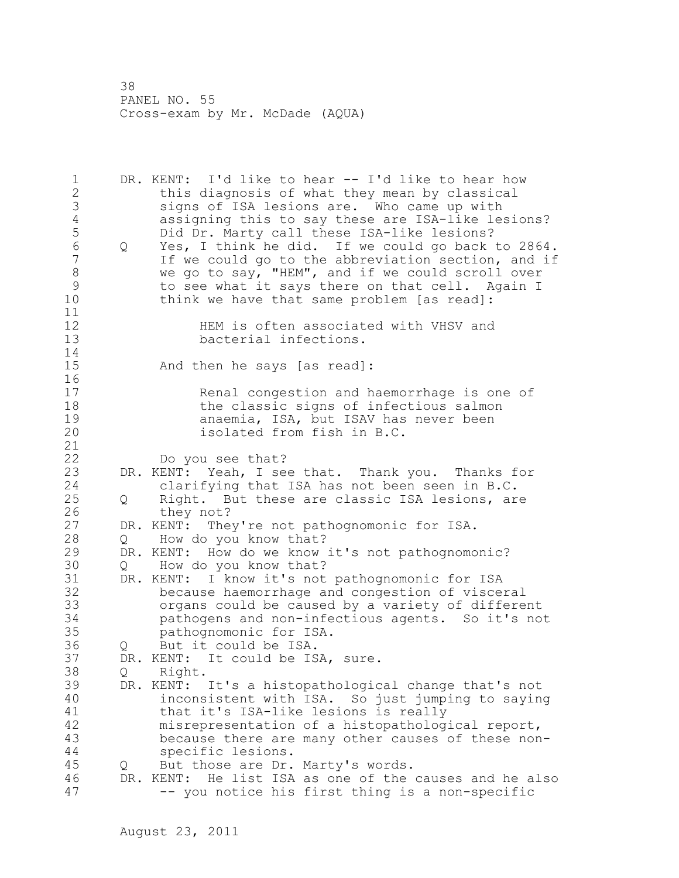DR. KENT: I'd like to hear -- I'd like to hear how this diagnosis of what they mean by classical signs of ISA lesions are. Who came up with assigning this to say these are ISA-like lesions? Did Dr. Marty call these ISA-like lesions?

Q Yes, I think he did. If we could go back to 2864. If we could go to the abbreviation section, and if we go to say, "HEM", and if we could scroll over to see what it says there on that cell. Again I think we have that same problem [as read]:

> HEM is often associated with VHSV and bacterial infections.

And then he says [as read]:

> Renal congestion and haemorrhage is one of the classic signs of infectious salmon anaemia, ISA, but ISAV has never been isolated from fish in B.C.

Do you see that?

DR. KENT: Yeah, I see that. Thank you. Thanks for clarifying that ISA has not been seen in B.C.

Q Right. But these are classic ISA lesions, are they not?

DR. KENT: They're not pathognomonic for ISA.

Q How do you know that?

DR. KENT: How do we know it's not pathognomonic?

Q How do you know that?

DR. KENT: I know it's not pathognomonic for ISA because haemorrhage and congestion of visceral organs could be caused by a variety of different pathogens and non-infectious agents. So it's not pathognomonic for ISA.

Q But it could be ISA.

DR. KENT: It could be ISA, sure.

Q Right.

DR. KENT: It's a histopathological change that's not inconsistent with ISA. So just jumping to saying that it's ISA-like lesions is really misrepresentation of a histopathological report, because there are many other causes of these non-specific lesions.

Q But those are Dr. Marty's words.

DR. KENT: He list ISA as one of the causes and he also -- you notice his first thing is a non-specific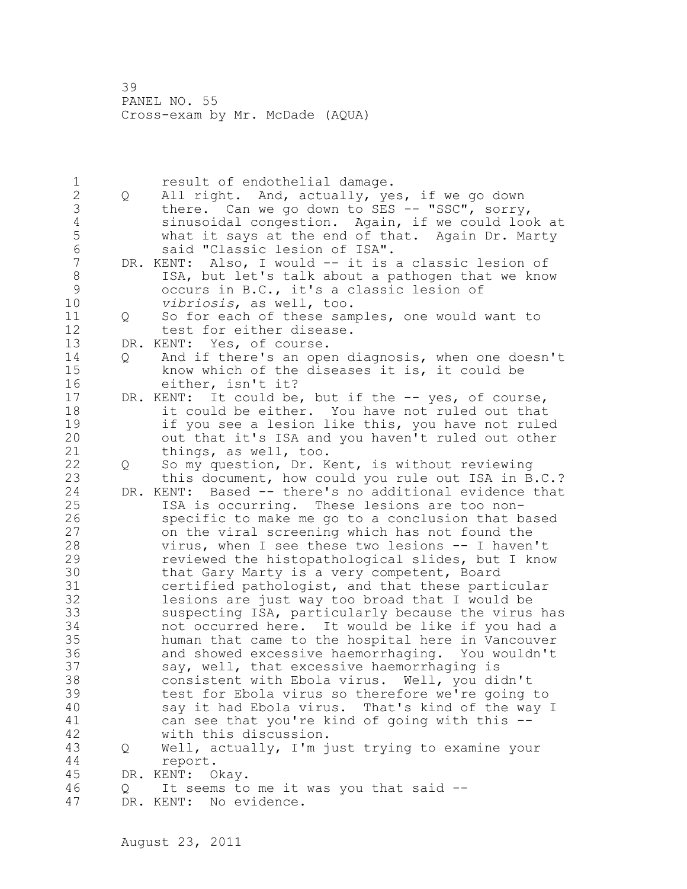result of endothelial damage.

Q All right. And, actually, yes, if we go down there. Can we go down to SES -- "SSC", sorry, sinusoidal congestion. Again, if we could look at what it says at the end of that. Again Dr. Marty said "Classic lesion of ISA".

DR. KENT: Also, I would -- it is a classic lesion of ISA, but let's talk about a pathogen that we know occurs in B.C., it's a classic lesion of *vibriosis*, as well, too.

Q So for each of these samples, one would want to test for either disease.

DR. KENT: Yes, of course.

Q And if there's an open diagnosis, when one doesn't know which of the diseases it is, it could be either, isn't it?

DR. KENT: It could be, but if the -- yes, of course, it could be either. You have not ruled out that if you see a lesion like this, you have not ruled out that it's ISA and you haven't ruled out other things, as well, too.

Q So my question, Dr. Kent, is without reviewing this document, how could you rule out ISA in B.C.?

DR. KENT: Based -- there's no additional evidence that ISA is occurring. These lesions are too non-specific to make me go to a conclusion that based on the viral screening which has not found the virus, when I see these two lesions -- I haven't reviewed the histopathological slides, but I know that Gary Marty is a very competent, Board certified pathologist, and that these particular lesions are just way too broad that I would be suspecting ISA, particularly because the virus has not occurred here. It would be like if you had a human that came to the hospital here in Vancouver and showed excessive haemorrhaging. You wouldn't say, well, that excessive haemorrhaging is consistent with Ebola virus. Well, you didn't test for Ebola virus so therefore we're going to say it had Ebola virus. That's kind of the way I can see that you're kind of going with this -- with this discussion.

Q Well, actually, I'm just trying to examine your report.

DR. KENT: Okay.

Q It seems to me it was you that said --

DR. KENT: No evidence.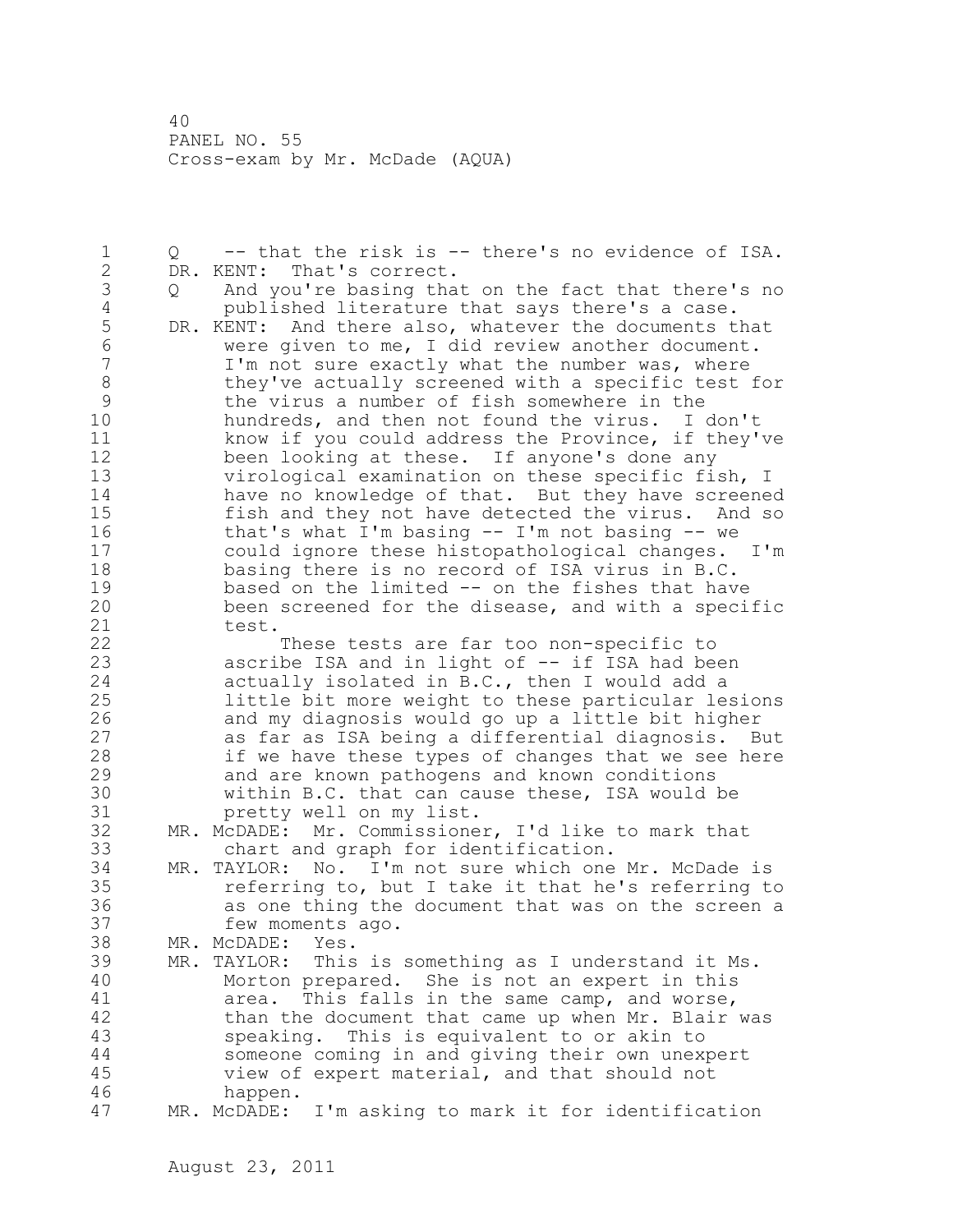PANEL NO. 55
Cross-exam by Mr. McDade (AQUA)

Q -- that the risk is -- there's no evidence of ISA.

DR. KENT: That's correct.

Q And you're basing that on the fact that there's no published literature that says there's a case.

DR. KENT: And there also, whatever the documents that were given to me, I did review another document. I'm not sure exactly what the number was, where they've actually screened with a specific test for the virus a number of fish somewhere in the hundreds, and then not found the virus. I don't know if you could address the Province, if they've been looking at these. If anyone's done any virological examination on these specific fish, I have no knowledge of that. But they have screened fish and they not have detected the virus. And so that's what I'm basing -- I'm not basing -- we could ignore these histopathological changes. I'm basing there is no record of ISA virus in B.C. based on the limited -- on the fishes that have been screened for the disease, and with a specific test.

These tests are far too non-specific to ascribe ISA and in light of -- if ISA had been actually isolated in B.C., then I would add a little bit more weight to these particular lesions and my diagnosis would go up a little bit higher as far as ISA being a differential diagnosis. But if we have these types of changes that we see here and are known pathogens and known conditions within B.C. that can cause these, ISA would be pretty well on my list.

MR. McDADE: Mr. Commissioner, I'd like to mark that chart and graph for identification.

MR. TAYLOR: No. I'm not sure which one Mr. McDade is referring to, but I take it that he's referring to as one thing the document that was on the screen a few moments ago.

MR. McDADE: Yes.

MR. TAYLOR: This is something as I understand it Ms. Morton prepared. She is not an expert in this area. This falls in the same camp, and worse, than the document that came up when Mr. Blair was speaking. This is equivalent to or akin to someone coming in and giving their own unexpert view of expert material, and that should not happen.

MR. McDADE: I'm asking to mark it for identification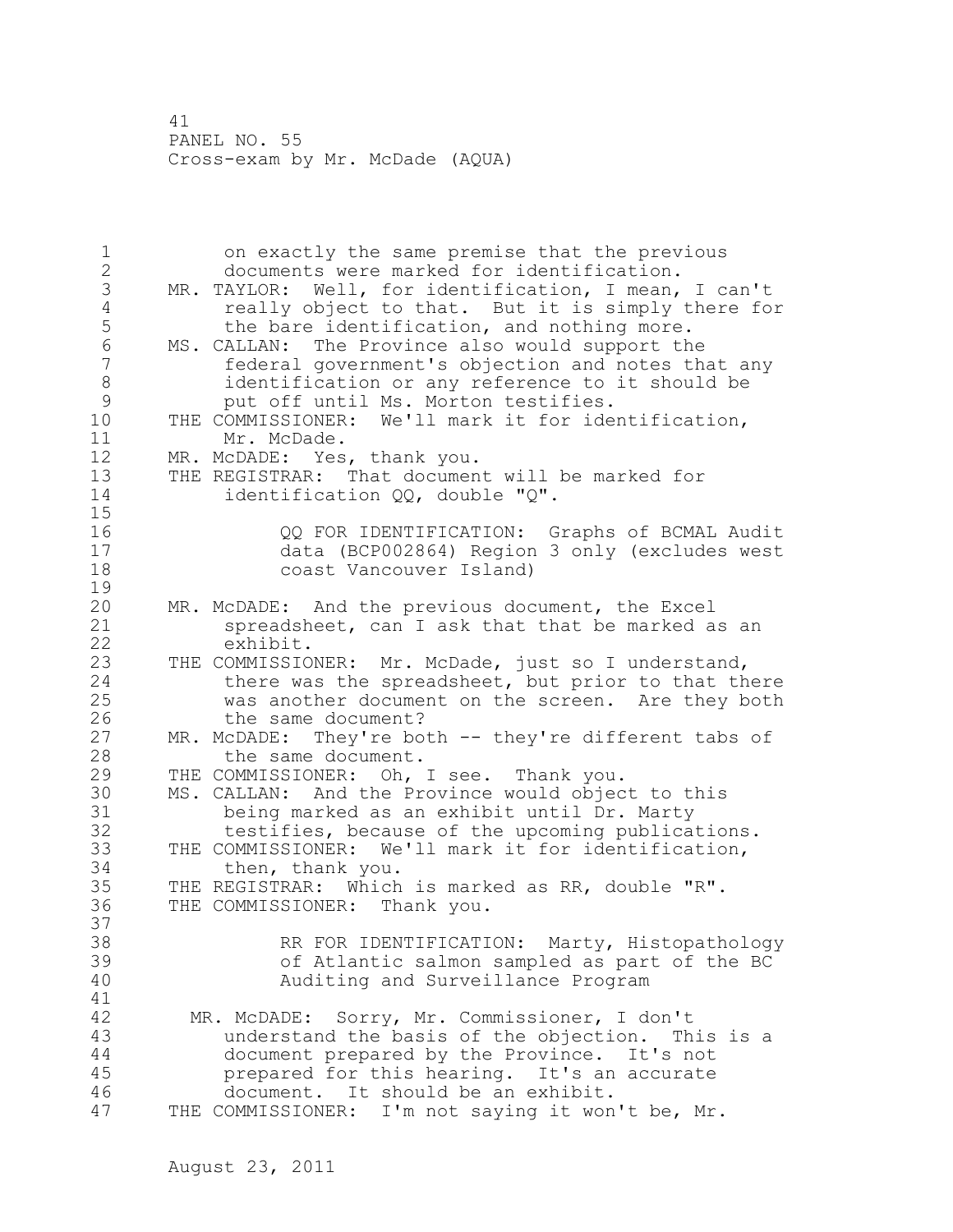on exactly the same premise that the previous documents were marked for identification.

MR. TAYLOR: Well, for identification, I mean, I can't really object to that. But it is simply there for the bare identification, and nothing more.

MS. CALLAN: The Province also would support the federal government's objection and notes that any identification or any reference to it should be put off until Ms. Morton testifies.

THE COMMISSIONER: We'll mark it for identification, Mr. McDade.

MR. McDADE: Yes, thank you.

THE REGISTRAR: That document will be marked for identification QQ, double "Q".

> QQ FOR IDENTIFICATION: Graphs of BCMAL Audit data (BCP002864) Region 3 only (excludes west coast Vancouver Island)

MR. McDADE: And the previous document, the Excel spreadsheet, can I ask that that be marked as an exhibit.

THE COMMISSIONER: Mr. McDade, just so I understand, there was the spreadsheet, but prior to that there was another document on the screen. Are they both the same document?

MR. McDADE: They're both -- they're different tabs of the same document.

THE COMMISSIONER: Oh, I see. Thank you.

MS. CALLAN: And the Province would object to this being marked as an exhibit until Dr. Marty testifies, because of the upcoming publications.

THE COMMISSIONER: We'll mark it for identification, then, thank you.

THE REGISTRAR: Which is marked as RR, double "R".

THE COMMISSIONER: Thank you.

> RR FOR IDENTIFICATION: Marty, Histopathology of Atlantic salmon sampled as part of the BC Auditing and Surveillance Program

MR. McDADE: Sorry, Mr. Commissioner, I don't understand the basis of the objection. This is a document prepared by the Province. It's not prepared for this hearing. It's an accurate document. It should be an exhibit.

THE COMMISSIONER: I'm not saying it won't be, Mr.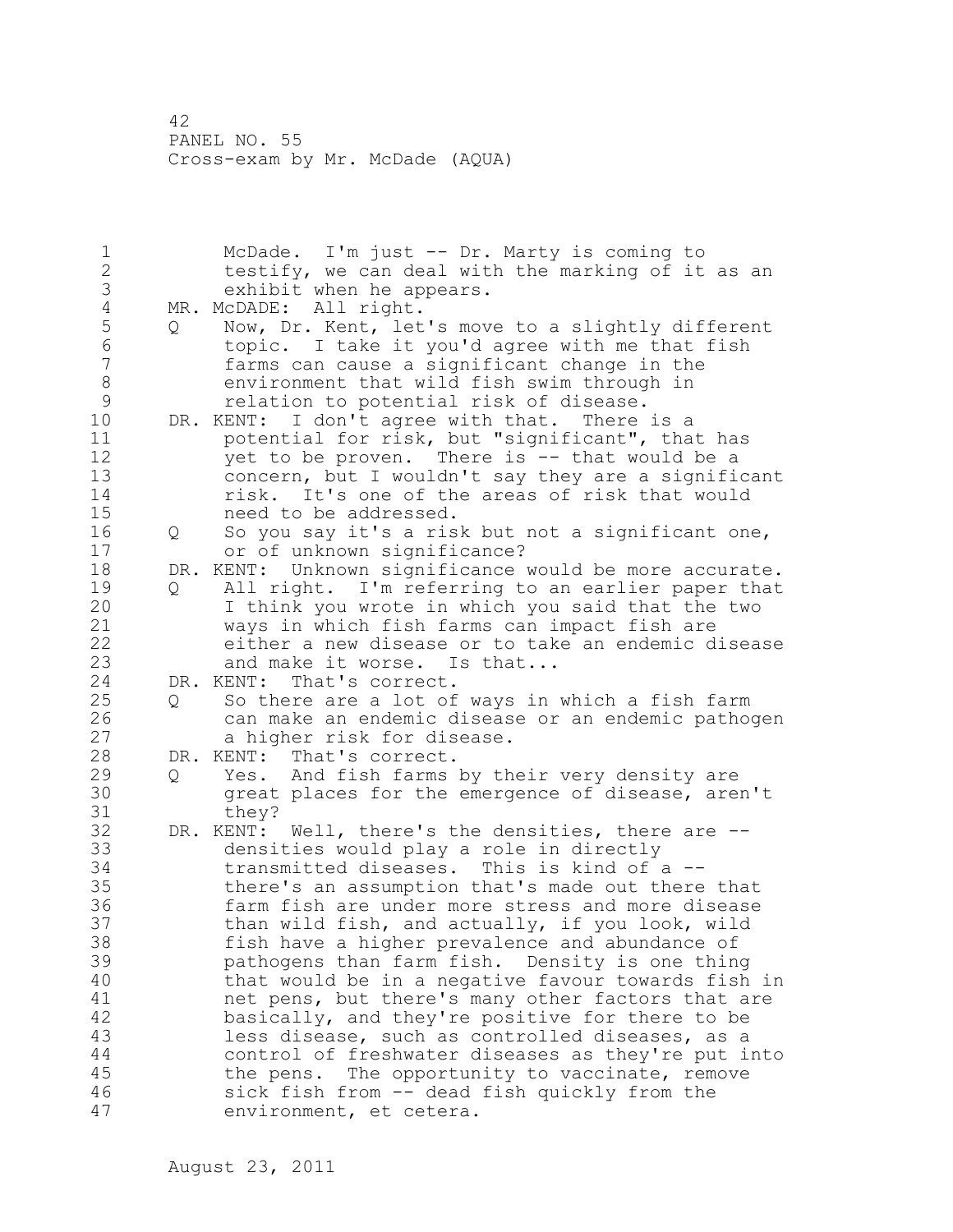McDade. I'm just -- Dr. Marty is coming to testify, we can deal with the marking of it as an exhibit when he appears.

MR. McDADE: All right.

Q Now, Dr. Kent, let's move to a slightly different topic. I take it you'd agree with me that fish farms can cause a significant change in the environment that wild fish swim through in relation to potential risk of disease.

DR. KENT: I don't agree with that. There is a potential for risk, but "significant", that has yet to be proven. There is -- that would be a concern, but I wouldn't say they are a significant risk. It's one of the areas of risk that would need to be addressed.

Q So you say it's a risk but not a significant one, or of unknown significance?

DR. KENT: Unknown significance would be more accurate.

Q All right. I'm referring to an earlier paper that I think you wrote in which you said that the two ways in which fish farms can impact fish are either a new disease or to take an endemic disease and make it worse. Is that...

DR. KENT: That's correct.

Q So there are a lot of ways in which a fish farm can make an endemic disease or an endemic pathogen a higher risk for disease.

DR. KENT: That's correct.

Q Yes. And fish farms by their very density are great places for the emergence of disease, aren't they?

DR. KENT: Well, there's the densities, there are -- densities would play a role in directly transmitted diseases. This is kind of a -- there's an assumption that's made out there that farm fish are under more stress and more disease than wild fish, and actually, if you look, wild fish have a higher prevalence and abundance of pathogens than farm fish. Density is one thing that would be in a negative favour towards fish in net pens, but there's many other factors that are basically, and they're positive for there to be less disease, such as controlled diseases, as a control of freshwater diseases as they're put into the pens. The opportunity to vaccinate, remove sick fish from -- dead fish quickly from the environment, et cetera.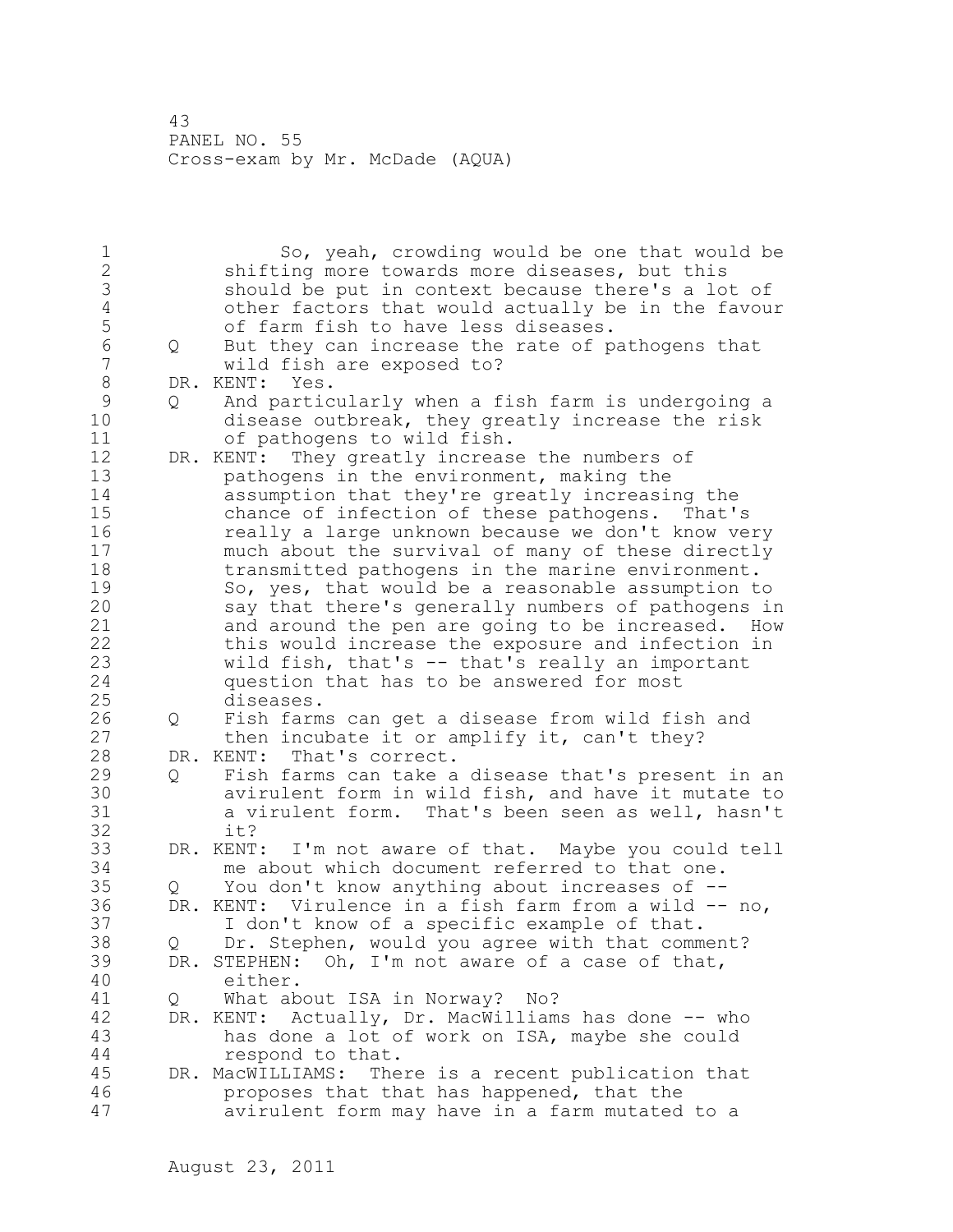So, yeah, crowding would be one that would be shifting more towards more diseases, but this should be put in context because there's a lot of other factors that would actually be in the favour of farm fish to have less diseases.

Q But they can increase the rate of pathogens that wild fish are exposed to?

DR. KENT: Yes.

Q And particularly when a fish farm is undergoing a disease outbreak, they greatly increase the risk of pathogens to wild fish.

DR. KENT: They greatly increase the numbers of pathogens in the environment, making the assumption that they're greatly increasing the chance of infection of these pathogens. That's really a large unknown because we don't know very much about the survival of many of these directly transmitted pathogens in the marine environment. So, yes, that would be a reasonable assumption to say that there's generally numbers of pathogens in and around the pen are going to be increased. How this would increase the exposure and infection in wild fish, that's -- that's really an important question that has to be answered for most diseases.

Q Fish farms can get a disease from wild fish and then incubate it or amplify it, can't they?

DR. KENT: That's correct.

Q Fish farms can take a disease that's present in an avirulent form in wild fish, and have it mutate to a virulent form. That's been seen as well, hasn't it?

DR. KENT: I'm not aware of that. Maybe you could tell me about which document referred to that one.

Q You don't know anything about increases of --

DR. KENT: Virulence in a fish farm from a wild -- no, I don't know of a specific example of that.

Q Dr. Stephen, would you agree with that comment?

DR. STEPHEN: Oh, I'm not aware of a case of that, either.

Q What about ISA in Norway? No?

DR. KENT: Actually, Dr. MacWilliams has done -- who has done a lot of work on ISA, maybe she could respond to that.

DR. MacWILLIAMS: There is a recent publication that proposes that that has happened, that the avirulent form may have in a farm mutated to a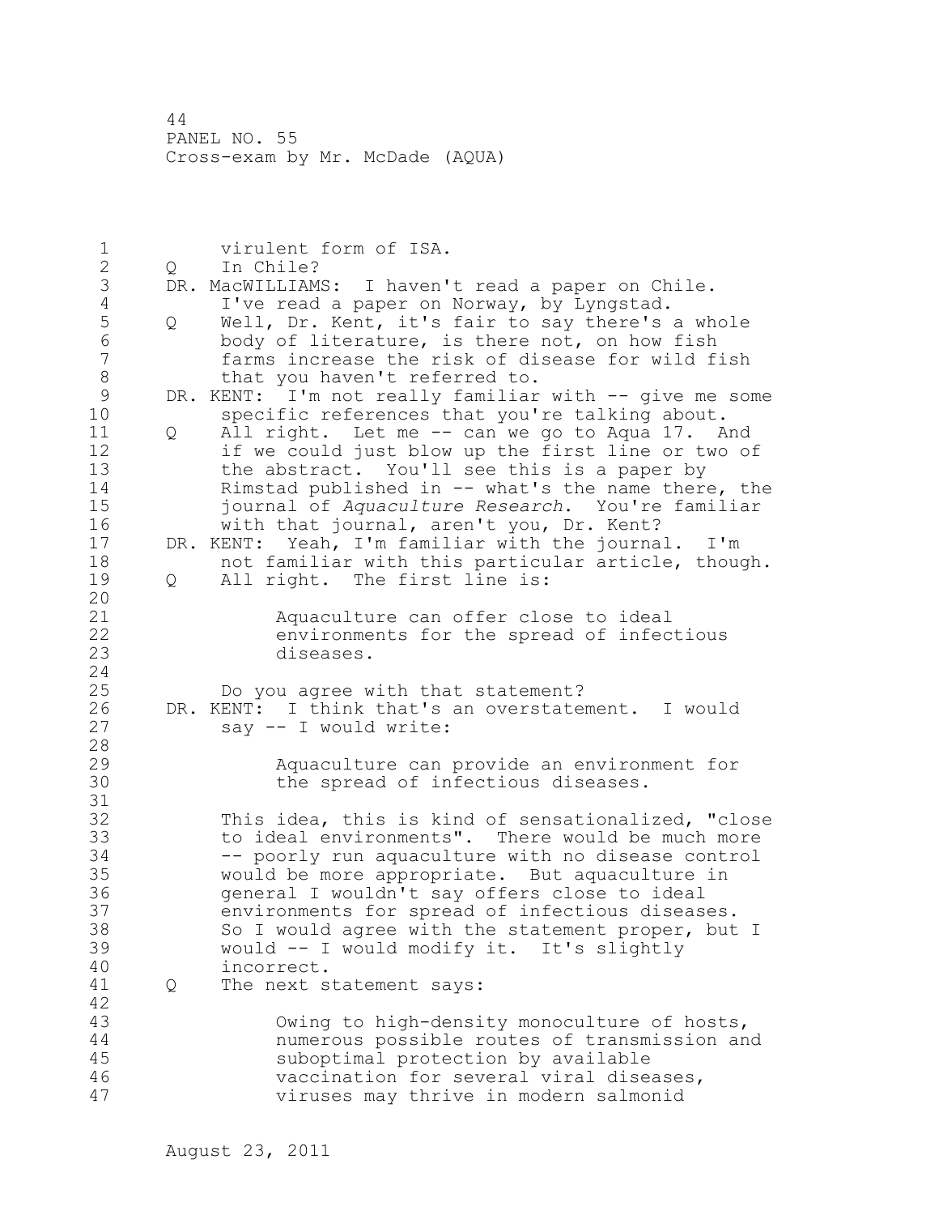virulent form of ISA.

Q In Chile?

DR. MacWILLIAMS: I haven't read a paper on Chile. I've read a paper on Norway, by Lyngstad.

Q Well, Dr. Kent, it's fair to say there's a whole body of literature, is there not, on how fish farms increase the risk of disease for wild fish that you haven't referred to.

DR. KENT: I'm not really familiar with -- give me some specific references that you're talking about.

Q All right. Let me -- can we go to Aqua 17. And if we could just blow up the first line or two of the abstract. You'll see this is a paper by Rimstad published in -- what's the name there, the journal of *Aquaculture Research*. You're familiar with that journal, aren't you, Dr. Kent?

DR. KENT: Yeah, I'm familiar with the journal. I'm not familiar with this particular article, though.

Q All right. The first line is:

> Aquaculture can offer close to ideal environments for the spread of infectious diseases.

Do you agree with that statement?

DR. KENT: I think that's an overstatement. I would say -- I would write:

> Aquaculture can provide an environment for the spread of infectious diseases.

This idea, this is kind of sensationalized, "close to ideal environments". There would be much more -- poorly run aquaculture with no disease control would be more appropriate. But aquaculture in general I wouldn't say offers close to ideal environments for spread of infectious diseases. So I would agree with the statement proper, but I would -- I would modify it. It's slightly incorrect.

Q The next statement says:

> Owing to high-density monoculture of hosts, numerous possible routes of transmission and suboptimal protection by available vaccination for several viral diseases, viruses may thrive in modern salmonid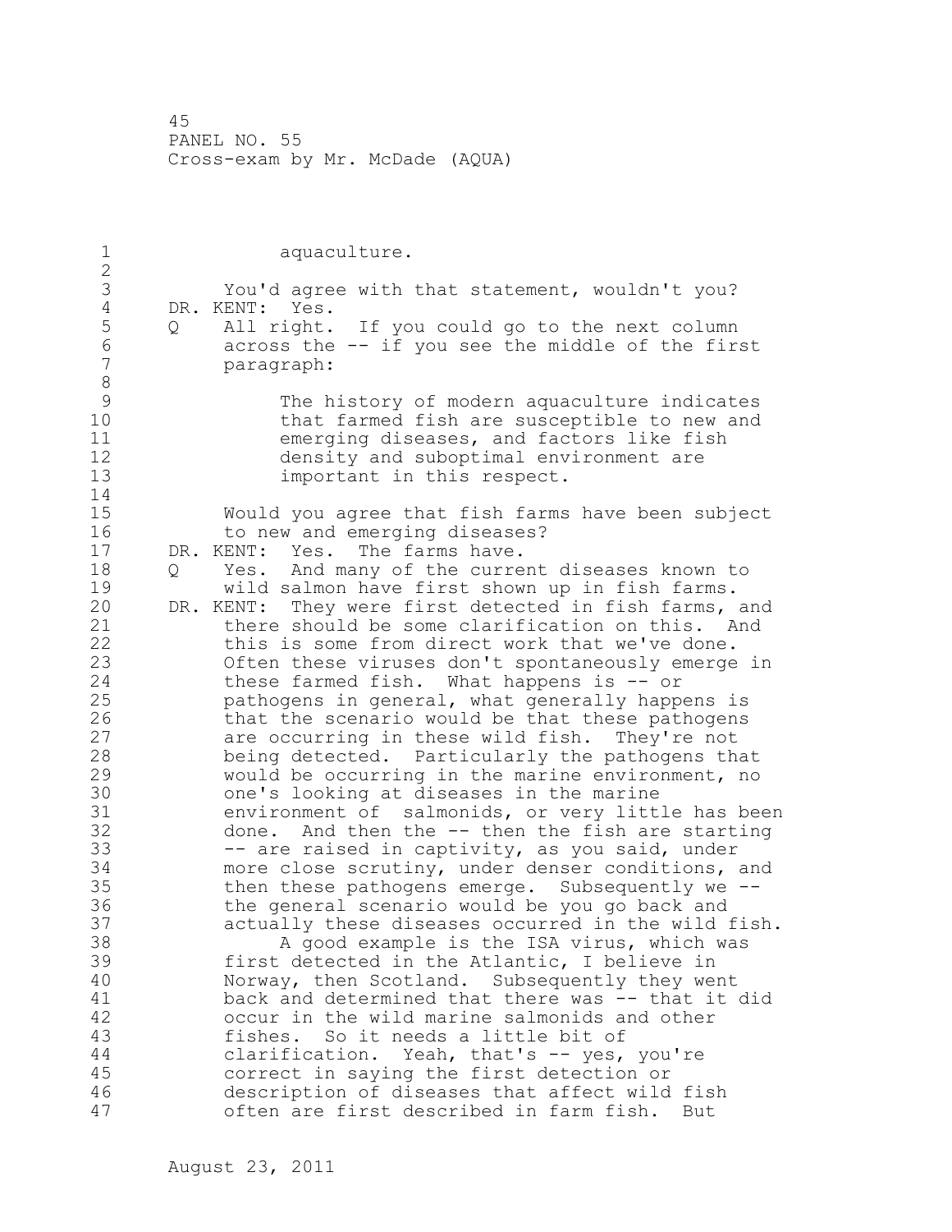aquaculture.

You'd agree with that statement, wouldn't you?

DR. KENT: Yes.

Q All right. If you could go to the next column across the -- if you see the middle of the first paragraph:

> The history of modern aquaculture indicates that farmed fish are susceptible to new and emerging diseases, and factors like fish density and suboptimal environment are important in this respect.

Would you agree that fish farms have been subject to new and emerging diseases?

DR. KENT: Yes. The farms have.

Q Yes. And many of the current diseases known to wild salmon have first shown up in fish farms.

DR. KENT: They were first detected in fish farms, and there should be some clarification on this. And this is some from direct work that we've done. Often these viruses don't spontaneously emerge in these farmed fish. What happens is -- or pathogens in general, what generally happens is that the scenario would be that these pathogens are occurring in these wild fish. They're not being detected. Particularly the pathogens that would be occurring in the marine environment, no one's looking at diseases in the marine environment of salmonids, or very little has been done. And then the -- then the fish are starting -- are raised in captivity, as you said, under more close scrutiny, under denser conditions, and then these pathogens emerge. Subsequently we -- the general scenario would be you go back and actually these diseases occurred in the wild fish.

A good example is the ISA virus, which was first detected in the Atlantic, I believe in Norway, then Scotland. Subsequently they went back and determined that there was -- that it did occur in the wild marine salmonids and other fishes. So it needs a little bit of clarification. Yeah, that's -- yes, you're correct in saying the first detection or description of diseases that affect wild fish often are first described in farm fish. But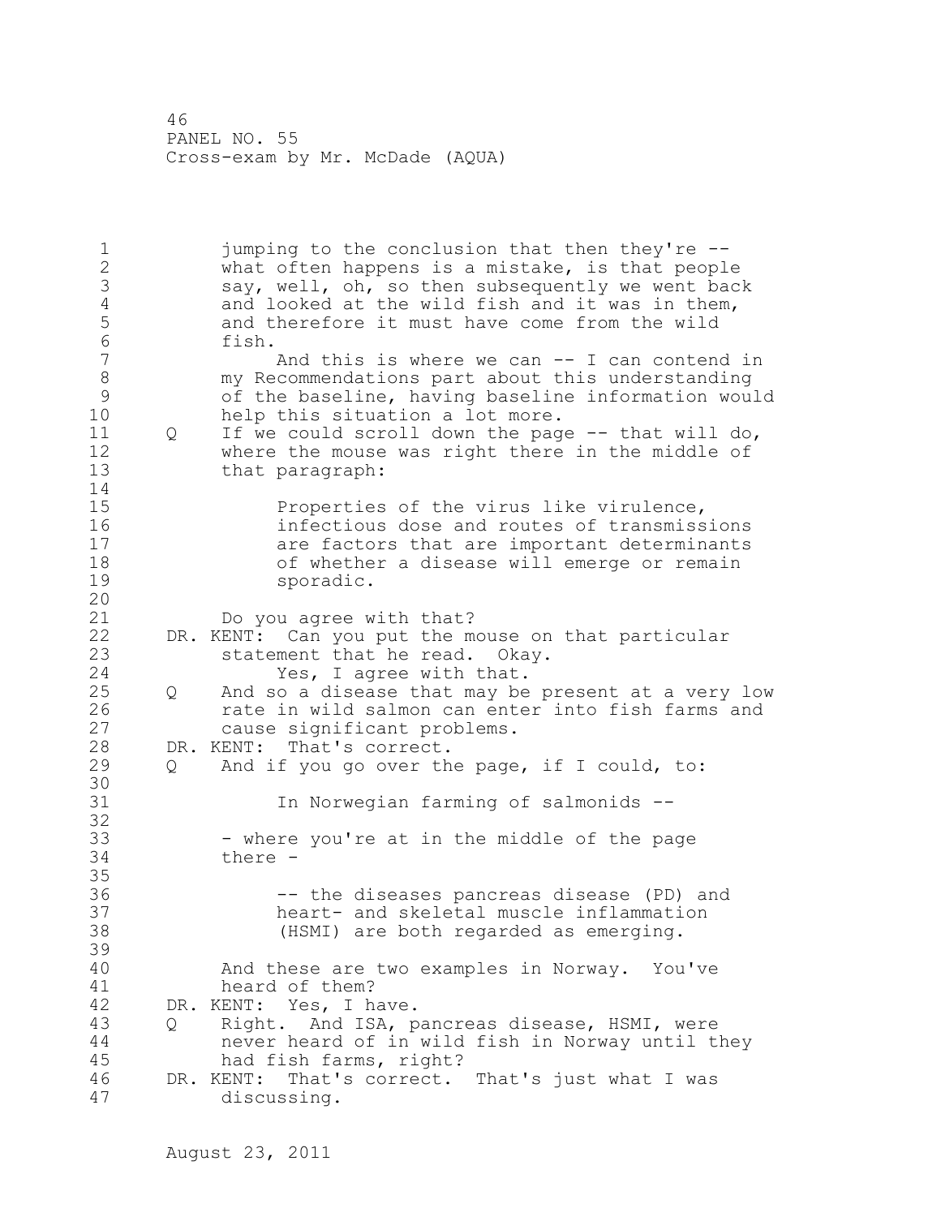jumping to the conclusion that then they're -- what often happens is a mistake, is that people say, well, oh, so then subsequently we went back and looked at the wild fish and it was in them, and therefore it must have come from the wild fish.

And this is where we can -- I can contend in my Recommendations part about this understanding of the baseline, having baseline information would help this situation a lot more.

Q If we could scroll down the page -- that will do, where the mouse was right there in the middle of that paragraph:

> Properties of the virus like virulence, infectious dose and routes of transmissions are factors that are important determinants of whether a disease will emerge or remain sporadic.

Do you agree with that?

DR. KENT: Can you put the mouse on that particular statement that he read. Okay.

Yes, I agree with that.

Q And so a disease that may be present at a very low rate in wild salmon can enter into fish farms and cause significant problems.

DR. KENT: That's correct.

Q And if you go over the page, if I could, to:

> In Norwegian farming of salmonids --

- where you're at in the middle of the page there -

> -- the diseases pancreas disease (PD) and heart- and skeletal muscle inflammation (HSMI) are both regarded as emerging.

And these are two examples in Norway. You've heard of them?

DR. KENT: Yes, I have.

Q Right. And ISA, pancreas disease, HSMI, were never heard of in wild fish in Norway until they had fish farms, right?

DR. KENT: That's correct. That's just what I was discussing.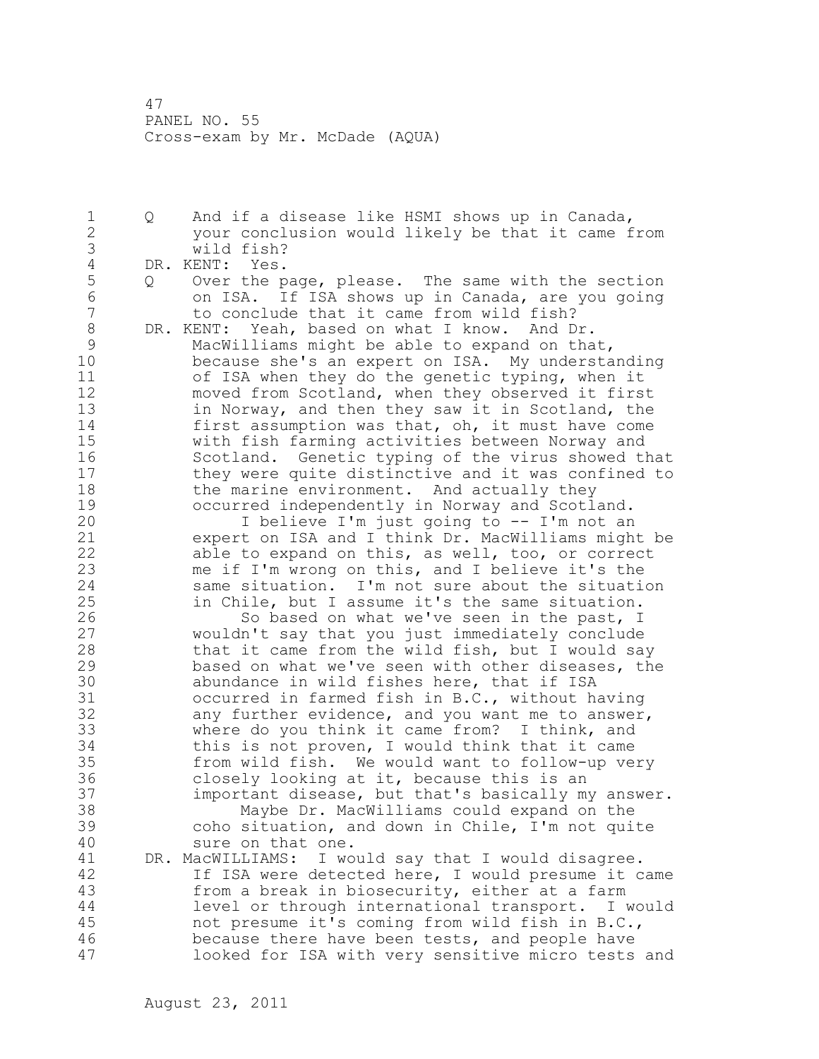Q And if a disease like HSMI shows up in Canada, your conclusion would likely be that it came from wild fish?

DR. KENT: Yes.

Q Over the page, please. The same with the section on ISA. If ISA shows up in Canada, are you going to conclude that it came from wild fish?

DR. KENT: Yeah, based on what I know. And Dr. MacWilliams might be able to expand on that, because she's an expert on ISA. My understanding of ISA when they do the genetic typing, when it moved from Scotland, when they observed it first in Norway, and then they saw it in Scotland, the first assumption was that, oh, it must have come with fish farming activities between Norway and Scotland. Genetic typing of the virus showed that they were quite distinctive and it was confined to the marine environment. And actually they occurred independently in Norway and Scotland.

I believe I'm just going to -- I'm not an expert on ISA and I think Dr. MacWilliams might be able to expand on this, as well, too, or correct me if I'm wrong on this, and I believe it's the same situation. I'm not sure about the situation in Chile, but I assume it's the same situation.

So based on what we've seen in the past, I wouldn't say that you just immediately conclude that it came from the wild fish, but I would say based on what we've seen with other diseases, the abundance in wild fishes here, that if ISA occurred in farmed fish in B.C., without having any further evidence, and you want me to answer, where do you think it came from? I think, and this is not proven, I would think that it came from wild fish. We would want to follow-up very closely looking at it, because this is an important disease, but that's basically my answer.

Maybe Dr. MacWilliams could expand on the coho situation, and down in Chile, I'm not quite sure on that one.

DR. MacWILLIAMS: I would say that I would disagree. If ISA were detected here, I would presume it came from a break in biosecurity, either at a farm level or through international transport. I would not presume it's coming from wild fish in B.C., because there have been tests, and people have looked for ISA with very sensitive micro tests and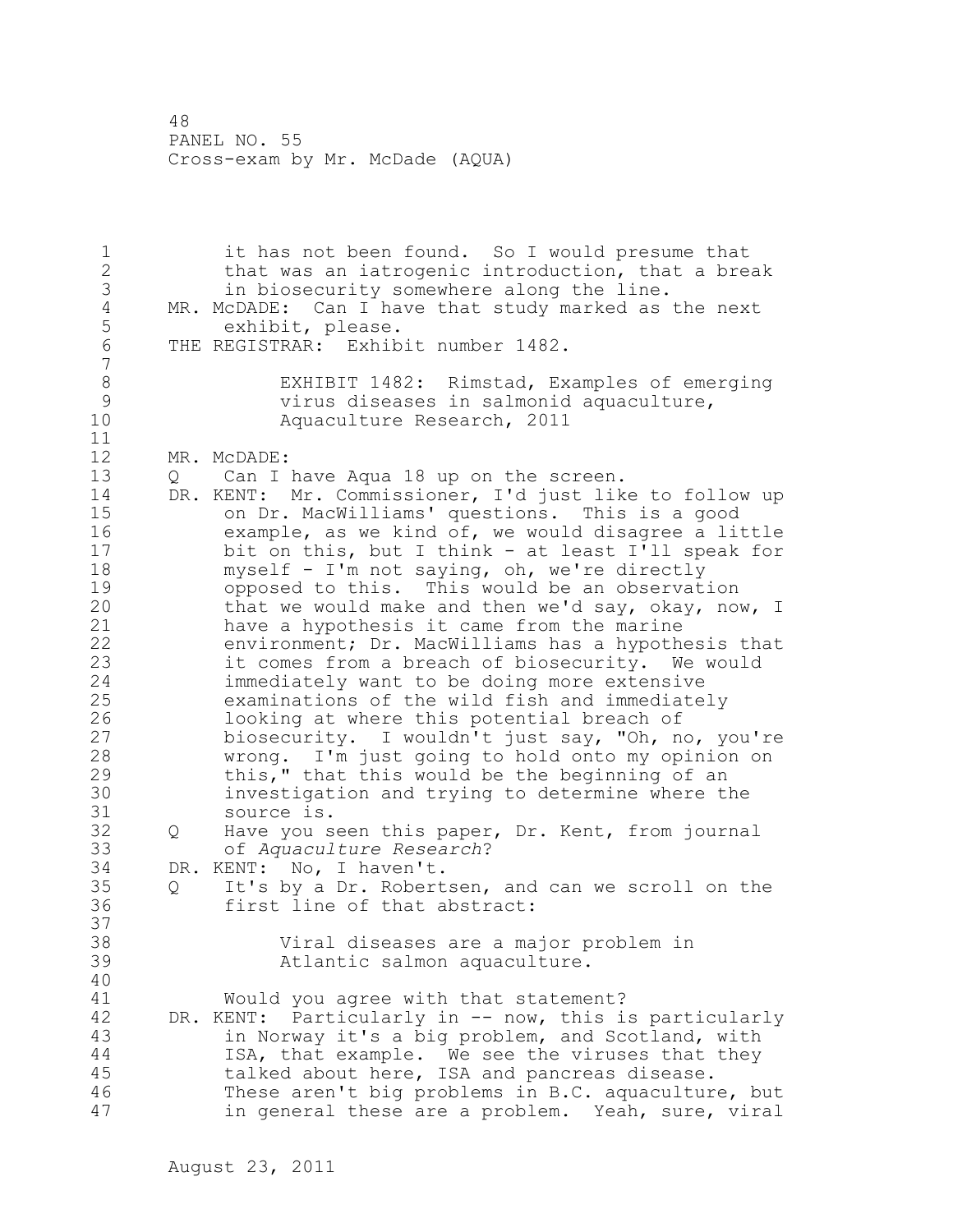it has not been found. So I would presume that that was an iatrogenic introduction, that a break in biosecurity somewhere along the line.

MR. McDADE: Can I have that study marked as the next exhibit, please.

THE REGISTRAR: Exhibit number 1482.

> EXHIBIT 1482: Rimstad, Examples of emerging virus diseases in salmonid aquaculture, Aquaculture Research, 2011

MR. McDADE:

Q Can I have Aqua 18 up on the screen.

DR. KENT: Mr. Commissioner, I'd just like to follow up on Dr. MacWilliams' questions. This is a good example, as we kind of, we would disagree a little bit on this, but I think - at least I'll speak for myself - I'm not saying, oh, we're directly opposed to this. This would be an observation that we would make and then we'd say, okay, now, I have a hypothesis it came from the marine environment; Dr. MacWilliams has a hypothesis that it comes from a breach of biosecurity. We would immediately want to be doing more extensive examinations of the wild fish and immediately looking at where this potential breach of biosecurity. I wouldn't just say, "Oh, no, you're wrong. I'm just going to hold onto my opinion on this," that this would be the beginning of an investigation and trying to determine where the source is.

Q Have you seen this paper, Dr. Kent, from journal of *Aquaculture Research*?

DR. KENT: No, I haven't.

Q It's by a Dr. Robertsen, and can we scroll on the first line of that abstract:

> Viral diseases are a major problem in Atlantic salmon aquaculture.

Would you agree with that statement?

DR. KENT: Particularly in -- now, this is particularly in Norway it's a big problem, and Scotland, with ISA, that example. We see the viruses that they talked about here, ISA and pancreas disease. These aren't big problems in B.C. aquaculture, but in general these are a problem. Yeah, sure, viral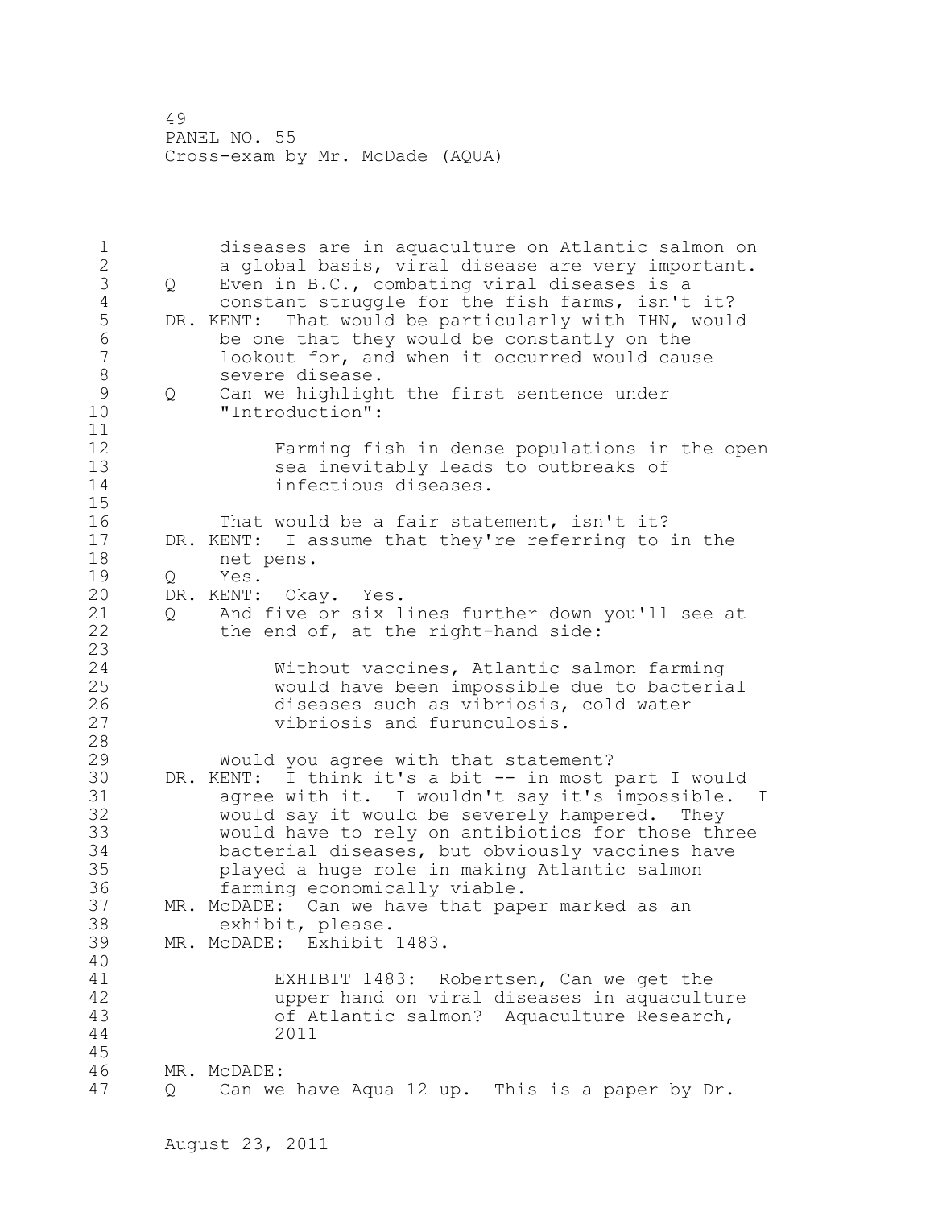diseases are in aquaculture on Atlantic salmon on a global basis, viral disease are very important.

Q Even in B.C., combating viral diseases is a constant struggle for the fish farms, isn't it?

DR. KENT: That would be particularly with IHN, would be one that they would be constantly on the lookout for, and when it occurred would cause severe disease.

Q Can we highlight the first sentence under "Introduction":

> Farming fish in dense populations in the open sea inevitably leads to outbreaks of infectious diseases.

That would be a fair statement, isn't it?

DR. KENT: I assume that they're referring to in the net pens.

Q Yes.

DR. KENT: Okay. Yes.

Q And five or six lines further down you'll see at the end of, at the right-hand side:

> Without vaccines, Atlantic salmon farming would have been impossible due to bacterial diseases such as vibriosis, cold water vibriosis and furunculosis.

Would you agree with that statement?

DR. KENT: I think it's a bit -- in most part I would agree with it. I wouldn't say it's impossible. I would say it would be severely hampered. They would have to rely on antibiotics for those three bacterial diseases, but obviously vaccines have played a huge role in making Atlantic salmon farming economically viable.

MR. McDADE: Can we have that paper marked as an exhibit, please.

MR. McDADE: Exhibit 1483.

> EXHIBIT 1483: Robertsen, Can we get the upper hand on viral diseases in aquaculture of Atlantic salmon? Aquaculture Research, 2011

MR. McDADE:

Q Can we have Aqua 12 up. This is a paper by Dr.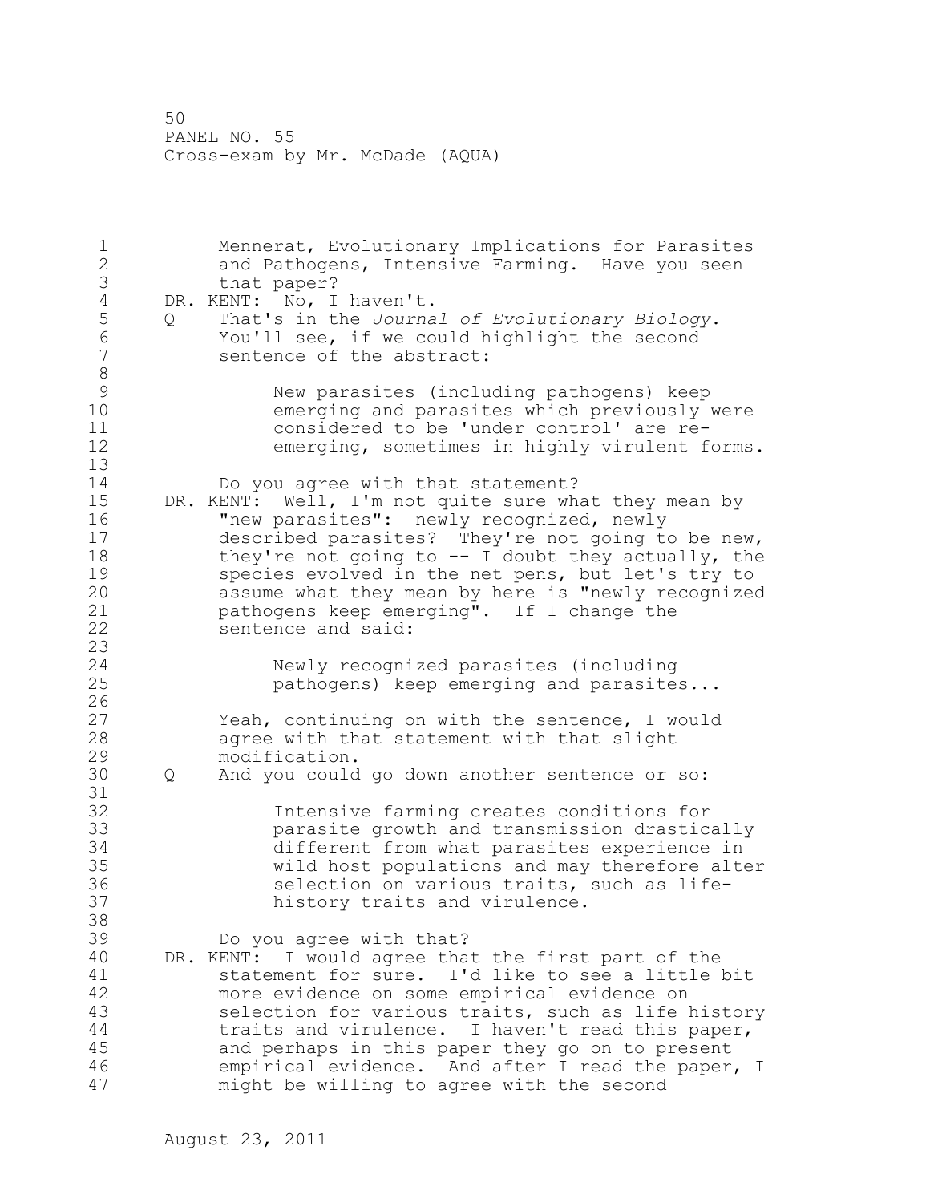Mennerat, Evolutionary Implications for Parasites and Pathogens, Intensive Farming. Have you seen that paper?

DR. KENT: No, I haven't.

Q That's in the *Journal of Evolutionary Biology*. You'll see, if we could highlight the second sentence of the abstract:

> New parasites (including pathogens) keep emerging and parasites which previously were considered to be 'under control' are re-emerging, sometimes in highly virulent forms.

Do you agree with that statement?

DR. KENT: Well, I'm not quite sure what they mean by "new parasites": newly recognized, newly described parasites? They're not going to be new, they're not going to -- I doubt they actually, the species evolved in the net pens, but let's try to assume what they mean by here is "newly recognized pathogens keep emerging". If I change the sentence and said:

> Newly recognized parasites (including pathogens) keep emerging and parasites...

Yeah, continuing on with the sentence, I would agree with that statement with that slight modification.

Q And you could go down another sentence or so:

> Intensive farming creates conditions for parasite growth and transmission drastically different from what parasites experience in wild host populations and may therefore alter selection on various traits, such as life-history traits and virulence.

Do you agree with that?

DR. KENT: I would agree that the first part of the statement for sure. I'd like to see a little bit more evidence on some empirical evidence on selection for various traits, such as life history traits and virulence. I haven't read this paper, and perhaps in this paper they go on to present empirical evidence. And after I read the paper, I might be willing to agree with the second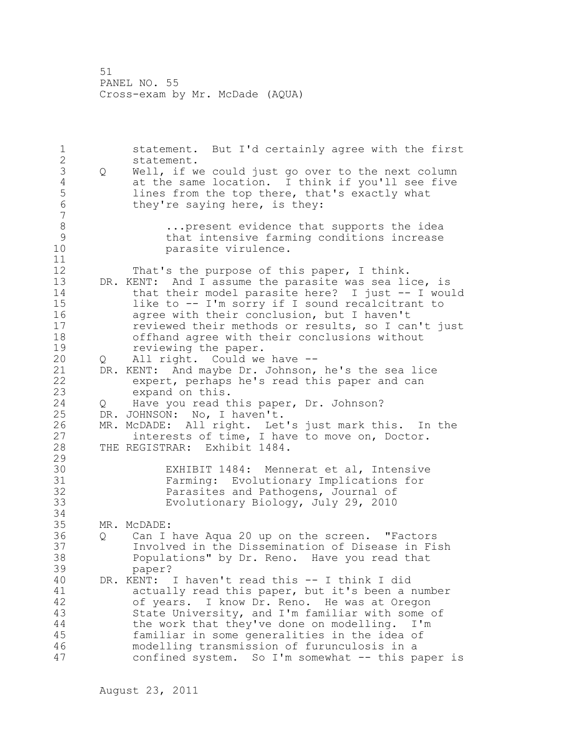statement. But I'd certainly agree with the first statement.

Q Well, if we could just go over to the next column at the same location. I think if you'll see five lines from the top there, that's exactly what they're saying here, is they:

> ...present evidence that supports the idea that intensive farming conditions increase parasite virulence.

That's the purpose of this paper, I think.

DR. KENT: And I assume the parasite was sea lice, is that their model parasite here? I just -- I would like to -- I'm sorry if I sound recalcitrant to agree with their conclusion, but I haven't reviewed their methods or results, so I can't just offhand agree with their conclusions without reviewing the paper.

Q All right. Could we have --

DR. KENT: And maybe Dr. Johnson, he's the sea lice expert, perhaps he's read this paper and can expand on this.

Q Have you read this paper, Dr. Johnson?

DR. JOHNSON: No, I haven't.

MR. McDADE: All right. Let's just mark this. In the interests of time, I have to move on, Doctor.

THE REGISTRAR: Exhibit 1484.

> EXHIBIT 1484: Mennerat et al, Intensive Farming: Evolutionary Implications for Parasites and Pathogens, Journal of Evolutionary Biology, July 29, 2010

MR. McDADE:

Q Can I have Aqua 20 up on the screen. "Factors Involved in the Dissemination of Disease in Fish Populations" by Dr. Reno. Have you read that paper?

DR. KENT: I haven't read this -- I think I did actually read this paper, but it's been a number of years. I know Dr. Reno. He was at Oregon State University, and I'm familiar with some of the work that they've done on modelling. I'm familiar in some generalities in the idea of modelling transmission of furunculosis in a confined system. So I'm somewhat -- this paper is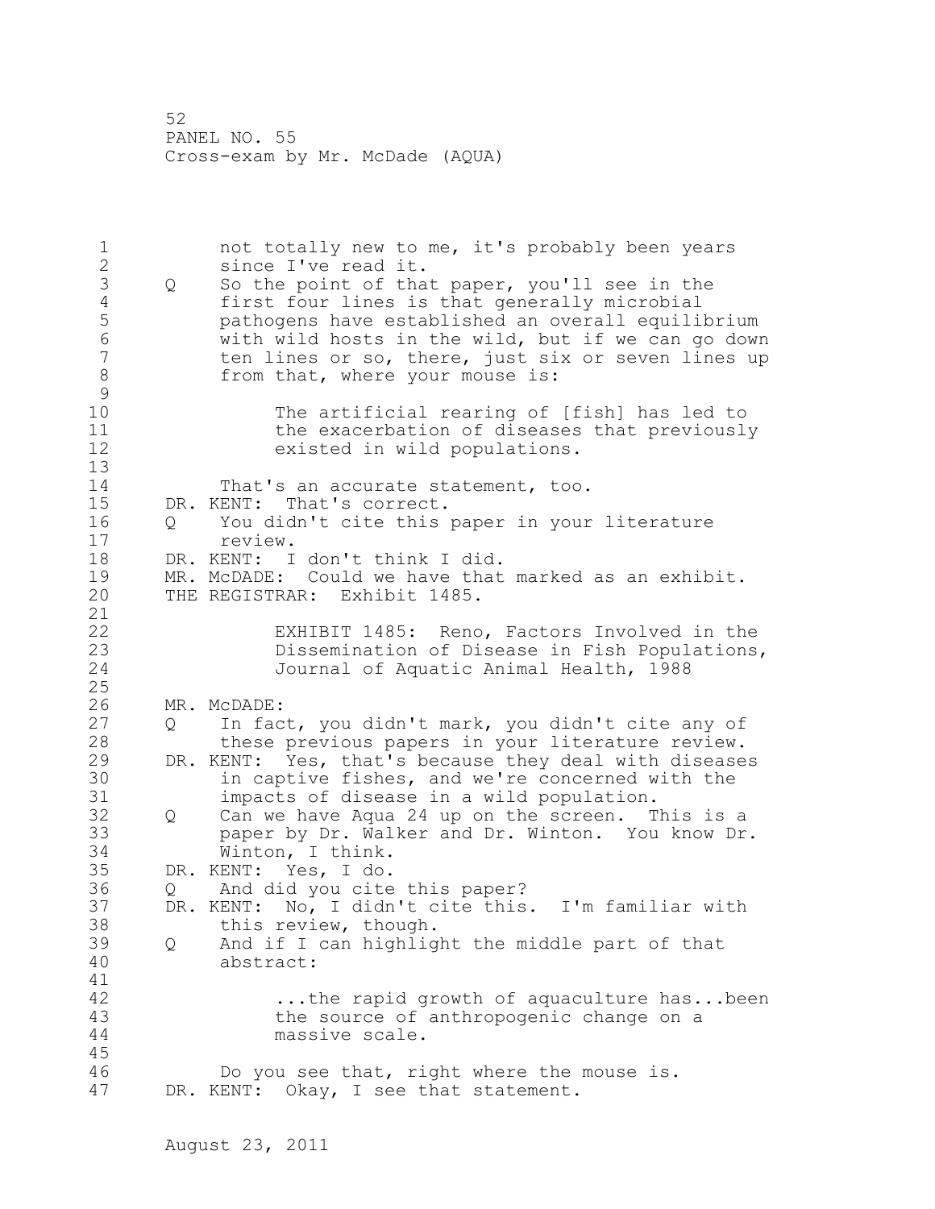not totally new to me, it's probably been years since I've read it.

Q So the point of that paper, you'll see in the first four lines is that generally microbial pathogens have established an overall equilibrium with wild hosts in the wild, but if we can go down ten lines or so, there, just six or seven lines up from that, where your mouse is:

> The artificial rearing of [fish] has led to the exacerbation of diseases that previously existed in wild populations.

That's an accurate statement, too.

DR. KENT: That's correct.

Q You didn't cite this paper in your literature review.

DR. KENT: I don't think I did.

MR. McDADE: Could we have that marked as an exhibit.

THE REGISTRAR: Exhibit 1485.

> EXHIBIT 1485: Reno, Factors Involved in the Dissemination of Disease in Fish Populations, Journal of Aquatic Animal Health, 1988

MR. McDADE:

Q In fact, you didn't mark, you didn't cite any of these previous papers in your literature review.

DR. KENT: Yes, that's because they deal with diseases in captive fishes, and we're concerned with the impacts of disease in a wild population.

Q Can we have Aqua 24 up on the screen. This is a paper by Dr. Walker and Dr. Winton. You know Dr. Winton, I think.

DR. KENT: Yes, I do.

Q And did you cite this paper?

DR. KENT: No, I didn't cite this. I'm familiar with this review, though.

Q And if I can highlight the middle part of that abstract:

> ...the rapid growth of aquaculture has...been the source of anthropogenic change on a massive scale.

Do you see that, right where the mouse is.

DR. KENT: Okay, I see that statement.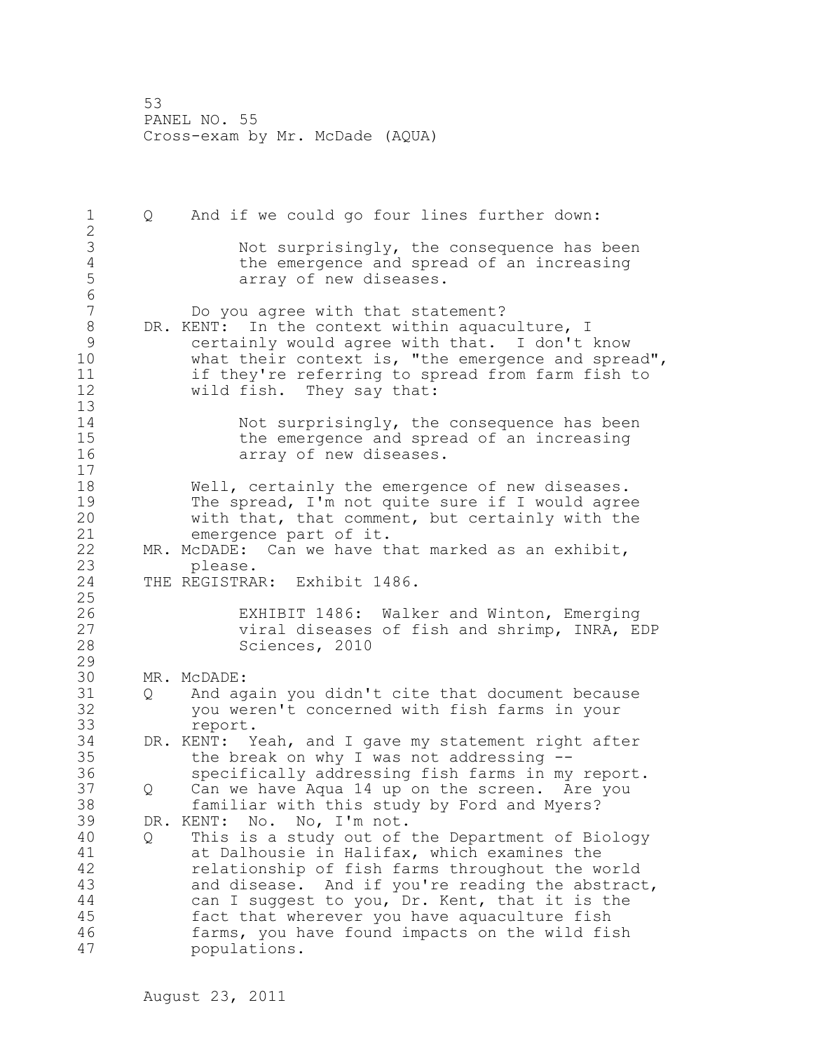Q And if we could go four lines further down:

> Not surprisingly, the consequence has been the emergence and spread of an increasing array of new diseases.

Do you agree with that statement?

DR. KENT: In the context within aquaculture, I certainly would agree with that. I don't know what their context is, "the emergence and spread", if they're referring to spread from farm fish to wild fish. They say that:

> Not surprisingly, the consequence has been the emergence and spread of an increasing array of new diseases.

Well, certainly the emergence of new diseases. The spread, I'm not quite sure if I would agree with that, that comment, but certainly with the emergence part of it.

MR. McDADE: Can we have that marked as an exhibit, please.

THE REGISTRAR: Exhibit 1486.

> EXHIBIT 1486: Walker and Winton, Emerging viral diseases of fish and shrimp, INRA, EDP Sciences, 2010

MR. McDADE:

Q And again you didn't cite that document because you weren't concerned with fish farms in your report.

DR. KENT: Yeah, and I gave my statement right after the break on why I was not addressing -- specifically addressing fish farms in my report.

Q Can we have Aqua 14 up on the screen. Are you familiar with this study by Ford and Myers?

DR. KENT: No. No, I'm not.

Q This is a study out of the Department of Biology at Dalhousie in Halifax, which examines the relationship of fish farms throughout the world and disease. And if you're reading the abstract, can I suggest to you, Dr. Kent, that it is the fact that wherever you have aquaculture fish farms, you have found impacts on the wild fish populations.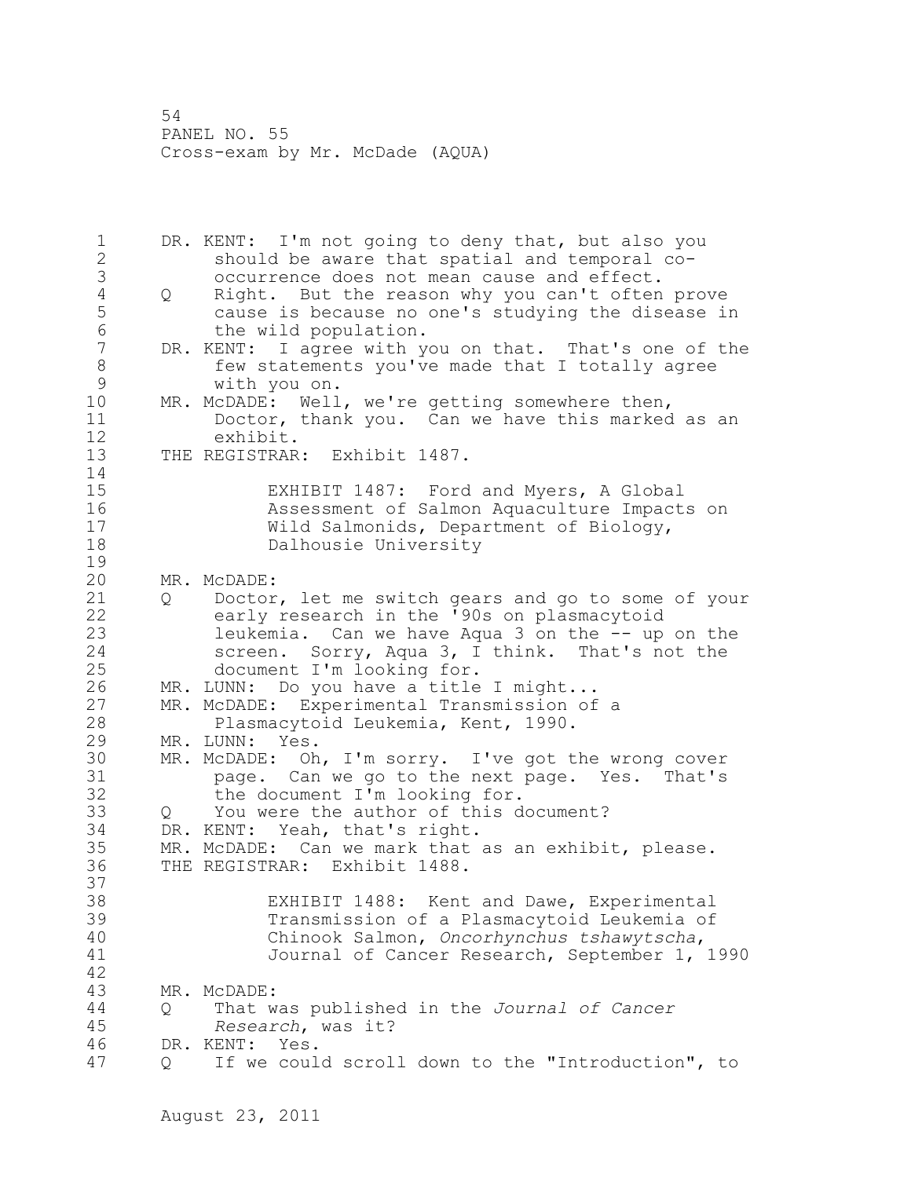DR. KENT: I'm not going to deny that, but also you should be aware that spatial and temporal co-occurrence does not mean cause and effect.

Q Right. But the reason why you can't often prove cause is because no one's studying the disease in the wild population.

DR. KENT: I agree with you on that. That's one of the few statements you've made that I totally agree with you on.

MR. McDADE: Well, we're getting somewhere then, Doctor, thank you. Can we have this marked as an exhibit.

THE REGISTRAR: Exhibit 1487.

> EXHIBIT 1487: Ford and Myers, A Global Assessment of Salmon Aquaculture Impacts on Wild Salmonids, Department of Biology, Dalhousie University

MR. McDADE:

Q Doctor, let me switch gears and go to some of your early research in the '90s on plasmacytoid leukemia. Can we have Aqua 3 on the -- up on the screen. Sorry, Aqua 3, I think. That's not the document I'm looking for.

MR. LUNN: Do you have a title I might...

MR. McDADE: Experimental Transmission of a Plasmacytoid Leukemia, Kent, 1990.

MR. LUNN: Yes.

MR. McDADE: Oh, I'm sorry. I've got the wrong cover page. Can we go to the next page. Yes. That's the document I'm looking for.

Q You were the author of this document?

DR. KENT: Yeah, that's right.

MR. McDADE: Can we mark that as an exhibit, please.

THE REGISTRAR: Exhibit 1488.

> EXHIBIT 1488: Kent and Dawe, Experimental Transmission of a Plasmacytoid Leukemia of Chinook Salmon, *Oncorhynchus tshawytscha*, Journal of Cancer Research, September 1, 1990

MR. McDADE:

Q That was published in the *Journal of Cancer Research*, was it?

DR. KENT: Yes.

Q If we could scroll down to the "Introduction", to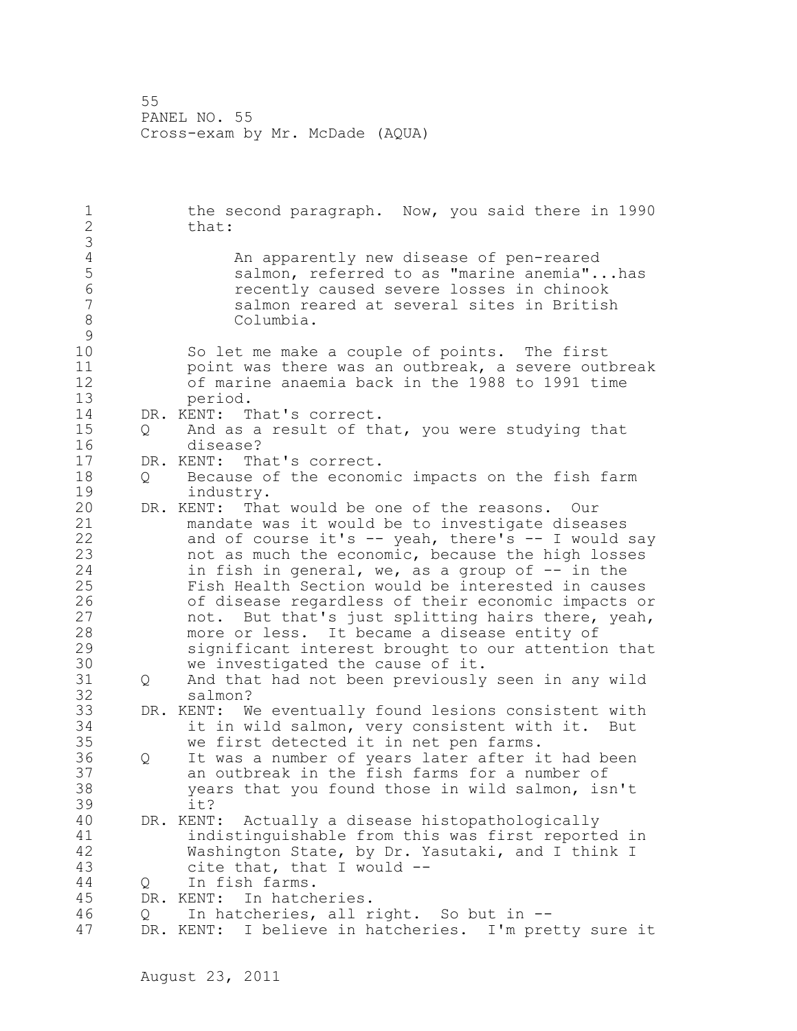the second paragraph. Now, you said there in 1990 that:

> An apparently new disease of pen-reared salmon, referred to as "marine anemia"...has recently caused severe losses in chinook salmon reared at several sites in British Columbia.

So let me make a couple of points. The first point was there was an outbreak, a severe outbreak of marine anaemia back in the 1988 to 1991 time period.

DR. KENT: That's correct.

Q And as a result of that, you were studying that disease?

DR. KENT: That's correct.

Q Because of the economic impacts on the fish farm industry.

DR. KENT: That would be one of the reasons. Our mandate was it would be to investigate diseases and of course it's -- yeah, there's -- I would say not as much the economic, because the high losses in fish in general, we, as a group of -- in the Fish Health Section would be interested in causes of disease regardless of their economic impacts or not. But that's just splitting hairs there, yeah, more or less. It became a disease entity of significant interest brought to our attention that we investigated the cause of it.

Q And that had not been previously seen in any wild salmon?

DR. KENT: We eventually found lesions consistent with it in wild salmon, very consistent with it. But we first detected it in net pen farms.

Q It was a number of years later after it had been an outbreak in the fish farms for a number of years that you found those in wild salmon, isn't it?

DR. KENT: Actually a disease histopathologically indistinguishable from this was first reported in Washington State, by Dr. Yasutaki, and I think I cite that, that I would --

Q In fish farms.

DR. KENT: In hatcheries.

Q In hatcheries, all right. So but in --

DR. KENT: I believe in hatcheries. I'm pretty sure it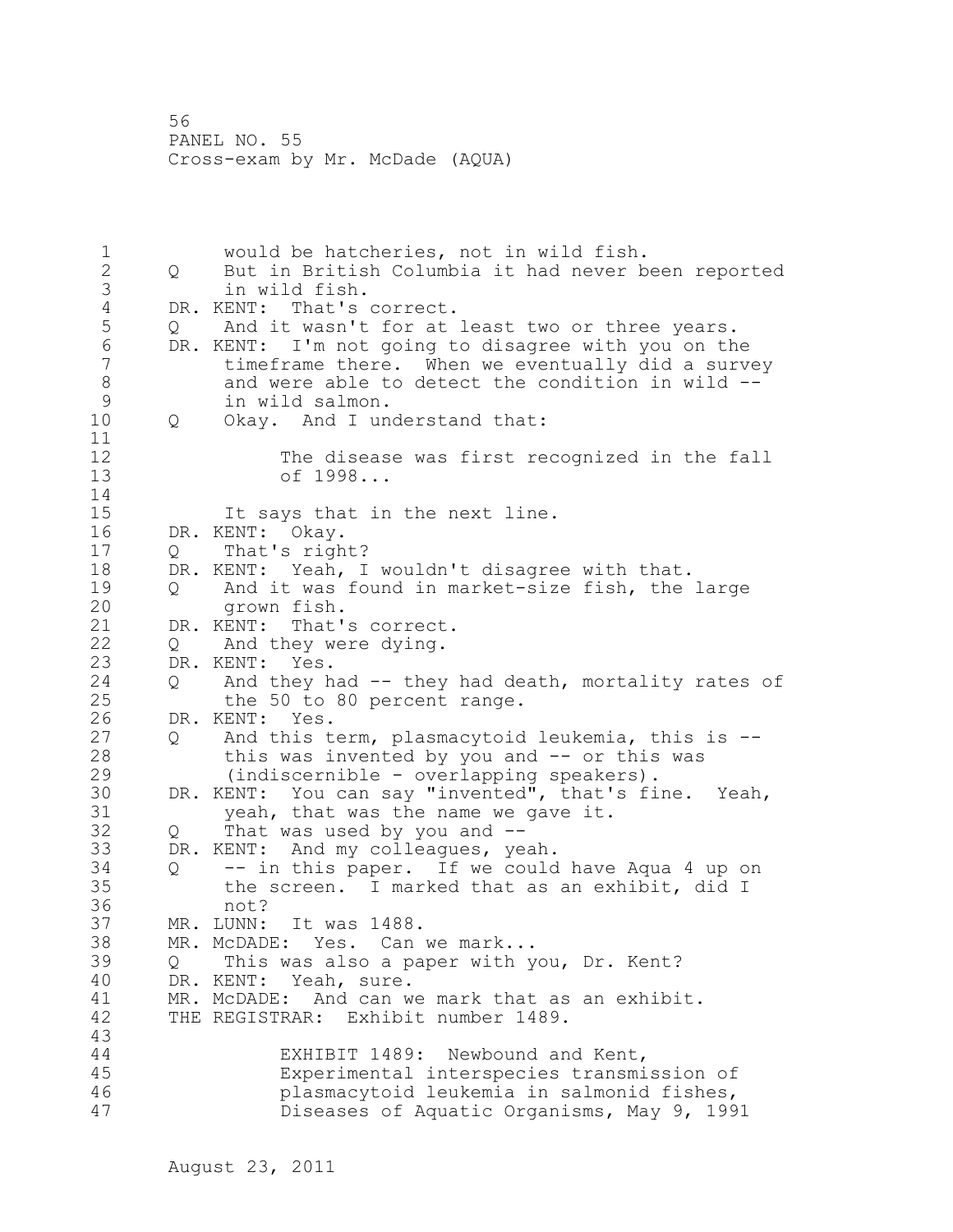would be hatcheries, not in wild fish.

Q But in British Columbia it had never been reported in wild fish.

DR. KENT: That's correct.

Q And it wasn't for at least two or three years.

DR. KENT: I'm not going to disagree with you on the timeframe there. When we eventually did a survey and were able to detect the condition in wild -- in wild salmon.

Q Okay. And I understand that:

> The disease was first recognized in the fall of 1998...

It says that in the next line.

DR. KENT: Okay.

Q That's right?

DR. KENT: Yeah, I wouldn't disagree with that.

Q And it was found in market-size fish, the large grown fish.

DR. KENT: That's correct.

Q And they were dying.

DR. KENT: Yes.

Q And they had -- they had death, mortality rates of the 50 to 80 percent range.

DR. KENT: Yes.

Q And this term, plasmacytoid leukemia, this is -- this was invented by you and -- or this was (indiscernible - overlapping speakers).

DR. KENT: You can say "invented", that's fine. Yeah, yeah, that was the name we gave it.

Q That was used by you and --

DR. KENT: And my colleagues, yeah.

Q -- in this paper. If we could have Aqua 4 up on the screen. I marked that as an exhibit, did I not?

MR. LUNN: It was 1488.

MR. McDADE: Yes. Can we mark...

Q This was also a paper with you, Dr. Kent?

DR. KENT: Yeah, sure.

MR. McDADE: And can we mark that as an exhibit.

THE REGISTRAR: Exhibit number 1489.

> EXHIBIT 1489: Newbound and Kent, Experimental interspecies transmission of plasmacytoid leukemia in salmonid fishes, Diseases of Aquatic Organisms, May 9, 1991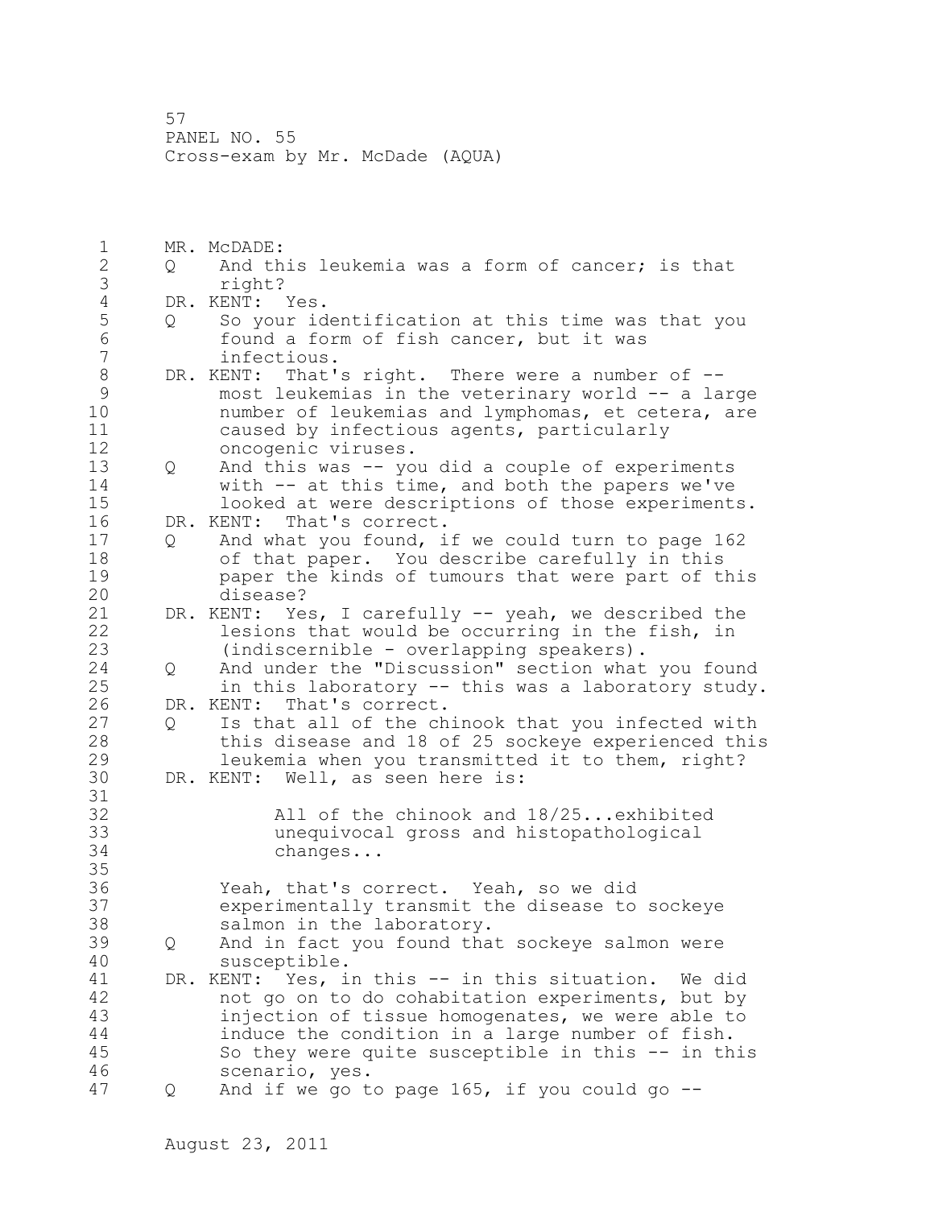MR. McDADE:

Q And this leukemia was a form of cancer; is that right?

DR. KENT: Yes.

Q So your identification at this time was that you found a form of fish cancer, but it was infectious.

DR. KENT: That's right. There were a number of -- most leukemias in the veterinary world -- a large number of leukemias and lymphomas, et cetera, are caused by infectious agents, particularly oncogenic viruses.

Q And this was -- you did a couple of experiments with -- at this time, and both the papers we've looked at were descriptions of those experiments.

DR. KENT: That's correct.

Q And what you found, if we could turn to page 162 of that paper. You describe carefully in this paper the kinds of tumours that were part of this disease?

DR. KENT: Yes, I carefully -- yeah, we described the lesions that would be occurring in the fish, in (indiscernible - overlapping speakers).

Q And under the "Discussion" section what you found in this laboratory -- this was a laboratory study.

DR. KENT: That's correct.

Q Is that all of the chinook that you infected with this disease and 18 of 25 sockeye experienced this leukemia when you transmitted it to them, right?

DR. KENT: Well, as seen here is:

> All of the chinook and 18/25...exhibited unequivocal gross and histopathological changes...

Yeah, that's correct. Yeah, so we did experimentally transmit the disease to sockeye salmon in the laboratory.

Q And in fact you found that sockeye salmon were susceptible.

DR. KENT: Yes, in this -- in this situation. We did not go on to do cohabitation experiments, but by injection of tissue homogenates, we were able to induce the condition in a large number of fish. So they were quite susceptible in this -- in this scenario, yes.

Q And if we go to page 165, if you could go --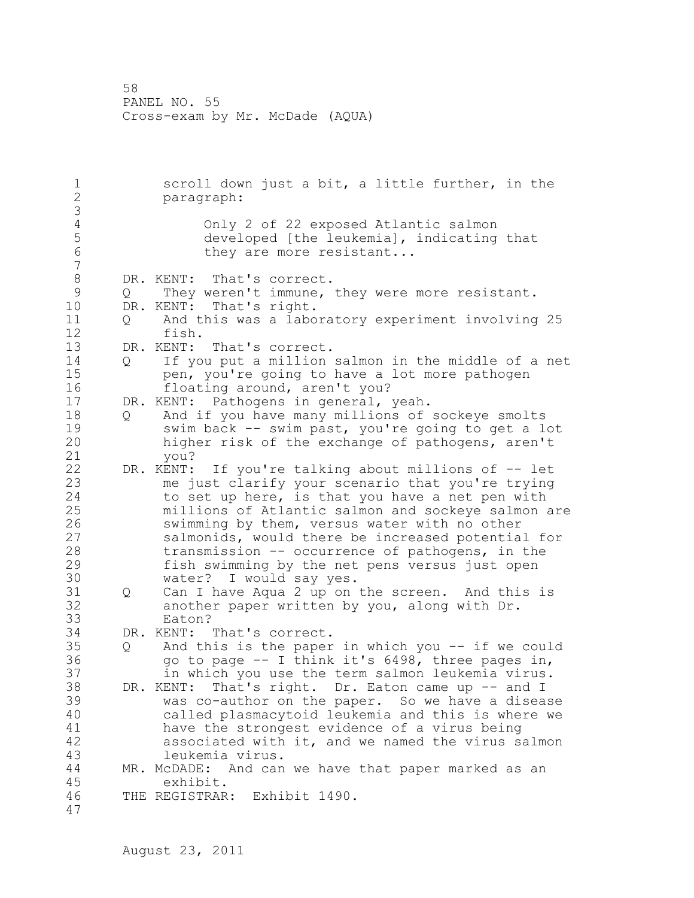scroll down just a bit, a little further, in the paragraph:

> Only 2 of 22 exposed Atlantic salmon developed [the leukemia], indicating that they are more resistant...

DR. KENT: That's correct.

Q They weren't immune, they were more resistant.

DR. KENT: That's right.

Q And this was a laboratory experiment involving 25 fish.

DR. KENT: That's correct.

Q If you put a million salmon in the middle of a net pen, you're going to have a lot more pathogen floating around, aren't you?

DR. KENT: Pathogens in general, yeah.

Q And if you have many millions of sockeye smolts swim back -- swim past, you're going to get a lot higher risk of the exchange of pathogens, aren't you?

DR. KENT: If you're talking about millions of -- let me just clarify your scenario that you're trying to set up here, is that you have a net pen with millions of Atlantic salmon and sockeye salmon are swimming by them, versus water with no other salmonids, would there be increased potential for transmission -- occurrence of pathogens, in the fish swimming by the net pens versus just open water? I would say yes.

Q Can I have Aqua 2 up on the screen. And this is another paper written by you, along with Dr. Eaton?

DR. KENT: That's correct.

Q And this is the paper in which you -- if we could go to page -- I think it's 6498, three pages in, in which you use the term salmon leukemia virus.

DR. KENT: That's right. Dr. Eaton came up -- and I was co-author on the paper. So we have a disease called plasmacytoid leukemia and this is where we have the strongest evidence of a virus being associated with it, and we named the virus salmon leukemia virus.

MR. McDADE: And can we have that paper marked as an exhibit.

THE REGISTRAR: Exhibit 1490.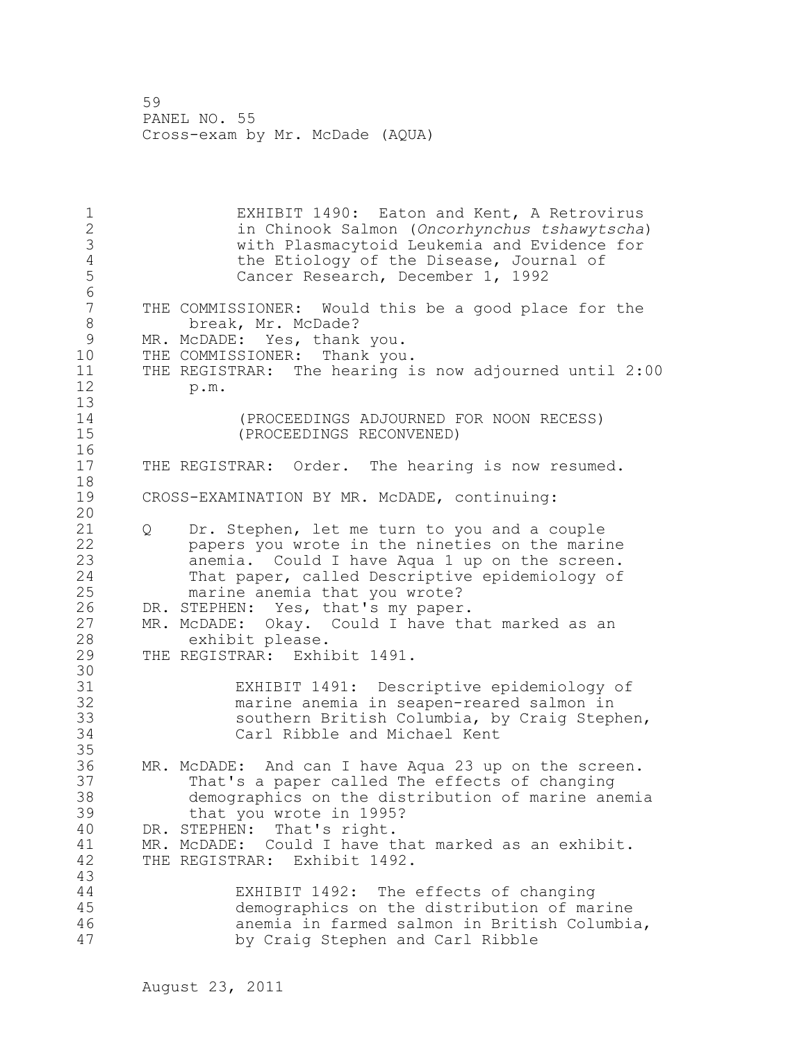EXHIBIT 1490: Eaton and Kent, A Retrovirus in Chinook Salmon (*Oncorhynchus tshawytscha*) with Plasmacytoid Leukemia and Evidence for the Etiology of the Disease, Journal of Cancer Research, December 1, 1992

THE COMMISSIONER: Would this be a good place for the break, Mr. McDade?

MR. McDADE: Yes, thank you.

THE COMMISSIONER: Thank you.

THE REGISTRAR: The hearing is now adjourned until 2:00 p.m.

(PROCEEDINGS ADJOURNED FOR NOON RECESS)
(PROCEEDINGS RECONVENED)

THE REGISTRAR: Order. The hearing is now resumed.

CROSS-EXAMINATION BY MR. McDADE, continuing:

Q Dr. Stephen, let me turn to you and a couple papers you wrote in the nineties on the marine anemia. Could I have Aqua 1 up on the screen. That paper, called Descriptive epidemiology of marine anemia that you wrote?

DR. STEPHEN: Yes, that's my paper.

MR. McDADE: Okay. Could I have that marked as an exhibit please.

THE REGISTRAR: Exhibit 1491.

EXHIBIT 1491: Descriptive epidemiology of marine anemia in seapen-reared salmon in southern British Columbia, by Craig Stephen, Carl Ribble and Michael Kent

MR. McDADE: And can I have Aqua 23 up on the screen. That's a paper called The effects of changing demographics on the distribution of marine anemia that you wrote in 1995?

DR. STEPHEN: That's right.

MR. McDADE: Could I have that marked as an exhibit.

THE REGISTRAR: Exhibit 1492.

EXHIBIT 1492: The effects of changing demographics on the distribution of marine anemia in farmed salmon in British Columbia, by Craig Stephen and Carl Ribble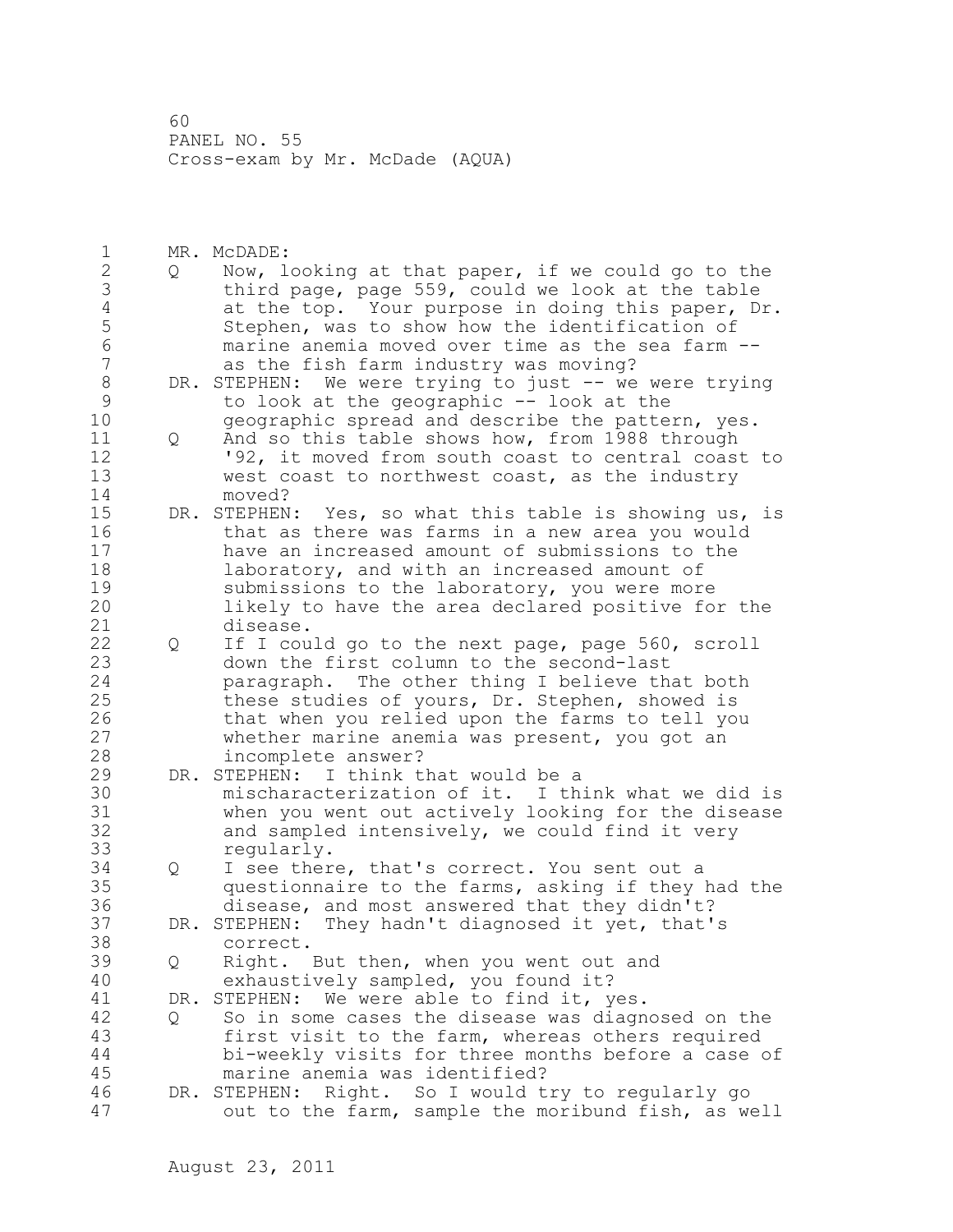MR. McDADE:

Q Now, looking at that paper, if we could go to the third page, page 559, could we look at the table at the top. Your purpose in doing this paper, Dr. Stephen, was to show how the identification of marine anemia moved over time as the sea farm -- as the fish farm industry was moving?

DR. STEPHEN: We were trying to just -- we were trying to look at the geographic -- look at the geographic spread and describe the pattern, yes.

Q And so this table shows how, from 1988 through '92, it moved from south coast to central coast to west coast to northwest coast, as the industry moved?

DR. STEPHEN: Yes, so what this table is showing us, is that as there was farms in a new area you would have an increased amount of submissions to the laboratory, and with an increased amount of submissions to the laboratory, you were more likely to have the area declared positive for the disease.

Q If I could go to the next page, page 560, scroll down the first column to the second-last paragraph. The other thing I believe that both these studies of yours, Dr. Stephen, showed is that when you relied upon the farms to tell you whether marine anemia was present, you got an incomplete answer?

DR. STEPHEN: I think that would be a mischaracterization of it. I think what we did is when you went out actively looking for the disease and sampled intensively, we could find it very regularly.

Q I see there, that's correct. You sent out a questionnaire to the farms, asking if they had the disease, and most answered that they didn't?

DR. STEPHEN: They hadn't diagnosed it yet, that's correct.

Q Right. But then, when you went out and exhaustively sampled, you found it?

DR. STEPHEN: We were able to find it, yes.

Q So in some cases the disease was diagnosed on the first visit to the farm, whereas others required bi-weekly visits for three months before a case of marine anemia was identified?

DR. STEPHEN: Right. So I would try to regularly go out to the farm, sample the moribund fish, as well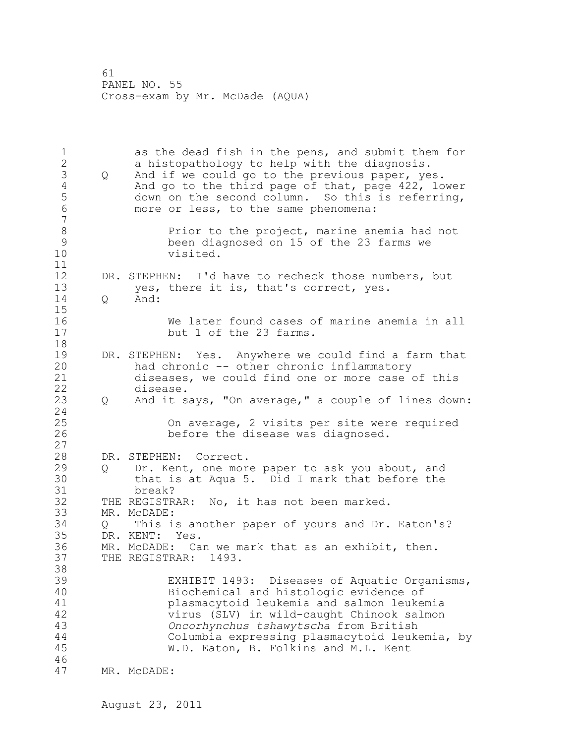as the dead fish in the pens, and submit them for a histopathology to help with the diagnosis.

Q And if we could go to the previous paper, yes. And go to the third page of that, page 422, lower down on the second column. So this is referring, more or less, to the same phenomena:

> Prior to the project, marine anemia had not been diagnosed on 15 of the 23 farms we visited.

DR. STEPHEN: I'd have to recheck those numbers, but yes, there it is, that's correct, yes.

Q And:

> We later found cases of marine anemia in all but 1 of the 23 farms.

DR. STEPHEN: Yes. Anywhere we could find a farm that had chronic -- other chronic inflammatory diseases, we could find one or more case of this disease.

Q And it says, "On average," a couple of lines down:

> On average, 2 visits per site were required before the disease was diagnosed.

DR. STEPHEN: Correct.

Q Dr. Kent, one more paper to ask you about, and that is at Aqua 5. Did I mark that before the break?

THE REGISTRAR: No, it has not been marked.

MR. McDADE:

Q This is another paper of yours and Dr. Eaton's?

DR. KENT: Yes.

MR. McDADE: Can we mark that as an exhibit, then.

THE REGISTRAR: 1493.

> EXHIBIT 1493: Diseases of Aquatic Organisms, Biochemical and histologic evidence of plasmacytoid leukemia and salmon leukemia virus (SLV) in wild-caught Chinook salmon *Oncorhynchus tshawytscha* from British Columbia expressing plasmacytoid leukemia, by W.D. Eaton, B. Folkins and M.L. Kent

MR. McDADE: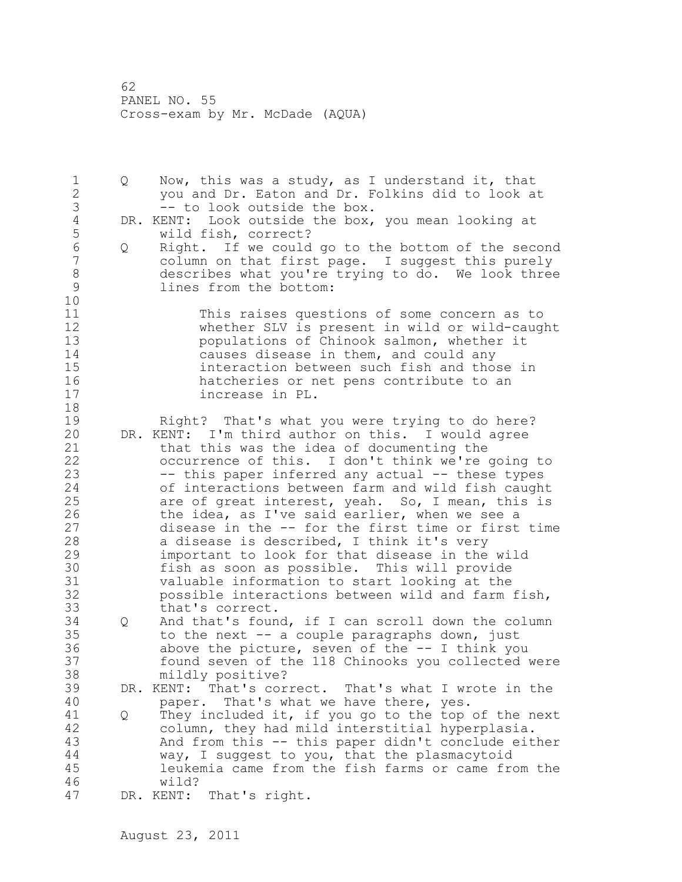Q Now, this was a study, as I understand it, that you and Dr. Eaton and Dr. Folkins did to look at -- to look outside the box.

DR. KENT: Look outside the box, you mean looking at wild fish, correct?

Q Right. If we could go to the bottom of the second column on that first page. I suggest this purely describes what you're trying to do. We look three lines from the bottom:

> This raises questions of some concern as to whether SLV is present in wild or wild-caught populations of Chinook salmon, whether it causes disease in them, and could any interaction between such fish and those in hatcheries or net pens contribute to an increase in PL.

Right? That's what you were trying to do here?

DR. KENT: I'm third author on this. I would agree that this was the idea of documenting the occurrence of this. I don't think we're going to -- this paper inferred any actual -- these types of interactions between farm and wild fish caught are of great interest, yeah. So, I mean, this is the idea, as I've said earlier, when we see a disease in the -- for the first time or first time a disease is described, I think it's very important to look for that disease in the wild fish as soon as possible. This will provide valuable information to start looking at the possible interactions between wild and farm fish, that's correct.

Q And that's found, if I can scroll down the column to the next -- a couple paragraphs down, just above the picture, seven of the -- I think you found seven of the 118 Chinooks you collected were mildly positive?

DR. KENT: That's correct. That's what I wrote in the paper. That's what we have there, yes.

Q They included it, if you go to the top of the next column, they had mild interstitial hyperplasia. And from this -- this paper didn't conclude either way, I suggest to you, that the plasmacytoid leukemia came from the fish farms or came from the wild?

DR. KENT: That's right.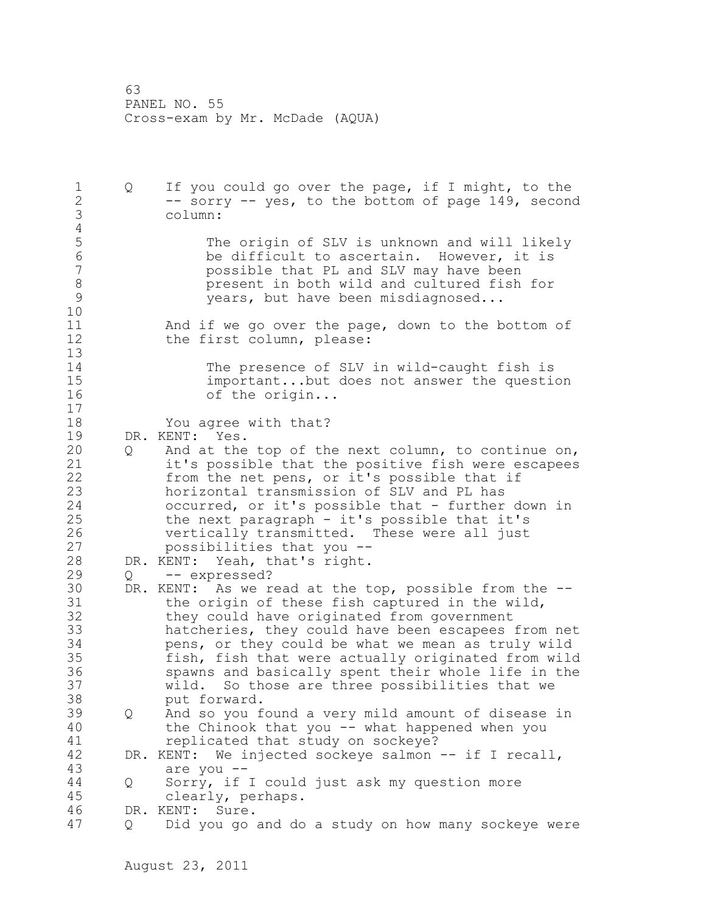Q If you could go over the page, if I might, to the -- sorry -- yes, to the bottom of page 149, second column:

> The origin of SLV is unknown and will likely be difficult to ascertain. However, it is possible that PL and SLV may have been present in both wild and cultured fish for years, but have been misdiagnosed...

And if we go over the page, down to the bottom of the first column, please:

> The presence of SLV in wild-caught fish is important...but does not answer the question of the origin...

You agree with that?

DR. KENT: Yes.

Q And at the top of the next column, to continue on, it's possible that the positive fish were escapees from the net pens, or it's possible that if horizontal transmission of SLV and PL has occurred, or it's possible that - further down in the next paragraph - it's possible that it's vertically transmitted. These were all just possibilities that you --

DR. KENT: Yeah, that's right.

Q -- expressed?

DR. KENT: As we read at the top, possible from the -- the origin of these fish captured in the wild, they could have originated from government hatcheries, they could have been escapees from net pens, or they could be what we mean as truly wild fish, fish that were actually originated from wild spawns and basically spent their whole life in the wild. So those are three possibilities that we put forward.

Q And so you found a very mild amount of disease in the Chinook that you -- what happened when you replicated that study on sockeye?

DR. KENT: We injected sockeye salmon -- if I recall, are you --

Q Sorry, if I could just ask my question more clearly, perhaps.

DR. KENT: Sure.

Q Did you go and do a study on how many sockeye were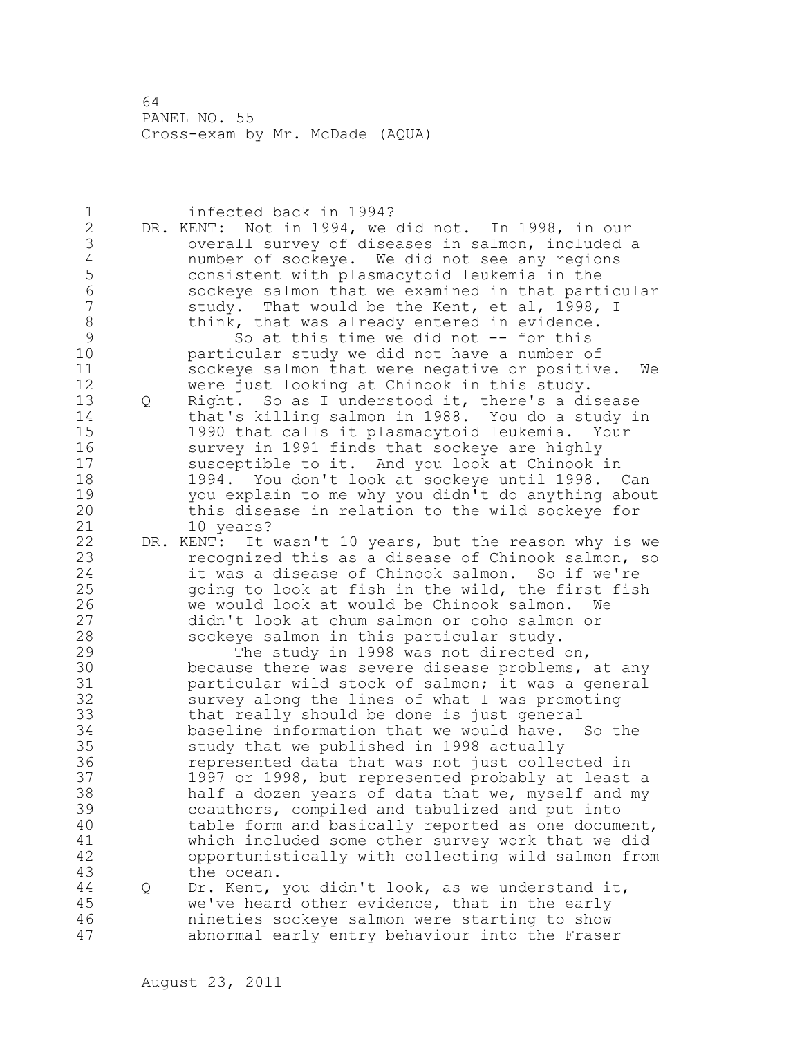infected back in 1994?

DR. KENT: Not in 1994, we did not. In 1998, in our overall survey of diseases in salmon, included a number of sockeye. We did not see any regions consistent with plasmacytoid leukemia in the sockeye salmon that we examined in that particular study. That would be the Kent, et al, 1998, I think, that was already entered in evidence.

So at this time we did not -- for this particular study we did not have a number of sockeye salmon that were negative or positive. We were just looking at Chinook in this study.

Q Right. So as I understood it, there's a disease that's killing salmon in 1988. You do a study in 1990 that calls it plasmacytoid leukemia. Your survey in 1991 finds that sockeye are highly susceptible to it. And you look at Chinook in 1994. You don't look at sockeye until 1998. Can you explain to me why you didn't do anything about this disease in relation to the wild sockeye for 10 years?

DR. KENT: It wasn't 10 years, but the reason why is we recognized this as a disease of Chinook salmon, so it was a disease of Chinook salmon. So if we're going to look at fish in the wild, the first fish we would look at would be Chinook salmon. We didn't look at chum salmon or coho salmon or sockeye salmon in this particular study.

The study in 1998 was not directed on, because there was severe disease problems, at any particular wild stock of salmon; it was a general survey along the lines of what I was promoting that really should be done is just general baseline information that we would have. So the study that we published in 1998 actually represented data that was not just collected in 1997 or 1998, but represented probably at least a half a dozen years of data that we, myself and my coauthors, compiled and tabulized and put into table form and basically reported as one document, which included some other survey work that we did opportunistically with collecting wild salmon from the ocean.

Q Dr. Kent, you didn't look, as we understand it, we've heard other evidence, that in the early nineties sockeye salmon were starting to show abnormal early entry behaviour into the Fraser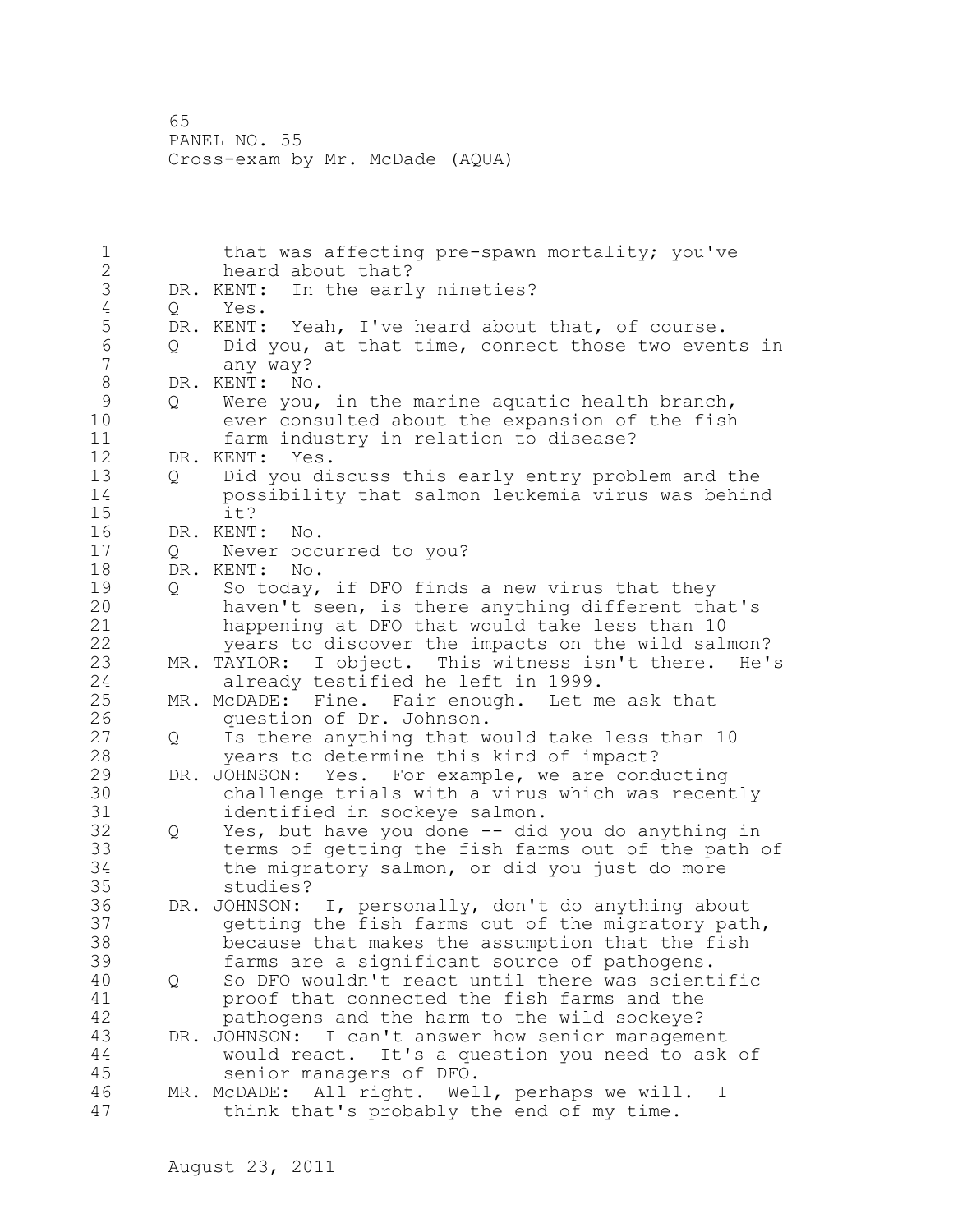that was affecting pre-spawn mortality; you've heard about that?

DR. KENT: In the early nineties?

Q Yes.

DR. KENT: Yeah, I've heard about that, of course.

Q Did you, at that time, connect those two events in any way?

DR. KENT: No.

Q Were you, in the marine aquatic health branch, ever consulted about the expansion of the fish farm industry in relation to disease?

DR. KENT: Yes.

Q Did you discuss this early entry problem and the possibility that salmon leukemia virus was behind it?

DR. KENT: No.

Q Never occurred to you?

DR. KENT: No.

Q So today, if DFO finds a new virus that they haven't seen, is there anything different that's happening at DFO that would take less than 10 years to discover the impacts on the wild salmon?

MR. TAYLOR: I object. This witness isn't there. He's already testified he left in 1999.

MR. McDADE: Fine. Fair enough. Let me ask that question of Dr. Johnson.

Q Is there anything that would take less than 10 years to determine this kind of impact?

DR. JOHNSON: Yes. For example, we are conducting challenge trials with a virus which was recently identified in sockeye salmon.

Q Yes, but have you done -- did you do anything in terms of getting the fish farms out of the path of the migratory salmon, or did you just do more studies?

DR. JOHNSON: I, personally, don't do anything about getting the fish farms out of the migratory path, because that makes the assumption that the fish farms are a significant source of pathogens.

Q So DFO wouldn't react until there was scientific proof that connected the fish farms and the pathogens and the harm to the wild sockeye?

DR. JOHNSON: I can't answer how senior management would react. It's a question you need to ask of senior managers of DFO.

MR. McDADE: All right. Well, perhaps we will. I think that's probably the end of my time.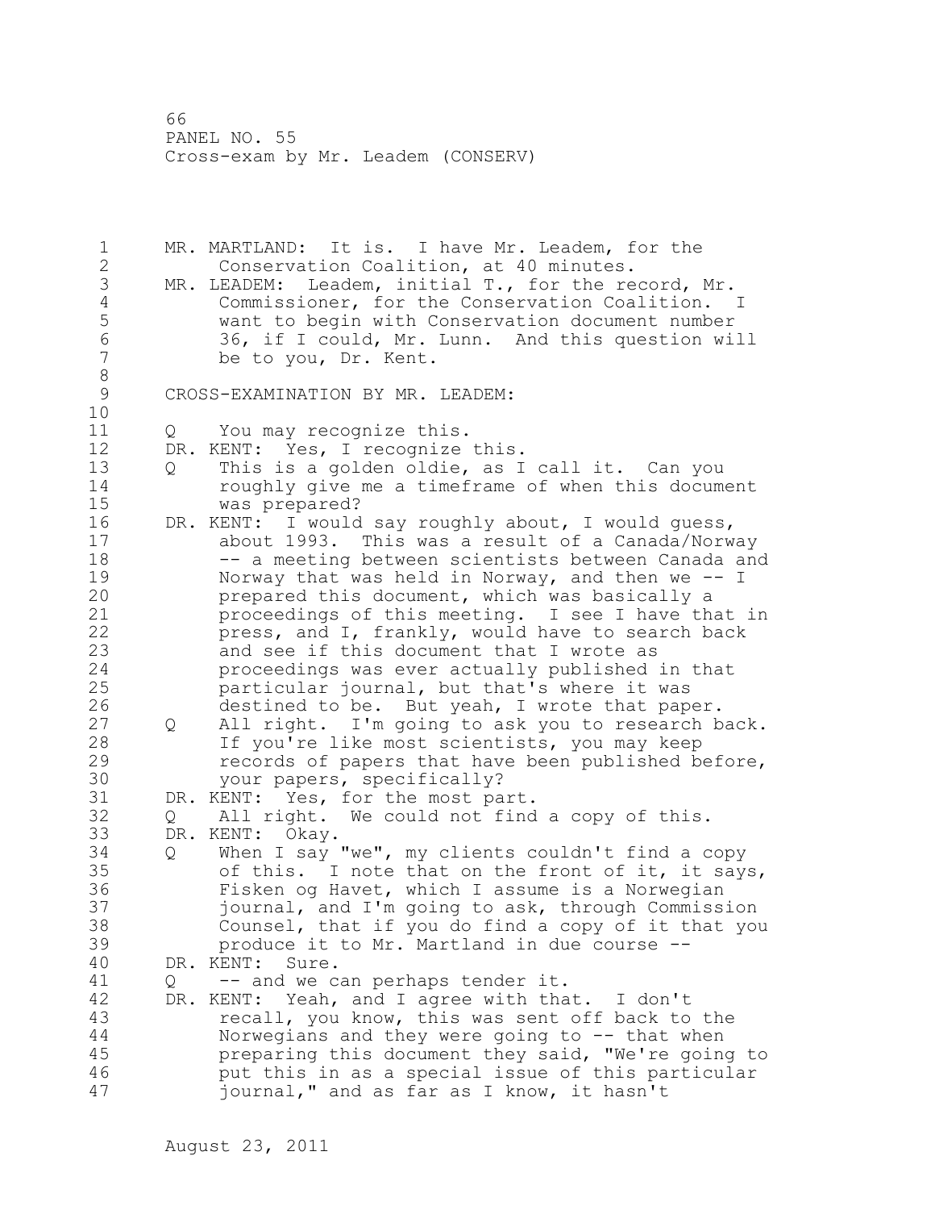MR. MARTLAND: It is. I have Mr. Leadem, for the Conservation Coalition, at 40 minutes.

MR. LEADEM: Leadem, initial T., for the record, Mr. Commissioner, for the Conservation Coalition. I want to begin with Conservation document number 36, if I could, Mr. Lunn. And this question will be to you, Dr. Kent.

CROSS-EXAMINATION BY MR. LEADEM:

Q You may recognize this.

DR. KENT: Yes, I recognize this.

Q This is a golden oldie, as I call it. Can you roughly give me a timeframe of when this document was prepared?

DR. KENT: I would say roughly about, I would guess, about 1993. This was a result of a Canada/Norway -- a meeting between scientists between Canada and Norway that was held in Norway, and then we -- I prepared this document, which was basically a proceedings of this meeting. I see I have that in press, and I, frankly, would have to search back and see if this document that I wrote as proceedings was ever actually published in that particular journal, but that's where it was destined to be. But yeah, I wrote that paper.

Q All right. I'm going to ask you to research back. If you're like most scientists, you may keep records of papers that have been published before, your papers, specifically?

DR. KENT: Yes, for the most part.

Q All right. We could not find a copy of this.

DR. KENT: Okay.

Q When I say "we", my clients couldn't find a copy of this. I note that on the front of it, it says, Fisken og Havet, which I assume is a Norwegian journal, and I'm going to ask, through Commission Counsel, that if you do find a copy of it that you produce it to Mr. Martland in due course --

DR. KENT: Sure.

Q -- and we can perhaps tender it.

DR. KENT: Yeah, and I agree with that. I don't recall, you know, this was sent off back to the Norwegians and they were going to -- that when preparing this document they said, "We're going to put this in as a special issue of this particular journal," and as far as I know, it hasn't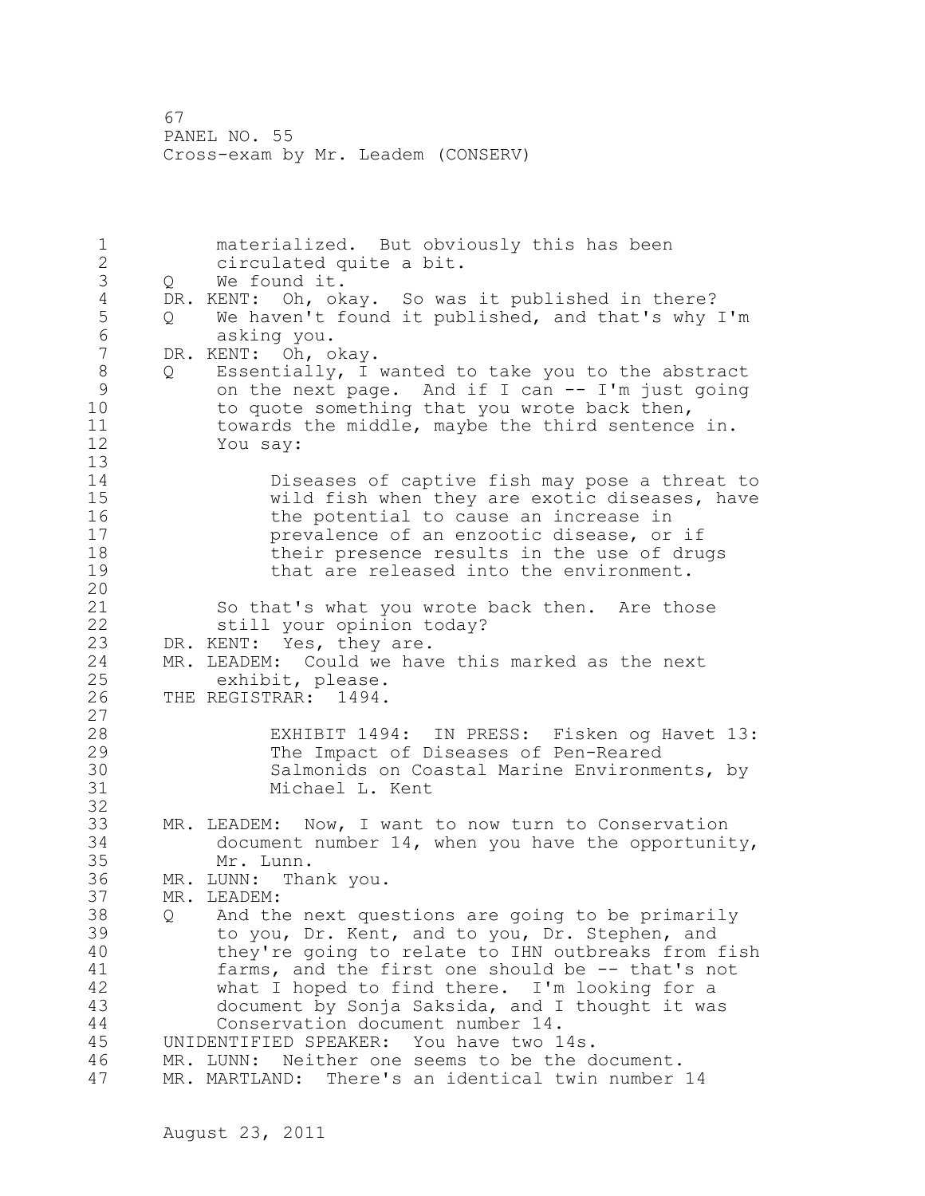materialized. But obviously this has been circulated quite a bit.

Q We found it.

DR. KENT: Oh, okay. So was it published in there?

Q We haven't found it published, and that's why I'm asking you.

DR. KENT: Oh, okay.

Q Essentially, I wanted to take you to the abstract on the next page. And if I can -- I'm just going to quote something that you wrote back then, towards the middle, maybe the third sentence in. You say:

> Diseases of captive fish may pose a threat to wild fish when they are exotic diseases, have the potential to cause an increase in prevalence of an enzootic disease, or if their presence results in the use of drugs that are released into the environment.

So that's what you wrote back then. Are those still your opinion today?

DR. KENT: Yes, they are.

MR. LEADEM: Could we have this marked as the next exhibit, please.

THE REGISTRAR: 1494.

> EXHIBIT 1494: IN PRESS: Fisken og Havet 13: The Impact of Diseases of Pen-Reared Salmonids on Coastal Marine Environments, by Michael L. Kent

MR. LEADEM: Now, I want to now turn to Conservation document number 14, when you have the opportunity, Mr. Lunn.

MR. LUNN: Thank you.

MR. LEADEM:

Q And the next questions are going to be primarily to you, Dr. Kent, and to you, Dr. Stephen, and they're going to relate to IHN outbreaks from fish farms, and the first one should be -- that's not what I hoped to find there. I'm looking for a document by Sonja Saksida, and I thought it was Conservation document number 14.

UNIDENTIFIED SPEAKER: You have two 14s.

MR. LUNN: Neither one seems to be the document.

MR. MARTLAND: There's an identical twin number 14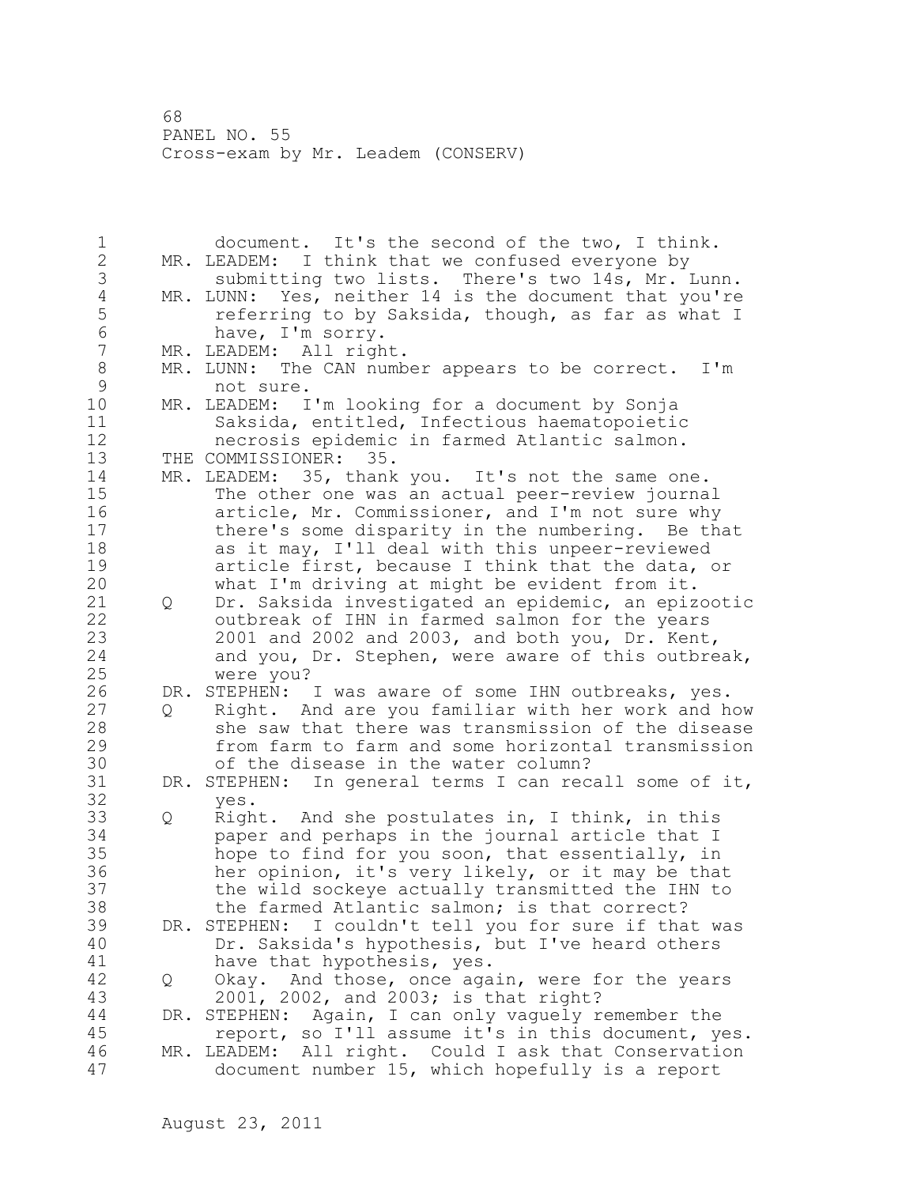document. It's the second of the two, I think.

MR. LEADEM: I think that we confused everyone by submitting two lists. There's two 14s, Mr. Lunn.

MR. LUNN: Yes, neither 14 is the document that you're referring to by Saksida, though, as far as what I have, I'm sorry.

MR. LEADEM: All right.

MR. LUNN: The CAN number appears to be correct. I'm not sure.

MR. LEADEM: I'm looking for a document by Sonja Saksida, entitled, Infectious haematopoietic necrosis epidemic in farmed Atlantic salmon.

THE COMMISSIONER: 35.

MR. LEADEM: 35, thank you. It's not the same one. The other one was an actual peer-review journal article, Mr. Commissioner, and I'm not sure why there's some disparity in the numbering. Be that as it may, I'll deal with this unpeer-reviewed article first, because I think that the data, or what I'm driving at might be evident from it.

Q Dr. Saksida investigated an epidemic, an epizootic outbreak of IHN in farmed salmon for the years 2001 and 2002 and 2003, and both you, Dr. Kent, and you, Dr. Stephen, were aware of this outbreak, were you?

DR. STEPHEN: I was aware of some IHN outbreaks, yes.

Q Right. And are you familiar with her work and how she saw that there was transmission of the disease from farm to farm and some horizontal transmission of the disease in the water column?

DR. STEPHEN: In general terms I can recall some of it, yes.

Q Right. And she postulates in, I think, in this paper and perhaps in the journal article that I hope to find for you soon, that essentially, in her opinion, it's very likely, or it may be that the wild sockeye actually transmitted the IHN to the farmed Atlantic salmon; is that correct?

DR. STEPHEN: I couldn't tell you for sure if that was Dr. Saksida's hypothesis, but I've heard others have that hypothesis, yes.

Q Okay. And those, once again, were for the years 2001, 2002, and 2003; is that right?

DR. STEPHEN: Again, I can only vaguely remember the report, so I'll assume it's in this document, yes.

MR. LEADEM: All right. Could I ask that Conservation document number 15, which hopefully is a report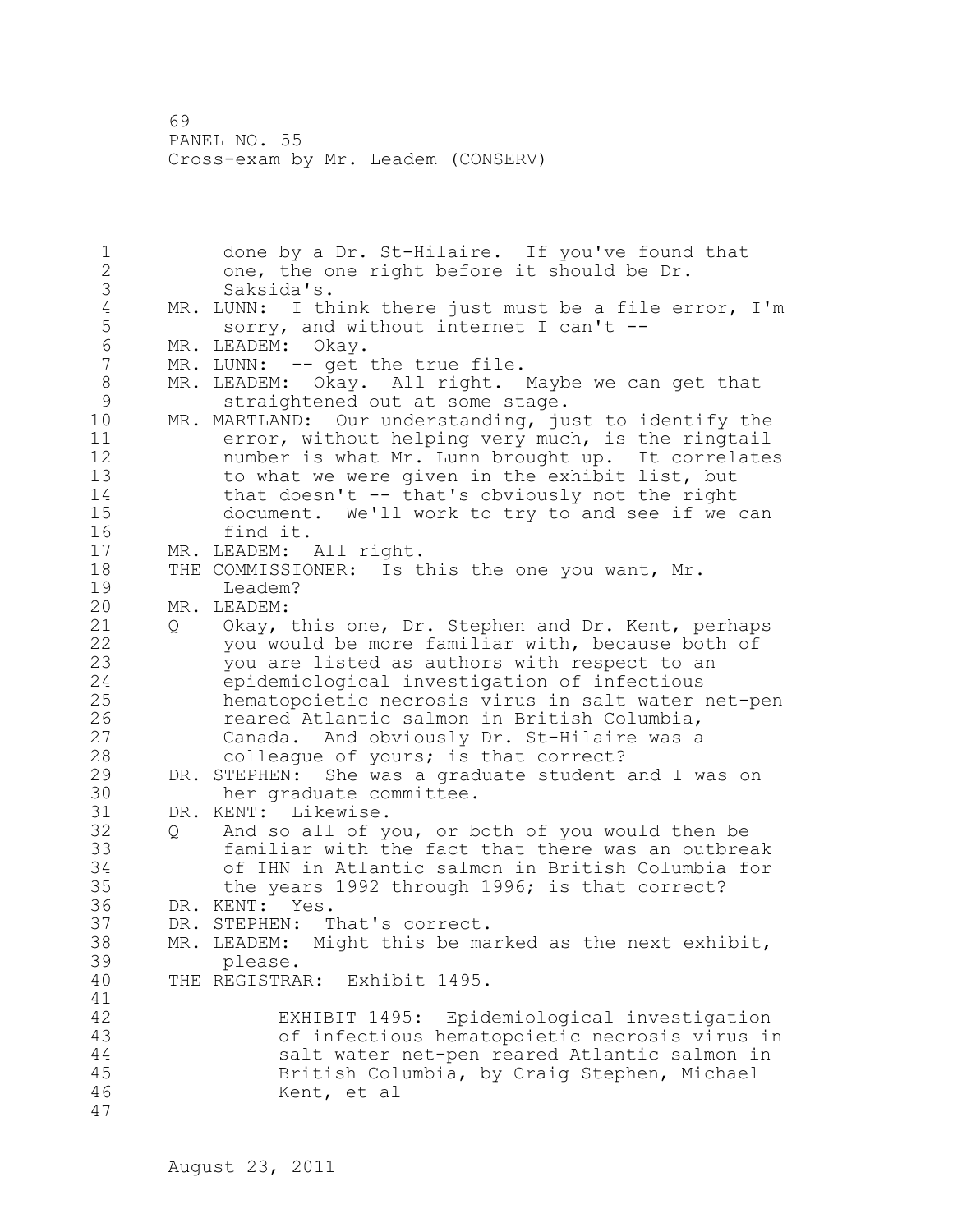done by a Dr. St-Hilaire. If you've found that one, the one right before it should be Dr. Saksida's.

MR. LUNN: I think there just must be a file error, I'm sorry, and without internet I can't --

MR. LEADEM: Okay.

MR. LUNN: -- get the true file.

MR. LEADEM: Okay. All right. Maybe we can get that straightened out at some stage.

MR. MARTLAND: Our understanding, just to identify the error, without helping very much, is the ringtail number is what Mr. Lunn brought up. It correlates to what we were given in the exhibit list, but that doesn't -- that's obviously not the right document. We'll work to try to and see if we can find it.

MR. LEADEM: All right.

THE COMMISSIONER: Is this the one you want, Mr. Leadem?

MR. LEADEM:

Q Okay, this one, Dr. Stephen and Dr. Kent, perhaps you would be more familiar with, because both of you are listed as authors with respect to an epidemiological investigation of infectious hematopoietic necrosis virus in salt water net-pen reared Atlantic salmon in British Columbia, Canada. And obviously Dr. St-Hilaire was a colleague of yours; is that correct?

DR. STEPHEN: She was a graduate student and I was on her graduate committee.

DR. KENT: Likewise.

Q And so all of you, or both of you would then be familiar with the fact that there was an outbreak of IHN in Atlantic salmon in British Columbia for the years 1992 through 1996; is that correct?

DR. KENT: Yes.

DR. STEPHEN: That's correct.

MR. LEADEM: Might this be marked as the next exhibit, please.

THE REGISTRAR: Exhibit 1495.

EXHIBIT 1495: Epidemiological investigation of infectious hematopoietic necrosis virus in salt water net-pen reared Atlantic salmon in British Columbia, by Craig Stephen, Michael Kent, et al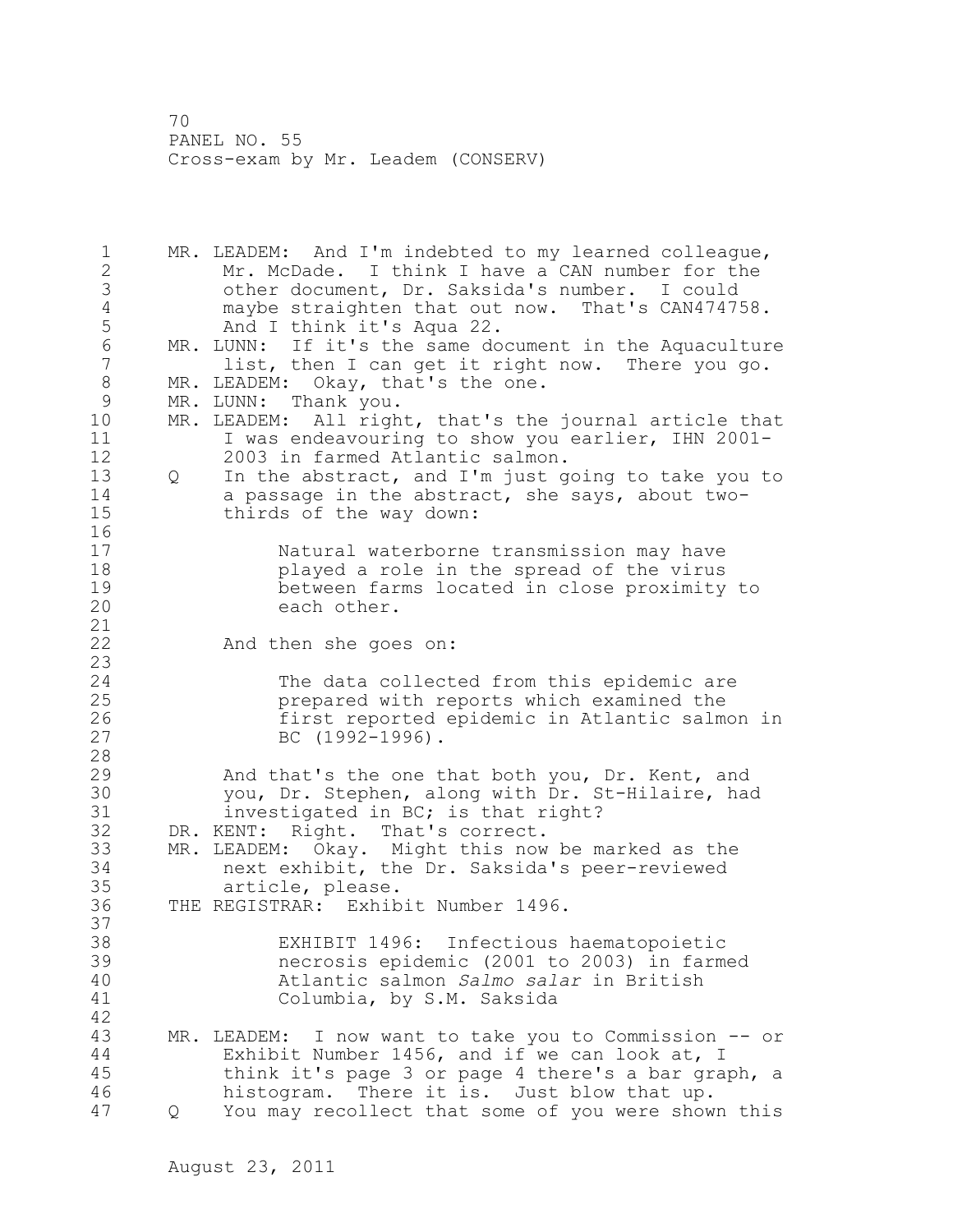MR. LEADEM: And I'm indebted to my learned colleague, Mr. McDade. I think I have a CAN number for the other document, Dr. Saksida's number. I could maybe straighten that out now. That's CAN474758. And I think it's Aqua 22.

MR. LUNN: If it's the same document in the Aquaculture list, then I can get it right now. There you go.

MR. LEADEM: Okay, that's the one.

MR. LUNN: Thank you.

MR. LEADEM: All right, that's the journal article that I was endeavouring to show you earlier, IHN 2001-2003 in farmed Atlantic salmon.

Q In the abstract, and I'm just going to take you to a passage in the abstract, she says, about two-thirds of the way down:

> Natural waterborne transmission may have played a role in the spread of the virus between farms located in close proximity to each other.

And then she goes on:

> The data collected from this epidemic are prepared with reports which examined the first reported epidemic in Atlantic salmon in BC (1992-1996).

And that's the one that both you, Dr. Kent, and you, Dr. Stephen, along with Dr. St-Hilaire, had investigated in BC; is that right?

DR. KENT: Right. That's correct.

MR. LEADEM: Okay. Might this now be marked as the next exhibit, the Dr. Saksida's peer-reviewed article, please.

THE REGISTRAR: Exhibit Number 1496.

> EXHIBIT 1496: Infectious haematopoietic necrosis epidemic (2001 to 2003) in farmed Atlantic salmon *Salmo salar* in British Columbia, by S.M. Saksida

MR. LEADEM: I now want to take you to Commission -- or Exhibit Number 1456, and if we can look at, I think it's page 3 or page 4 there's a bar graph, a histogram. There it is. Just blow that up.

Q You may recollect that some of you were shown this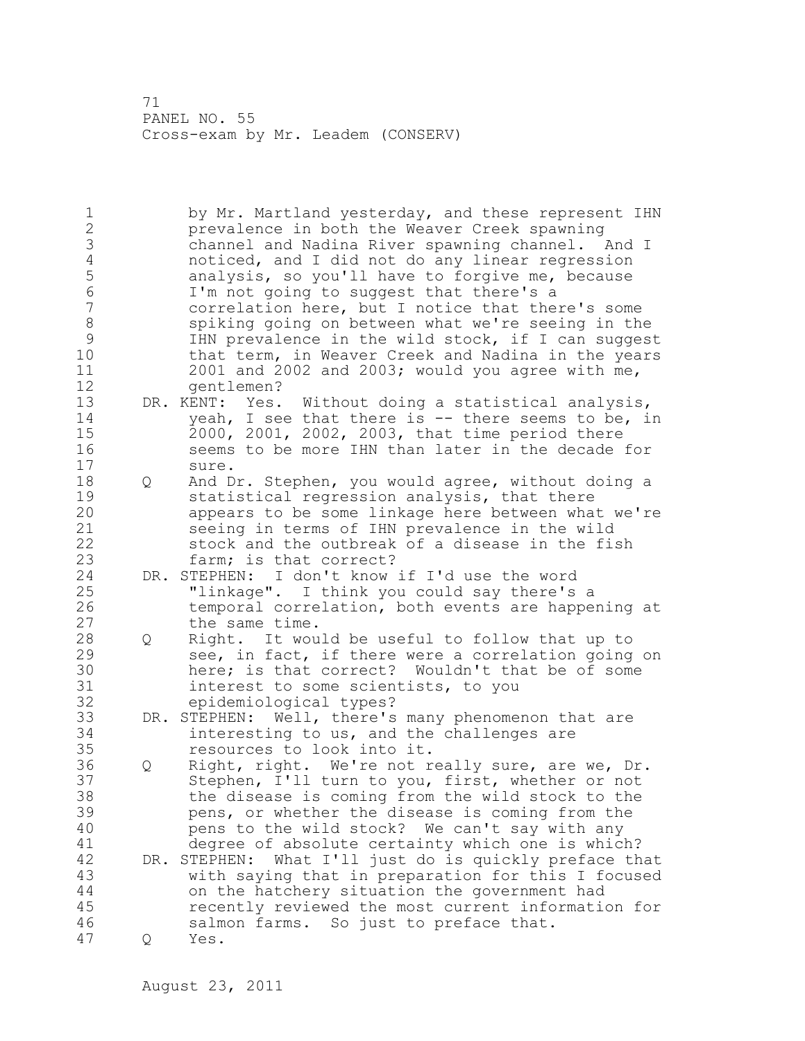by Mr. Martland yesterday, and these represent IHN prevalence in both the Weaver Creek spawning channel and Nadina River spawning channel. And I noticed, and I did not do any linear regression analysis, so you'll have to forgive me, because I'm not going to suggest that there's a correlation here, but I notice that there's some spiking going on between what we're seeing in the IHN prevalence in the wild stock, if I can suggest that term, in Weaver Creek and Nadina in the years 2001 and 2002 and 2003; would you agree with me, gentlemen?

DR. KENT: Yes. Without doing a statistical analysis, yeah, I see that there is -- there seems to be, in 2000, 2001, 2002, 2003, that time period there seems to be more IHN than later in the decade for sure.

Q And Dr. Stephen, you would agree, without doing a statistical regression analysis, that there appears to be some linkage here between what we're seeing in terms of IHN prevalence in the wild stock and the outbreak of a disease in the fish farm; is that correct?

DR. STEPHEN: I don't know if I'd use the word "linkage". I think you could say there's a temporal correlation, both events are happening at the same time.

Q Right. It would be useful to follow that up to see, in fact, if there were a correlation going on here; is that correct? Wouldn't that be of some interest to some scientists, to you epidemiological types?

DR. STEPHEN: Well, there's many phenomenon that are interesting to us, and the challenges are resources to look into it.

Q Right, right. We're not really sure, are we, Dr. Stephen, I'll turn to you, first, whether or not the disease is coming from the wild stock to the pens, or whether the disease is coming from the pens to the wild stock? We can't say with any degree of absolute certainty which one is which?

DR. STEPHEN: What I'll just do is quickly preface that with saying that in preparation for this I focused on the hatchery situation the government had recently reviewed the most current information for salmon farms. So just to preface that.

Q Yes.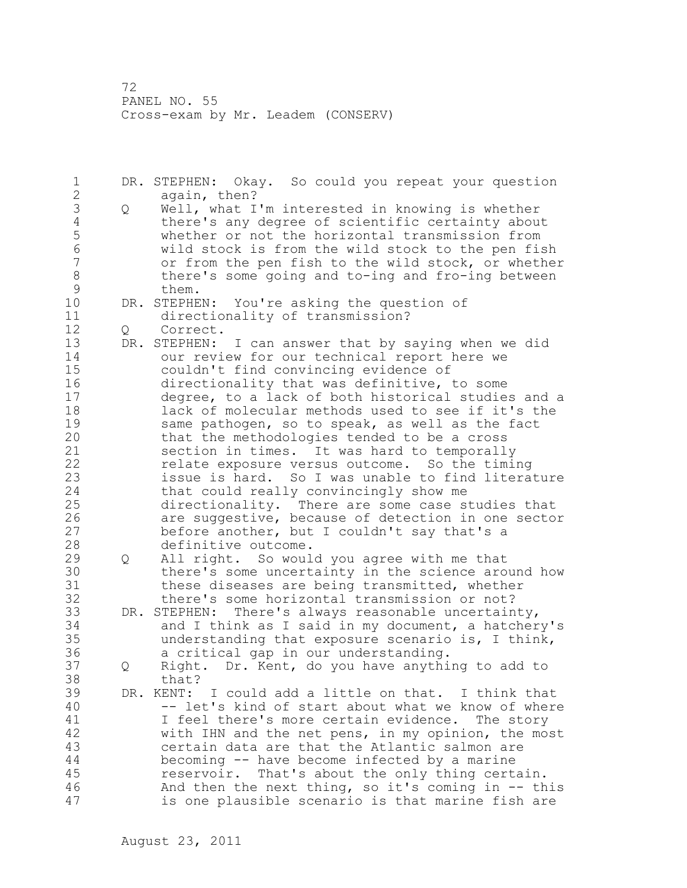DR. STEPHEN: Okay. So could you repeat your question again, then?

Q Well, what I'm interested in knowing is whether there's any degree of scientific certainty about whether or not the horizontal transmission from wild stock is from the wild stock to the pen fish or from the pen fish to the wild stock, or whether there's some going and to-ing and fro-ing between them.

DR. STEPHEN: You're asking the question of directionality of transmission?

Q Correct.

DR. STEPHEN: I can answer that by saying when we did our review for our technical report here we couldn't find convincing evidence of directionality that was definitive, to some degree, to a lack of both historical studies and a lack of molecular methods used to see if it's the same pathogen, so to speak, as well as the fact that the methodologies tended to be a cross section in times. It was hard to temporally relate exposure versus outcome. So the timing issue is hard. So I was unable to find literature that could really convincingly show me directionality. There are some case studies that are suggestive, because of detection in one sector before another, but I couldn't say that's a definitive outcome.

Q All right. So would you agree with me that there's some uncertainty in the science around how these diseases are being transmitted, whether there's some horizontal transmission or not?

DR. STEPHEN: There's always reasonable uncertainty, and I think as I said in my document, a hatchery's understanding that exposure scenario is, I think, a critical gap in our understanding.

Q Right. Dr. Kent, do you have anything to add to that?

DR. KENT: I could add a little on that. I think that -- let's kind of start about what we know of where I feel there's more certain evidence. The story with IHN and the net pens, in my opinion, the most certain data are that the Atlantic salmon are becoming -- have become infected by a marine reservoir. That's about the only thing certain. And then the next thing, so it's coming in -- this is one plausible scenario is that marine fish are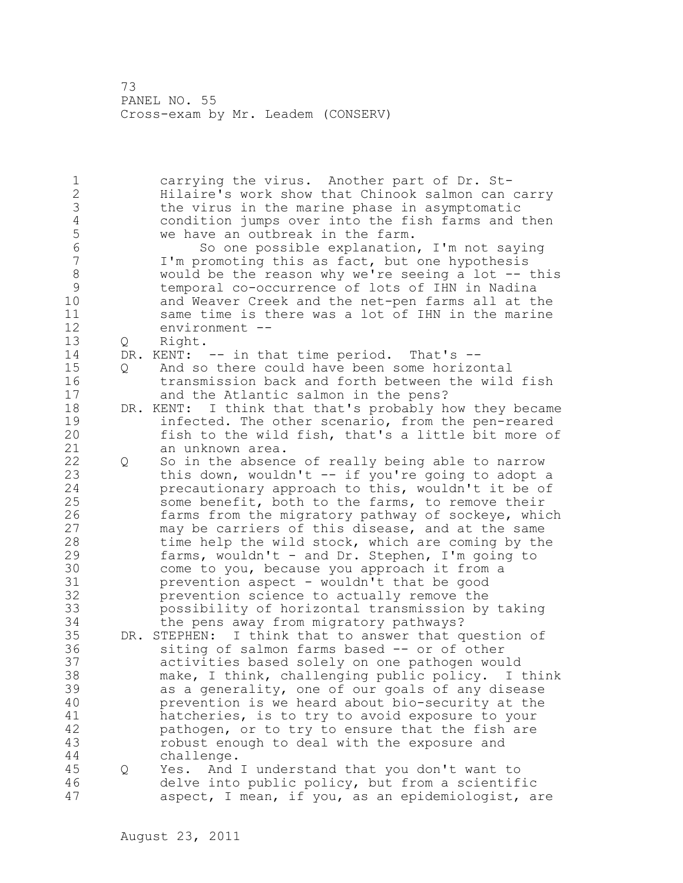carrying the virus. Another part of Dr. St-Hilaire's work show that Chinook salmon can carry the virus in the marine phase in asymptomatic condition jumps over into the fish farms and then we have an outbreak in the farm.

So one possible explanation, I'm not saying I'm promoting this as fact, but one hypothesis would be the reason why we're seeing a lot -- this temporal co-occurrence of lots of IHN in Nadina and Weaver Creek and the net-pen farms all at the same time is there was a lot of IHN in the marine environment --

Q Right.

DR. KENT: -- in that time period. That's --

Q And so there could have been some horizontal transmission back and forth between the wild fish and the Atlantic salmon in the pens?

DR. KENT: I think that that's probably how they became infected. The other scenario, from the pen-reared fish to the wild fish, that's a little bit more of an unknown area.

Q So in the absence of really being able to narrow this down, wouldn't -- if you're going to adopt a precautionary approach to this, wouldn't it be of some benefit, both to the farms, to remove their farms from the migratory pathway of sockeye, which may be carriers of this disease, and at the same time help the wild stock, which are coming by the farms, wouldn't - and Dr. Stephen, I'm going to come to you, because you approach it from a prevention aspect - wouldn't that be good prevention science to actually remove the possibility of horizontal transmission by taking the pens away from migratory pathways?

DR. STEPHEN: I think that to answer that question of siting of salmon farms based -- or of other activities based solely on one pathogen would make, I think, challenging public policy. I think as a generality, one of our goals of any disease prevention is we heard about bio-security at the hatcheries, is to try to avoid exposure to your pathogen, or to try to ensure that the fish are robust enough to deal with the exposure and challenge.

Q Yes. And I understand that you don't want to delve into public policy, but from a scientific aspect, I mean, if you, as an epidemiologist, are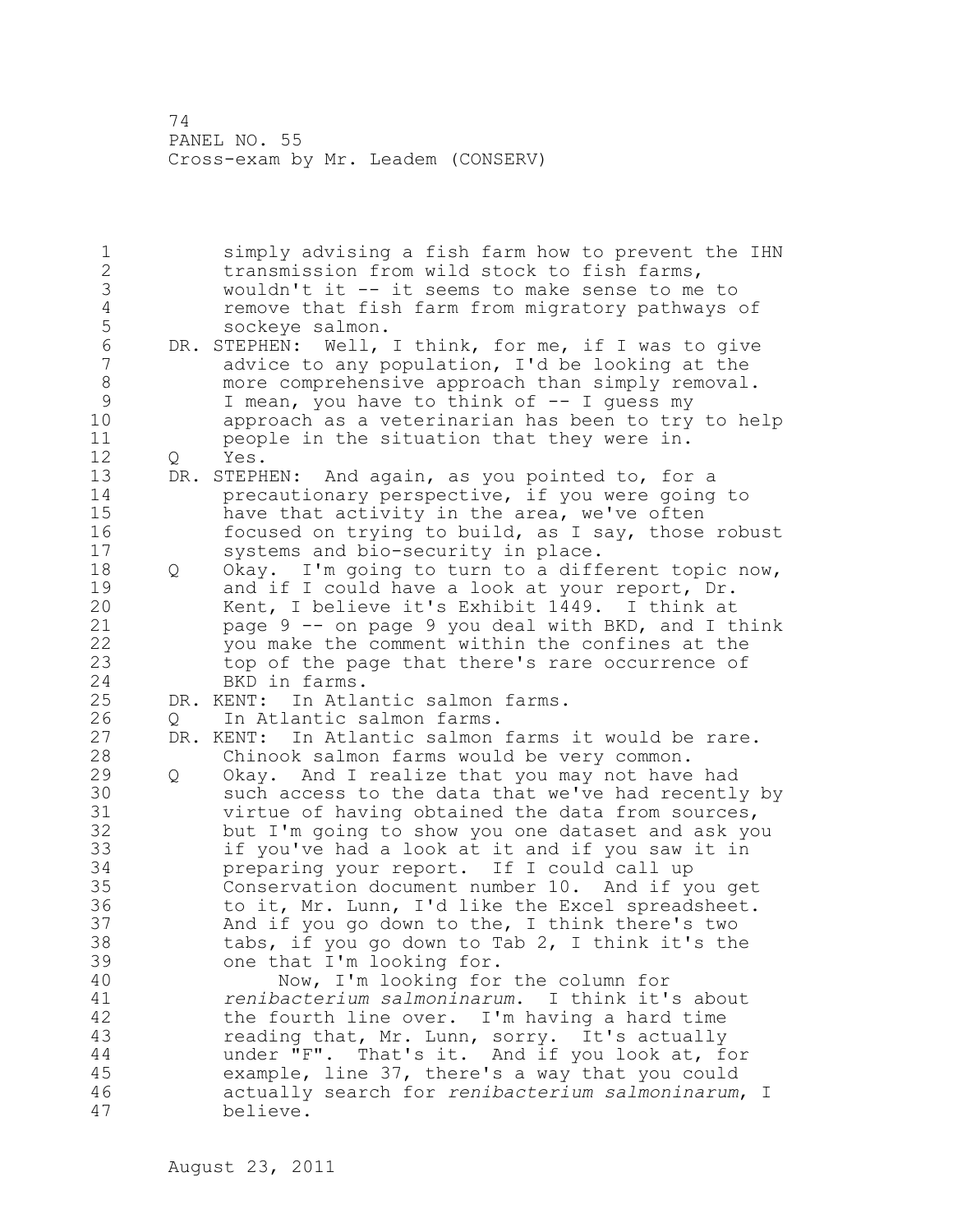simply advising a fish farm how to prevent the IHN transmission from wild stock to fish farms, wouldn't it -- it seems to make sense to me to remove that fish farm from migratory pathways of sockeye salmon.

DR. STEPHEN: Well, I think, for me, if I was to give advice to any population, I'd be looking at the more comprehensive approach than simply removal. I mean, you have to think of -- I guess my approach as a veterinarian has been to try to help people in the situation that they were in.

Q Yes.

DR. STEPHEN: And again, as you pointed to, for a precautionary perspective, if you were going to have that activity in the area, we've often focused on trying to build, as I say, those robust systems and bio-security in place.

Q Okay. I'm going to turn to a different topic now, and if I could have a look at your report, Dr. Kent, I believe it's Exhibit 1449. I think at page 9 -- on page 9 you deal with BKD, and I think you make the comment within the confines at the top of the page that there's rare occurrence of BKD in farms.

DR. KENT: In Atlantic salmon farms.

Q In Atlantic salmon farms.

DR. KENT: In Atlantic salmon farms it would be rare. Chinook salmon farms would be very common.

Q Okay. And I realize that you may not have had such access to the data that we've had recently by virtue of having obtained the data from sources, but I'm going to show you one dataset and ask you if you've had a look at it and if you saw it in preparing your report. If I could call up Conservation document number 10. And if you get to it, Mr. Lunn, I'd like the Excel spreadsheet. And if you go down to the, I think there's two tabs, if you go down to Tab 2, I think it's the one that I'm looking for.

Now, I'm looking for the column for *renibacterium salmoninarum*. I think it's about the fourth line over. I'm having a hard time reading that, Mr. Lunn, sorry. It's actually under "F". That's it. And if you look at, for example, line 37, there's a way that you could actually search for *renibacterium salmoninarum*, I believe.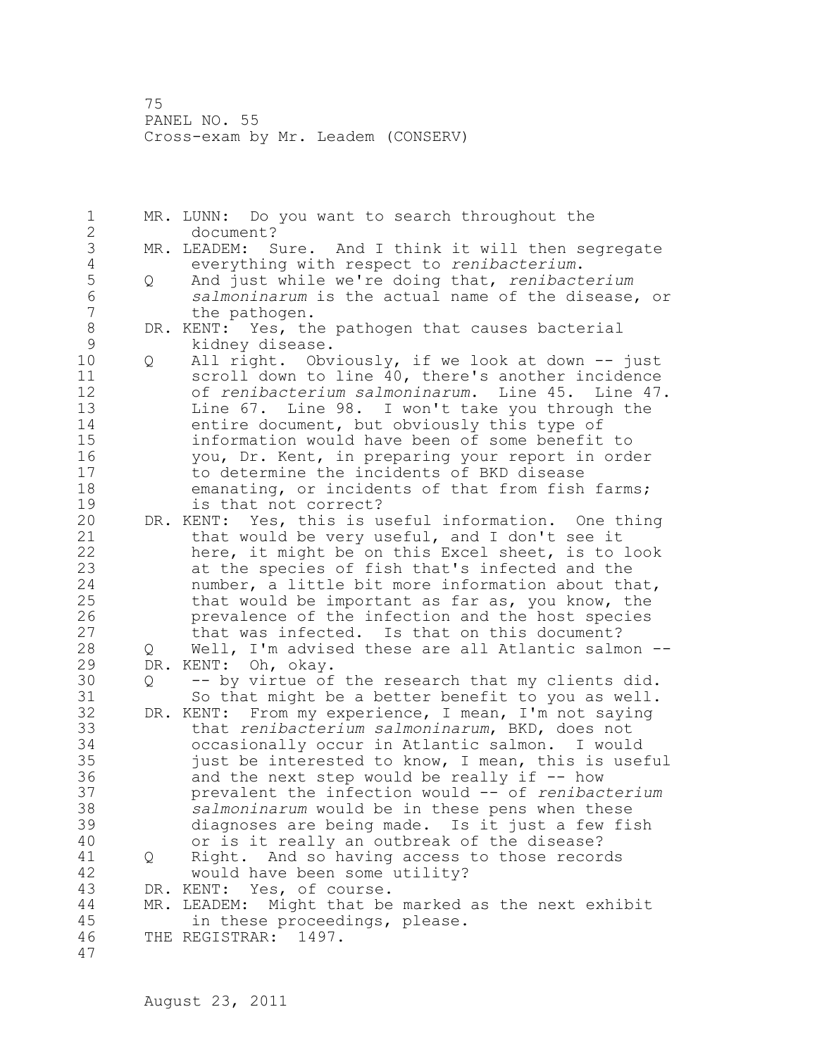MR. LUNN: Do you want to search throughout the document?

MR. LEADEM: Sure. And I think it will then segregate everything with respect to *renibacterium*.

Q And just while we're doing that, *renibacterium salmoninarum* is the actual name of the disease, or the pathogen.

DR. KENT: Yes, the pathogen that causes bacterial kidney disease.

Q All right. Obviously, if we look at down -- just scroll down to line 40, there's another incidence of *renibacterium salmoninarum*. Line 45. Line 47. Line 67. Line 98. I won't take you through the entire document, but obviously this type of information would have been of some benefit to you, Dr. Kent, in preparing your report in order to determine the incidents of BKD disease emanating, or incidents of that from fish farms; is that not correct?

DR. KENT: Yes, this is useful information. One thing that would be very useful, and I don't see it here, it might be on this Excel sheet, is to look at the species of fish that's infected and the number, a little bit more information about that, that would be important as far as, you know, the prevalence of the infection and the host species that was infected. Is that on this document?

Q Well, I'm advised these are all Atlantic salmon --

DR. KENT: Oh, okay.

Q -- by virtue of the research that my clients did. So that might be a better benefit to you as well.

DR. KENT: From my experience, I mean, I'm not saying that *renibacterium salmoninarum*, BKD, does not occasionally occur in Atlantic salmon. I would just be interested to know, I mean, this is useful and the next step would be really if -- how prevalent the infection would -- of *renibacterium salmoninarum* would be in these pens when these diagnoses are being made. Is it just a few fish or is it really an outbreak of the disease?

Q Right. And so having access to those records would have been some utility?

DR. KENT: Yes, of course.

MR. LEADEM: Might that be marked as the next exhibit in these proceedings, please.

THE REGISTRAR: 1497.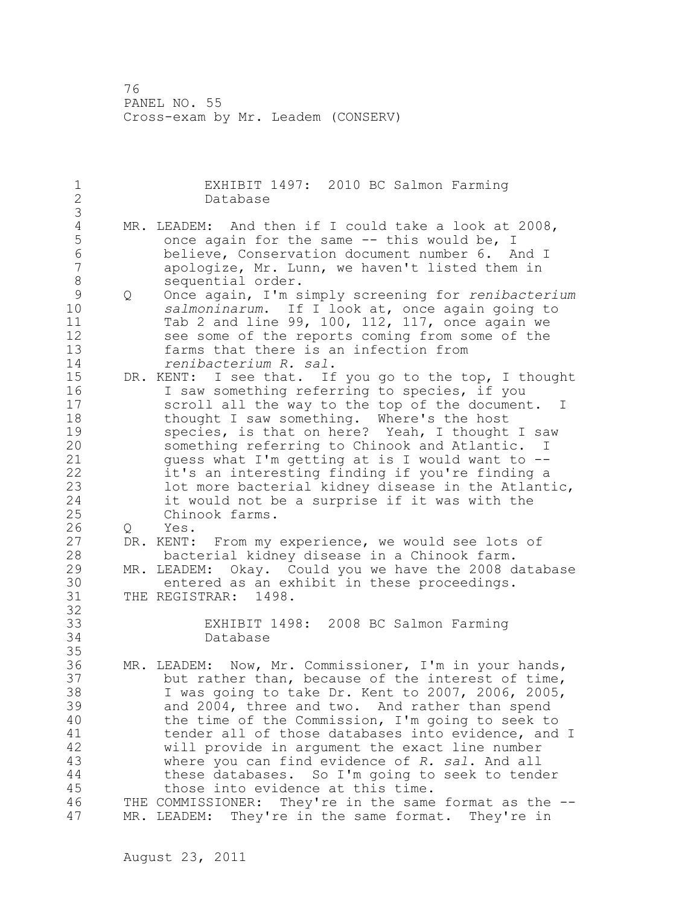EXHIBIT 1497: 2010 BC Salmon Farming Database

MR. LEADEM: And then if I could take a look at 2008, once again for the same -- this would be, I believe, Conservation document number 6. And I apologize, Mr. Lunn, we haven't listed them in sequential order.

Q Once again, I'm simply screening for *renibacterium salmoninarum*. If I look at, once again going to Tab 2 and line 99, 100, 112, 117, once again we see some of the reports coming from some of the farms that there is an infection from *renibacterium R. sal*.

DR. KENT: I see that. If you go to the top, I thought I saw something referring to species, if you scroll all the way to the top of the document. I thought I saw something. Where's the host species, is that on here? Yeah, I thought I saw something referring to Chinook and Atlantic. I guess what I'm getting at is I would want to -- it's an interesting finding if you're finding a lot more bacterial kidney disease in the Atlantic, it would not be a surprise if it was with the Chinook farms.

Q Yes.

DR. KENT: From my experience, we would see lots of bacterial kidney disease in a Chinook farm.

MR. LEADEM: Okay. Could you we have the 2008 database entered as an exhibit in these proceedings.

THE REGISTRAR: 1498.

EXHIBIT 1498: 2008 BC Salmon Farming Database

MR. LEADEM: Now, Mr. Commissioner, I'm in your hands, but rather than, because of the interest of time, I was going to take Dr. Kent to 2007, 2006, 2005, and 2004, three and two. And rather than spend the time of the Commission, I'm going to seek to tender all of those databases into evidence, and I will provide in argument the exact line number where you can find evidence of *R. sal*. And all these databases. So I'm going to seek to tender those into evidence at this time.

THE COMMISSIONER: They're in the same format as the --

MR. LEADEM: They're in the same format. They're in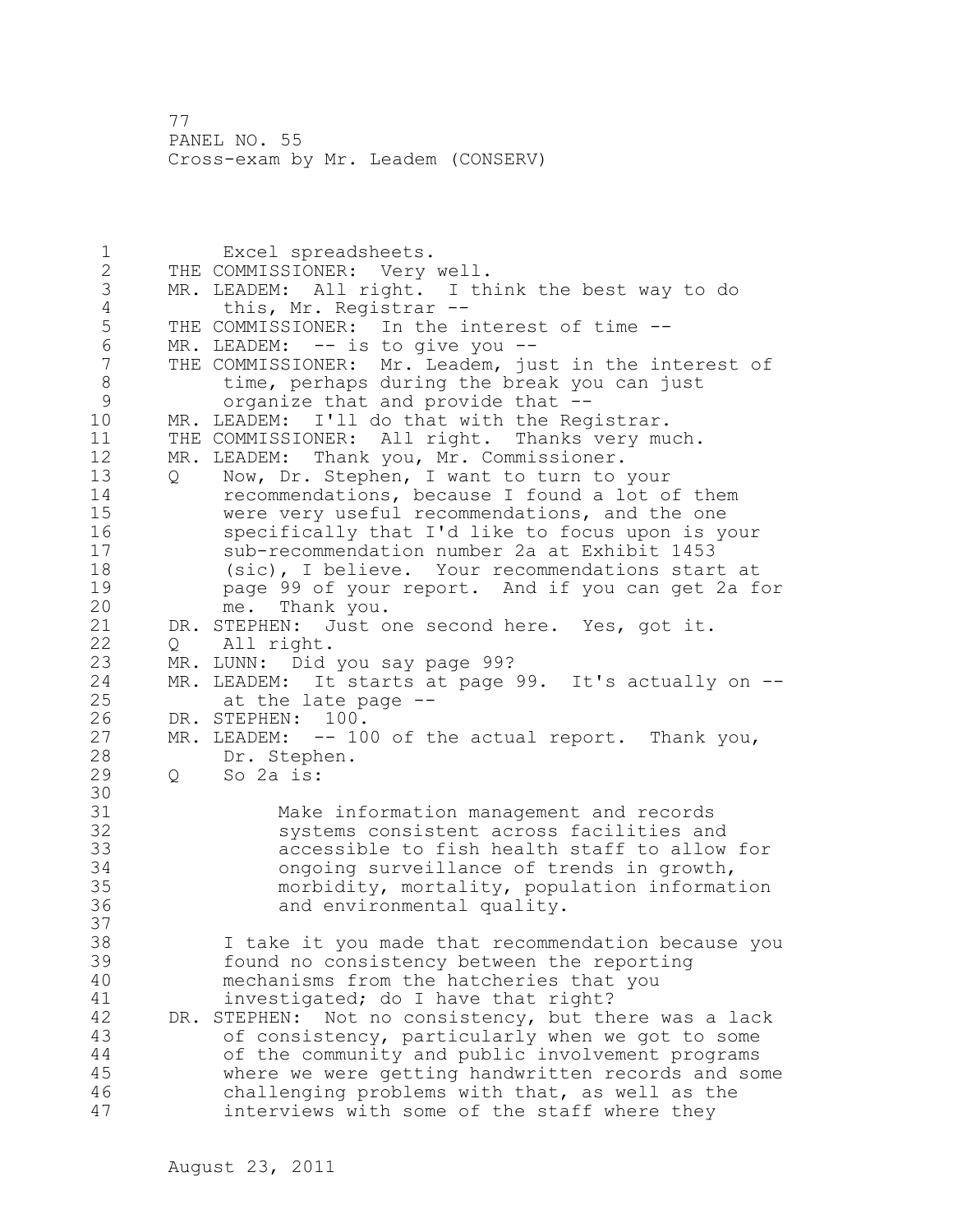Excel spreadsheets.

THE COMMISSIONER: Very well.

MR. LEADEM: All right. I think the best way to do this, Mr. Registrar --

THE COMMISSIONER: In the interest of time --

MR. LEADEM: -- is to give you --

THE COMMISSIONER: Mr. Leadem, just in the interest of time, perhaps during the break you can just organize that and provide that --

MR. LEADEM: I'll do that with the Registrar.

THE COMMISSIONER: All right. Thanks very much.

MR. LEADEM: Thank you, Mr. Commissioner.

Q Now, Dr. Stephen, I want to turn to your recommendations, because I found a lot of them were very useful recommendations, and the one specifically that I'd like to focus upon is your sub-recommendation number 2a at Exhibit 1453 (sic), I believe. Your recommendations start at page 99 of your report. And if you can get 2a for me. Thank you.

DR. STEPHEN: Just one second here. Yes, got it.

Q All right.

MR. LUNN: Did you say page 99?

MR. LEADEM: It starts at page 99. It's actually on -- at the late page --

DR. STEPHEN: 100.

MR. LEADEM: -- 100 of the actual report. Thank you, Dr. Stephen.

Q So 2a is:

> Make information management and records systems consistent across facilities and accessible to fish health staff to allow for ongoing surveillance of trends in growth, morbidity, mortality, population information and environmental quality.

I take it you made that recommendation because you found no consistency between the reporting mechanisms from the hatcheries that you investigated; do I have that right?

DR. STEPHEN: Not no consistency, but there was a lack of consistency, particularly when we got to some of the community and public involvement programs where we were getting handwritten records and some challenging problems with that, as well as the interviews with some of the staff where they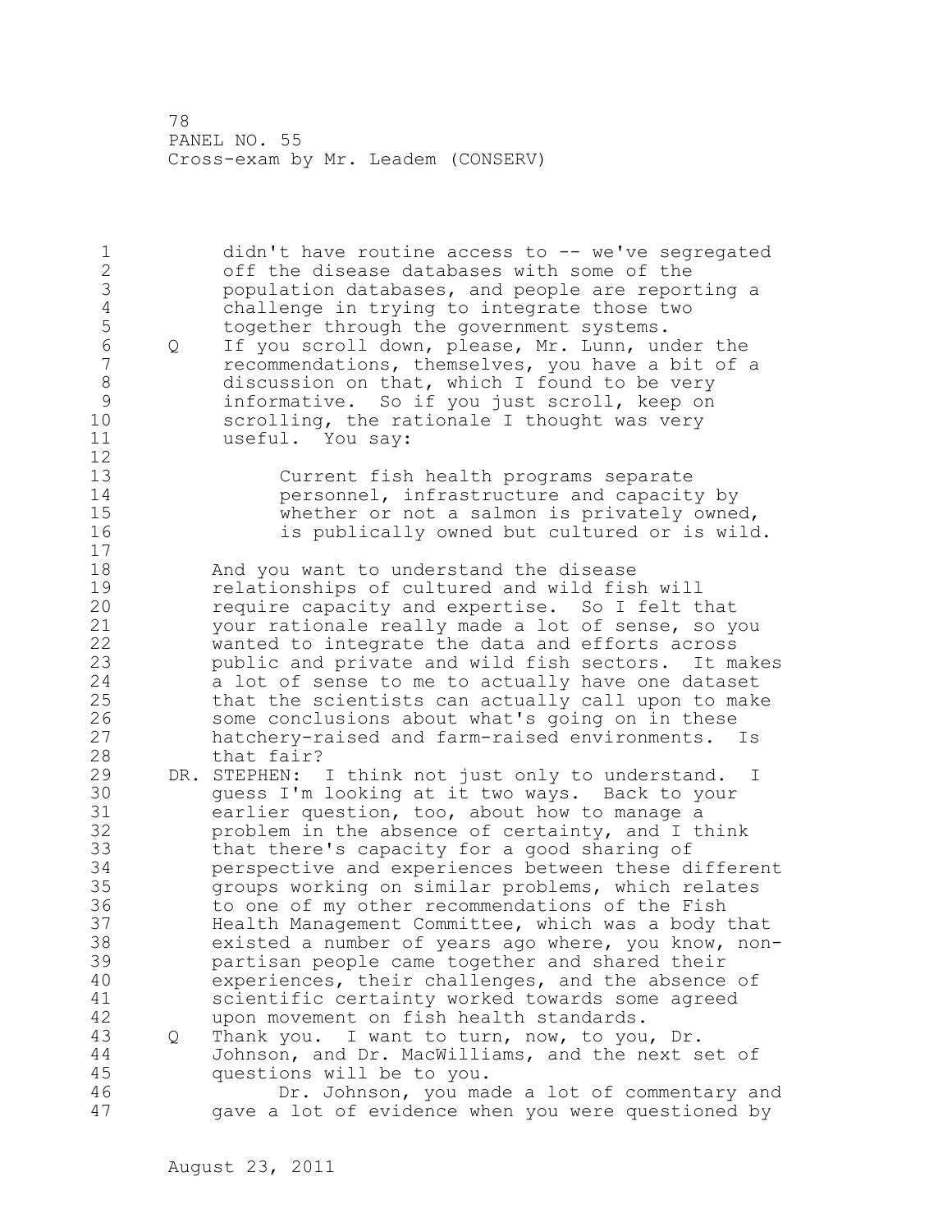didn't have routine access to -- we've segregated off the disease databases with some of the population databases, and people are reporting a challenge in trying to integrate those two together through the government systems.

Q If you scroll down, please, Mr. Lunn, under the recommendations, themselves, you have a bit of a discussion on that, which I found to be very informative. So if you just scroll, keep on scrolling, the rationale I thought was very useful. You say:

> Current fish health programs separate personnel, infrastructure and capacity by whether or not a salmon is privately owned, is publically owned but cultured or is wild.

And you want to understand the disease relationships of cultured and wild fish will require capacity and expertise. So I felt that your rationale really made a lot of sense, so you wanted to integrate the data and efforts across public and private and wild fish sectors. It makes a lot of sense to me to actually have one dataset that the scientists can actually call upon to make some conclusions about what's going on in these hatchery-raised and farm-raised environments. Is that fair?

DR. STEPHEN: I think not just only to understand. I guess I'm looking at it two ways. Back to your earlier question, too, about how to manage a problem in the absence of certainty, and I think that there's capacity for a good sharing of perspective and experiences between these different groups working on similar problems, which relates to one of my other recommendations of the Fish Health Management Committee, which was a body that existed a number of years ago where, you know, non-partisan people came together and shared their experiences, their challenges, and the absence of scientific certainty worked towards some agreed upon movement on fish health standards.

Q Thank you. I want to turn, now, to you, Dr. Johnson, and Dr. MacWilliams, and the next set of questions will be to you.

Dr. Johnson, you made a lot of commentary and gave a lot of evidence when you were questioned by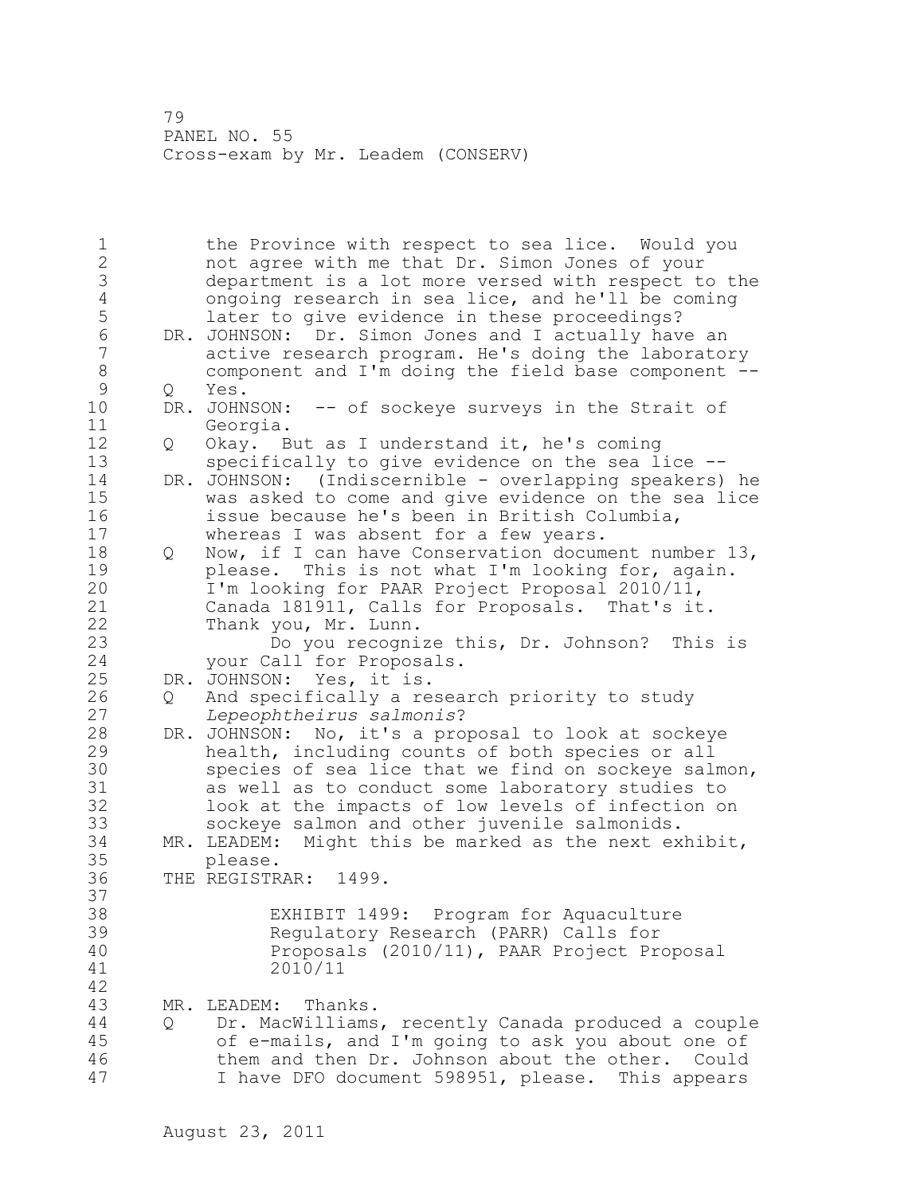the Province with respect to sea lice. Would you not agree with me that Dr. Simon Jones of your department is a lot more versed with respect to the ongoing research in sea lice, and he'll be coming later to give evidence in these proceedings?

DR. JOHNSON: Dr. Simon Jones and I actually have an active research program. He's doing the laboratory component and I'm doing the field base component --

Q Yes.

DR. JOHNSON: -- of sockeye surveys in the Strait of Georgia.

Q Okay. But as I understand it, he's coming specifically to give evidence on the sea lice --

DR. JOHNSON: (Indiscernible - overlapping speakers) he was asked to come and give evidence on the sea lice issue because he's been in British Columbia, whereas I was absent for a few years.

Q Now, if I can have Conservation document number 13, please. This is not what I'm looking for, again. I'm looking for PAAR Project Proposal 2010/11, Canada 181911, Calls for Proposals. That's it. Thank you, Mr. Lunn.

Do you recognize this, Dr. Johnson? This is your Call for Proposals.

DR. JOHNSON: Yes, it is.

Q And specifically a research priority to study *Lepeophtheirus salmonis*?

DR. JOHNSON: No, it's a proposal to look at sockeye health, including counts of both species or all species of sea lice that we find on sockeye salmon, as well as to conduct some laboratory studies to look at the impacts of low levels of infection on sockeye salmon and other juvenile salmonids.

MR. LEADEM: Might this be marked as the next exhibit, please.

THE REGISTRAR: 1499.

EXHIBIT 1499: Program for Aquaculture Regulatory Research (PARR) Calls for Proposals (2010/11), PAAR Project Proposal 2010/11

MR. LEADEM: Thanks.

Q Dr. MacWilliams, recently Canada produced a couple of e-mails, and I'm going to ask you about one of them and then Dr. Johnson about the other. Could I have DFO document 598951, please. This appears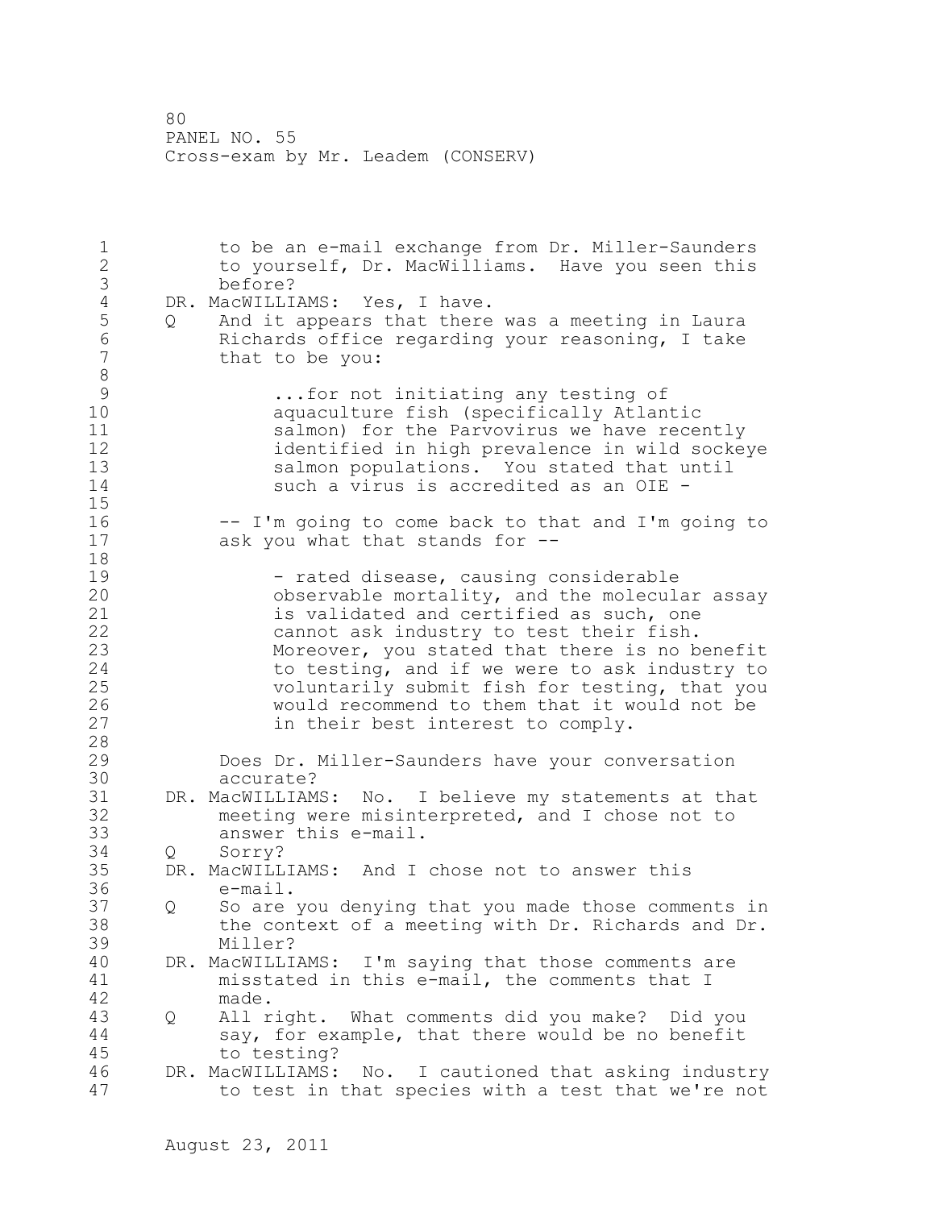to be an e-mail exchange from Dr. Miller-Saunders to yourself, Dr. MacWilliams. Have you seen this before?

DR. MacWILLIAMS: Yes, I have.

Q And it appears that there was a meeting in Laura Richards office regarding your reasoning, I take that to be you:

> ...for not initiating any testing of aquaculture fish (specifically Atlantic salmon) for the Parvovirus we have recently identified in high prevalence in wild sockeye salmon populations. You stated that until such a virus is accredited as an OIE -

-- I'm going to come back to that and I'm going to ask you what that stands for --

> - rated disease, causing considerable observable mortality, and the molecular assay is validated and certified as such, one cannot ask industry to test their fish. Moreover, you stated that there is no benefit to testing, and if we were to ask industry to voluntarily submit fish for testing, that you would recommend to them that it would not be in their best interest to comply.

Does Dr. Miller-Saunders have your conversation accurate?

DR. MacWILLIAMS: No. I believe my statements at that meeting were misinterpreted, and I chose not to answer this e-mail.

Q Sorry?

DR. MacWILLIAMS: And I chose not to answer this e-mail.

Q So are you denying that you made those comments in the context of a meeting with Dr. Richards and Dr. Miller?

DR. MacWILLIAMS: I'm saying that those comments are misstated in this e-mail, the comments that I made.

Q All right. What comments did you make? Did you say, for example, that there would be no benefit to testing?

DR. MacWILLIAMS: No. I cautioned that asking industry to test in that species with a test that we're not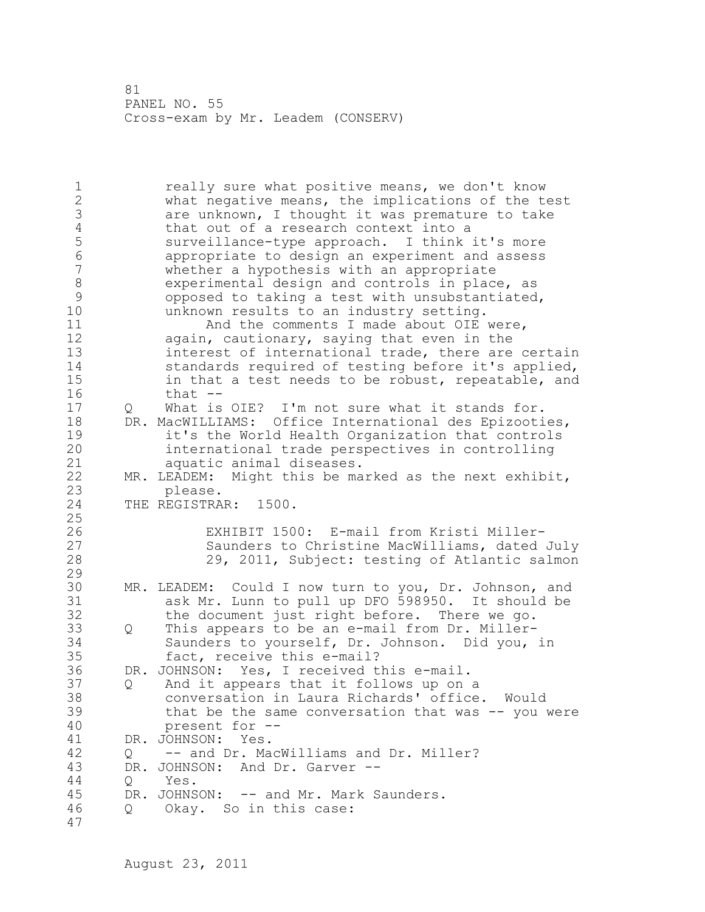really sure what positive means, we don't know what negative means, the implications of the test are unknown, I thought it was premature to take that out of a research context into a surveillance-type approach. I think it's more appropriate to design an experiment and assess whether a hypothesis with an appropriate experimental design and controls in place, as opposed to taking a test with unsubstantiated, unknown results to an industry setting.

And the comments I made about OIE were, again, cautionary, saying that even in the interest of international trade, there are certain standards required of testing before it's applied, in that a test needs to be robust, repeatable, and that --

Q What is OIE? I'm not sure what it stands for.

DR. MacWILLIAMS: Office International des Epizooties, it's the World Health Organization that controls international trade perspectives in controlling aquatic animal diseases.

MR. LEADEM: Might this be marked as the next exhibit, please.

THE REGISTRAR: 1500.

EXHIBIT 1500: E-mail from Kristi Miller-Saunders to Christine MacWilliams, dated July 29, 2011, Subject: testing of Atlantic salmon

MR. LEADEM: Could I now turn to you, Dr. Johnson, and ask Mr. Lunn to pull up DFO 598950. It should be the document just right before. There we go.

Q This appears to be an e-mail from Dr. Miller-Saunders to yourself, Dr. Johnson. Did you, in fact, receive this e-mail?

DR. JOHNSON: Yes, I received this e-mail.

Q And it appears that it follows up on a conversation in Laura Richards' office. Would that be the same conversation that was -- you were present for --

DR. JOHNSON: Yes.

Q -- and Dr. MacWilliams and Dr. Miller?

DR. JOHNSON: And Dr. Garver --

Q Yes.

DR. JOHNSON: -- and Mr. Mark Saunders.

Q Okay. So in this case: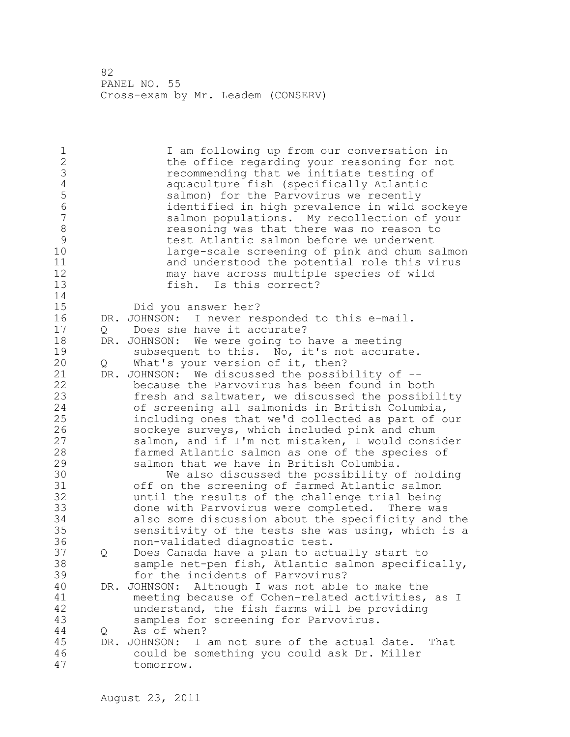I am following up from our conversation in the office regarding your reasoning for not recommending that we initiate testing of aquaculture fish (specifically Atlantic salmon) for the Parvovirus we recently identified in high prevalence in wild sockeye salmon populations. My recollection of your reasoning was that there was no reason to test Atlantic salmon before we underwent large-scale screening of pink and chum salmon and understood the potential role this virus may have across multiple species of wild fish. Is this correct?

Did you answer her?

DR. JOHNSON: I never responded to this e-mail.

Q Does she have it accurate?

DR. JOHNSON: We were going to have a meeting subsequent to this. No, it's not accurate.

Q What's your version of it, then?

DR. JOHNSON: We discussed the possibility of -- because the Parvovirus has been found in both fresh and saltwater, we discussed the possibility of screening all salmonids in British Columbia, including ones that we'd collected as part of our sockeye surveys, which included pink and chum salmon, and if I'm not mistaken, I would consider farmed Atlantic salmon as one of the species of salmon that we have in British Columbia.

We also discussed the possibility of holding off on the screening of farmed Atlantic salmon until the results of the challenge trial being done with Parvovirus were completed. There was also some discussion about the specificity and the sensitivity of the tests she was using, which is a non-validated diagnostic test.

Q Does Canada have a plan to actually start to sample net-pen fish, Atlantic salmon specifically, for the incidents of Parvovirus?

DR. JOHNSON: Although I was not able to make the meeting because of Cohen-related activities, as I understand, the fish farms will be providing samples for screening for Parvovirus.

Q As of when?

DR. JOHNSON: I am not sure of the actual date. That could be something you could ask Dr. Miller tomorrow.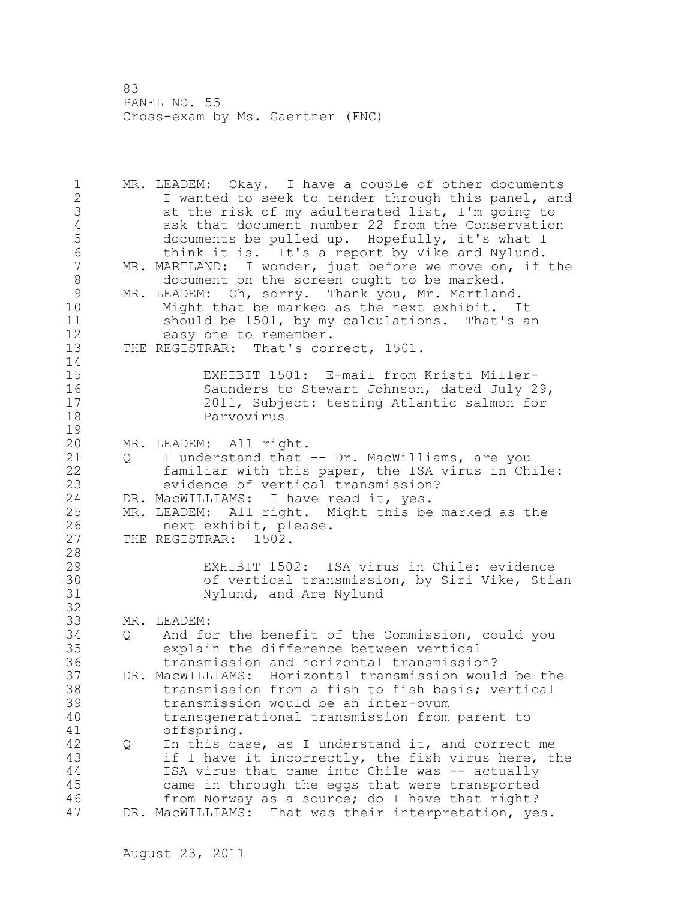MR. LEADEM: Okay. I have a couple of other documents I wanted to seek to tender through this panel, and at the risk of my adulterated list, I'm going to ask that document number 22 from the Conservation documents be pulled up. Hopefully, it's what I think it is. It's a report by Vike and Nylund.

MR. MARTLAND: I wonder, just before we move on, if the document on the screen ought to be marked.

MR. LEADEM: Oh, sorry. Thank you, Mr. Martland. Might that be marked as the next exhibit. It should be 1501, by my calculations. That's an easy one to remember.

THE REGISTRAR: That's correct, 1501.

> EXHIBIT 1501: E-mail from Kristi Miller-Saunders to Stewart Johnson, dated July 29, 2011, Subject: testing Atlantic salmon for Parvovirus

MR. LEADEM: All right.

Q I understand that -- Dr. MacWilliams, are you familiar with this paper, the ISA virus in Chile: evidence of vertical transmission?

DR. MacWILLIAMS: I have read it, yes.

MR. LEADEM: All right. Might this be marked as the next exhibit, please.

THE REGISTRAR: 1502.

> EXHIBIT 1502: ISA virus in Chile: evidence of vertical transmission, by Siri Vike, Stian Nylund, and Are Nylund

MR. LEADEM:

Q And for the benefit of the Commission, could you explain the difference between vertical transmission and horizontal transmission?

DR. MacWILLIAMS: Horizontal transmission would be the transmission from a fish to fish basis; vertical transmission would be an inter-ovum transgenerational transmission from parent to offspring.

Q In this case, as I understand it, and correct me if I have it incorrectly, the fish virus here, the ISA virus that came into Chile was -- actually came in through the eggs that were transported from Norway as a source; do I have that right?

DR. MacWILLIAMS: That was their interpretation, yes.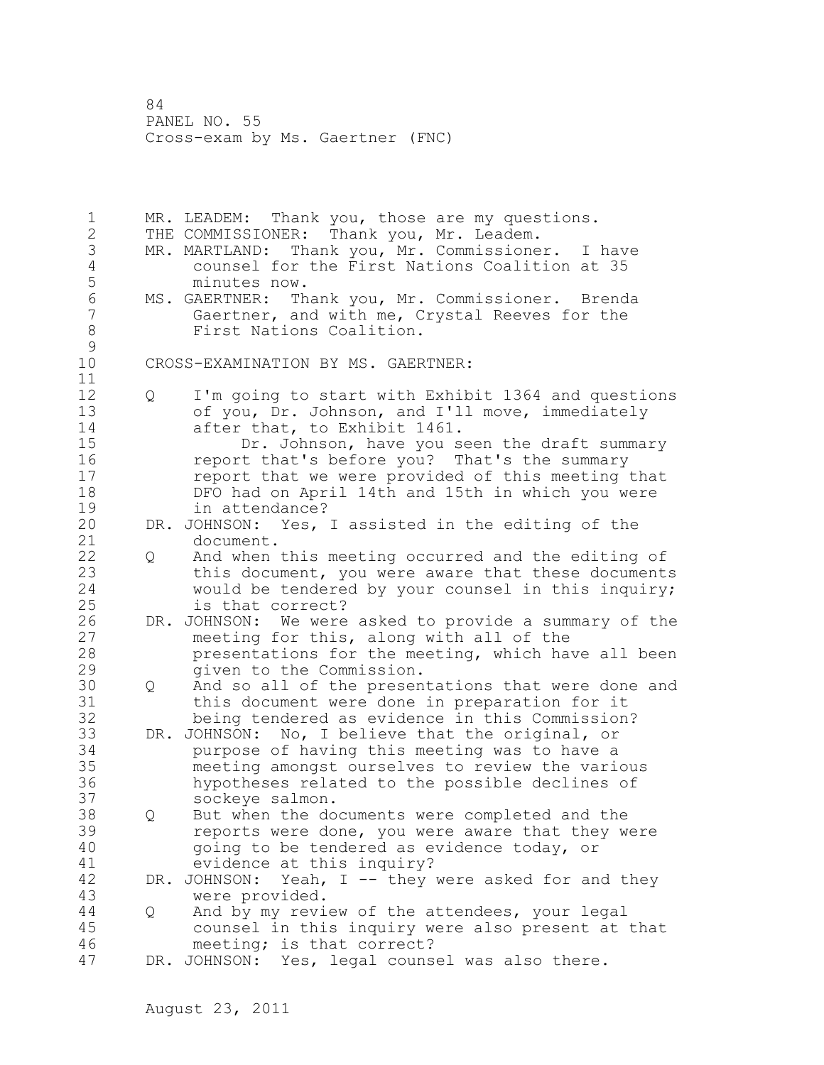MR. LEADEM: Thank you, those are my questions.

THE COMMISSIONER: Thank you, Mr. Leadem.

MR. MARTLAND: Thank you, Mr. Commissioner. I have counsel for the First Nations Coalition at 35 minutes now.

MS. GAERTNER: Thank you, Mr. Commissioner. Brenda Gaertner, and with me, Crystal Reeves for the First Nations Coalition.

CROSS-EXAMINATION BY MS. GAERTNER:

Q I'm going to start with Exhibit 1364 and questions of you, Dr. Johnson, and I'll move, immediately after that, to Exhibit 1461.

Dr. Johnson, have you seen the draft summary report that's before you? That's the summary report that we were provided of this meeting that DFO had on April 14th and 15th in which you were in attendance?

DR. JOHNSON: Yes, I assisted in the editing of the document.

Q And when this meeting occurred and the editing of this document, you were aware that these documents would be tendered by your counsel in this inquiry; is that correct?

DR. JOHNSON: We were asked to provide a summary of the meeting for this, along with all of the presentations for the meeting, which have all been given to the Commission.

Q And so all of the presentations that were done and this document were done in preparation for it being tendered as evidence in this Commission?

DR. JOHNSON: No, I believe that the original, or purpose of having this meeting was to have a meeting amongst ourselves to review the various hypotheses related to the possible declines of sockeye salmon.

Q But when the documents were completed and the reports were done, you were aware that they were going to be tendered as evidence today, or evidence at this inquiry?

DR. JOHNSON: Yeah, I -- they were asked for and they were provided.

Q And by my review of the attendees, your legal counsel in this inquiry were also present at that meeting; is that correct?

DR. JOHNSON: Yes, legal counsel was also there.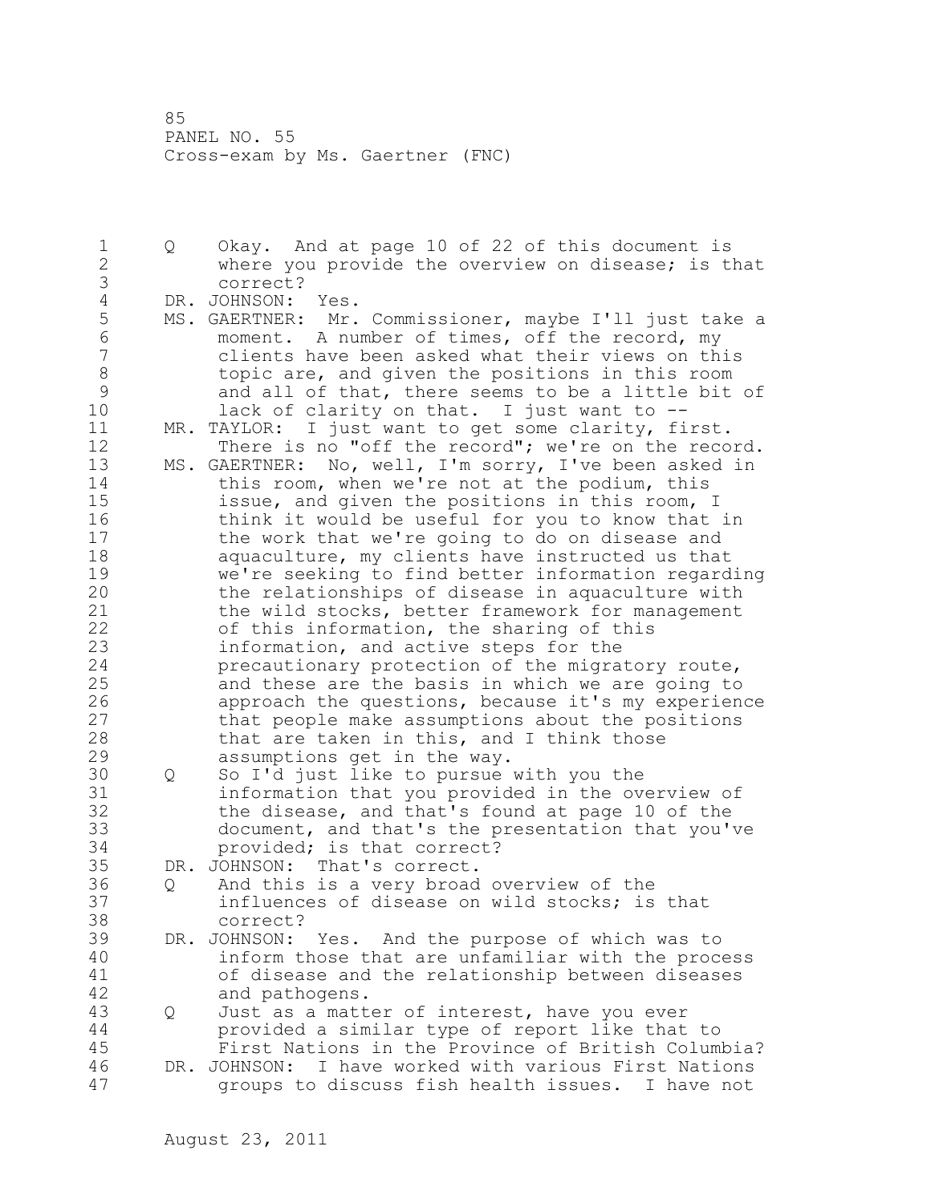Q Okay. And at page 10 of 22 of this document is where you provide the overview on disease; is that correct?

DR. JOHNSON: Yes.

MS. GAERTNER: Mr. Commissioner, maybe I'll just take a moment. A number of times, off the record, my clients have been asked what their views on this topic are, and given the positions in this room and all of that, there seems to be a little bit of lack of clarity on that. I just want to --

MR. TAYLOR: I just want to get some clarity, first. There is no "off the record"; we're on the record.

MS. GAERTNER: No, well, I'm sorry, I've been asked in this room, when we're not at the podium, this issue, and given the positions in this room, I think it would be useful for you to know that in the work that we're going to do on disease and aquaculture, my clients have instructed us that we're seeking to find better information regarding the relationships of disease in aquaculture with the wild stocks, better framework for management of this information, the sharing of this information, and active steps for the precautionary protection of the migratory route, and these are the basis in which we are going to approach the questions, because it's my experience that people make assumptions about the positions that are taken in this, and I think those assumptions get in the way.

Q So I'd just like to pursue with you the information that you provided in the overview of the disease, and that's found at page 10 of the document, and that's the presentation that you've provided; is that correct?

DR. JOHNSON: That's correct.

Q And this is a very broad overview of the influences of disease on wild stocks; is that correct?

DR. JOHNSON: Yes. And the purpose of which was to inform those that are unfamiliar with the process of disease and the relationship between diseases and pathogens.

Q Just as a matter of interest, have you ever provided a similar type of report like that to First Nations in the Province of British Columbia?

DR. JOHNSON: I have worked with various First Nations groups to discuss fish health issues. I have not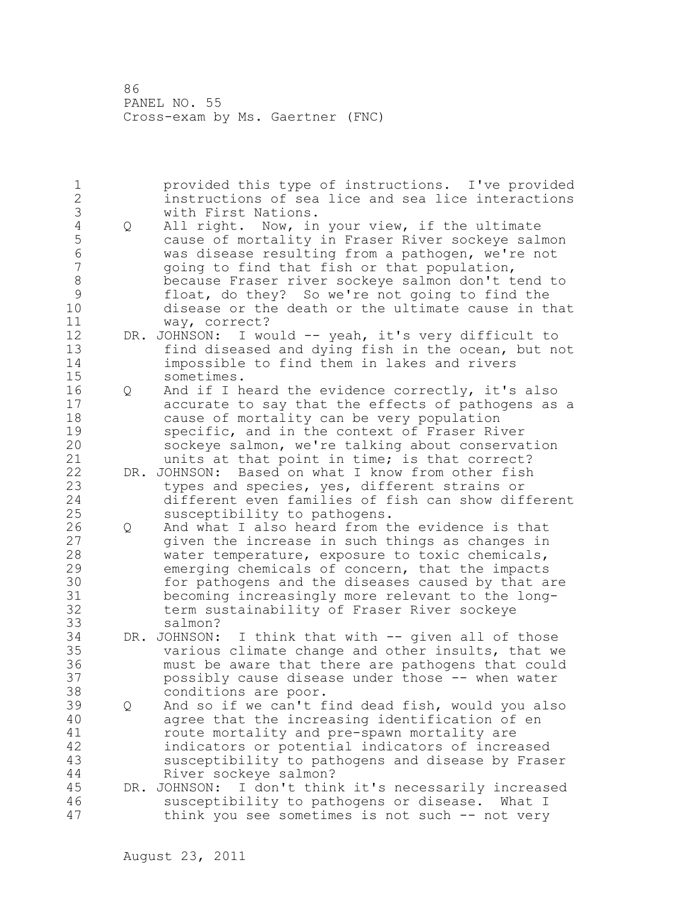provided this type of instructions. I've provided instructions of sea lice and sea lice interactions with First Nations.

Q All right. Now, in your view, if the ultimate cause of mortality in Fraser River sockeye salmon was disease resulting from a pathogen, we're not going to find that fish or that population, because Fraser river sockeye salmon don't tend to float, do they? So we're not going to find the disease or the death or the ultimate cause in that way, correct?

DR. JOHNSON: I would -- yeah, it's very difficult to find diseased and dying fish in the ocean, but not impossible to find them in lakes and rivers sometimes.

Q And if I heard the evidence correctly, it's also accurate to say that the effects of pathogens as a cause of mortality can be very population specific, and in the context of Fraser River sockeye salmon, we're talking about conservation units at that point in time; is that correct?

DR. JOHNSON: Based on what I know from other fish types and species, yes, different strains or different even families of fish can show different susceptibility to pathogens.

Q And what I also heard from the evidence is that given the increase in such things as changes in water temperature, exposure to toxic chemicals, emerging chemicals of concern, that the impacts for pathogens and the diseases caused by that are becoming increasingly more relevant to the long-term sustainability of Fraser River sockeye salmon?

DR. JOHNSON: I think that with -- given all of those various climate change and other insults, that we must be aware that there are pathogens that could possibly cause disease under those -- when water conditions are poor.

Q And so if we can't find dead fish, would you also agree that the increasing identification of en route mortality and pre-spawn mortality are indicators or potential indicators of increased susceptibility to pathogens and disease by Fraser River sockeye salmon?

DR. JOHNSON: I don't think it's necessarily increased susceptibility to pathogens or disease. What I think you see sometimes is not such -- not very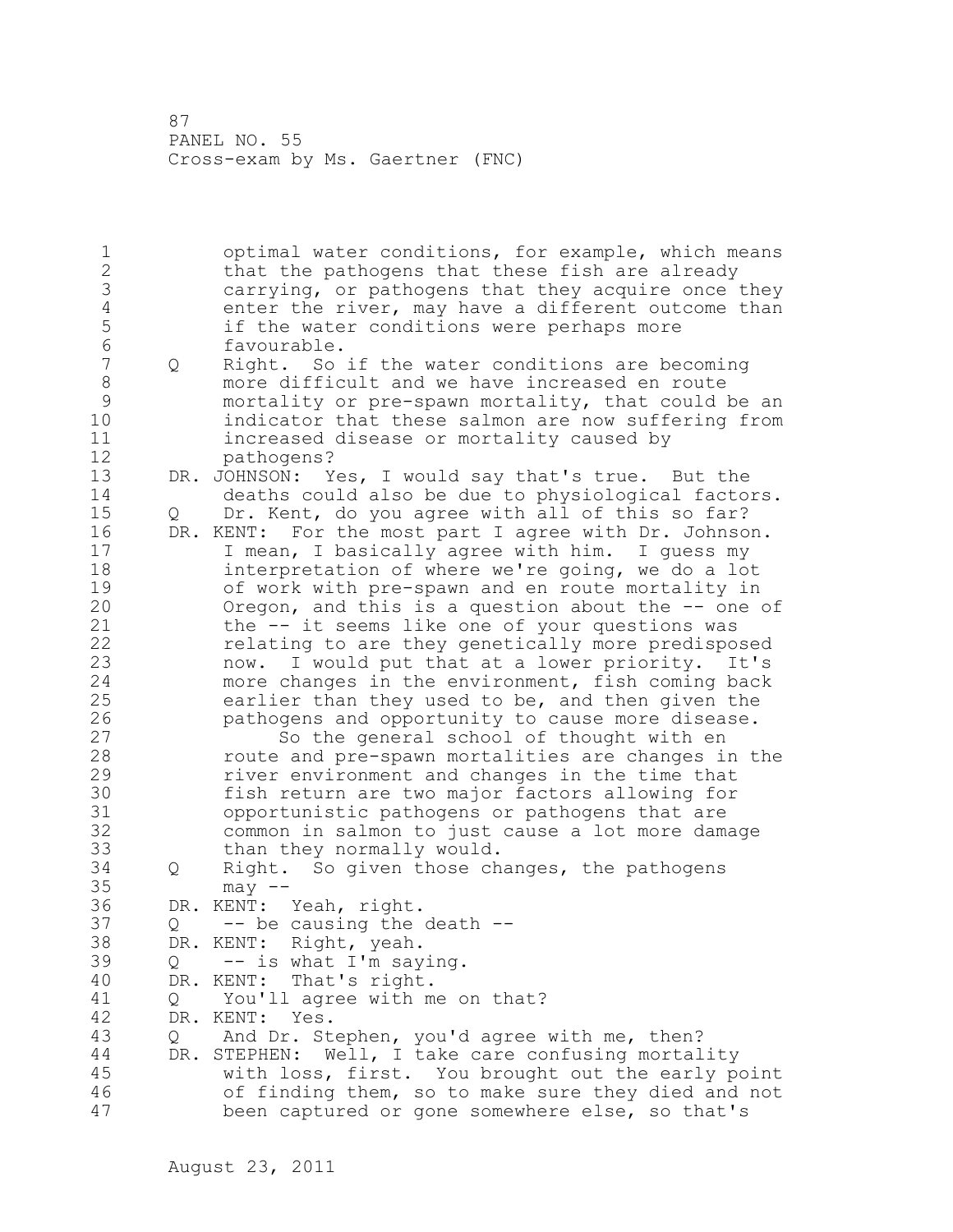optimal water conditions, for example, which means that the pathogens that these fish are already carrying, or pathogens that they acquire once they enter the river, may have a different outcome than if the water conditions were perhaps more favourable.

Q Right. So if the water conditions are becoming more difficult and we have increased en route mortality or pre-spawn mortality, that could be an indicator that these salmon are now suffering from increased disease or mortality caused by pathogens?

DR. JOHNSON: Yes, I would say that's true. But the deaths could also be due to physiological factors.

Q Dr. Kent, do you agree with all of this so far?

DR. KENT: For the most part I agree with Dr. Johnson. I mean, I basically agree with him. I guess my interpretation of where we're going, we do a lot of work with pre-spawn and en route mortality in Oregon, and this is a question about the -- one of the -- it seems like one of your questions was relating to are they genetically more predisposed now. I would put that at a lower priority. It's more changes in the environment, fish coming back earlier than they used to be, and then given the pathogens and opportunity to cause more disease.

So the general school of thought with en route and pre-spawn mortalities are changes in the river environment and changes in the time that fish return are two major factors allowing for opportunistic pathogens or pathogens that are common in salmon to just cause a lot more damage than they normally would.

Q Right. So given those changes, the pathogens may --

DR. KENT: Yeah, right.

Q -- be causing the death --

DR. KENT: Right, yeah.

Q -- is what I'm saying.

DR. KENT: That's right.

Q You'll agree with me on that?

DR. KENT: Yes.

Q And Dr. Stephen, you'd agree with me, then?

DR. STEPHEN: Well, I take care confusing mortality with loss, first. You brought out the early point of finding them, so to make sure they died and not been captured or gone somewhere else, so that's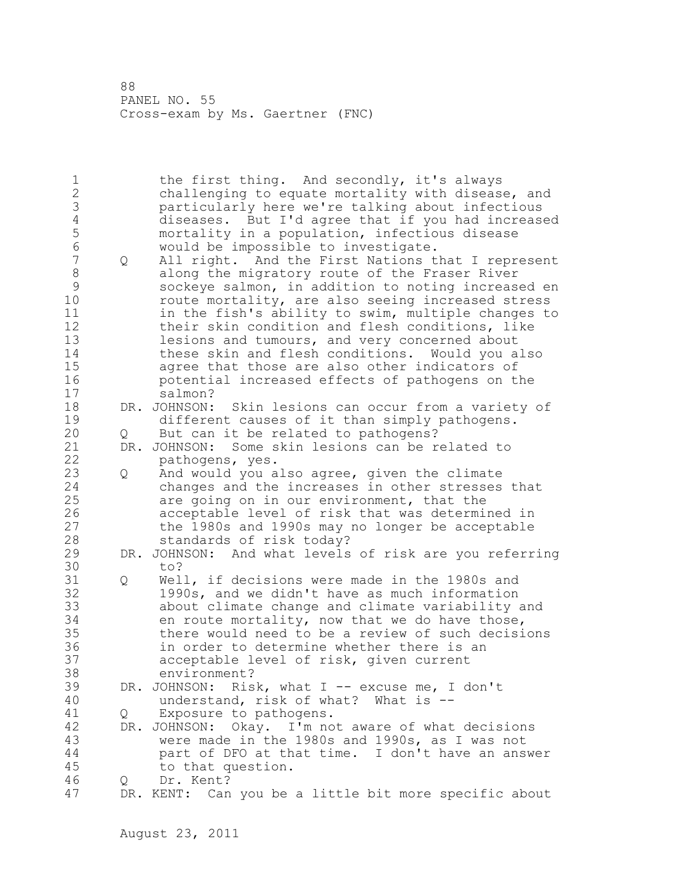the first thing. And secondly, it's always challenging to equate mortality with disease, and particularly here we're talking about infectious diseases. But I'd agree that if you had increased mortality in a population, infectious disease would be impossible to investigate.

Q All right. And the First Nations that I represent along the migratory route of the Fraser River sockeye salmon, in addition to noting increased en route mortality, are also seeing increased stress in the fish's ability to swim, multiple changes to their skin condition and flesh conditions, like lesions and tumours, and very concerned about these skin and flesh conditions. Would you also agree that those are also other indicators of potential increased effects of pathogens on the salmon?

DR. JOHNSON: Skin lesions can occur from a variety of different causes of it than simply pathogens.

Q But can it be related to pathogens?

DR. JOHNSON: Some skin lesions can be related to pathogens, yes.

Q And would you also agree, given the climate changes and the increases in other stresses that are going on in our environment, that the acceptable level of risk that was determined in the 1980s and 1990s may no longer be acceptable standards of risk today?

DR. JOHNSON: And what levels of risk are you referring to?

Q Well, if decisions were made in the 1980s and 1990s, and we didn't have as much information about climate change and climate variability and en route mortality, now that we do have those, there would need to be a review of such decisions in order to determine whether there is an acceptable level of risk, given current environment?

DR. JOHNSON: Risk, what I -- excuse me, I don't understand, risk of what? What is --

Q Exposure to pathogens.

DR. JOHNSON: Okay. I'm not aware of what decisions were made in the 1980s and 1990s, as I was not part of DFO at that time. I don't have an answer to that question.

Q Dr. Kent?

DR. KENT: Can you be a little bit more specific about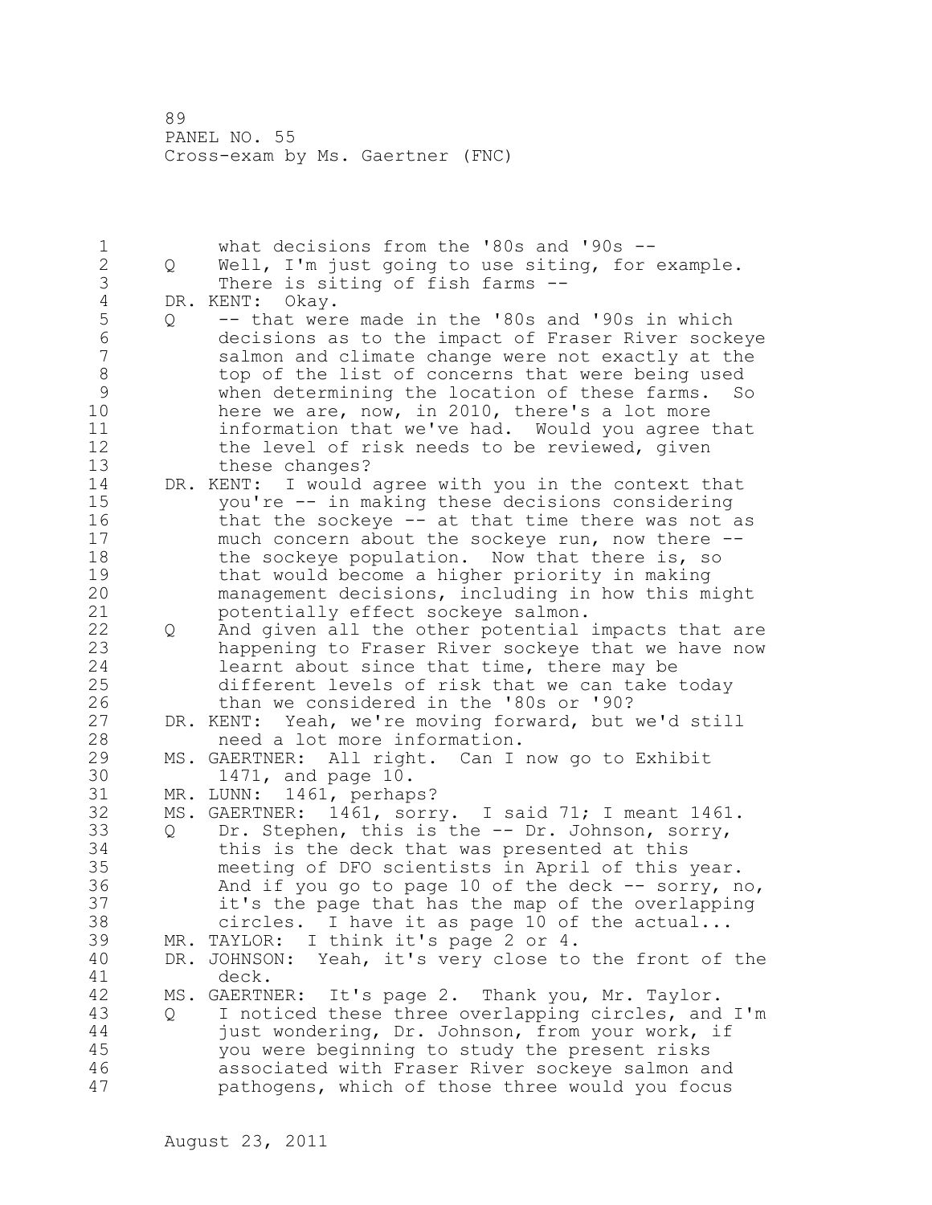what decisions from the '80s and '90s --

Q Well, I'm just going to use siting, for example. There is siting of fish farms --

DR. KENT: Okay.

Q -- that were made in the '80s and '90s in which decisions as to the impact of Fraser River sockeye salmon and climate change were not exactly at the top of the list of concerns that were being used when determining the location of these farms. So here we are, now, in 2010, there's a lot more information that we've had. Would you agree that the level of risk needs to be reviewed, given these changes?

DR. KENT: I would agree with you in the context that you're -- in making these decisions considering that the sockeye -- at that time there was not as much concern about the sockeye run, now there -- the sockeye population. Now that there is, so that would become a higher priority in making management decisions, including in how this might potentially effect sockeye salmon.

Q And given all the other potential impacts that are happening to Fraser River sockeye that we have now learnt about since that time, there may be different levels of risk that we can take today than we considered in the '80s or '90?

DR. KENT: Yeah, we're moving forward, but we'd still need a lot more information.

MS. GAERTNER: All right. Can I now go to Exhibit 1471, and page 10.

MR. LUNN: 1461, perhaps?

MS. GAERTNER: 1461, sorry. I said 71; I meant 1461.

Q Dr. Stephen, this is the -- Dr. Johnson, sorry, this is the deck that was presented at this meeting of DFO scientists in April of this year. And if you go to page 10 of the deck -- sorry, no, it's the page that has the map of the overlapping circles. I have it as page 10 of the actual...

MR. TAYLOR: I think it's page 2 or 4.

DR. JOHNSON: Yeah, it's very close to the front of the deck.

MS. GAERTNER: It's page 2. Thank you, Mr. Taylor.

Q I noticed these three overlapping circles, and I'm just wondering, Dr. Johnson, from your work, if you were beginning to study the present risks associated with Fraser River sockeye salmon and pathogens, which of those three would you focus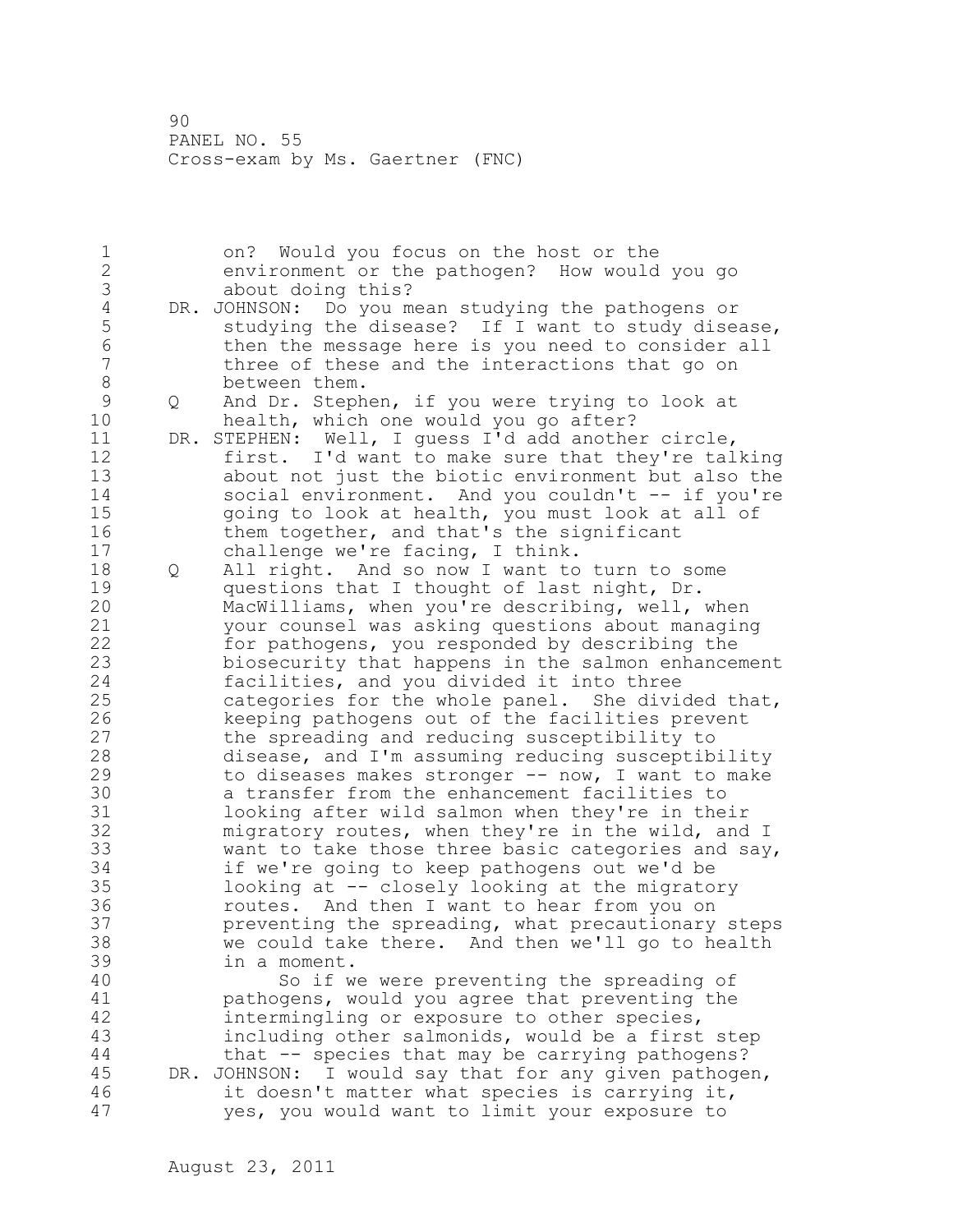on? Would you focus on the host or the environment or the pathogen? How would you go about doing this?

DR. JOHNSON: Do you mean studying the pathogens or studying the disease? If I want to study disease, then the message here is you need to consider all three of these and the interactions that go on between them.

Q And Dr. Stephen, if you were trying to look at health, which one would you go after?

DR. STEPHEN: Well, I guess I'd add another circle, first. I'd want to make sure that they're talking about not just the biotic environment but also the social environment. And you couldn't -- if you're going to look at health, you must look at all of them together, and that's the significant challenge we're facing, I think.

Q All right. And so now I want to turn to some questions that I thought of last night, Dr. MacWilliams, when you're describing, well, when your counsel was asking questions about managing for pathogens, you responded by describing the biosecurity that happens in the salmon enhancement facilities, and you divided it into three categories for the whole panel. She divided that, keeping pathogens out of the facilities prevent the spreading and reducing susceptibility to disease, and I'm assuming reducing susceptibility to diseases makes stronger -- now, I want to make a transfer from the enhancement facilities to looking after wild salmon when they're in their migratory routes, when they're in the wild, and I want to take those three basic categories and say, if we're going to keep pathogens out we'd be looking at -- closely looking at the migratory routes. And then I want to hear from you on preventing the spreading, what precautionary steps we could take there. And then we'll go to health in a moment.

So if we were preventing the spreading of pathogens, would you agree that preventing the intermingling or exposure to other species, including other salmonids, would be a first step that -- species that may be carrying pathogens?

DR. JOHNSON: I would say that for any given pathogen, it doesn't matter what species is carrying it, yes, you would want to limit your exposure to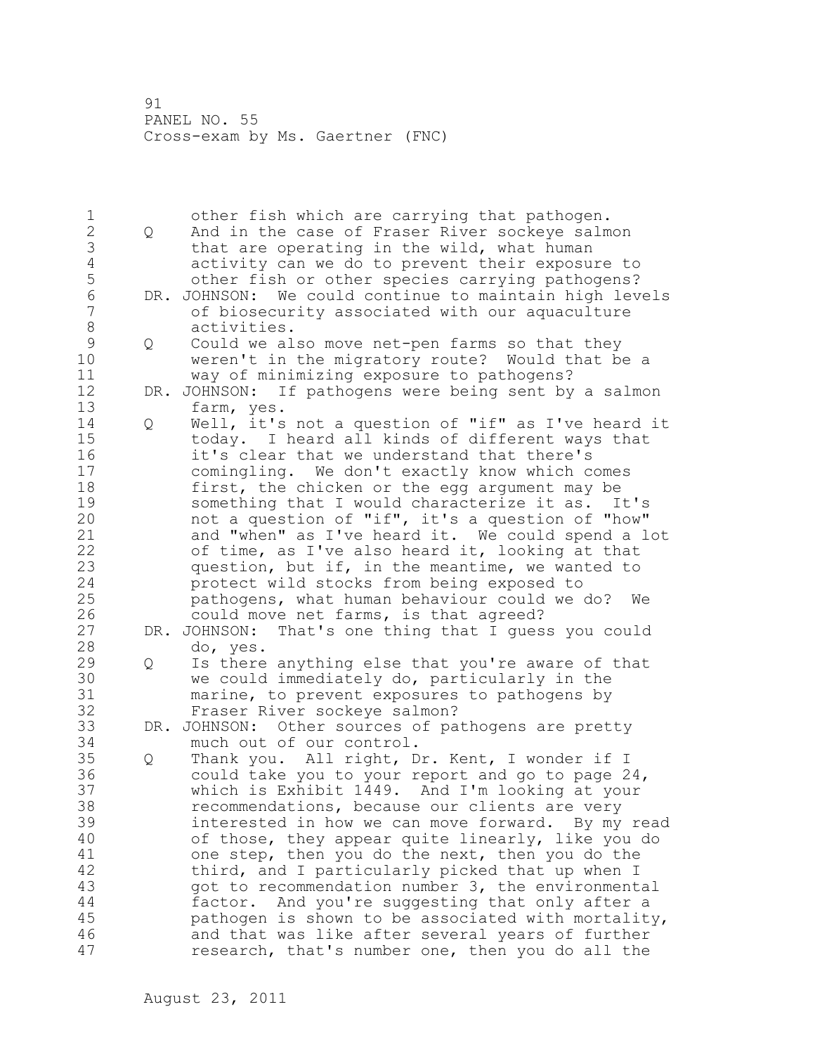other fish which are carrying that pathogen.

Q And in the case of Fraser River sockeye salmon that are operating in the wild, what human activity can we do to prevent their exposure to other fish or other species carrying pathogens?

DR. JOHNSON: We could continue to maintain high levels of biosecurity associated with our aquaculture activities.

Q Could we also move net-pen farms so that they weren't in the migratory route? Would that be a way of minimizing exposure to pathogens?

DR. JOHNSON: If pathogens were being sent by a salmon farm, yes.

Q Well, it's not a question of "if" as I've heard it today. I heard all kinds of different ways that it's clear that we understand that there's comingling. We don't exactly know which comes first, the chicken or the egg argument may be something that I would characterize it as. It's not a question of "if", it's a question of "how" and "when" as I've heard it. We could spend a lot of time, as I've also heard it, looking at that question, but if, in the meantime, we wanted to protect wild stocks from being exposed to pathogens, what human behaviour could we do? We could move net farms, is that agreed?

DR. JOHNSON: That's one thing that I guess you could do, yes.

Q Is there anything else that you're aware of that we could immediately do, particularly in the marine, to prevent exposures to pathogens by Fraser River sockeye salmon?

DR. JOHNSON: Other sources of pathogens are pretty much out of our control.

Q Thank you. All right, Dr. Kent, I wonder if I could take you to your report and go to page 24, which is Exhibit 1449. And I'm looking at your recommendations, because our clients are very interested in how we can move forward. By my read of those, they appear quite linearly, like you do one step, then you do the next, then you do the third, and I particularly picked that up when I got to recommendation number 3, the environmental factor. And you're suggesting that only after a pathogen is shown to be associated with mortality, and that was like after several years of further research, that's number one, then you do all the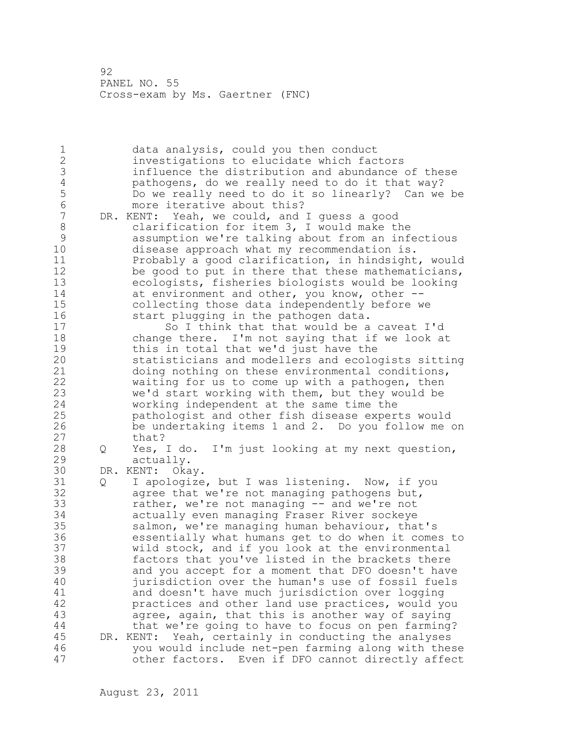data analysis, could you then conduct investigations to elucidate which factors influence the distribution and abundance of these pathogens, do we really need to do it that way? Do we really need to do it so linearly? Can we be more iterative about this?

DR. KENT: Yeah, we could, and I guess a good clarification for item 3, I would make the assumption we're talking about from an infectious disease approach what my recommendation is. Probably a good clarification, in hindsight, would be good to put in there that these mathematicians, ecologists, fisheries biologists would be looking at environment and other, you know, other -- collecting those data independently before we start plugging in the pathogen data.

So I think that that would be a caveat I'd change there. I'm not saying that if we look at this in total that we'd just have the statisticians and modellers and ecologists sitting doing nothing on these environmental conditions, waiting for us to come up with a pathogen, then we'd start working with them, but they would be working independent at the same time the pathologist and other fish disease experts would be undertaking items 1 and 2. Do you follow me on that?

Q Yes, I do. I'm just looking at my next question, actually.

DR. KENT: Okay.

Q I apologize, but I was listening. Now, if you agree that we're not managing pathogens but, rather, we're not managing -- and we're not actually even managing Fraser River sockeye salmon, we're managing human behaviour, that's essentially what humans get to do when it comes to wild stock, and if you look at the environmental factors that you've listed in the brackets there and you accept for a moment that DFO doesn't have jurisdiction over the human's use of fossil fuels and doesn't have much jurisdiction over logging practices and other land use practices, would you agree, again, that this is another way of saying that we're going to have to focus on pen farming?

DR. KENT: Yeah, certainly in conducting the analyses you would include net-pen farming along with these other factors. Even if DFO cannot directly affect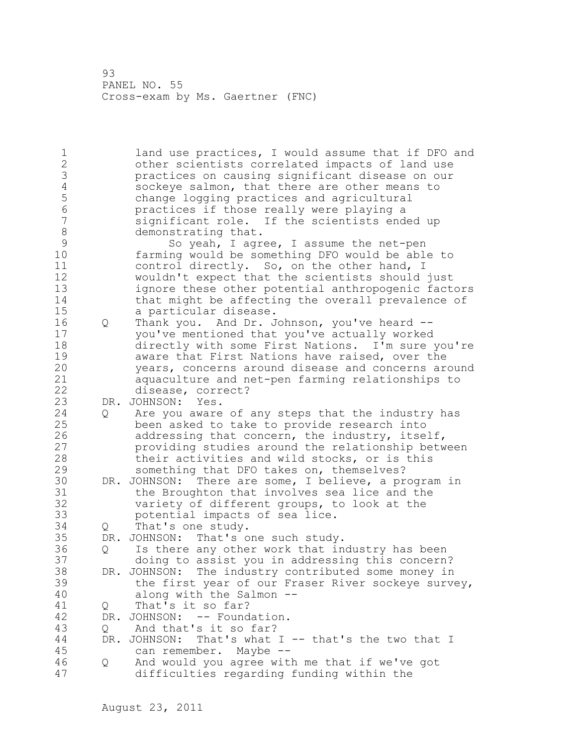land use practices, I would assume that if DFO and other scientists correlated impacts of land use practices on causing significant disease on our sockeye salmon, that there are other means to change logging practices and agricultural practices if those really were playing a significant role. If the scientists ended up demonstrating that.

So yeah, I agree, I assume the net-pen farming would be something DFO would be able to control directly. So, on the other hand, I wouldn't expect that the scientists should just ignore these other potential anthropogenic factors that might be affecting the overall prevalence of a particular disease.

Q Thank you. And Dr. Johnson, you've heard -- you've mentioned that you've actually worked directly with some First Nations. I'm sure you're aware that First Nations have raised, over the years, concerns around disease and concerns around aquaculture and net-pen farming relationships to disease, correct?

DR. JOHNSON: Yes.

Q Are you aware of any steps that the industry has been asked to take to provide research into addressing that concern, the industry, itself, providing studies around the relationship between their activities and wild stocks, or is this something that DFO takes on, themselves?

DR. JOHNSON: There are some, I believe, a program in the Broughton that involves sea lice and the variety of different groups, to look at the potential impacts of sea lice.

Q That's one study.

DR. JOHNSON: That's one such study.

Q Is there any other work that industry has been doing to assist you in addressing this concern?

DR. JOHNSON: The industry contributed some money in the first year of our Fraser River sockeye survey, along with the Salmon --

Q That's it so far?

DR. JOHNSON: -- Foundation.

Q And that's it so far?

DR. JOHNSON: That's what I -- that's the two that I can remember. Maybe --

Q And would you agree with me that if we've got difficulties regarding funding within the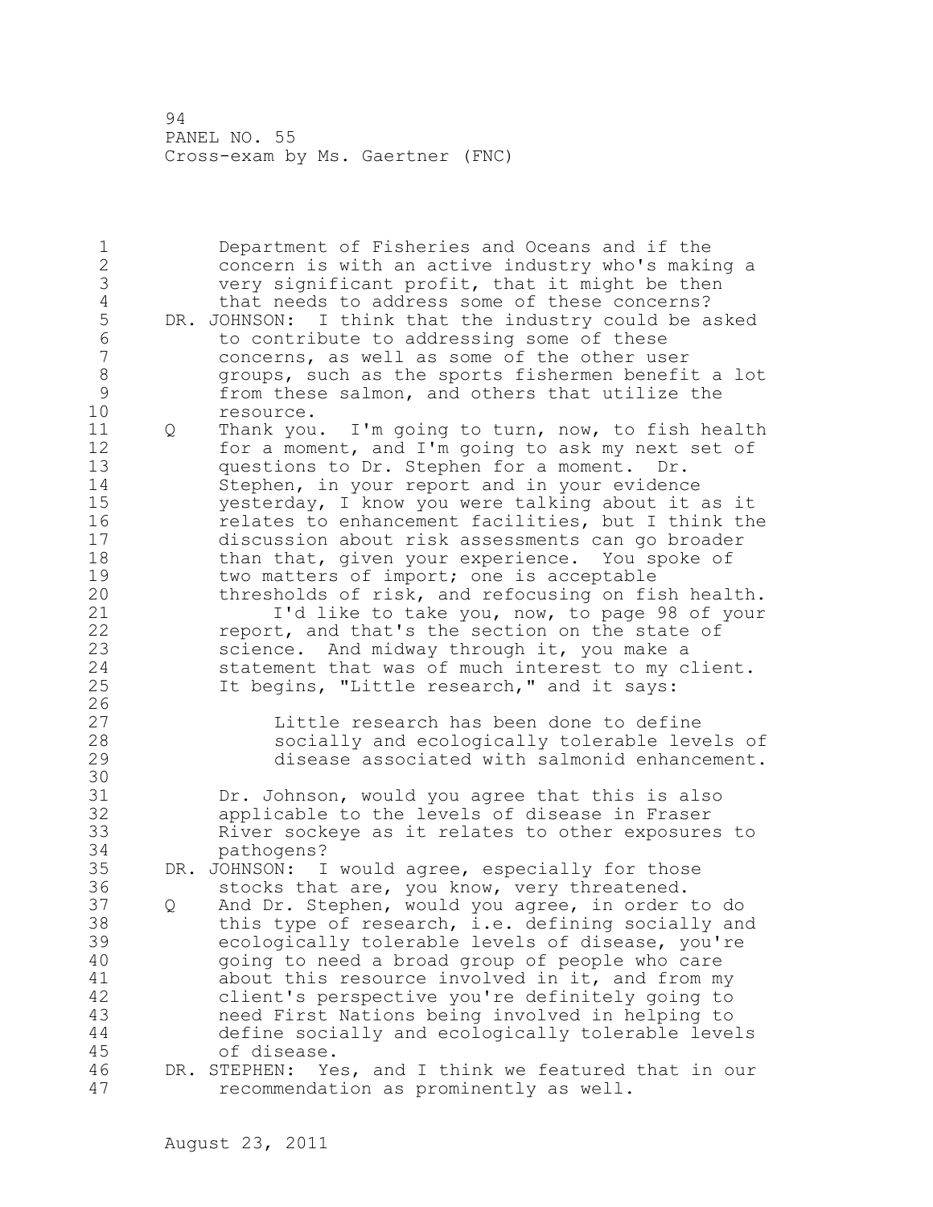Department of Fisheries and Oceans and if the concern is with an active industry who's making a very significant profit, that it might be then that needs to address some of these concerns?

DR. JOHNSON: I think that the industry could be asked to contribute to addressing some of these concerns, as well as some of the other user groups, such as the sports fishermen benefit a lot from these salmon, and others that utilize the resource.

Q Thank you. I'm going to turn, now, to fish health for a moment, and I'm going to ask my next set of questions to Dr. Stephen for a moment. Dr. Stephen, in your report and in your evidence yesterday, I know you were talking about it as it relates to enhancement facilities, but I think the discussion about risk assessments can go broader than that, given your experience. You spoke of two matters of import; one is acceptable thresholds of risk, and refocusing on fish health.

I'd like to take you, now, to page 98 of your report, and that's the section on the state of science. And midway through it, you make a statement that was of much interest to my client. It begins, "Little research," and it says:

> Little research has been done to define socially and ecologically tolerable levels of disease associated with salmonid enhancement.

Dr. Johnson, would you agree that this is also applicable to the levels of disease in Fraser River sockeye as it relates to other exposures to pathogens?

DR. JOHNSON: I would agree, especially for those stocks that are, you know, very threatened.

Q And Dr. Stephen, would you agree, in order to do this type of research, i.e. defining socially and ecologically tolerable levels of disease, you're going to need a broad group of people who care about this resource involved in it, and from my client's perspective you're definitely going to need First Nations being involved in helping to define socially and ecologically tolerable levels of disease.

DR. STEPHEN: Yes, and I think we featured that in our recommendation as prominently as well.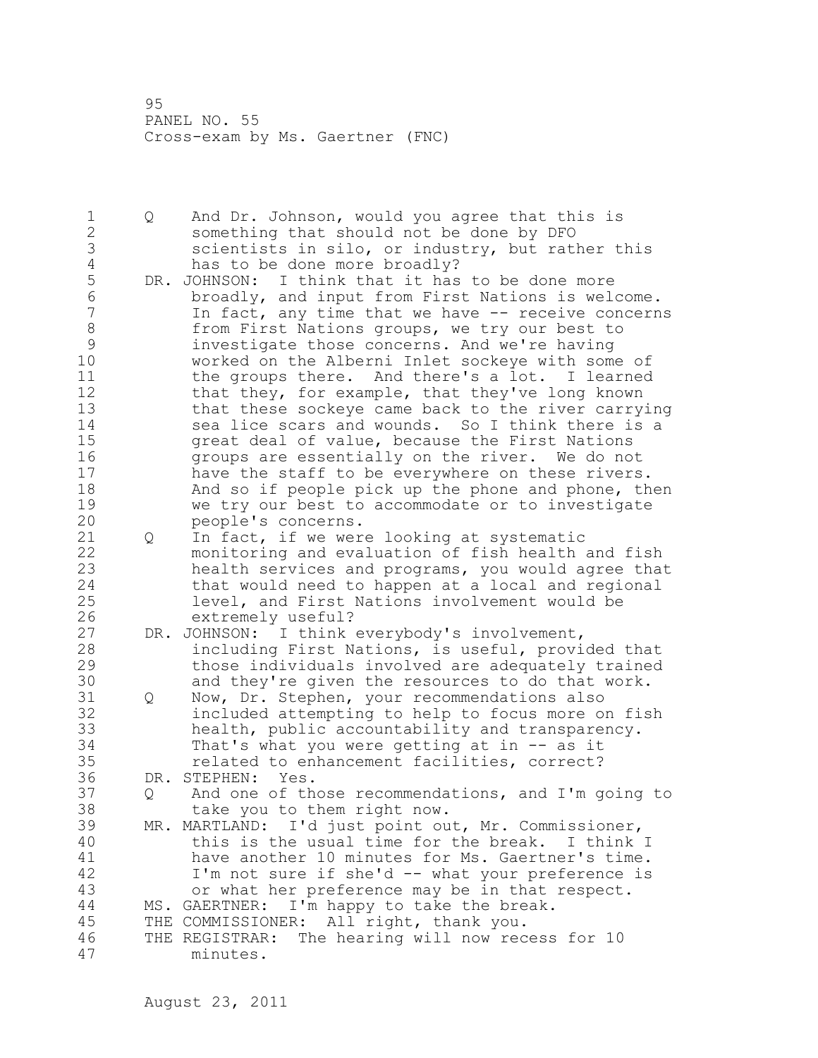Q And Dr. Johnson, would you agree that this is something that should not be done by DFO scientists in silo, or industry, but rather this has to be done more broadly?

DR. JOHNSON: I think that it has to be done more broadly, and input from First Nations is welcome. In fact, any time that we have -- receive concerns from First Nations groups, we try our best to investigate those concerns. And we're having worked on the Alberni Inlet sockeye with some of the groups there. And there's a lot. I learned that they, for example, that they've long known that these sockeye came back to the river carrying sea lice scars and wounds. So I think there is a great deal of value, because the First Nations groups are essentially on the river. We do not have the staff to be everywhere on these rivers. And so if people pick up the phone and phone, then we try our best to accommodate or to investigate people's concerns.

Q In fact, if we were looking at systematic monitoring and evaluation of fish health and fish health services and programs, you would agree that that would need to happen at a local and regional level, and First Nations involvement would be extremely useful?

DR. JOHNSON: I think everybody's involvement, including First Nations, is useful, provided that those individuals involved are adequately trained and they're given the resources to do that work.

Q Now, Dr. Stephen, your recommendations also included attempting to help to focus more on fish health, public accountability and transparency. That's what you were getting at in -- as it related to enhancement facilities, correct?

DR. STEPHEN: Yes.

Q And one of those recommendations, and I'm going to take you to them right now.

MR. MARTLAND: I'd just point out, Mr. Commissioner, this is the usual time for the break. I think I have another 10 minutes for Ms. Gaertner's time. I'm not sure if she'd -- what your preference is or what her preference may be in that respect.

MS. GAERTNER: I'm happy to take the break.

THE COMMISSIONER: All right, thank you.

THE REGISTRAR: The hearing will now recess for 10 minutes.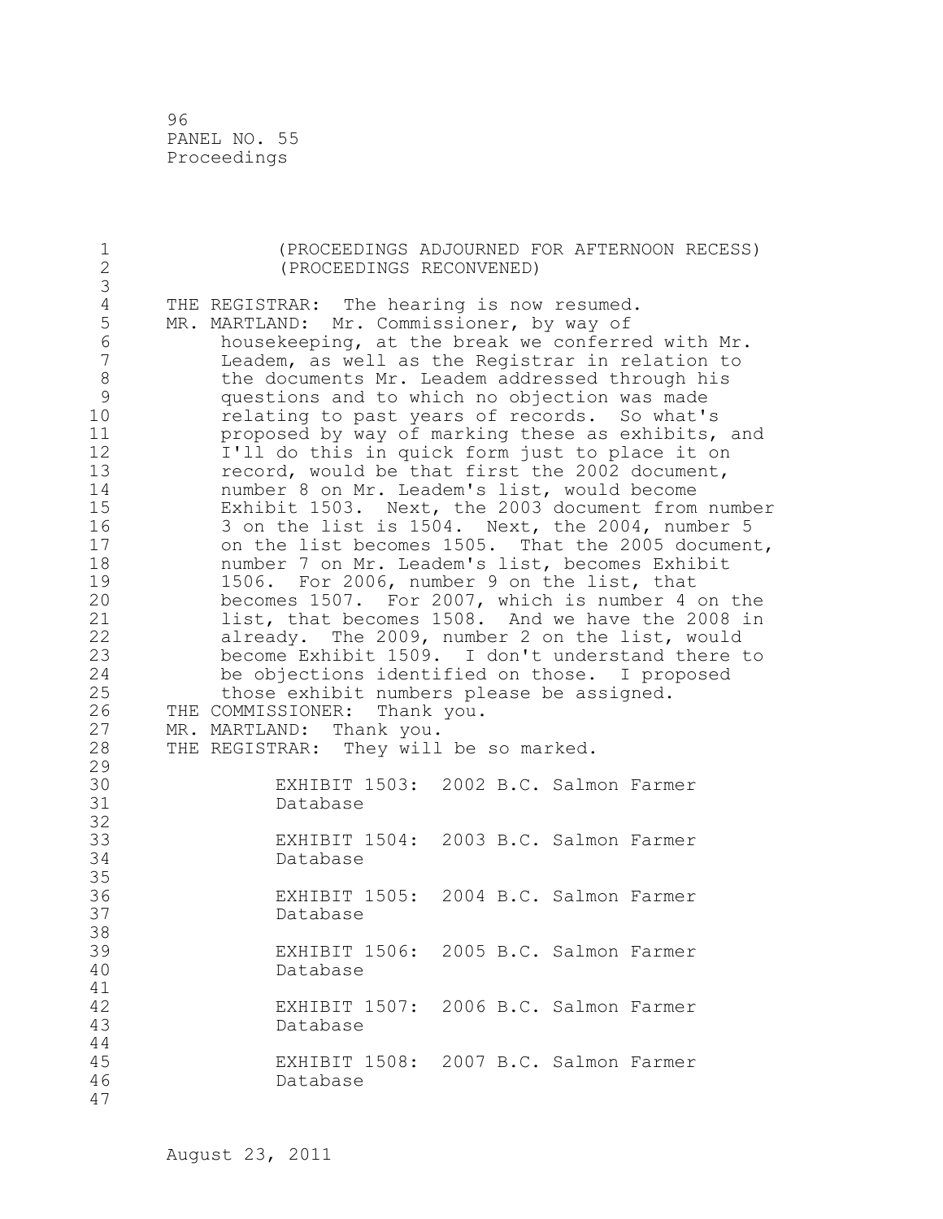(PROCEEDINGS ADJOURNED FOR AFTERNOON RECESS)
(PROCEEDINGS RECONVENED)

THE REGISTRAR: The hearing is now resumed.

MR. MARTLAND: Mr. Commissioner, by way of housekeeping, at the break we conferred with Mr. Leadem, as well as the Registrar in relation to the documents Mr. Leadem addressed through his questions and to which no objection was made relating to past years of records. So what's proposed by way of marking these as exhibits, and I'll do this in quick form just to place it on record, would be that first the 2002 document, number 8 on Mr. Leadem's list, would become Exhibit 1503. Next, the 2003 document from number 3 on the list is 1504. Next, the 2004, number 5 on the list becomes 1505. That the 2005 document, number 7 on Mr. Leadem's list, becomes Exhibit 1506. For 2006, number 9 on the list, that becomes 1507. For 2007, which is number 4 on the list, that becomes 1508. And we have the 2008 in already. The 2009, number 2 on the list, would become Exhibit 1509. I don't understand there to be objections identified on those. I proposed those exhibit numbers please be assigned.

THE COMMISSIONER: Thank you.

MR. MARTLAND: Thank you.

THE REGISTRAR: They will be so marked.

EXHIBIT 1503: 2002 B.C. Salmon Farmer Database

EXHIBIT 1504: 2003 B.C. Salmon Farmer Database

EXHIBIT 1505: 2004 B.C. Salmon Farmer Database

EXHIBIT 1506: 2005 B.C. Salmon Farmer Database

EXHIBIT 1507: 2006 B.C. Salmon Farmer Database

EXHIBIT 1508: 2007 B.C. Salmon Farmer Database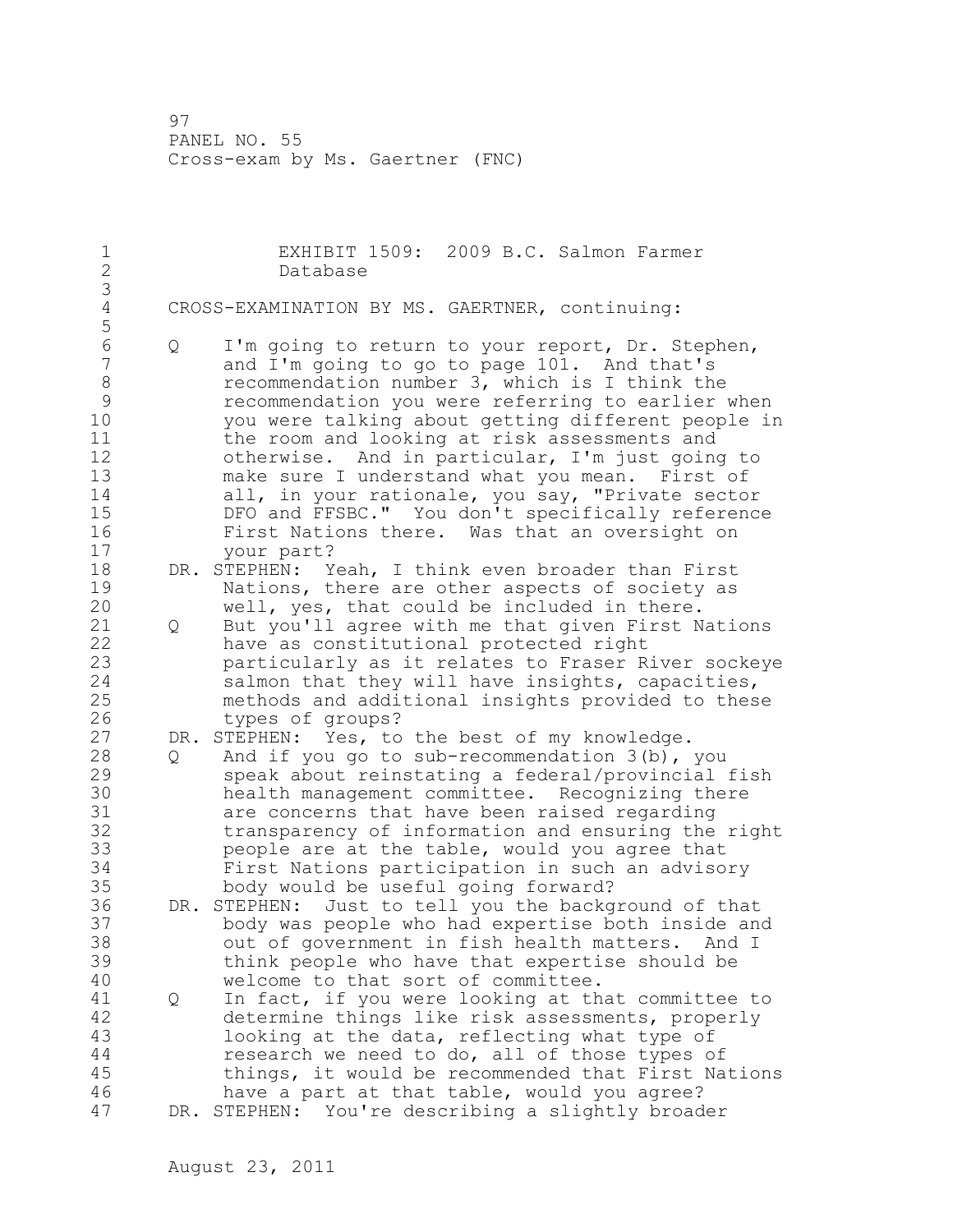EXHIBIT 1509: 2009 B.C. Salmon Farmer Database

CROSS-EXAMINATION BY MS. GAERTNER, continuing:

Q I'm going to return to your report, Dr. Stephen, and I'm going to go to page 101. And that's recommendation number 3, which is I think the recommendation you were referring to earlier when you were talking about getting different people in the room and looking at risk assessments and otherwise. And in particular, I'm just going to make sure I understand what you mean. First of all, in your rationale, you say, "Private sector DFO and FFSBC." You don't specifically reference First Nations there. Was that an oversight on your part?

DR. STEPHEN: Yeah, I think even broader than First Nations, there are other aspects of society as well, yes, that could be included in there.

Q But you'll agree with me that given First Nations have as constitutional protected right particularly as it relates to Fraser River sockeye salmon that they will have insights, capacities, methods and additional insights provided to these types of groups?

DR. STEPHEN: Yes, to the best of my knowledge.

Q And if you go to sub-recommendation 3(b), you speak about reinstating a federal/provincial fish health management committee. Recognizing there are concerns that have been raised regarding transparency of information and ensuring the right people are at the table, would you agree that First Nations participation in such an advisory body would be useful going forward?

DR. STEPHEN: Just to tell you the background of that body was people who had expertise both inside and out of government in fish health matters. And I think people who have that expertise should be welcome to that sort of committee.

Q In fact, if you were looking at that committee to determine things like risk assessments, properly looking at the data, reflecting what type of research we need to do, all of those types of things, it would be recommended that First Nations have a part at that table, would you agree?

DR. STEPHEN: You're describing a slightly broader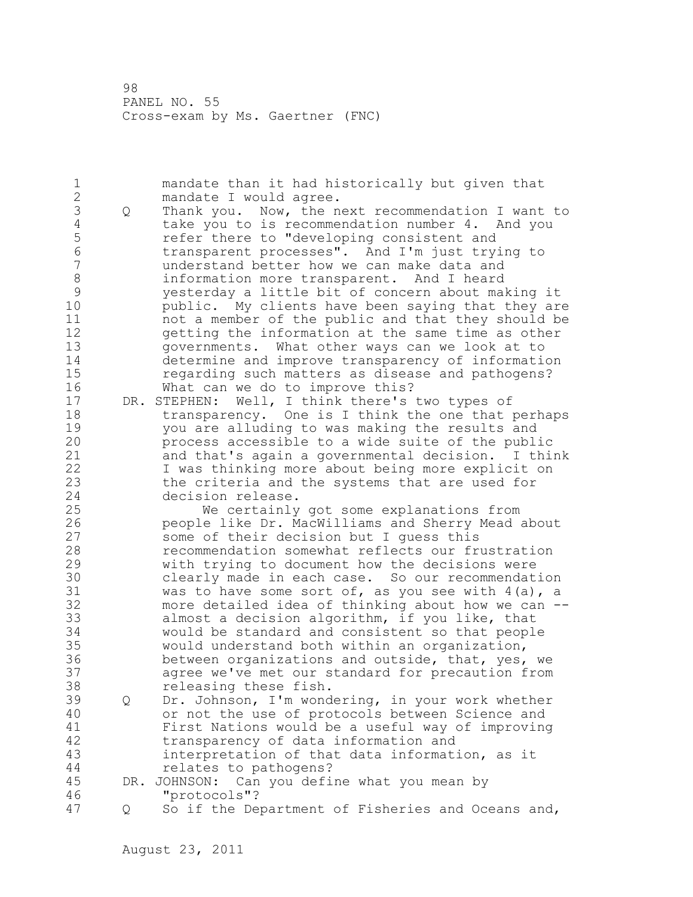mandate than it had historically but given that mandate I would agree.

Q Thank you. Now, the next recommendation I want to take you to is recommendation number 4. And you refer there to "developing consistent and transparent processes". And I'm just trying to understand better how we can make data and information more transparent. And I heard yesterday a little bit of concern about making it public. My clients have been saying that they are not a member of the public and that they should be getting the information at the same time as other governments. What other ways can we look at to determine and improve transparency of information regarding such matters as disease and pathogens? What can we do to improve this?

DR. STEPHEN: Well, I think there's two types of transparency. One is I think the one that perhaps you are alluding to was making the results and process accessible to a wide suite of the public and that's again a governmental decision. I think I was thinking more about being more explicit on the criteria and the systems that are used for decision release.

We certainly got some explanations from people like Dr. MacWilliams and Sherry Mead about some of their decision but I guess this recommendation somewhat reflects our frustration with trying to document how the decisions were clearly made in each case. So our recommendation was to have some sort of, as you see with 4(a), a more detailed idea of thinking about how we can -- almost a decision algorithm, if you like, that would be standard and consistent so that people would understand both within an organization, between organizations and outside, that, yes, we agree we've met our standard for precaution from releasing these fish.

Q Dr. Johnson, I'm wondering, in your work whether or not the use of protocols between Science and First Nations would be a useful way of improving transparency of data information and interpretation of that data information, as it relates to pathogens?

DR. JOHNSON: Can you define what you mean by "protocols"?

Q So if the Department of Fisheries and Oceans and,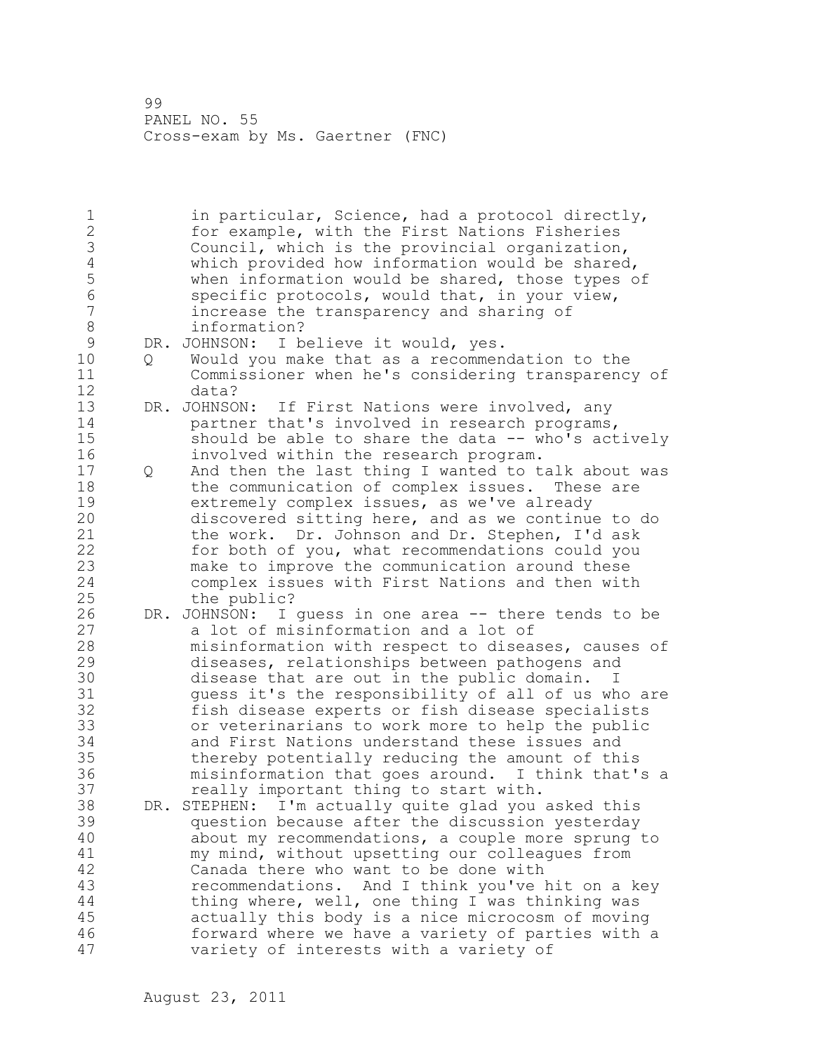in particular, Science, had a protocol directly, for example, with the First Nations Fisheries Council, which is the provincial organization, which provided how information would be shared, when information would be shared, those types of specific protocols, would that, in your view, increase the transparency and sharing of information?

DR. JOHNSON: I believe it would, yes.

Q Would you make that as a recommendation to the Commissioner when he's considering transparency of data?

DR. JOHNSON: If First Nations were involved, any partner that's involved in research programs, should be able to share the data -- who's actively involved within the research program.

Q And then the last thing I wanted to talk about was the communication of complex issues. These are extremely complex issues, as we've already discovered sitting here, and as we continue to do the work. Dr. Johnson and Dr. Stephen, I'd ask for both of you, what recommendations could you make to improve the communication around these complex issues with First Nations and then with the public?

DR. JOHNSON: I guess in one area -- there tends to be a lot of misinformation and a lot of misinformation with respect to diseases, causes of diseases, relationships between pathogens and disease that are out in the public domain. I guess it's the responsibility of all of us who are fish disease experts or fish disease specialists or veterinarians to work more to help the public and First Nations understand these issues and thereby potentially reducing the amount of this misinformation that goes around. I think that's a really important thing to start with.

DR. STEPHEN: I'm actually quite glad you asked this question because after the discussion yesterday about my recommendations, a couple more sprung to my mind, without upsetting our colleagues from Canada there who want to be done with recommendations. And I think you've hit on a key thing where, well, one thing I was thinking was actually this body is a nice microcosm of moving forward where we have a variety of parties with a variety of interests with a variety of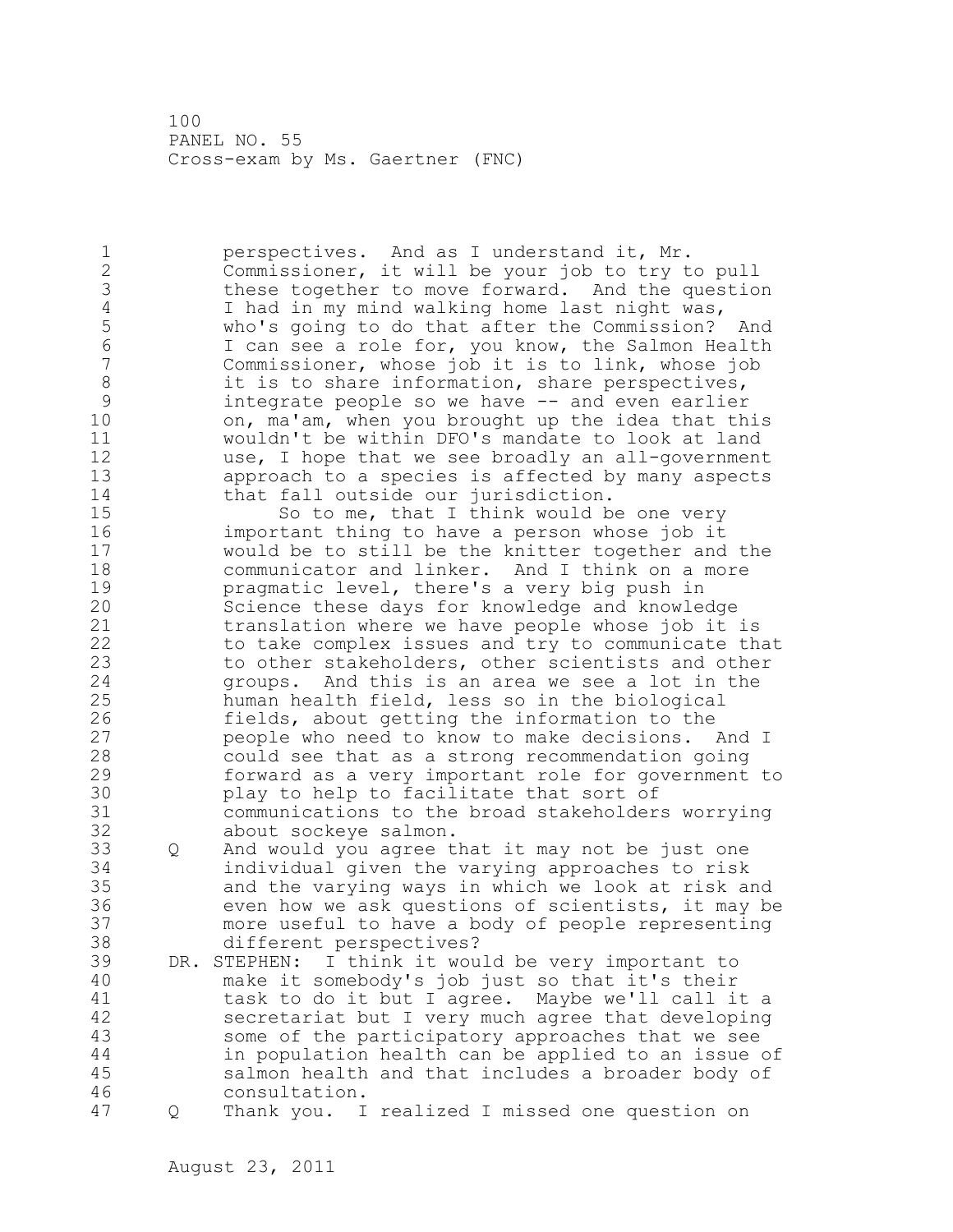perspectives. And as I understand it, Mr. Commissioner, it will be your job to try to pull these together to move forward. And the question I had in my mind walking home last night was, who's going to do that after the Commission? And I can see a role for, you know, the Salmon Health Commissioner, whose job it is to link, whose job it is to share information, share perspectives, integrate people so we have -- and even earlier on, ma'am, when you brought up the idea that this wouldn't be within DFO's mandate to look at land use, I hope that we see broadly an all-government approach to a species is affected by many aspects that fall outside our jurisdiction.

So to me, that I think would be one very important thing to have a person whose job it would be to still be the knitter together and the communicator and linker. And I think on a more pragmatic level, there's a very big push in Science these days for knowledge and knowledge translation where we have people whose job it is to take complex issues and try to communicate that to other stakeholders, other scientists and other groups. And this is an area we see a lot in the human health field, less so in the biological fields, about getting the information to the people who need to know to make decisions. And I could see that as a strong recommendation going forward as a very important role for government to play to help to facilitate that sort of communications to the broad stakeholders worrying about sockeye salmon.

Q And would you agree that it may not be just one individual given the varying approaches to risk and the varying ways in which we look at risk and even how we ask questions of scientists, it may be more useful to have a body of people representing different perspectives?

DR. STEPHEN: I think it would be very important to make it somebody's job just so that it's their task to do it but I agree. Maybe we'll call it a secretariat but I very much agree that developing some of the participatory approaches that we see in population health can be applied to an issue of salmon health and that includes a broader body of consultation.

Q Thank you. I realized I missed one question on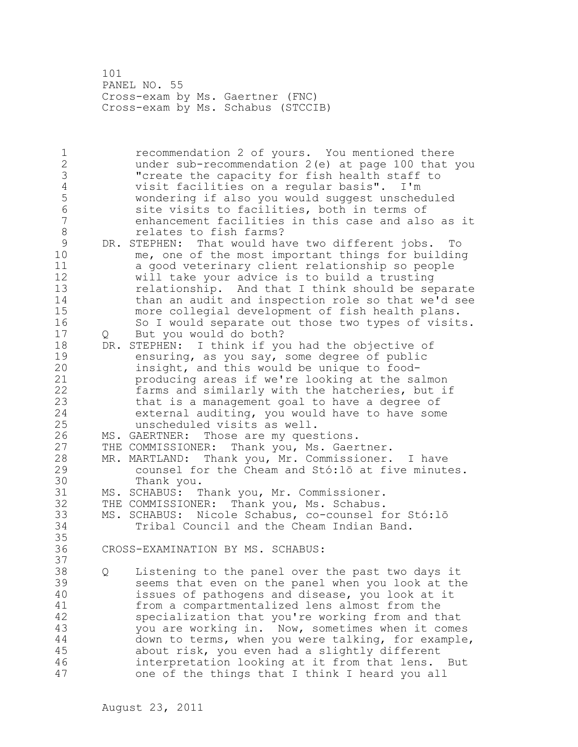recommendation 2 of yours. You mentioned there under sub-recommendation 2(e) at page 100 that you "create the capacity for fish health staff to visit facilities on a regular basis". I'm wondering if also you would suggest unscheduled site visits to facilities, both in terms of enhancement facilities in this case and also as it relates to fish farms?

DR. STEPHEN: That would have two different jobs. To me, one of the most important things for building a good veterinary client relationship so people will take your advice is to build a trusting relationship. And that I think should be separate than an audit and inspection role so that we'd see more collegial development of fish health plans. So I would separate out those two types of visits.

Q But you would do both?

DR. STEPHEN: I think if you had the objective of ensuring, as you say, some degree of public insight, and this would be unique to food-producing areas if we're looking at the salmon farms and similarly with the hatcheries, but if that is a management goal to have a degree of external auditing, you would have to have some unscheduled visits as well.

MS. GAERTNER: Those are my questions.

THE COMMISSIONER: Thank you, Ms. Gaertner.

MR. MARTLAND: Thank you, Mr. Commissioner. I have counsel for the Cheam and Stó:lō at five minutes. Thank you.

MS. SCHABUS: Thank you, Mr. Commissioner.

THE COMMISSIONER: Thank you, Ms. Schabus.

MS. SCHABUS: Nicole Schabus, co-counsel for Stó:lō Tribal Council and the Cheam Indian Band.

CROSS-EXAMINATION BY MS. SCHABUS:

Q Listening to the panel over the past two days it seems that even on the panel when you look at the issues of pathogens and disease, you look at it from a compartmentalized lens almost from the specialization that you're working from and that you are working in. Now, sometimes when it comes down to terms, when you were talking, for example, about risk, you even had a slightly different interpretation looking at it from that lens. But one of the things that I think I heard you all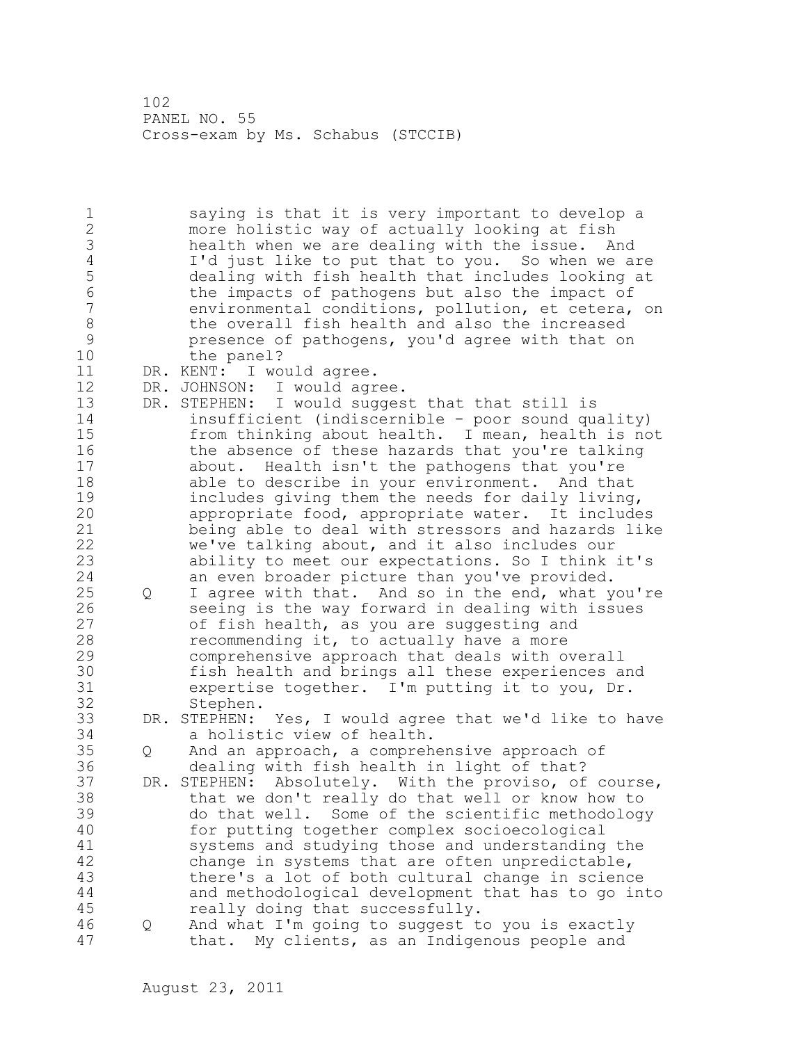saying is that it is very important to develop a more holistic way of actually looking at fish health when we are dealing with the issue. And I'd just like to put that to you. So when we are dealing with fish health that includes looking at the impacts of pathogens but also the impact of environmental conditions, pollution, et cetera, on the overall fish health and also the increased presence of pathogens, you'd agree with that on the panel?

DR. KENT: I would agree.

DR. JOHNSON: I would agree.

DR. STEPHEN: I would suggest that that still is insufficient (indiscernible - poor sound quality) from thinking about health. I mean, health is not the absence of these hazards that you're talking about. Health isn't the pathogens that you're able to describe in your environment. And that includes giving them the needs for daily living, appropriate food, appropriate water. It includes being able to deal with stressors and hazards like we've talking about, and it also includes our ability to meet our expectations. So I think it's an even broader picture than you've provided.

Q I agree with that. And so in the end, what you're seeing is the way forward in dealing with issues of fish health, as you are suggesting and recommending it, to actually have a more comprehensive approach that deals with overall fish health and brings all these experiences and expertise together. I'm putting it to you, Dr. Stephen.

DR. STEPHEN: Yes, I would agree that we'd like to have a holistic view of health.

Q And an approach, a comprehensive approach of dealing with fish health in light of that?

DR. STEPHEN: Absolutely. With the proviso, of course, that we don't really do that well or know how to do that well. Some of the scientific methodology for putting together complex socioecological systems and studying those and understanding the change in systems that are often unpredictable, there's a lot of both cultural change in science and methodological development that has to go into really doing that successfully.

Q And what I'm going to suggest to you is exactly that. My clients, as an Indigenous people and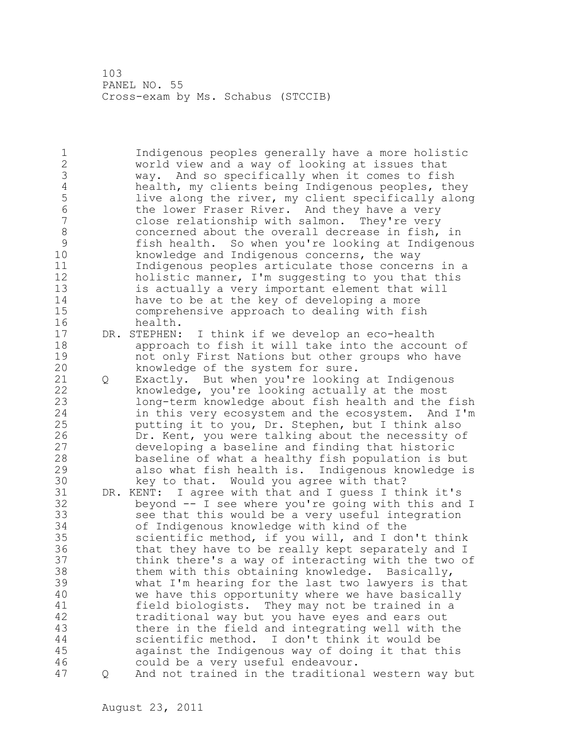Indigenous peoples generally have a more holistic world view and a way of looking at issues that way. And so specifically when it comes to fish health, my clients being Indigenous peoples, they live along the river, my client specifically along the lower Fraser River. And they have a very close relationship with salmon. They're very concerned about the overall decrease in fish, in fish health. So when you're looking at Indigenous knowledge and Indigenous concerns, the way Indigenous peoples articulate those concerns in a holistic manner, I'm suggesting to you that this is actually a very important element that will have to be at the key of developing a more comprehensive approach to dealing with fish health.

DR. STEPHEN: I think if we develop an eco-health approach to fish it will take into the account of not only First Nations but other groups who have knowledge of the system for sure.

Q Exactly. But when you're looking at Indigenous knowledge, you're looking actually at the most long-term knowledge about fish health and the fish in this very ecosystem and the ecosystem. And I'm putting it to you, Dr. Stephen, but I think also Dr. Kent, you were talking about the necessity of developing a baseline and finding that historic baseline of what a healthy fish population is but also what fish health is. Indigenous knowledge is key to that. Would you agree with that?

DR. KENT: I agree with that and I guess I think it's beyond -- I see where you're going with this and I see that this would be a very useful integration of Indigenous knowledge with kind of the scientific method, if you will, and I don't think that they have to be really kept separately and I think there's a way of interacting with the two of them with this obtaining knowledge. Basically, what I'm hearing for the last two lawyers is that we have this opportunity where we have basically field biologists. They may not be trained in a traditional way but you have eyes and ears out there in the field and integrating well with the scientific method. I don't think it would be against the Indigenous way of doing it that this could be a very useful endeavour.

Q And not trained in the traditional western way but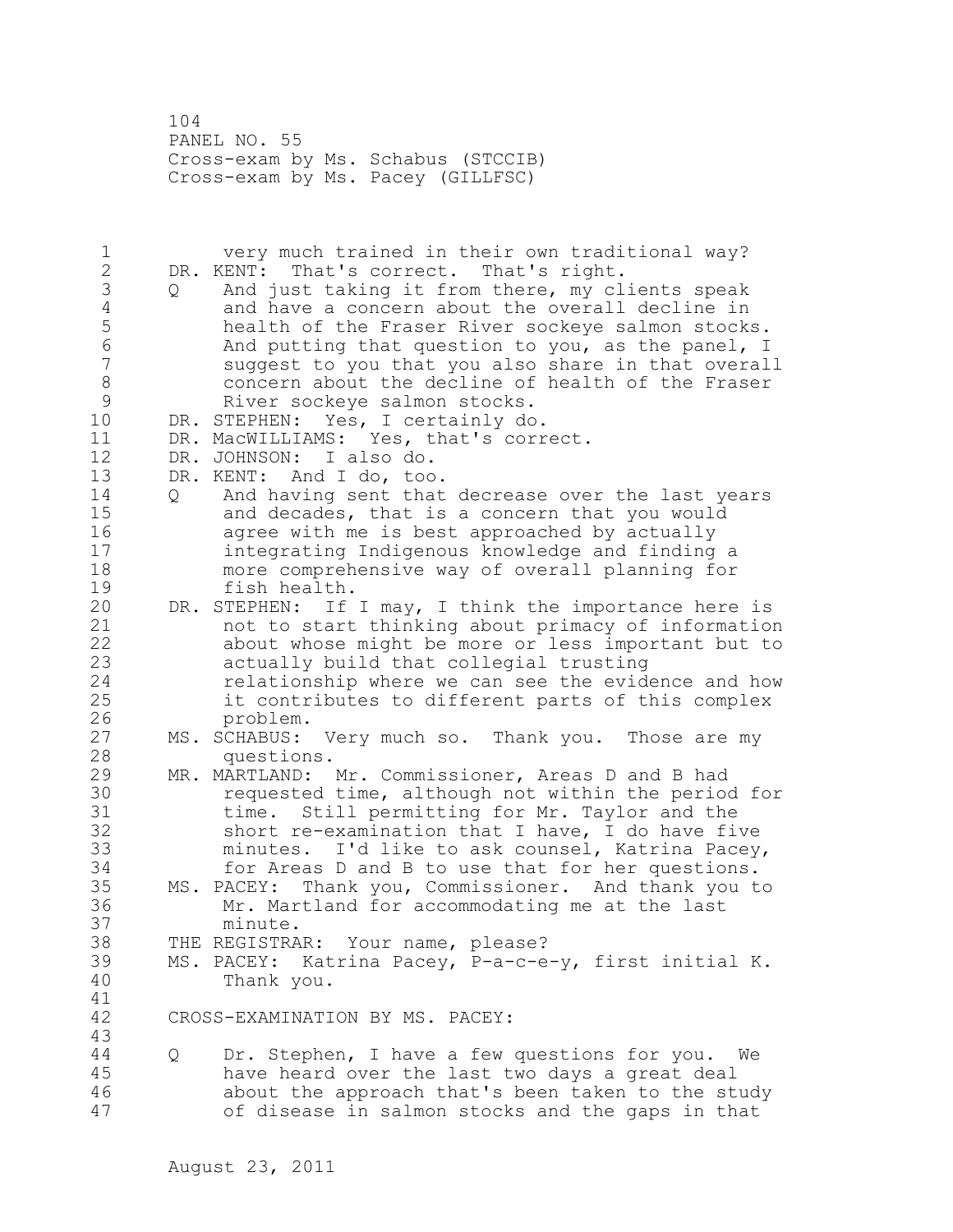very much trained in their own traditional way?

DR. KENT: That's correct. That's right.

Q And just taking it from there, my clients speak and have a concern about the overall decline in health of the Fraser River sockeye salmon stocks. And putting that question to you, as the panel, I suggest to you that you also share in that overall concern about the decline of health of the Fraser River sockeye salmon stocks.

DR. STEPHEN: Yes, I certainly do.

DR. MacWILLIAMS: Yes, that's correct.

DR. JOHNSON: I also do.

DR. KENT: And I do, too.

Q And having sent that decrease over the last years and decades, that is a concern that you would agree with me is best approached by actually integrating Indigenous knowledge and finding a more comprehensive way of overall planning for fish health.

DR. STEPHEN: If I may, I think the importance here is not to start thinking about primacy of information about whose might be more or less important but to actually build that collegial trusting relationship where we can see the evidence and how it contributes to different parts of this complex problem.

MS. SCHABUS: Very much so. Thank you. Those are my questions.

MR. MARTLAND: Mr. Commissioner, Areas D and B had requested time, although not within the period for time. Still permitting for Mr. Taylor and the short re-examination that I have, I do have five minutes. I'd like to ask counsel, Katrina Pacey, for Areas D and B to use that for her questions.

MS. PACEY: Thank you, Commissioner. And thank you to Mr. Martland for accommodating me at the last minute.

THE REGISTRAR: Your name, please?

MS. PACEY: Katrina Pacey, P-a-c-e-y, first initial K. Thank you.

CROSS-EXAMINATION BY MS. PACEY:

Q Dr. Stephen, I have a few questions for you. We have heard over the last two days a great deal about the approach that's been taken to the study of disease in salmon stocks and the gaps in that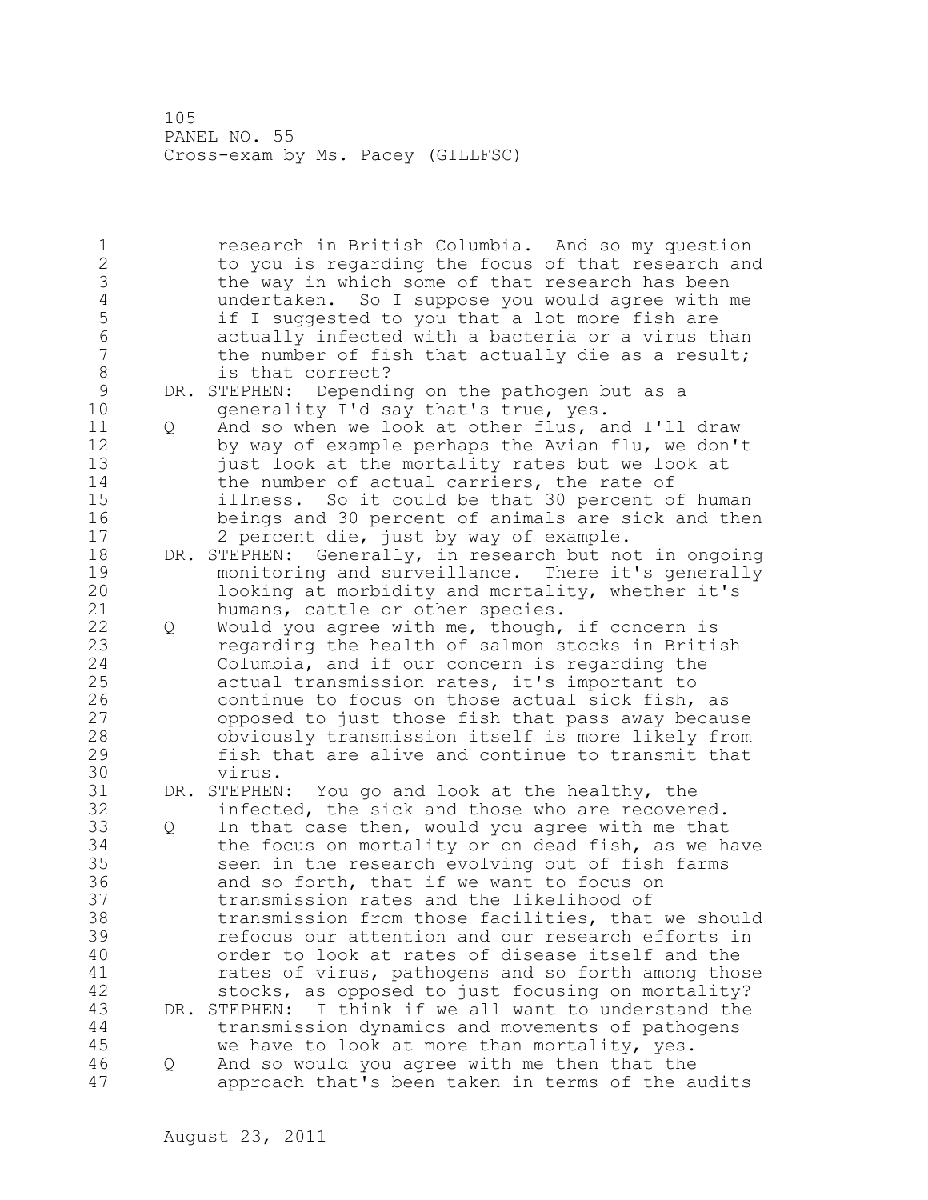research in British Columbia. And so my question to you is regarding the focus of that research and the way in which some of that research has been undertaken. So I suppose you would agree with me if I suggested to you that a lot more fish are actually infected with a bacteria or a virus than the number of fish that actually die as a result; is that correct?

DR. STEPHEN: Depending on the pathogen but as a generality I'd say that's true, yes.

Q And so when we look at other flus, and I'll draw by way of example perhaps the Avian flu, we don't just look at the mortality rates but we look at the number of actual carriers, the rate of illness. So it could be that 30 percent of human beings and 30 percent of animals are sick and then 2 percent die, just by way of example.

DR. STEPHEN: Generally, in research but not in ongoing monitoring and surveillance. There it's generally looking at morbidity and mortality, whether it's humans, cattle or other species.

Q Would you agree with me, though, if concern is regarding the health of salmon stocks in British Columbia, and if our concern is regarding the actual transmission rates, it's important to continue to focus on those actual sick fish, as opposed to just those fish that pass away because obviously transmission itself is more likely from fish that are alive and continue to transmit that virus.

DR. STEPHEN: You go and look at the healthy, the infected, the sick and those who are recovered.

Q In that case then, would you agree with me that the focus on mortality or on dead fish, as we have seen in the research evolving out of fish farms and so forth, that if we want to focus on transmission rates and the likelihood of transmission from those facilities, that we should refocus our attention and our research efforts in order to look at rates of disease itself and the rates of virus, pathogens and so forth among those stocks, as opposed to just focusing on mortality?

DR. STEPHEN: I think if we all want to understand the transmission dynamics and movements of pathogens we have to look at more than mortality, yes.

Q And so would you agree with me then that the approach that's been taken in terms of the audits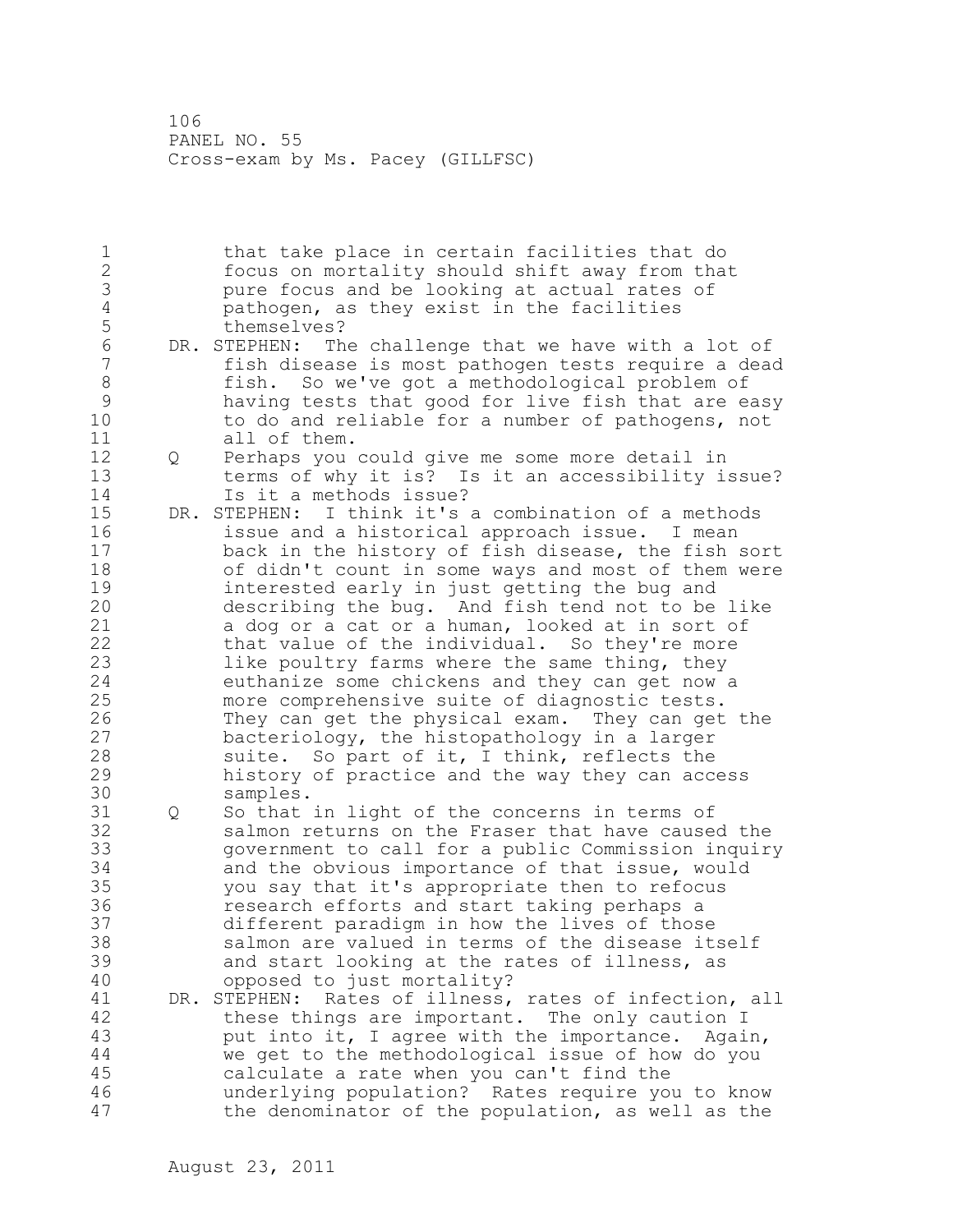that take place in certain facilities that do focus on mortality should shift away from that pure focus and be looking at actual rates of pathogen, as they exist in the facilities themselves?

DR. STEPHEN: The challenge that we have with a lot of fish disease is most pathogen tests require a dead fish. So we've got a methodological problem of having tests that good for live fish that are easy to do and reliable for a number of pathogens, not all of them.

Q Perhaps you could give me some more detail in terms of why it is? Is it an accessibility issue? Is it a methods issue?

DR. STEPHEN: I think it's a combination of a methods issue and a historical approach issue. I mean back in the history of fish disease, the fish sort of didn't count in some ways and most of them were interested early in just getting the bug and describing the bug. And fish tend not to be like a dog or a cat or a human, looked at in sort of that value of the individual. So they're more like poultry farms where the same thing, they euthanize some chickens and they can get now a more comprehensive suite of diagnostic tests. They can get the physical exam. They can get the bacteriology, the histopathology in a larger suite. So part of it, I think, reflects the history of practice and the way they can access samples.

Q So that in light of the concerns in terms of salmon returns on the Fraser that have caused the government to call for a public Commission inquiry and the obvious importance of that issue, would you say that it's appropriate then to refocus research efforts and start taking perhaps a different paradigm in how the lives of those salmon are valued in terms of the disease itself and start looking at the rates of illness, as opposed to just mortality?

DR. STEPHEN: Rates of illness, rates of infection, all these things are important. The only caution I put into it, I agree with the importance. Again, we get to the methodological issue of how do you calculate a rate when you can't find the underlying population? Rates require you to know the denominator of the population, as well as the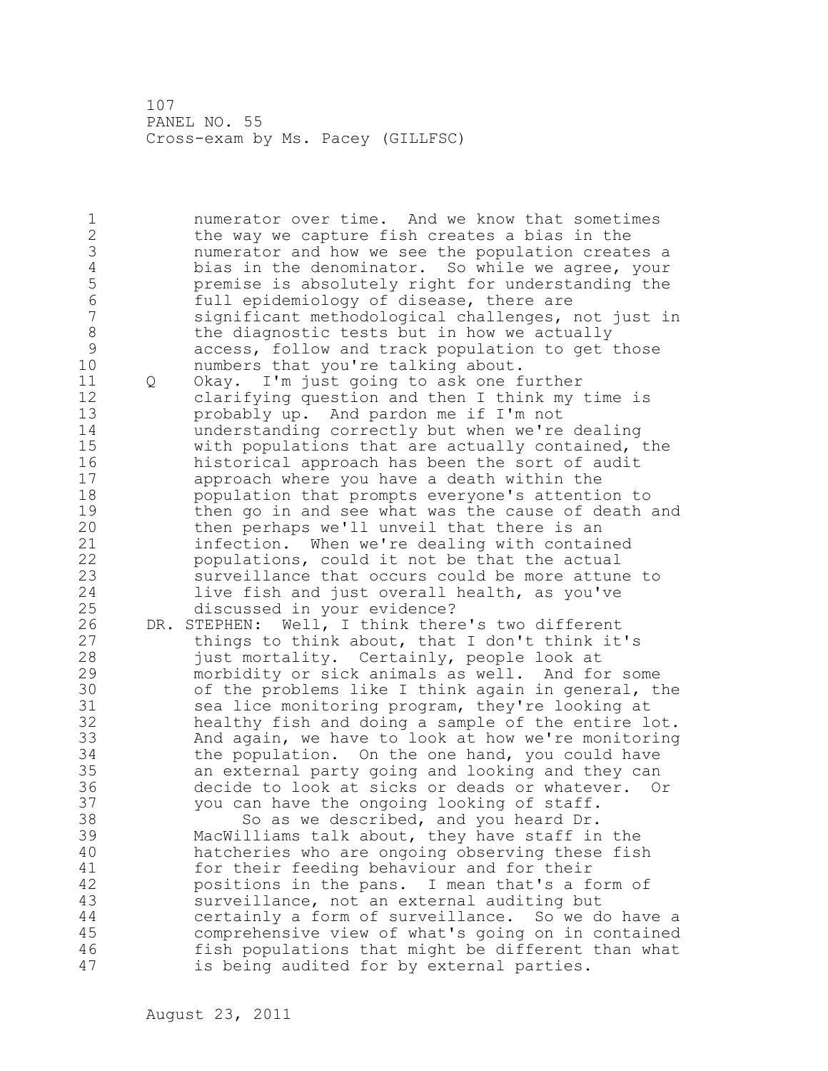numerator over time. And we know that sometimes the way we capture fish creates a bias in the numerator and how we see the population creates a bias in the denominator. So while we agree, your premise is absolutely right for understanding the full epidemiology of disease, there are significant methodological challenges, not just in the diagnostic tests but in how we actually access, follow and track population to get those numbers that you're talking about.

Q Okay. I'm just going to ask one further clarifying question and then I think my time is probably up. And pardon me if I'm not understanding correctly but when we're dealing with populations that are actually contained, the historical approach has been the sort of audit approach where you have a death within the population that prompts everyone's attention to then go in and see what was the cause of death and then perhaps we'll unveil that there is an infection. When we're dealing with contained populations, could it not be that the actual surveillance that occurs could be more attune to live fish and just overall health, as you've discussed in your evidence?

DR. STEPHEN: Well, I think there's two different things to think about, that I don't think it's just mortality. Certainly, people look at morbidity or sick animals as well. And for some of the problems like I think again in general, the sea lice monitoring program, they're looking at healthy fish and doing a sample of the entire lot. And again, we have to look at how we're monitoring the population. On the one hand, you could have an external party going and looking and they can decide to look at sicks or deads or whatever. Or you can have the ongoing looking of staff.

So as we described, and you heard Dr. MacWilliams talk about, they have staff in the hatcheries who are ongoing observing these fish for their feeding behaviour and for their positions in the pans. I mean that's a form of surveillance, not an external auditing but certainly a form of surveillance. So we do have a comprehensive view of what's going on in contained fish populations that might be different than what is being audited for by external parties.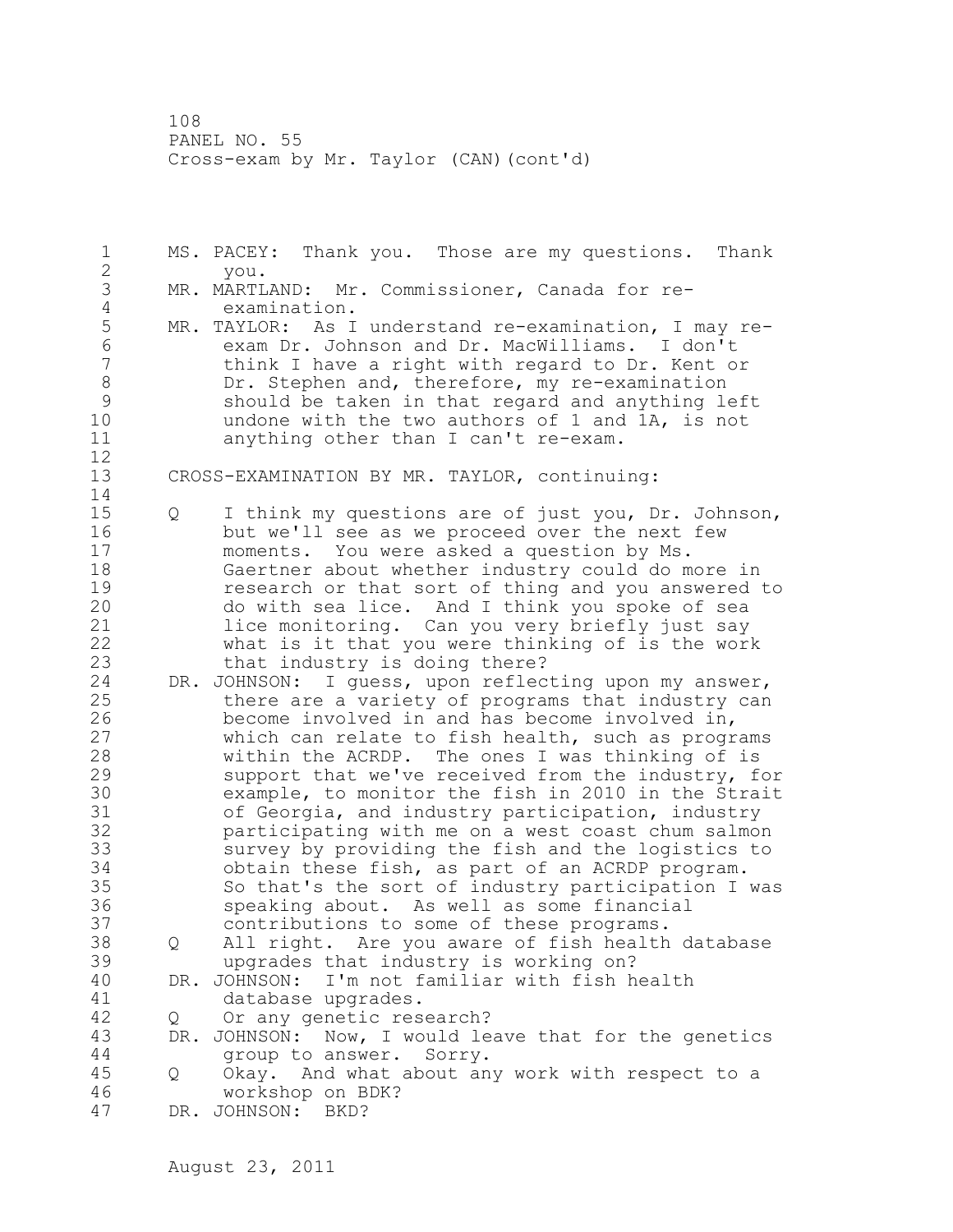MS. PACEY: Thank you. Those are my questions. Thank you.

MR. MARTLAND: Mr. Commissioner, Canada for re-examination.

MR. TAYLOR: As I understand re-examination, I may re-exam Dr. Johnson and Dr. MacWilliams. I don't think I have a right with regard to Dr. Kent or Dr. Stephen and, therefore, my re-examination should be taken in that regard and anything left undone with the two authors of 1 and 1A, is not anything other than I can't re-exam.

CROSS-EXAMINATION BY MR. TAYLOR, continuing:

Q I think my questions are of just you, Dr. Johnson, but we'll see as we proceed over the next few moments. You were asked a question by Ms. Gaertner about whether industry could do more in research or that sort of thing and you answered to do with sea lice. And I think you spoke of sea lice monitoring. Can you very briefly just say what is it that you were thinking of is the work that industry is doing there?

DR. JOHNSON: I guess, upon reflecting upon my answer, there are a variety of programs that industry can become involved in and has become involved in, which can relate to fish health, such as programs within the ACRDP. The ones I was thinking of is support that we've received from the industry, for example, to monitor the fish in 2010 in the Strait of Georgia, and industry participation, industry participating with me on a west coast chum salmon survey by providing the fish and the logistics to obtain these fish, as part of an ACRDP program. So that's the sort of industry participation I was speaking about. As well as some financial contributions to some of these programs.

Q All right. Are you aware of fish health database upgrades that industry is working on?

DR. JOHNSON: I'm not familiar with fish health database upgrades.

Q Or any genetic research?

DR. JOHNSON: Now, I would leave that for the genetics group to answer. Sorry.

Q Okay. And what about any work with respect to a workshop on BDK?

DR. JOHNSON: BKD?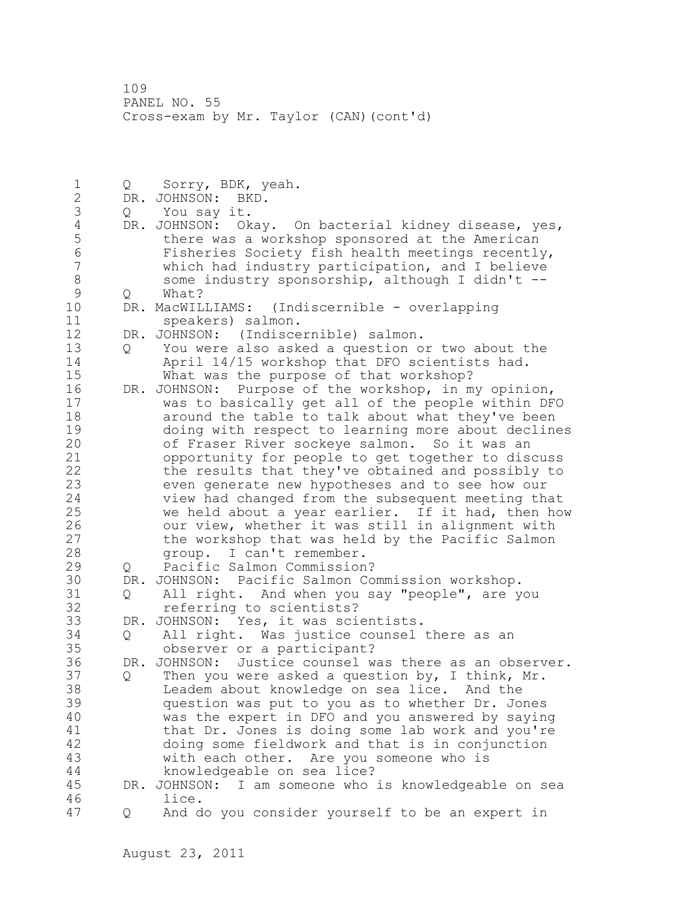Q Sorry, BDK, yeah.

DR. JOHNSON: BKD.

Q You say it.

DR. JOHNSON: Okay. On bacterial kidney disease, yes, there was a workshop sponsored at the American Fisheries Society fish health meetings recently, which had industry participation, and I believe some industry sponsorship, although I didn't --

Q What?

DR. MacWILLIAMS: (Indiscernible - overlapping speakers) salmon.

DR. JOHNSON: (Indiscernible) salmon.

Q You were also asked a question or two about the April 14/15 workshop that DFO scientists had. What was the purpose of that workshop?

DR. JOHNSON: Purpose of the workshop, in my opinion, was to basically get all of the people within DFO around the table to talk about what they've been doing with respect to learning more about declines of Fraser River sockeye salmon. So it was an opportunity for people to get together to discuss the results that they've obtained and possibly to even generate new hypotheses and to see how our view had changed from the subsequent meeting that we held about a year earlier. If it had, then how our view, whether it was still in alignment with the workshop that was held by the Pacific Salmon group. I can't remember.

Q Pacific Salmon Commission?

DR. JOHNSON: Pacific Salmon Commission workshop.

Q All right. And when you say "people", are you referring to scientists?

DR. JOHNSON: Yes, it was scientists.

Q All right. Was justice counsel there as an observer or a participant?

DR. JOHNSON: Justice counsel was there as an observer.

Q Then you were asked a question by, I think, Mr. Leadem about knowledge on sea lice. And the question was put to you as to whether Dr. Jones was the expert in DFO and you answered by saying that Dr. Jones is doing some lab work and you're doing some fieldwork and that is in conjunction with each other. Are you someone who is knowledgeable on sea lice?

DR. JOHNSON: I am someone who is knowledgeable on sea lice.

Q And do you consider yourself to be an expert in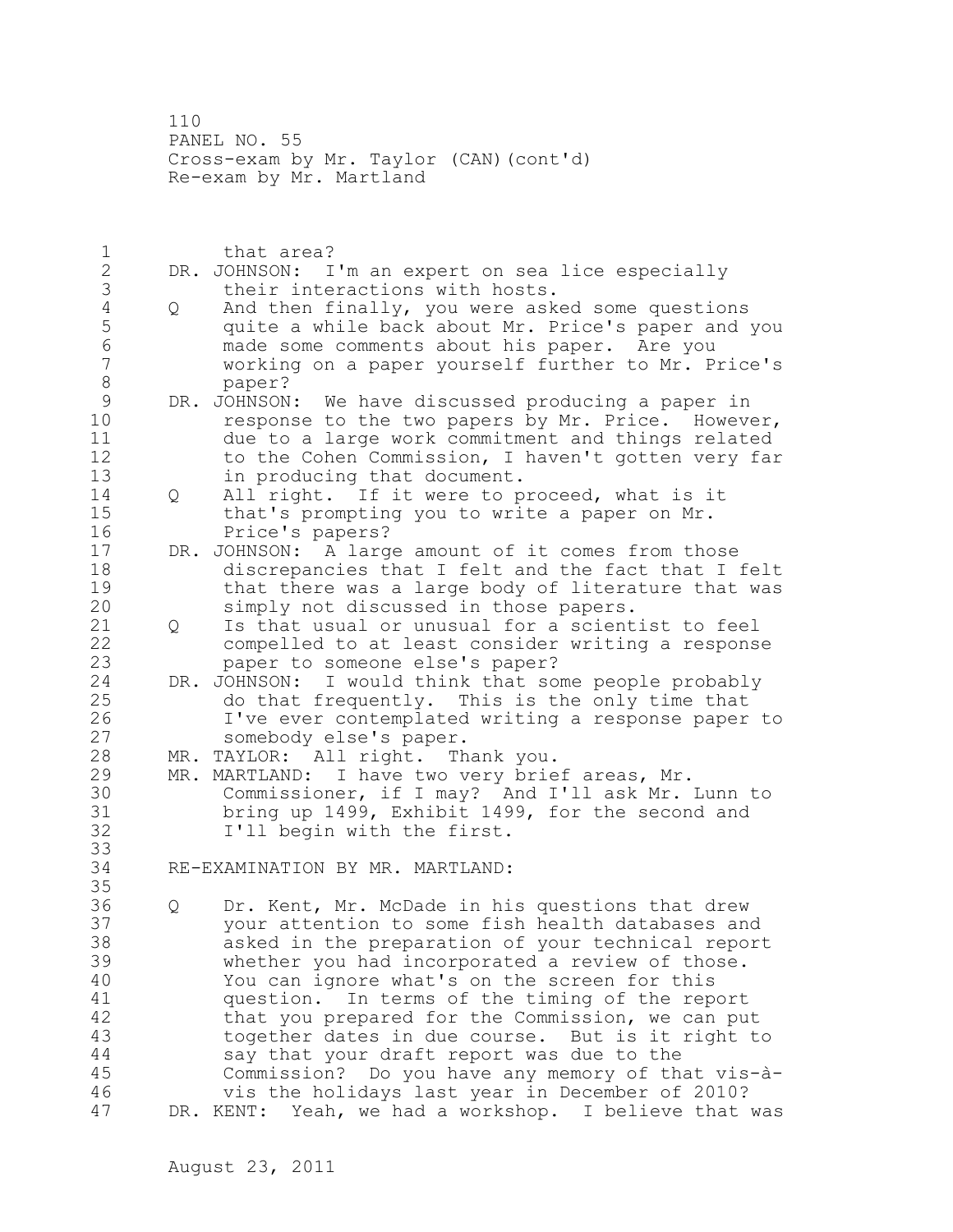that area?

DR. JOHNSON: I'm an expert on sea lice especially their interactions with hosts.

Q And then finally, you were asked some questions quite a while back about Mr. Price's paper and you made some comments about his paper. Are you working on a paper yourself further to Mr. Price's paper?

DR. JOHNSON: We have discussed producing a paper in response to the two papers by Mr. Price. However, due to a large work commitment and things related to the Cohen Commission, I haven't gotten very far in producing that document.

Q All right. If it were to proceed, what is it that's prompting you to write a paper on Mr. Price's papers?

DR. JOHNSON: A large amount of it comes from those discrepancies that I felt and the fact that I felt that there was a large body of literature that was simply not discussed in those papers.

Q Is that usual or unusual for a scientist to feel compelled to at least consider writing a response paper to someone else's paper?

DR. JOHNSON: I would think that some people probably do that frequently. This is the only time that I've ever contemplated writing a response paper to somebody else's paper.

MR. TAYLOR: All right. Thank you.

MR. MARTLAND: I have two very brief areas, Mr. Commissioner, if I may? And I'll ask Mr. Lunn to bring up 1499, Exhibit 1499, for the second and I'll begin with the first.

RE-EXAMINATION BY MR. MARTLAND:

Q Dr. Kent, Mr. McDade in his questions that drew your attention to some fish health databases and asked in the preparation of your technical report whether you had incorporated a review of those. You can ignore what's on the screen for this question. In terms of the timing of the report that you prepared for the Commission, we can put together dates in due course. But is it right to say that your draft report was due to the Commission? Do you have any memory of that vis-à-vis the holidays last year in December of 2010?

DR. KENT: Yeah, we had a workshop. I believe that was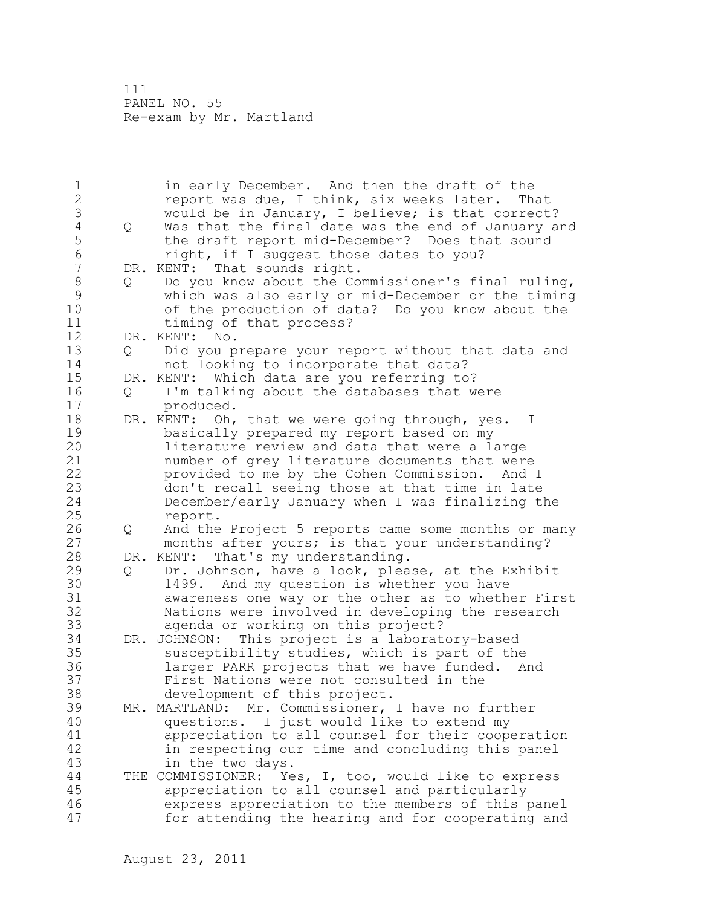in early December. And then the draft of the report was due, I think, six weeks later. That would be in January, I believe; is that correct?

Q Was that the final date was the end of January and the draft report mid-December? Does that sound right, if I suggest those dates to you?

DR. KENT: That sounds right.

Q Do you know about the Commissioner's final ruling, which was also early or mid-December or the timing of the production of data? Do you know about the timing of that process?

DR. KENT: No.

Q Did you prepare your report without that data and not looking to incorporate that data?

DR. KENT: Which data are you referring to?

Q I'm talking about the databases that were produced.

DR. KENT: Oh, that we were going through, yes. I basically prepared my report based on my literature review and data that were a large number of grey literature documents that were provided to me by the Cohen Commission. And I don't recall seeing those at that time in late December/early January when I was finalizing the report.

Q And the Project 5 reports came some months or many months after yours; is that your understanding?

DR. KENT: That's my understanding.

Q Dr. Johnson, have a look, please, at the Exhibit 1499. And my question is whether you have awareness one way or the other as to whether First Nations were involved in developing the research agenda or working on this project?

DR. JOHNSON: This project is a laboratory-based susceptibility studies, which is part of the larger PARR projects that we have funded. And First Nations were not consulted in the development of this project.

MR. MARTLAND: Mr. Commissioner, I have no further questions. I just would like to extend my appreciation to all counsel for their cooperation in respecting our time and concluding this panel in the two days.

THE COMMISSIONER: Yes, I, too, would like to express appreciation to all counsel and particularly express appreciation to the members of this panel for attending the hearing and for cooperating and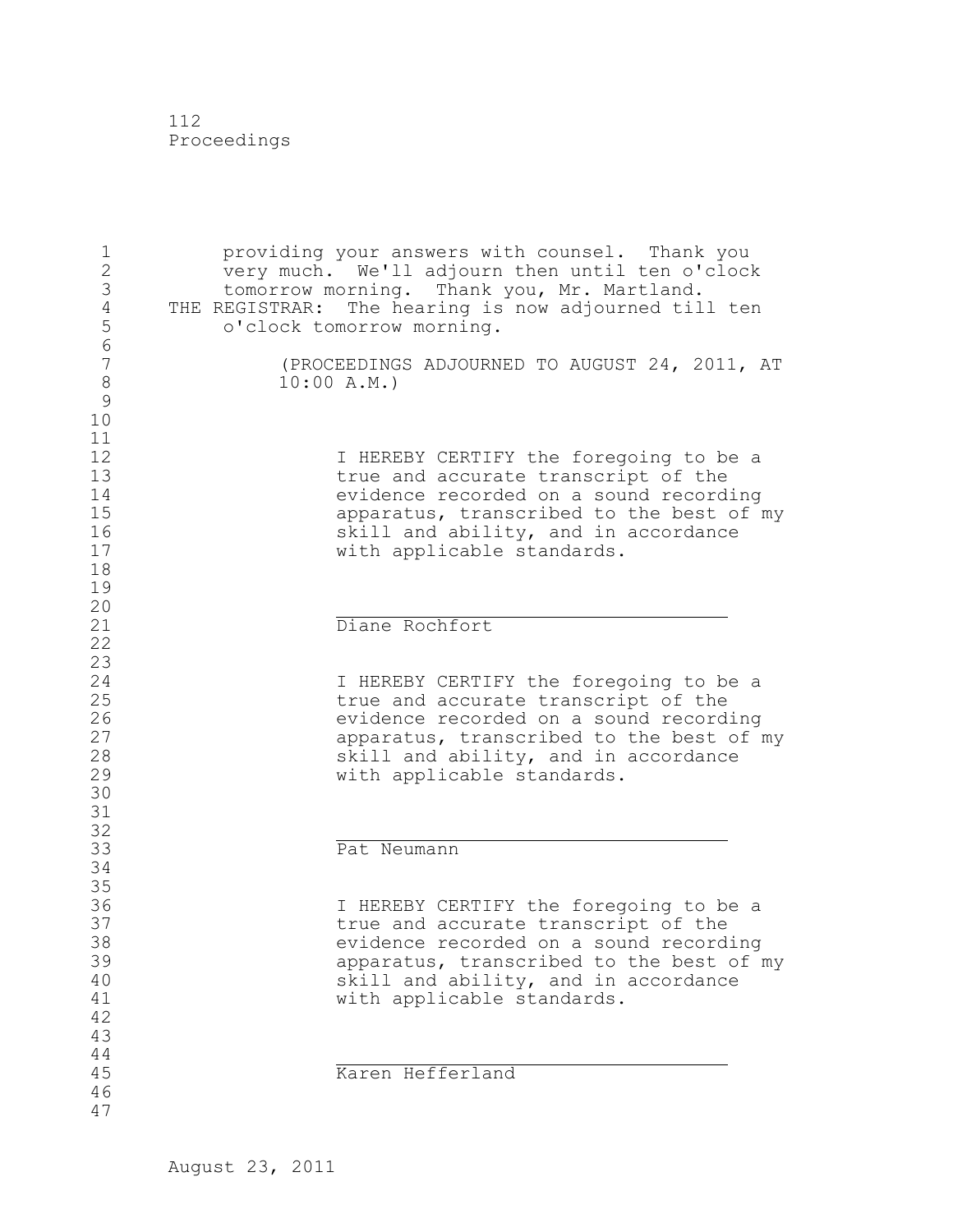providing your answers with counsel. Thank you very much. We'll adjourn then until ten o'clock tomorrow morning. Thank you, Mr. Martland.

THE REGISTRAR: The hearing is now adjourned till ten o'clock tomorrow morning.

(PROCEEDINGS ADJOURNED TO AUGUST 24, 2011, AT 10:00 A.M.)

I HEREBY CERTIFY the foregoing to be a true and accurate transcript of the evidence recorded on a sound recording apparatus, transcribed to the best of my skill and ability, and in accordance with applicable standards.

\_\_\_\_\_\_\_\_\_\_\_\_\_\_\_\_\_\_\_\_\_\_\_\_\_\_\_\_\_\_\_\_\_\_\_

Diane Rochfort

I HEREBY CERTIFY the foregoing to be a true and accurate transcript of the evidence recorded on a sound recording apparatus, transcribed to the best of my skill and ability, and in accordance with applicable standards.

\_\_\_\_\_\_\_\_\_\_\_\_\_\_\_\_\_\_\_\_\_\_\_\_\_\_\_\_\_\_\_\_\_\_\_

Pat Neumann

I HEREBY CERTIFY the foregoing to be a true and accurate transcript of the evidence recorded on a sound recording apparatus, transcribed to the best of my skill and ability, and in accordance with applicable standards.

\_\_\_\_\_\_\_\_\_\_\_\_\_\_\_\_\_\_\_\_\_\_\_\_\_\_\_\_\_\_\_\_\_\_\_

Karen Hefferland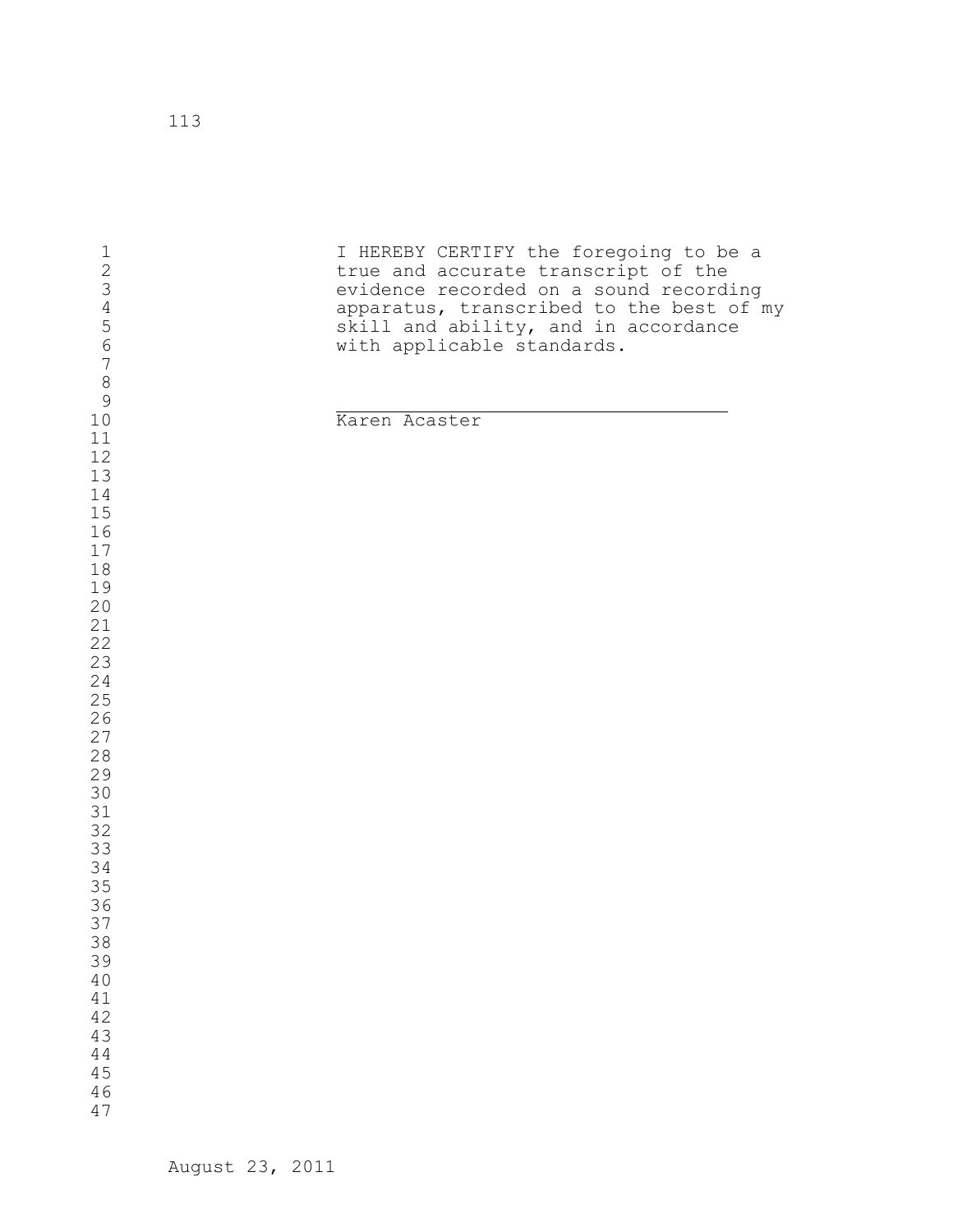I HEREBY CERTIFY the foregoing to be a true and accurate transcript of the evidence recorded on a sound recording apparatus, transcribed to the best of my skill and ability, and in accordance with applicable standards.

\_\_\_\_\_\_\_\_\_\_\_\_\_\_\_\_\_\_\_\_\_\_\_\_\_\_\_\_\_\_\_\_\_\_\_

Karen Acaster

August 23, 2011